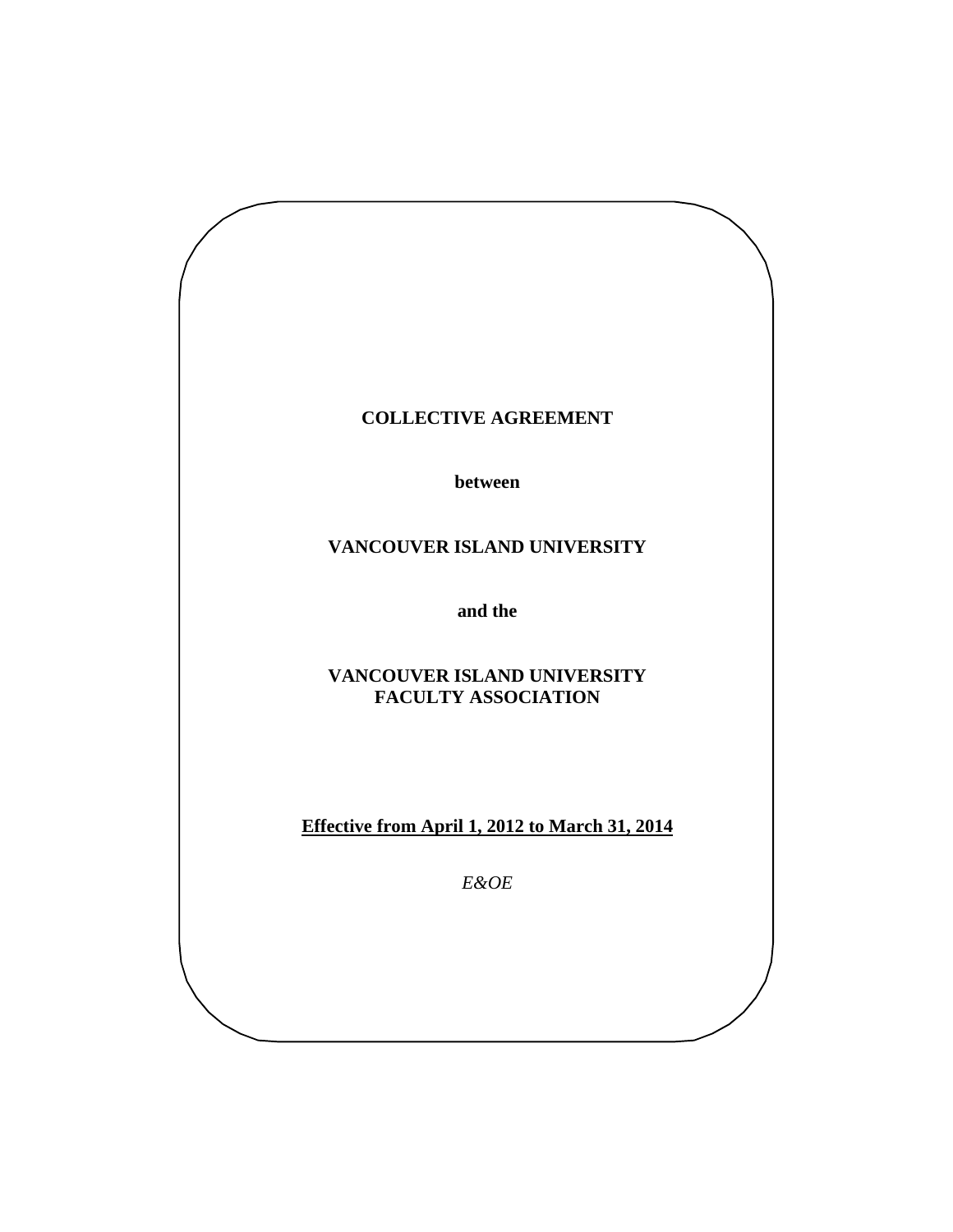# COLLECTIVE AGREEMENT

**between**

**VANCOUVER ISLAND UNIVERSITY**

**and the**

**VANCOUVER ISLAND UNIVERSITY FACULTY ASSOCIATION**

**Effective from April 1, 2012 to March 31, 2014**

*E&OE*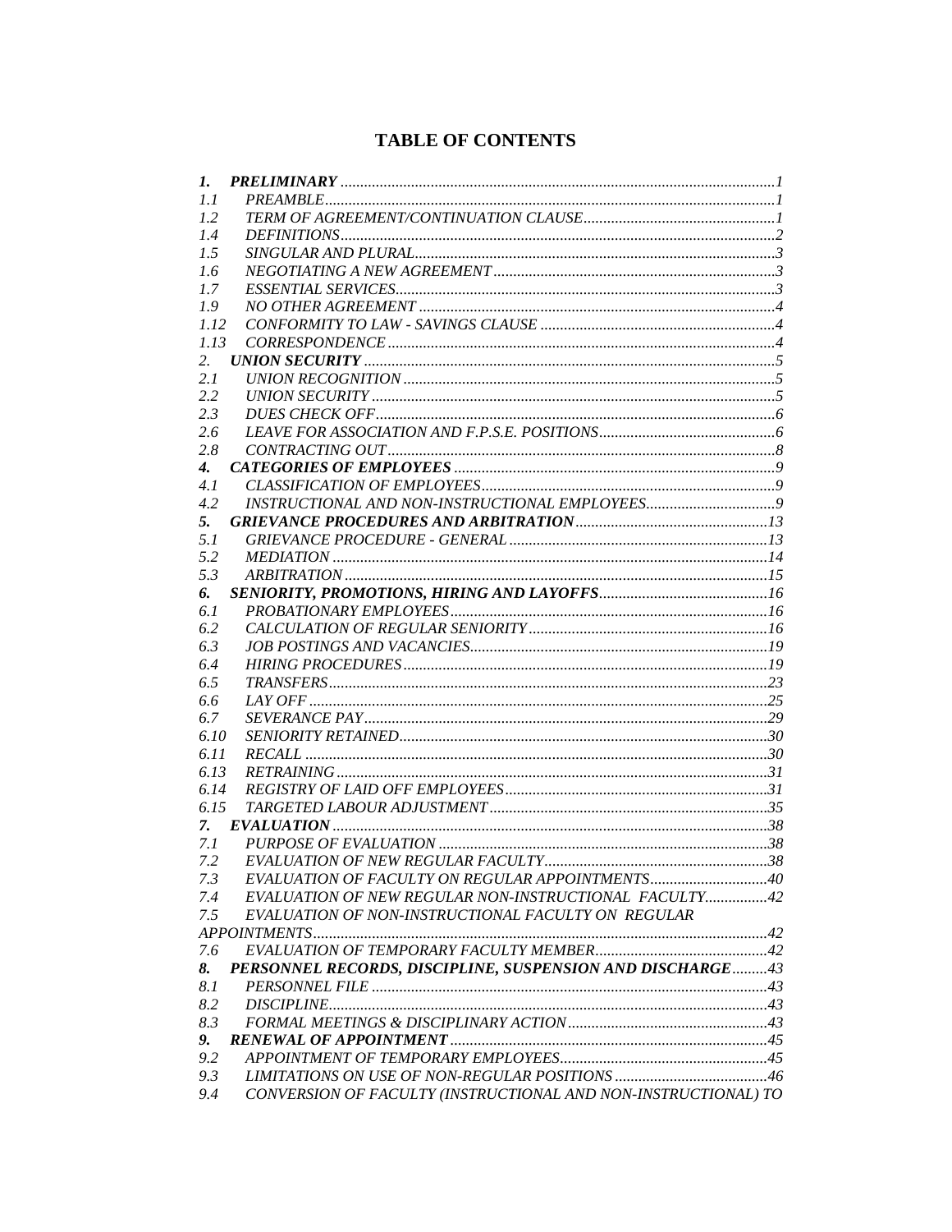# TABLE OF CONTENTS

| | | |
|---|---|---|
| ***1.*** | ***PRELIMINARY*** | *1* |
| *1.1* | *PREAMBLE* | *1* |
| *1.2* | *TERM OF AGREEMENT/CONTINUATION CLAUSE* | *1* |
| *1.4* | *DEFINITIONS* | *2* |
| *1.5* | *SINGULAR AND PLURAL* | *3* |
| *1.6* | *NEGOTIATING A NEW AGREEMENT* | *3* |
| *1.7* | *ESSENTIAL SERVICES* | *3* |
| *1.9* | *NO OTHER AGREEMENT* | *4* |
| *1.12* | *CONFORMITY TO LAW - SAVINGS CLAUSE* | *4* |
| *1.13* | *CORRESPONDENCE* | *4* |
| *2.* | ***UNION SECURITY*** | *5* |
| *2.1* | *UNION RECOGNITION* | *5* |
| *2.2* | *UNION SECURITY* | *5* |
| *2.3* | *DUES CHECK OFF* | *6* |
| *2.6* | *LEAVE FOR ASSOCIATION AND F.P.S.E. POSITIONS* | *6* |
| *2.8* | *CONTRACTING OUT* | *8* |
| ***4.*** | ***CATEGORIES OF EMPLOYEES*** | *9* |
| *4.1* | *CLASSIFICATION OF EMPLOYEES* | *9* |
| *4.2* | *INSTRUCTIONAL AND NON-INSTRUCTIONAL EMPLOYEES* | *9* |
| ***5.*** | ***GRIEVANCE PROCEDURES AND ARBITRATION*** | *13* |
| *5.1* | *GRIEVANCE PROCEDURE - GENERAL* | *13* |
| *5.2* | *MEDIATION* | *14* |
| *5.3* | *ARBITRATION* | *15* |
| ***6.*** | ***SENIORITY, PROMOTIONS, HIRING AND LAYOFFS*** | *16* |
| *6.1* | *PROBATIONARY EMPLOYEES* | *16* |
| *6.2* | *CALCULATION OF REGULAR SENIORITY* | *16* |
| *6.3* | *JOB POSTINGS AND VACANCIES* | *19* |
| *6.4* | *HIRING PROCEDURES* | *19* |
| *6.5* | *TRANSFERS* | *23* |
| *6.6* | *LAY OFF* | *25* |
| *6.7* | *SEVERANCE PAY* | *29* |
| *6.10* | *SENIORITY RETAINED* | *30* |
| *6.11* | *RECALL* | *30* |
| *6.13* | *RETRAINING* | *31* |
| *6.14* | *REGISTRY OF LAID OFF EMPLOYEES* | *31* |
| *6.15* | *TARGETED LABOUR ADJUSTMENT* | *35* |
| ***7.*** | ***EVALUATION*** | *38* |
| *7.1* | *PURPOSE OF EVALUATION* | *38* |
| *7.2* | *EVALUATION OF NEW REGULAR FACULTY* | *38* |
| *7.3* | *EVALUATION OF FACULTY ON REGULAR APPOINTMENTS* | *40* |
| *7.4* | *EVALUATION OF NEW REGULAR NON-INSTRUCTIONAL FACULTY* | *42* |
| *7.5* | *EVALUATION OF NON-INSTRUCTIONAL FACULTY ON REGULAR APPOINTMENTS* | *42* |
| *7.6* | *EVALUATION OF TEMPORARY FACULTY MEMBER* | *42* |
| ***8.*** | ***PERSONNEL RECORDS, DISCIPLINE, SUSPENSION AND DISCHARGE*** | *43* |
| *8.1* | *PERSONNEL FILE* | *43* |
| *8.2* | *DISCIPLINE* | *43* |
| *8.3* | *FORMAL MEETINGS & DISCIPLINARY ACTION* | *43* |
| ***9.*** | ***RENEWAL OF APPOINTMENT*** | *45* |
| *9.2* | *APPOINTMENT OF TEMPORARY EMPLOYEES* | *45* |
| *9.3* | *LIMITATIONS ON USE OF NON-REGULAR POSITIONS* | *46* |
| *9.4* | *CONVERSION OF FACULTY (INSTRUCTIONAL AND NON-INSTRUCTIONAL) TO* | |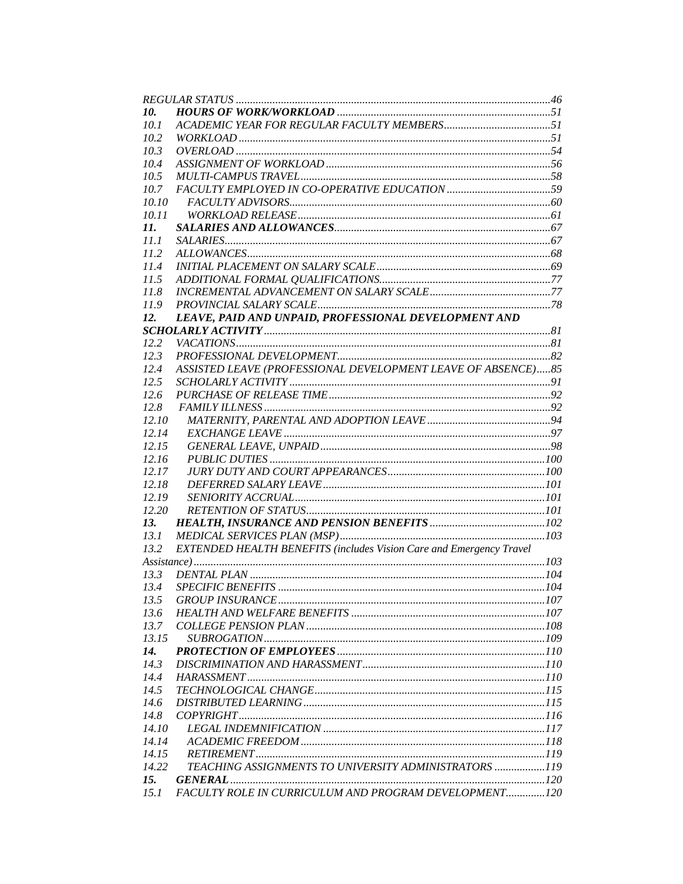*REGULAR STATUS* ........................................................................................................46

***10. HOURS OF WORK/WORKLOAD*** ...........................................................................51

*10.1 ACADEMIC YEAR FOR REGULAR FACULTY MEMBERS*.....................................51

*10.2 WORKLOAD*...............................................................................................................51

*10.3 OVERLOAD*................................................................................................................54

*10.4 ASSIGNMENT OF WORKLOAD*..................................................................................56

*10.5 MULTI-CAMPUS TRAVEL*..........................................................................................58

*10.7 FACULTY EMPLOYED IN CO-OPERATIVE EDUCATION*.....................................59

*10.10 FACULTY ADVISORS*...............................................................................................60

*10.11 WORKLOAD RELEASE*............................................................................................61

***11. SALARIES AND ALLOWANCES***..............................................................................67

*11.1 SALARIES*....................................................................................................................67

*11.2 ALLOWANCES*............................................................................................................68

*11.4 INITIAL PLACEMENT ON SALARY SCALE*..............................................................69

*11.5 ADDITIONAL FORMAL QUALIFICATIONS*..............................................................77

*11.8 INCREMENTAL ADVANCEMENT ON SALARY SCALE*..........................................77

*11.9 PROVINCIAL SALARY SCALE*..................................................................................78

***12. LEAVE, PAID AND UNPAID, PROFESSIONAL DEVELOPMENT AND SCHOLARLY ACTIVITY***.......................................................................................................81

*12.2 VACATIONS*................................................................................................................81

*12.3 PROFESSIONAL DEVELOPMENT*............................................................................82

*12.4 ASSISTED LEAVE (PROFESSIONAL DEVELOPMENT LEAVE OF ABSENCE)*.....85

*12.5 SCHOLARLY ACTIVITY*............................................................................................91

*12.6 PURCHASE OF RELEASE TIME*................................................................................92

*12.8 FAMILY ILLNESS*........................................................................................................92

*12.10 MATERNITY, PARENTAL AND ADOPTION LEAVE*...........................................94

*12.14 EXCHANGE LEAVE*................................................................................................97

*12.15 GENERAL LEAVE, UNPAID*...................................................................................98

*12.16 PUBLIC DUTIES*.......................................................................................................100

*12.17 JURY DUTY AND COURT APPEARANCES*..........................................................100

*12.18 DEFERRED SALARY LEAVE*..................................................................................101

*12.19 SENIORITY ACCRUAL*............................................................................................101

*12.20 RETENTION OF STATUS*..........................................................................................101

***13. HEALTH, INSURANCE AND PENSION BENEFITS***..................................................102

*13.1 MEDICAL SERVICES PLAN (MSP)*..............................................................................103

*13.2 EXTENDED HEALTH BENEFITS (includes Vision Care and Emergency Travel Assistance)*.................................................................................................................103

*13.3 DENTAL PLAN*..............................................................................................................104

*13.4 SPECIFIC BENEFITS*...................................................................................................104

*13.5 GROUP INSURANCE*.....................................................................................................107

*13.6 HEALTH AND WELFARE BENEFITS*............................................................................107

*13.7 COLLEGE PENSION PLAN*.............................................................................................108

*13.15 SUBROGATION*..........................................................................................................109

***14. PROTECTION OF EMPLOYEES***.....................................................................................110

*14.3 DISCRIMINATION AND HARASSMENT*.......................................................................110

*14.4 HARASSMENT*..............................................................................................................110

*14.5 TECHNOLOGICAL CHANGE*........................................................................................115

*14.6 DISTRIBUTED LEARNING*...........................................................................................115

*14.8 COPYRIGHT*..................................................................................................................116

*14.10 LEGAL INDEMNIFICATION*......................................................................................117

*14.14 ACADEMIC FREEDOM*..............................................................................................118

*14.15 RETIREMENT*..............................................................................................................119

*14.22 TEACHING ASSIGNMENTS TO UNIVERSITY ADMINISTRATORS*.........................119

***15. GENERAL***....................................................................................................................120

*15.1 FACULTY ROLE IN CURRICULUM AND PROGRAM DEVELOPMENT*..............120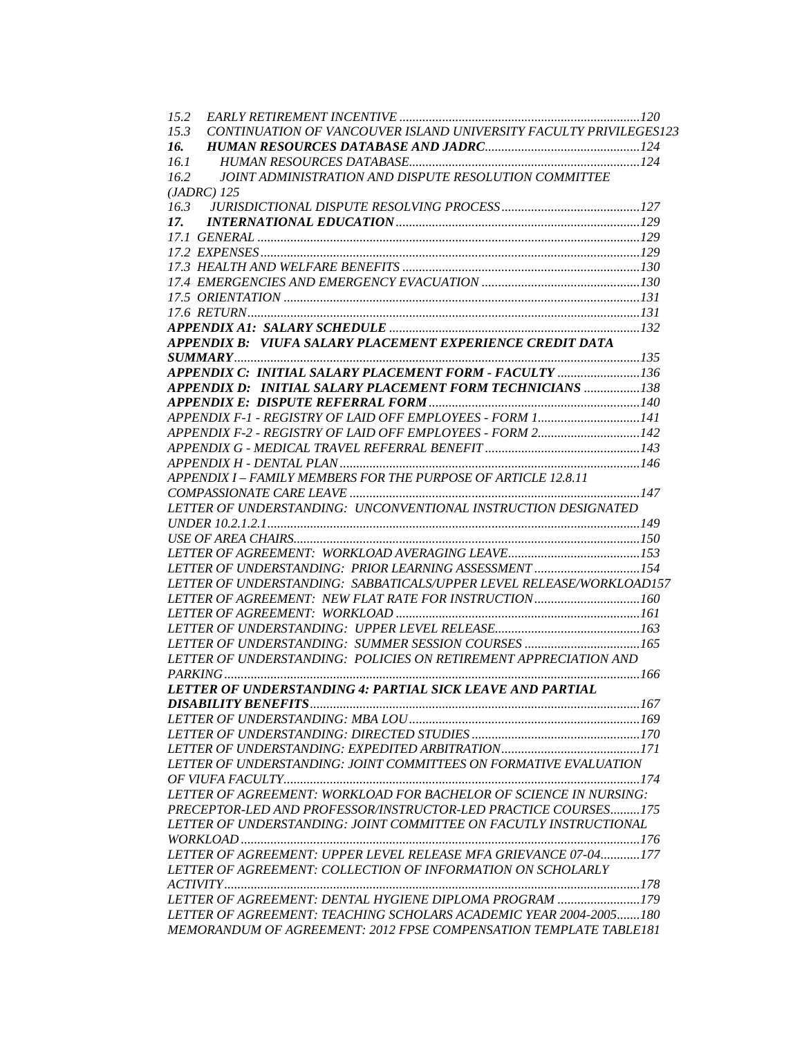*15.2 EARLY RETIREMENT INCENTIVE ........................................................................120*
*15.3 CONTINUATION OF VANCOUVER ISLAND UNIVERSITY FACULTY PRIVILEGES123*
***16. HUMAN RESOURCES DATABASE AND JADRC**..............................................124*
*16.1 HUMAN RESOURCES DATABASE......................................................................124*
*16.2 JOINT ADMINISTRATION AND DISPUTE RESOLUTION COMMITTEE (JADRC) 125*
*16.3 JURISDICTIONAL DISPUTE RESOLVING PROCESS..........................................127*
***17. INTERNATIONAL EDUCATION**..........................................................................129*
*17.1 GENERAL ....................................................................................................129*
*17.2 EXPENSES....................................................................................................129*
*17.3 HEALTH AND WELFARE BENEFITS ........................................................................130*
*17.4 EMERGENCIES AND EMERGENCY EVACUATION ................................................130*
*17.5 ORIENTATION ...............................................................................................131*
*17.6 RETURN.........................................................................................................131*
***APPENDIX A1: SALARY SCHEDULE** ..........................................................................132*
***APPENDIX B: VIUFA SALARY PLACEMENT EXPERIENCE CREDIT DATA SUMMARY**....................................................................................................................135*
***APPENDIX C: INITIAL SALARY PLACEMENT FORM - FACULTY** ..........................136*
***APPENDIX D: INITIAL SALARY PLACEMENT FORM TECHNICIANS** .................138*
***APPENDIX E: DISPUTE REFERRAL FORM**................................................................140*
*APPENDIX F-1 - REGISTRY OF LAID OFF EMPLOYEES - FORM 1...............................141*
*APPENDIX F-2 - REGISTRY OF LAID OFF EMPLOYEES - FORM 2...............................142*
*APPENDIX G - MEDICAL TRAVEL REFERRAL BENEFIT ...............................................143*
*APPENDIX H - DENTAL PLAN ...........................................................................................146*
*APPENDIX I – FAMILY MEMBERS FOR THE PURPOSE OF ARTICLE 12.8.11 COMPASSIONATE CARE LEAVE .......................................................................................147*
*LETTER OF UNDERSTANDING: UNCONVENTIONAL INSTRUCTION DESIGNATED UNDER 10.2.1.2.1................................................................................................................149*
*USE OF AREA CHAIRS........................................................................................................150*
*LETTER OF AGREEMENT: WORKLOAD AVERAGING LEAVE........................................153*
*LETTER OF UNDERSTANDING: PRIOR LEARNING ASSESSMENT ................................154*
*LETTER OF UNDERSTANDING: SABBATICALS/UPPER LEVEL RELEASE/WORKLOAD157*
*LETTER OF AGREEMENT: NEW FLAT RATE FOR INSTRUCTION................................160*
*LETTER OF AGREEMENT: WORKLOAD ..........................................................................161*
*LETTER OF UNDERSTANDING: UPPER LEVEL RELEASE............................................163*
*LETTER OF UNDERSTANDING: SUMMER SESSION COURSES ...................................165*
*LETTER OF UNDERSTANDING: POLICIES ON RETIREMENT APPRECIATION AND PARKING.............................................................................................................................166*
***LETTER OF UNDERSTANDING 4: PARTIAL SICK LEAVE AND PARTIAL DISABILITY BENEFITS**....................................................................................................167*
*LETTER OF UNDERSTANDING: MBA LOU......................................................................169*
*LETTER OF UNDERSTANDING: DIRECTED STUDIES ...................................................170*
*LETTER OF UNDERSTANDING: EXPEDITED ARBITRATION..........................................171*
*LETTER OF UNDERSTANDING: JOINT COMMITTEES ON FORMATIVE EVALUATION OF VIUFA FACULTY............................................................................................................174*
*LETTER OF AGREEMENT: WORKLOAD FOR BACHELOR OF SCIENCE IN NURSING: PRECEPTOR-LED AND PROFESSOR/INSTRUCTOR-LED PRACTICE COURSES.........175*
*LETTER OF UNDERSTANDING: JOINT COMMITTEE ON FACUTLY INSTRUCTIONAL WORKLOAD .........................................................................................................................176*
*LETTER OF AGREEMENT: UPPER LEVEL RELEASE MFA GRIEVANCE 07-04............177*
*LETTER OF AGREEMENT: COLLECTION OF INFORMATION ON SCHOLARLY ACTIVITY.............................................................................................................................178*
*LETTER OF AGREEMENT: DENTAL HYGIENE DIPLOMA PROGRAM .........................179*
*LETTER OF AGREEMENT: TEACHING SCHOLARS ACADEMIC YEAR 2004-2005.......180*
*MEMORANDUM OF AGREEMENT: 2012 FPSE COMPENSATION TEMPLATE TABLE181*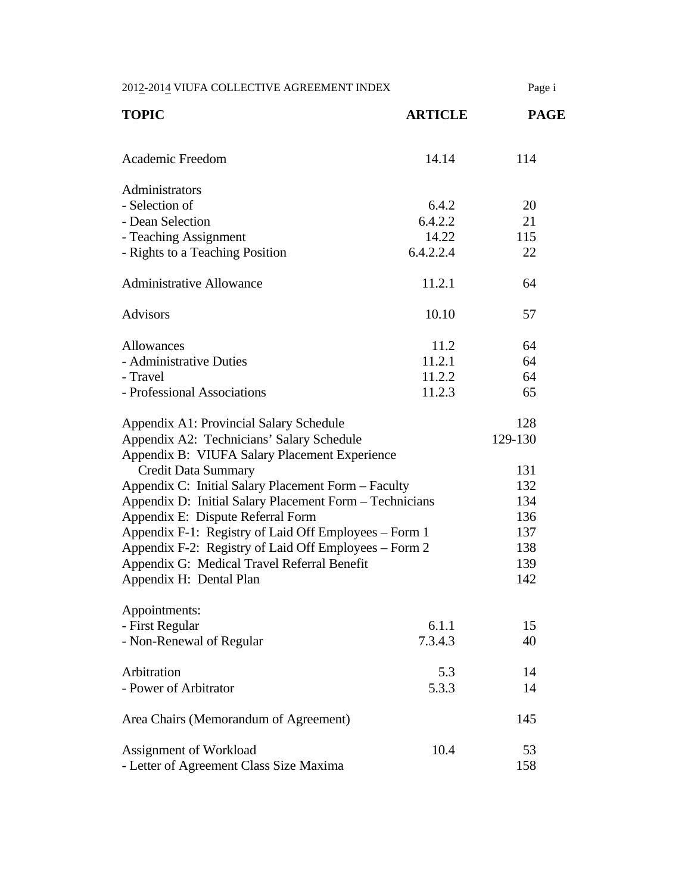| TOPIC | ARTICLE | PAGE |
|---|---|---|
| Academic Freedom | 14.14 | 114 |
| Administrators | | |
| - Selection of | 6.4.2 | 20 |
| - Dean Selection | 6.4.2.2 | 21 |
| - Teaching Assignment | 14.22 | 115 |
| - Rights to a Teaching Position | 6.4.2.2.4 | 22 |
| Administrative Allowance | 11.2.1 | 64 |
| Advisors | 10.10 | 57 |
| Allowances | 11.2 | 64 |
| - Administrative Duties | 11.2.1 | 64 |
| - Travel | 11.2.2 | 64 |
| - Professional Associations | 11.2.3 | 65 |
| Appendix A1: Provincial Salary Schedule | | 128 |
| Appendix A2: Technicians' Salary Schedule | | 129-130 |
| Appendix B: VIUFA Salary Placement Experience Credit Data Summary | | 131 |
| Appendix C: Initial Salary Placement Form – Faculty | | 132 |
| Appendix D: Initial Salary Placement Form – Technicians | | 134 |
| Appendix E: Dispute Referral Form | | 136 |
| Appendix F-1: Registry of Laid Off Employees – Form 1 | | 137 |
| Appendix F-2: Registry of Laid Off Employees – Form 2 | | 138 |
| Appendix G: Medical Travel Referral Benefit | | 139 |
| Appendix H: Dental Plan | | 142 |
| Appointments: | | |
| - First Regular | 6.1.1 | 15 |
| - Non-Renewal of Regular | 7.3.4.3 | 40 |
| Arbitration | 5.3 | 14 |
| - Power of Arbitrator | 5.3.3 | 14 |
| Area Chairs (Memorandum of Agreement) | | 145 |
| Assignment of Workload | 10.4 | 53 |
| - Letter of Agreement Class Size Maxima | | 158 |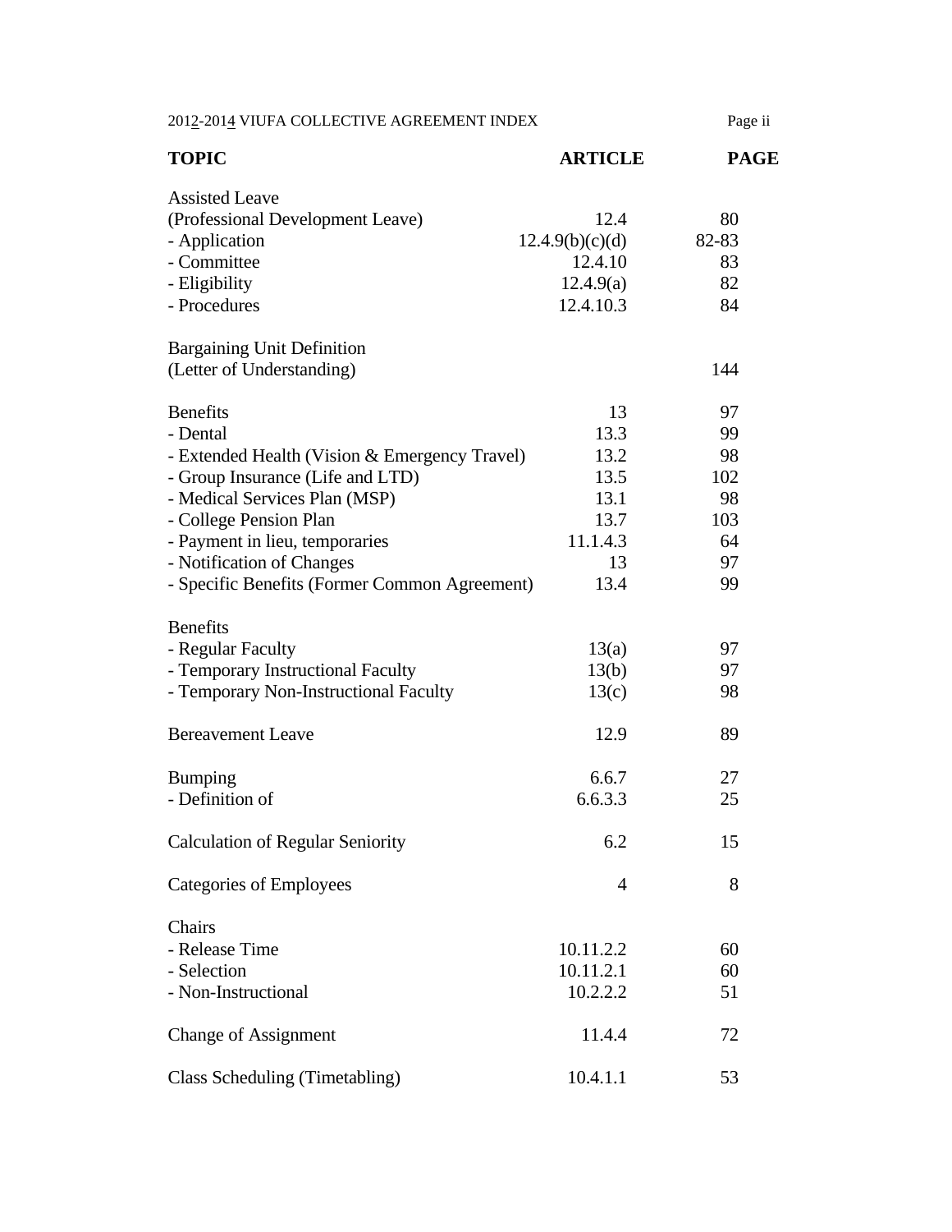| TOPIC | ARTICLE | PAGE |
|---|---|---|
| Assisted Leave | | |
| (Professional Development Leave) | 12.4 | 80 |
| - Application | 12.4.9(b)(c)(d) | 82-83 |
| - Committee | 12.4.10 | 83 |
| - Eligibility | 12.4.9(a) | 82 |
| - Procedures | 12.4.10.3 | 84 |
| | | |
| Bargaining Unit Definition | | |
| (Letter of Understanding) | | 144 |
| | | |
| Benefits | 13 | 97 |
| - Dental | 13.3 | 99 |
| - Extended Health (Vision & Emergency Travel) | 13.2 | 98 |
| - Group Insurance (Life and LTD) | 13.5 | 102 |
| - Medical Services Plan (MSP) | 13.1 | 98 |
| - College Pension Plan | 13.7 | 103 |
| - Payment in lieu, temporaries | 11.1.4.3 | 64 |
| - Notification of Changes | 13 | 97 |
| - Specific Benefits (Former Common Agreement) | 13.4 | 99 |
| | | |
| Benefits | | |
| - Regular Faculty | 13(a) | 97 |
| - Temporary Instructional Faculty | 13(b) | 97 |
| - Temporary Non-Instructional Faculty | 13(c) | 98 |
| | | |
| Bereavement Leave | 12.9 | 89 |
| | | |
| Bumping | 6.6.7 | 27 |
| - Definition of | 6.6.3.3 | 25 |
| | | |
| Calculation of Regular Seniority | 6.2 | 15 |
| | | |
| Categories of Employees | 4 | 8 |
| | | |
| Chairs | | |
| - Release Time | 10.11.2.2 | 60 |
| - Selection | 10.11.2.1 | 60 |
| - Non-Instructional | 10.2.2.2 | 51 |
| | | |
| Change of Assignment | 11.4.4 | 72 |
| | | |
| Class Scheduling (Timetabling) | 10.4.1.1 | 53 |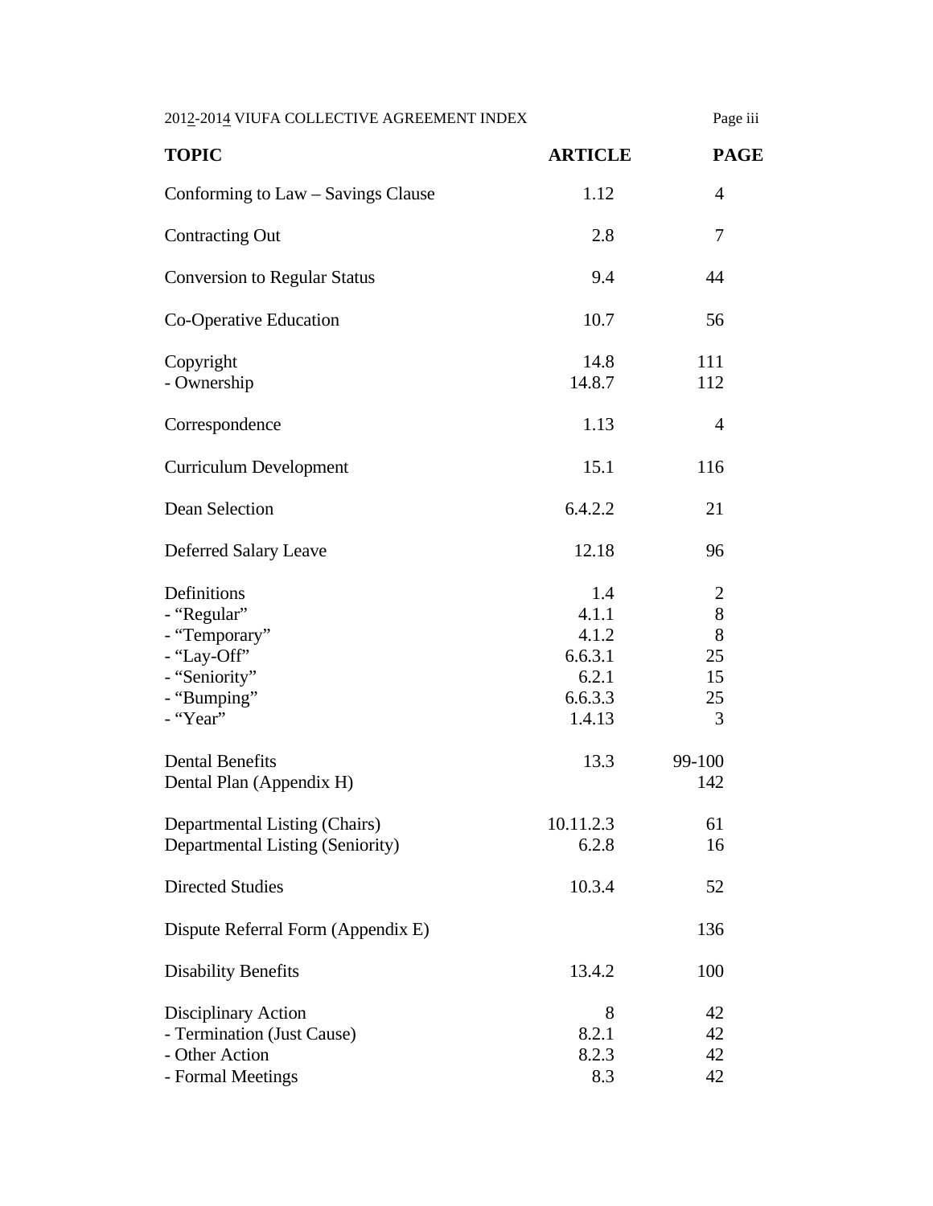| TOPIC | ARTICLE | PAGE |
|---|---|---|
| Conforming to Law – Savings Clause | 1.12 | 4 |
| Contracting Out | 2.8 | 7 |
| Conversion to Regular Status | 9.4 | 44 |
| Co-Operative Education | 10.7 | 56 |
| Copyright | 14.8 | 111 |
| - Ownership | 14.8.7 | 112 |
| Correspondence | 1.13 | 4 |
| Curriculum Development | 15.1 | 116 |
| Dean Selection | 6.4.2.2 | 21 |
| Deferred Salary Leave | 12.18 | 96 |
| Definitions | 1.4 | 2 |
| - "Regular" | 4.1.1 | 8 |
| - "Temporary" | 4.1.2 | 8 |
| - "Lay-Off" | 6.6.3.1 | 25 |
| - "Seniority" | 6.2.1 | 15 |
| - "Bumping" | 6.6.3.3 | 25 |
| - "Year" | 1.4.13 | 3 |
| Dental Benefits | 13.3 | 99-100 |
| Dental Plan (Appendix H) | | 142 |
| Departmental Listing (Chairs) | 10.11.2.3 | 61 |
| Departmental Listing (Seniority) | 6.2.8 | 16 |
| Directed Studies | 10.3.4 | 52 |
| Dispute Referral Form (Appendix E) | | 136 |
| Disability Benefits | 13.4.2 | 100 |
| Disciplinary Action | 8 | 42 |
| - Termination (Just Cause) | 8.2.1 | 42 |
| - Other Action | 8.2.3 | 42 |
| - Formal Meetings | 8.3 | 42 |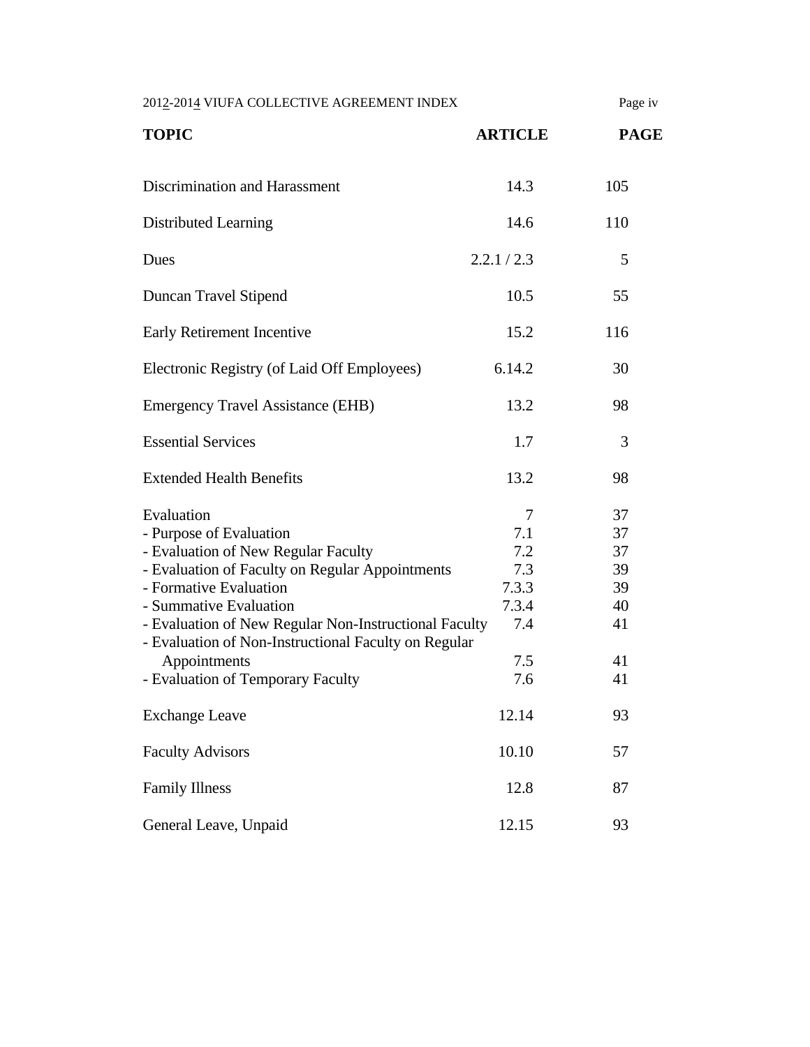| TOPIC | ARTICLE | PAGE |
| --- | --- | --- |
| Discrimination and Harassment | 14.3 | 105 |
| Distributed Learning | 14.6 | 110 |
| Dues | 2.2.1 / 2.3 | 5 |
| Duncan Travel Stipend | 10.5 | 55 |
| Early Retirement Incentive | 15.2 | 116 |
| Electronic Registry (of Laid Off Employees) | 6.14.2 | 30 |
| Emergency Travel Assistance (EHB) | 13.2 | 98 |
| Essential Services | 1.7 | 3 |
| Extended Health Benefits | 13.2 | 98 |
| Evaluation | 7 | 37 |
| - Purpose of Evaluation | 7.1 | 37 |
| - Evaluation of New Regular Faculty | 7.2 | 37 |
| - Evaluation of Faculty on Regular Appointments | 7.3 | 39 |
| - Formative Evaluation | 7.3.3 | 39 |
| - Summative Evaluation | 7.3.4 | 40 |
| - Evaluation of New Regular Non-Instructional Faculty | 7.4 | 41 |
| - Evaluation of Non-Instructional Faculty on Regular Appointments | 7.5 | 41 |
| - Evaluation of Temporary Faculty | 7.6 | 41 |
| Exchange Leave | 12.14 | 93 |
| Faculty Advisors | 10.10 | 57 |
| Family Illness | 12.8 | 87 |
| General Leave, Unpaid | 12.15 | 93 |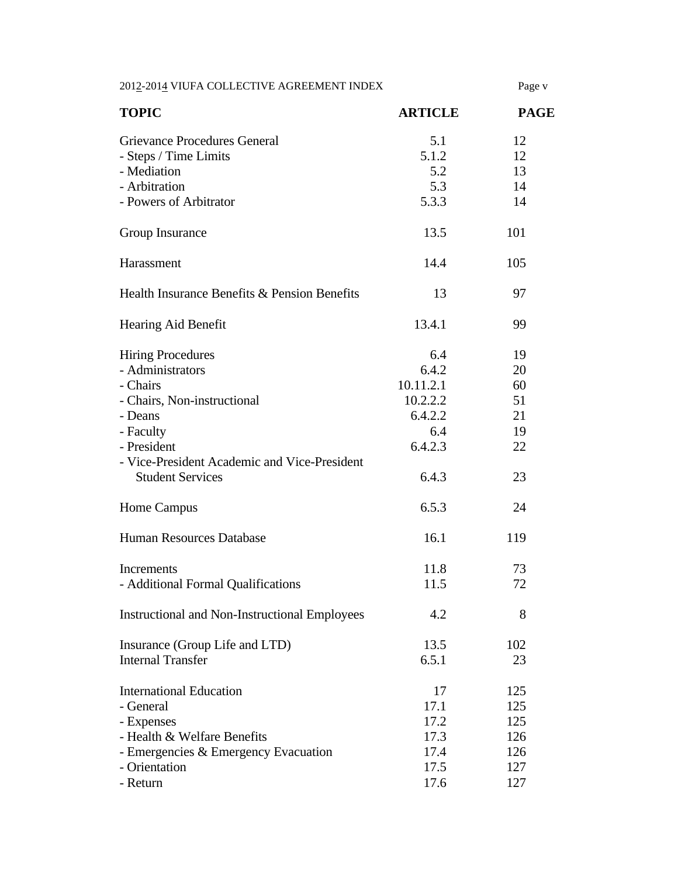| TOPIC | ARTICLE | PAGE |
|---|---|---|
| Grievance Procedures General | 5.1 | 12 |
| - Steps / Time Limits | 5.1.2 | 12 |
| - Mediation | 5.2 | 13 |
| - Arbitration | 5.3 | 14 |
| - Powers of Arbitrator | 5.3.3 | 14 |
| | | |
| Group Insurance | 13.5 | 101 |
| | | |
| Harassment | 14.4 | 105 |
| | | |
| Health Insurance Benefits & Pension Benefits | 13 | 97 |
| | | |
| Hearing Aid Benefit | 13.4.1 | 99 |
| | | |
| Hiring Procedures | 6.4 | 19 |
| - Administrators | 6.4.2 | 20 |
| - Chairs | 10.11.2.1 | 60 |
| - Chairs, Non-instructional | 10.2.2.2 | 51 |
| - Deans | 6.4.2.2 | 21 |
| - Faculty | 6.4 | 19 |
| - President | 6.4.2.3 | 22 |
| - Vice-President Academic and Vice-President Student Services | 6.4.3 | 23 |
| | | |
| Home Campus | 6.5.3 | 24 |
| | | |
| Human Resources Database | 16.1 | 119 |
| | | |
| Increments | 11.8 | 73 |
| - Additional Formal Qualifications | 11.5 | 72 |
| | | |
| Instructional and Non-Instructional Employees | 4.2 | 8 |
| | | |
| Insurance (Group Life and LTD) | 13.5 | 102 |
| Internal Transfer | 6.5.1 | 23 |
| | | |
| International Education | 17 | 125 |
| - General | 17.1 | 125 |
| - Expenses | 17.2 | 125 |
| - Health & Welfare Benefits | 17.3 | 126 |
| - Emergencies & Emergency Evacuation | 17.4 | 126 |
| - Orientation | 17.5 | 127 |
| - Return | 17.6 | 127 |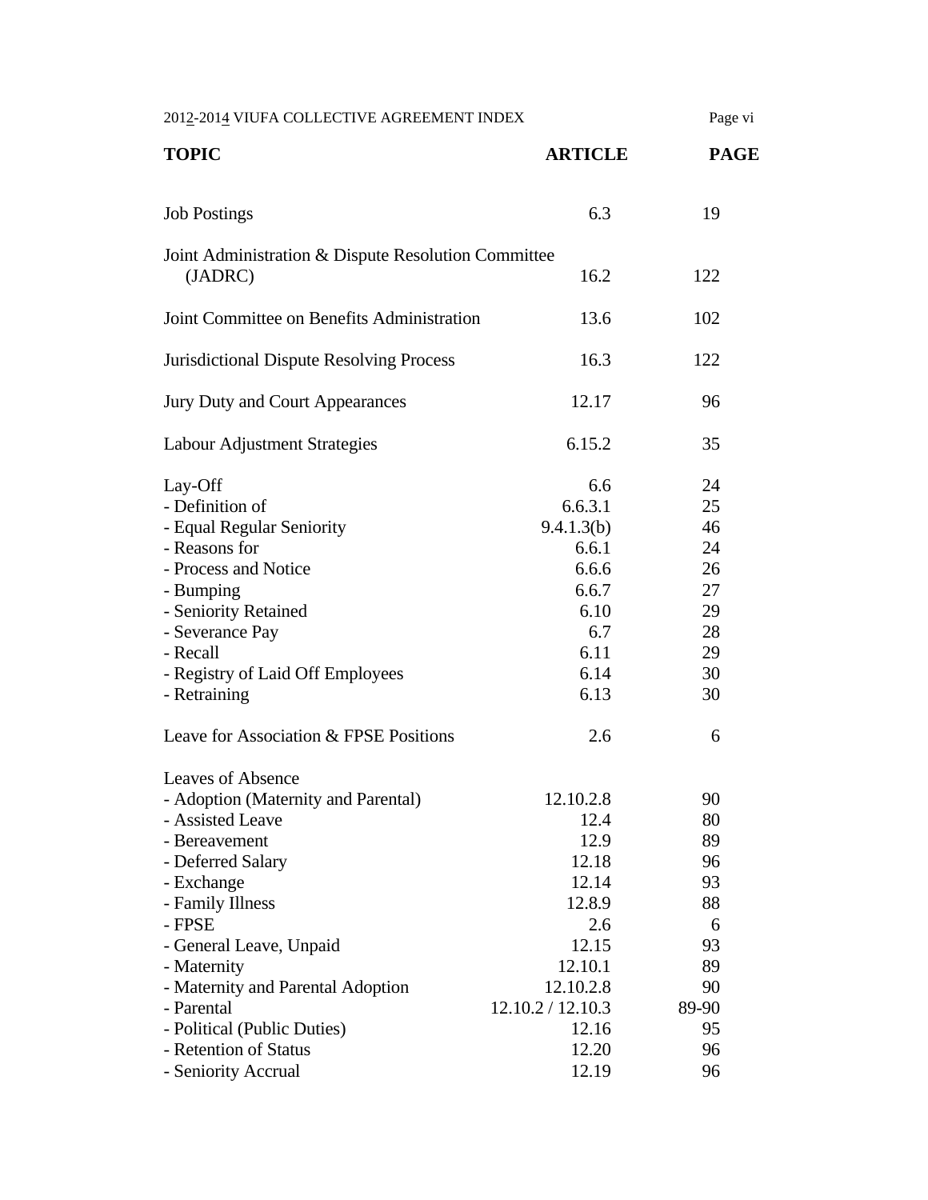| TOPIC | ARTICLE | PAGE |
|---|---|---|
| Job Postings | 6.3 | 19 |
| Joint Administration & Dispute Resolution Committee (JADRC) | 16.2 | 122 |
| Joint Committee on Benefits Administration | 13.6 | 102 |
| Jurisdictional Dispute Resolving Process | 16.3 | 122 |
| Jury Duty and Court Appearances | 12.17 | 96 |
| Labour Adjustment Strategies | 6.15.2 | 35 |
| Lay-Off | 6.6 | 24 |
| - Definition of | 6.6.3.1 | 25 |
| - Equal Regular Seniority | 9.4.1.3(b) | 46 |
| - Reasons for | 6.6.1 | 24 |
| - Process and Notice | 6.6.6 | 26 |
| - Bumping | 6.6.7 | 27 |
| - Seniority Retained | 6.10 | 29 |
| - Severance Pay | 6.7 | 28 |
| - Recall | 6.11 | 29 |
| - Registry of Laid Off Employees | 6.14 | 30 |
| - Retraining | 6.13 | 30 |
| Leave for Association & FPSE Positions | 2.6 | 6 |
| Leaves of Absence | | |
| - Adoption (Maternity and Parental) | 12.10.2.8 | 90 |
| - Assisted Leave | 12.4 | 80 |
| - Bereavement | 12.9 | 89 |
| - Deferred Salary | 12.18 | 96 |
| - Exchange | 12.14 | 93 |
| - Family Illness | 12.8.9 | 88 |
| - FPSE | 2.6 | 6 |
| - General Leave, Unpaid | 12.15 | 93 |
| - Maternity | 12.10.1 | 89 |
| - Maternity and Parental Adoption | 12.10.2.8 | 90 |
| - Parental | 12.10.2 / 12.10.3 | 89-90 |
| - Political (Public Duties) | 12.16 | 95 |
| - Retention of Status | 12.20 | 96 |
| - Seniority Accrual | 12.19 | 96 |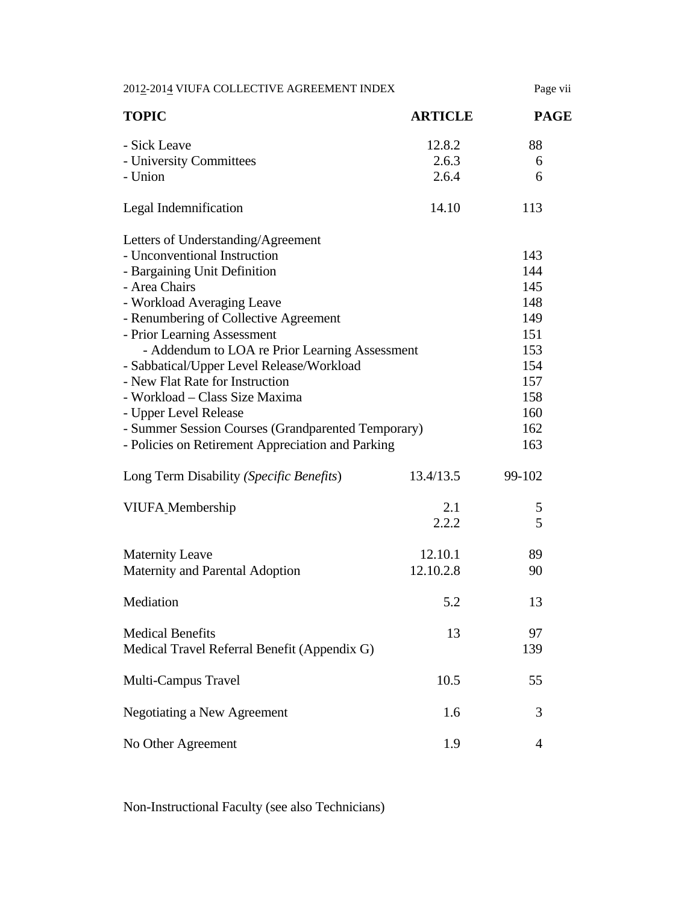| TOPIC | ARTICLE | PAGE |
|---|---|---|
| - Sick Leave | 12.8.2 | 88 |
| - University Committees | 2.6.3 | 6 |
| - Union | 2.6.4 | 6 |
| | | |
| Legal Indemnification | 14.10 | 113 |
| | | |
| Letters of Understanding/Agreement | | |
| - Unconventional Instruction | | 143 |
| - Bargaining Unit Definition | | 144 |
| - Area Chairs | | 145 |
| - Workload Averaging Leave | | 148 |
| - Renumbering of Collective Agreement | | 149 |
| - Prior Learning Assessment | | 151 |
| - Addendum to LOA re Prior Learning Assessment | | 153 |
| - Sabbatical/Upper Level Release/Workload | | 154 |
| - New Flat Rate for Instruction | | 157 |
| - Workload – Class Size Maxima | | 158 |
| - Upper Level Release | | 160 |
| - Summer Session Courses (Grandparented Temporary) | | 162 |
| - Policies on Retirement Appreciation and Parking | | 163 |
| | | |
| Long Term Disability *(Specific Benefits)* | 13.4/13.5 | 99-102 |
| | | |
| VIUFA Membership | 2.1 | 5 |
| | 2.2.2 | 5 |
| | | |
| Maternity Leave | 12.10.1 | 89 |
| Maternity and Parental Adoption | 12.10.2.8 | 90 |
| | | |
| Mediation | 5.2 | 13 |
| | | |
| Medical Benefits | 13 | 97 |
| Medical Travel Referral Benefit (Appendix G) | | 139 |
| | | |
| Multi-Campus Travel | 10.5 | 55 |
| | | |
| Negotiating a New Agreement | 1.6 | 3 |
| | | |
| No Other Agreement | 1.9 | 4 |
| | | |
| Non-Instructional Faculty (see also Technicians) | | |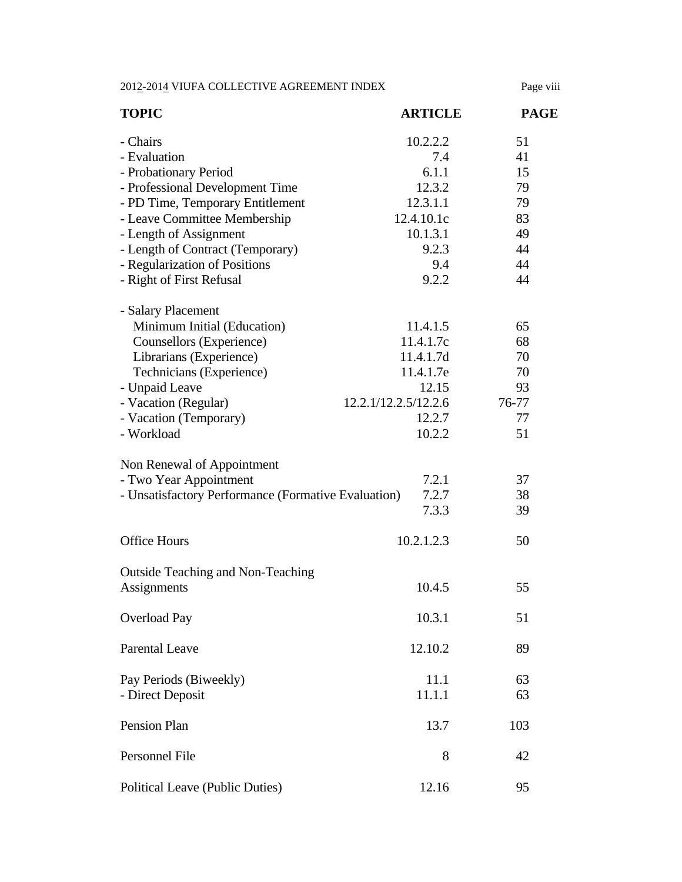| TOPIC | ARTICLE | PAGE |
| --- | --- | --- |
| - Chairs | 10.2.2.2 | 51 |
| - Evaluation | 7.4 | 41 |
| - Probationary Period | 6.1.1 | 15 |
| - Professional Development Time | 12.3.2 | 79 |
| - PD Time, Temporary Entitlement | 12.3.1.1 | 79 |
| - Leave Committee Membership | 12.4.10.1c | 83 |
| - Length of Assignment | 10.1.3.1 | 49 |
| - Length of Contract (Temporary) | 9.2.3 | 44 |
| - Regularization of Positions | 9.4 | 44 |
| - Right of First Refusal | 9.2.2 | 44 |
| | | |
| - Salary Placement | | |
| Minimum Initial (Education) | 11.4.1.5 | 65 |
| Counsellors (Experience) | 11.4.1.7c | 68 |
| Librarians (Experience) | 11.4.1.7d | 70 |
| Technicians (Experience) | 11.4.1.7e | 70 |
| - Unpaid Leave | 12.15 | 93 |
| - Vacation (Regular) | 12.2.1/12.2.5/12.2.6 | 76-77 |
| - Vacation (Temporary) | 12.2.7 | 77 |
| - Workload | 10.2.2 | 51 |
| | | |
| Non Renewal of Appointment | | |
| - Two Year Appointment | 7.2.1 | 37 |
| - Unsatisfactory Performance (Formative Evaluation) | 7.2.7 | 38 |
| | 7.3.3 | 39 |
| | | |
| Office Hours | 10.2.1.2.3 | 50 |
| | | |
| Outside Teaching and Non-Teaching Assignments | 10.4.5 | 55 |
| | | |
| Overload Pay | 10.3.1 | 51 |
| | | |
| Parental Leave | 12.10.2 | 89 |
| | | |
| Pay Periods (Biweekly) | 11.1 | 63 |
| - Direct Deposit | 11.1.1 | 63 |
| | | |
| Pension Plan | 13.7 | 103 |
| | | |
| Personnel File | 8 | 42 |
| | | |
| Political Leave (Public Duties) | 12.16 | 95 |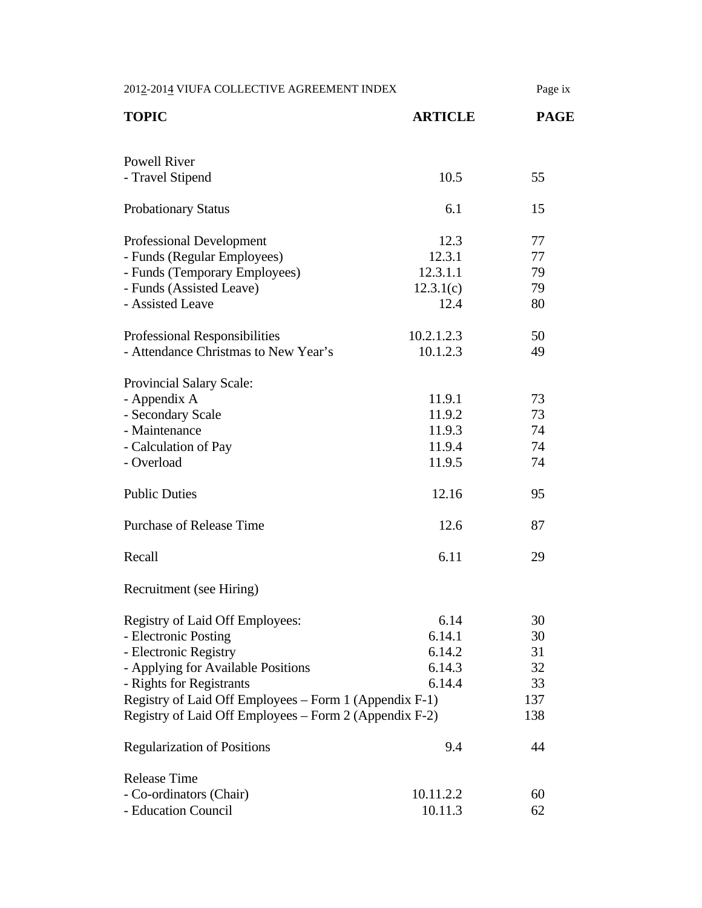| TOPIC | ARTICLE | PAGE |
|---|---|---|
| Powell River | | |
| - Travel Stipend | 10.5 | 55 |
| | | |
| Probationary Status | 6.1 | 15 |
| | | |
| Professional Development | 12.3 | 77 |
| - Funds (Regular Employees) | 12.3.1 | 77 |
| - Funds (Temporary Employees) | 12.3.1.1 | 79 |
| - Funds (Assisted Leave) | 12.3.1(c) | 79 |
| - Assisted Leave | 12.4 | 80 |
| | | |
| Professional Responsibilities | 10.2.1.2.3 | 50 |
| - Attendance Christmas to New Year's | 10.1.2.3 | 49 |
| | | |
| Provincial Salary Scale: | | |
| - Appendix A | 11.9.1 | 73 |
| - Secondary Scale | 11.9.2 | 73 |
| - Maintenance | 11.9.3 | 74 |
| - Calculation of Pay | 11.9.4 | 74 |
| - Overload | 11.9.5 | 74 |
| | | |
| Public Duties | 12.16 | 95 |
| | | |
| Purchase of Release Time | 12.6 | 87 |
| | | |
| Recall | 6.11 | 29 |
| | | |
| Recruitment (see Hiring) | | |
| | | |
| Registry of Laid Off Employees: | 6.14 | 30 |
| - Electronic Posting | 6.14.1 | 30 |
| - Electronic Registry | 6.14.2 | 31 |
| - Applying for Available Positions | 6.14.3 | 32 |
| - Rights for Registrants | 6.14.4 | 33 |
| Registry of Laid Off Employees – Form 1 (Appendix F-1) | | 137 |
| Registry of Laid Off Employees – Form 2 (Appendix F-2) | | 138 |
| | | |
| Regularization of Positions | 9.4 | 44 |
| | | |
| Release Time | | |
| - Co-ordinators (Chair) | 10.11.2.2 | 60 |
| - Education Council | 10.11.3 | 62 |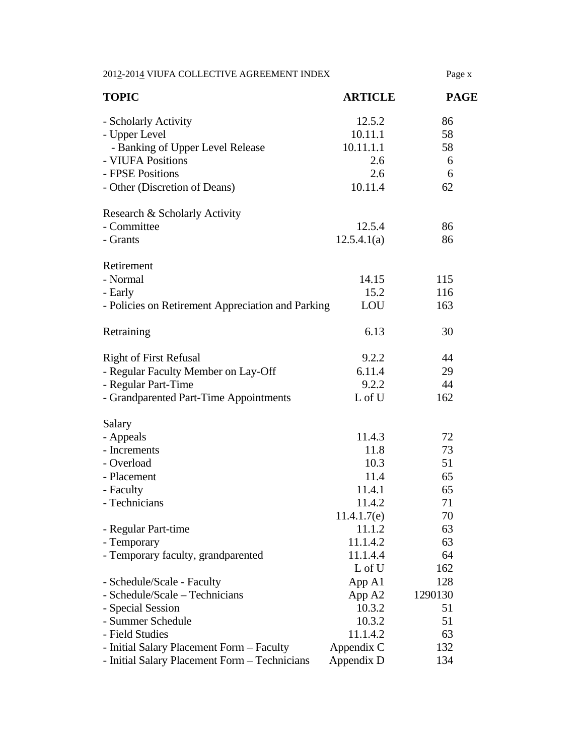| TOPIC | ARTICLE | PAGE |
|---|---|---|
| - Scholarly Activity | 12.5.2 | 86 |
| - Upper Level | 10.11.1 | 58 |
| - Banking of Upper Level Release | 10.11.1.1 | 58 |
| - VIUFA Positions | 2.6 | 6 |
| - FPSE Positions | 2.6 | 6 |
| - Other (Discretion of Deans) | 10.11.4 | 62 |
| | | |
| Research & Scholarly Activity | | |
| - Committee | 12.5.4 | 86 |
| - Grants | 12.5.4.1(a) | 86 |
| | | |
| Retirement | | |
| - Normal | 14.15 | 115 |
| - Early | 15.2 | 116 |
| - Policies on Retirement Appreciation and Parking | LOU | 163 |
| | | |
| Retraining | 6.13 | 30 |
| | | |
| Right of First Refusal | 9.2.2 | 44 |
| - Regular Faculty Member on Lay-Off | 6.11.4 | 29 |
| - Regular Part-Time | 9.2.2 | 44 |
| - Grandparented Part-Time Appointments | L of U | 162 |
| | | |
| Salary | | |
| - Appeals | 11.4.3 | 72 |
| - Increments | 11.8 | 73 |
| - Overload | 10.3 | 51 |
| - Placement | 11.4 | 65 |
| - Faculty | 11.4.1 | 65 |
| - Technicians | 11.4.2 | 71 |
| | 11.4.1.7(e) | 70 |
| - Regular Part-time | 11.1.2 | 63 |
| - Temporary | 11.1.4.2 | 63 |
| - Temporary faculty, grandparented | 11.1.4.4 | 64 |
| | L of U | 162 |
| - Schedule/Scale - Faculty | App A1 | 128 |
| - Schedule/Scale – Technicians | App A2 | 1290130 |
| - Special Session | 10.3.2 | 51 |
| - Summer Schedule | 10.3.2 | 51 |
| - Field Studies | 11.1.4.2 | 63 |
| - Initial Salary Placement Form – Faculty | Appendix C | 132 |
| - Initial Salary Placement Form – Technicians | Appendix D | 134 |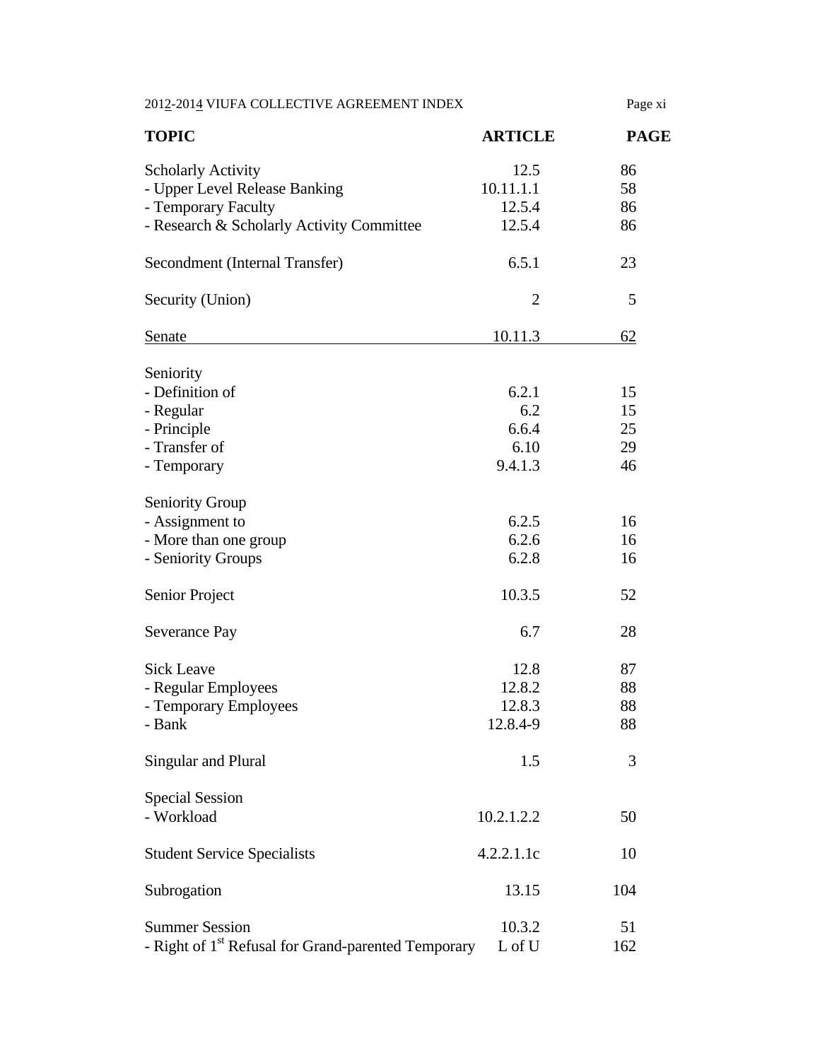| TOPIC | ARTICLE | PAGE |
|---|---|---|
| Scholarly Activity | 12.5 | 86 |
| - Upper Level Release Banking | 10.11.1.1 | 58 |
| - Temporary Faculty | 12.5.4 | 86 |
| - Research & Scholarly Activity Committee | 12.5.4 | 86 |
| | | |
| Secondment (Internal Transfer) | 6.5.1 | 23 |
| | | |
| Security (Union) | 2 | 5 |
| | | |
| Senate | 10.11.3 | 62 |
| | | |
| Seniority | | |
| - Definition of | 6.2.1 | 15 |
| - Regular | 6.2 | 15 |
| - Principle | 6.6.4 | 25 |
| - Transfer of | 6.10 | 29 |
| - Temporary | 9.4.1.3 | 46 |
| | | |
| Seniority Group | | |
| - Assignment to | 6.2.5 | 16 |
| - More than one group | 6.2.6 | 16 |
| - Seniority Groups | 6.2.8 | 16 |
| | | |
| Senior Project | 10.3.5 | 52 |
| | | |
| Severance Pay | 6.7 | 28 |
| | | |
| Sick Leave | 12.8 | 87 |
| - Regular Employees | 12.8.2 | 88 |
| - Temporary Employees | 12.8.3 | 88 |
| - Bank | 12.8.4-9 | 88 |
| | | |
| Singular and Plural | 1.5 | 3 |
| | | |
| Special Session | | |
| - Workload | 10.2.1.2.2 | 50 |
| | | |
| Student Service Specialists | 4.2.2.1.1c | 10 |
| | | |
| Subrogation | 13.15 | 104 |
| | | |
| Summer Session | 10.3.2 | 51 |
| - Right of 1st Refusal for Grand-parented Temporary | L of U | 162 |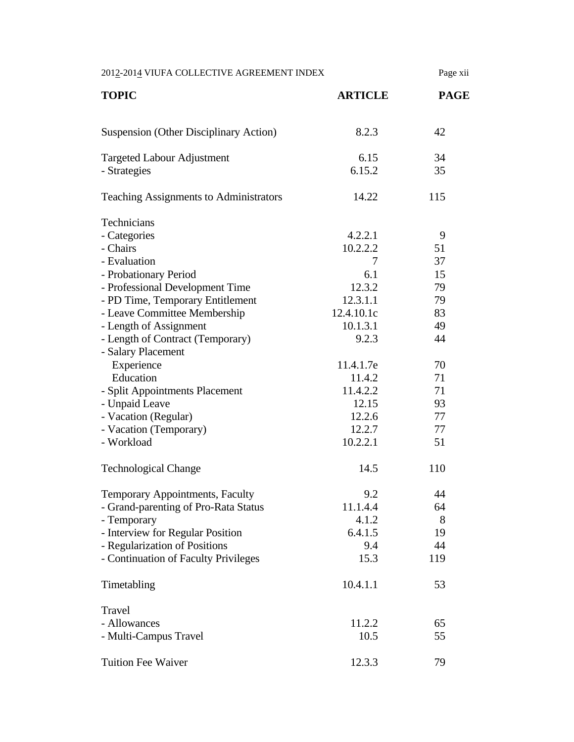| TOPIC | ARTICLE | PAGE |
|---|---|---|
| Suspension (Other Disciplinary Action) | 8.2.3 | 42 |
| | | |
| Targeted Labour Adjustment | 6.15 | 34 |
| - Strategies | 6.15.2 | 35 |
| | | |
| Teaching Assignments to Administrators | 14.22 | 115 |
| | | |
| Technicians | | |
| - Categories | 4.2.2.1 | 9 |
| - Chairs | 10.2.2.2 | 51 |
| - Evaluation | 7 | 37 |
| - Probationary Period | 6.1 | 15 |
| - Professional Development Time | 12.3.2 | 79 |
| - PD Time, Temporary Entitlement | 12.3.1.1 | 79 |
| - Leave Committee Membership | 12.4.10.1c | 83 |
| - Length of Assignment | 10.1.3.1 | 49 |
| - Length of Contract (Temporary) | 9.2.3 | 44 |
| - Salary Placement | | |
| Experience | 11.4.1.7e | 70 |
| Education | 11.4.2 | 71 |
| - Split Appointments Placement | 11.4.2.2 | 71 |
| - Unpaid Leave | 12.15 | 93 |
| - Vacation (Regular) | 12.2.6 | 77 |
| - Vacation (Temporary) | 12.2.7 | 77 |
| - Workload | 10.2.2.1 | 51 |
| | | |
| Technological Change | 14.5 | 110 |
| | | |
| Temporary Appointments, Faculty | 9.2 | 44 |
| - Grand-parenting of Pro-Rata Status | 11.1.4.4 | 64 |
| - Temporary | 4.1.2 | 8 |
| - Interview for Regular Position | 6.4.1.5 | 19 |
| - Regularization of Positions | 9.4 | 44 |
| - Continuation of Faculty Privileges | 15.3 | 119 |
| | | |
| Timetabling | 10.4.1.1 | 53 |
| | | |
| Travel | | |
| - Allowances | 11.2.2 | 65 |
| - Multi-Campus Travel | 10.5 | 55 |
| | | |
| Tuition Fee Waiver | 12.3.3 | 79 |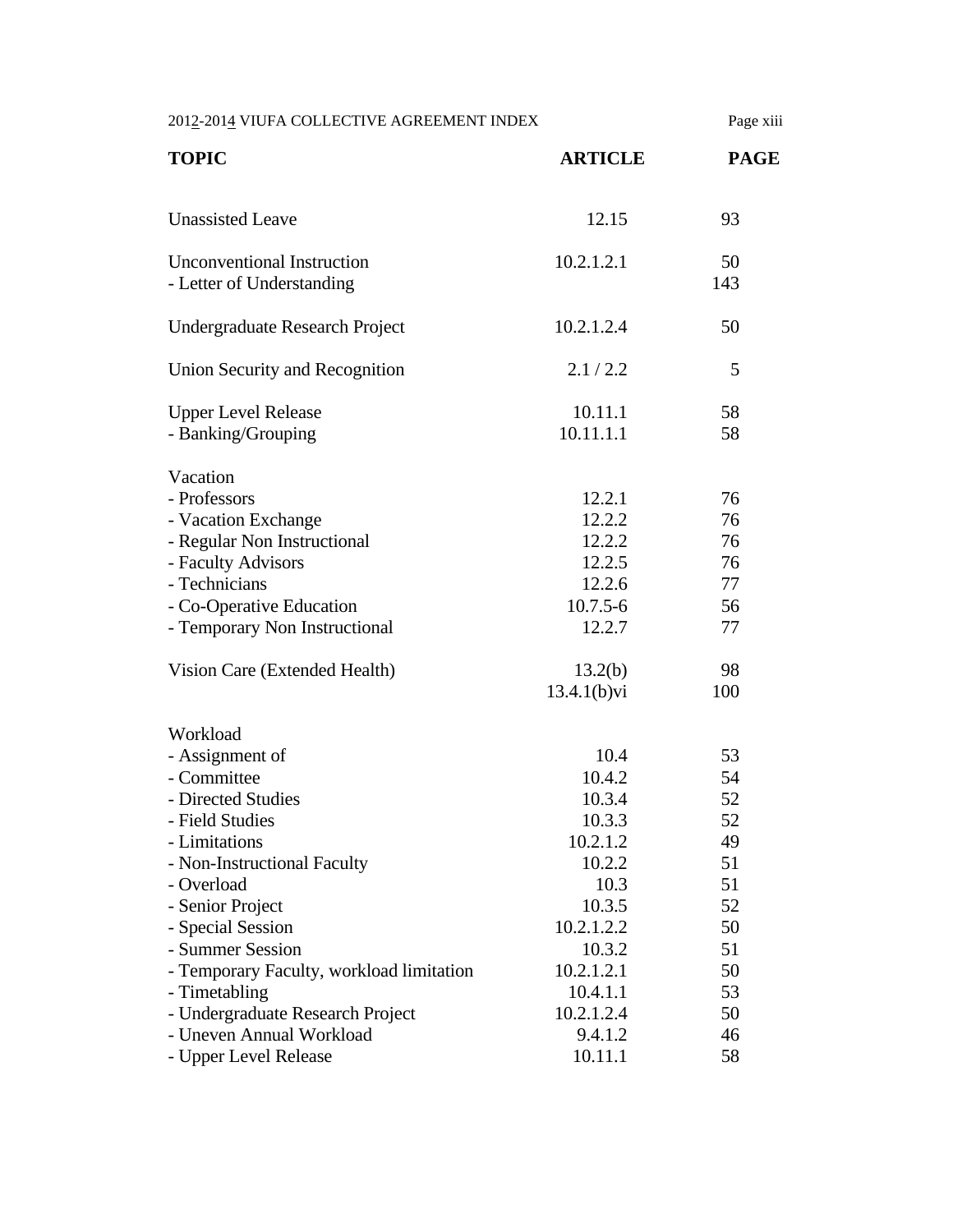| TOPIC | ARTICLE | PAGE |
|---|---|---|
| Unassisted Leave | 12.15 | 93 |
| Unconventional Instruction | 10.2.1.2.1 | 50 |
| - Letter of Understanding | | 143 |
| Undergraduate Research Project | 10.2.1.2.4 | 50 |
| Union Security and Recognition | 2.1 / 2.2 | 5 |
| Upper Level Release | 10.11.1 | 58 |
| - Banking/Grouping | 10.11.1.1 | 58 |
| Vacation | | |
| - Professors | 12.2.1 | 76 |
| - Vacation Exchange | 12.2.2 | 76 |
| - Regular Non Instructional | 12.2.2 | 76 |
| - Faculty Advisors | 12.2.5 | 76 |
| - Technicians | 12.2.6 | 77 |
| - Co-Operative Education | 10.7.5-6 | 56 |
| - Temporary Non Instructional | 12.2.7 | 77 |
| Vision Care (Extended Health) | 13.2(b) | 98 |
| | 13.4.1(b)vi | 100 |
| Workload | | |
| - Assignment of | 10.4 | 53 |
| - Committee | 10.4.2 | 54 |
| - Directed Studies | 10.3.4 | 52 |
| - Field Studies | 10.3.3 | 52 |
| - Limitations | 10.2.1.2 | 49 |
| - Non-Instructional Faculty | 10.2.2 | 51 |
| - Overload | 10.3 | 51 |
| - Senior Project | 10.3.5 | 52 |
| - Special Session | 10.2.1.2.2 | 50 |
| - Summer Session | 10.3.2 | 51 |
| - Temporary Faculty, workload limitation | 10.2.1.2.1 | 50 |
| - Timetabling | 10.4.1.1 | 53 |
| - Undergraduate Research Project | 10.2.1.2.4 | 50 |
| - Uneven Annual Workload | 9.4.1.2 | 46 |
| - Upper Level Release | 10.11.1 | 58 |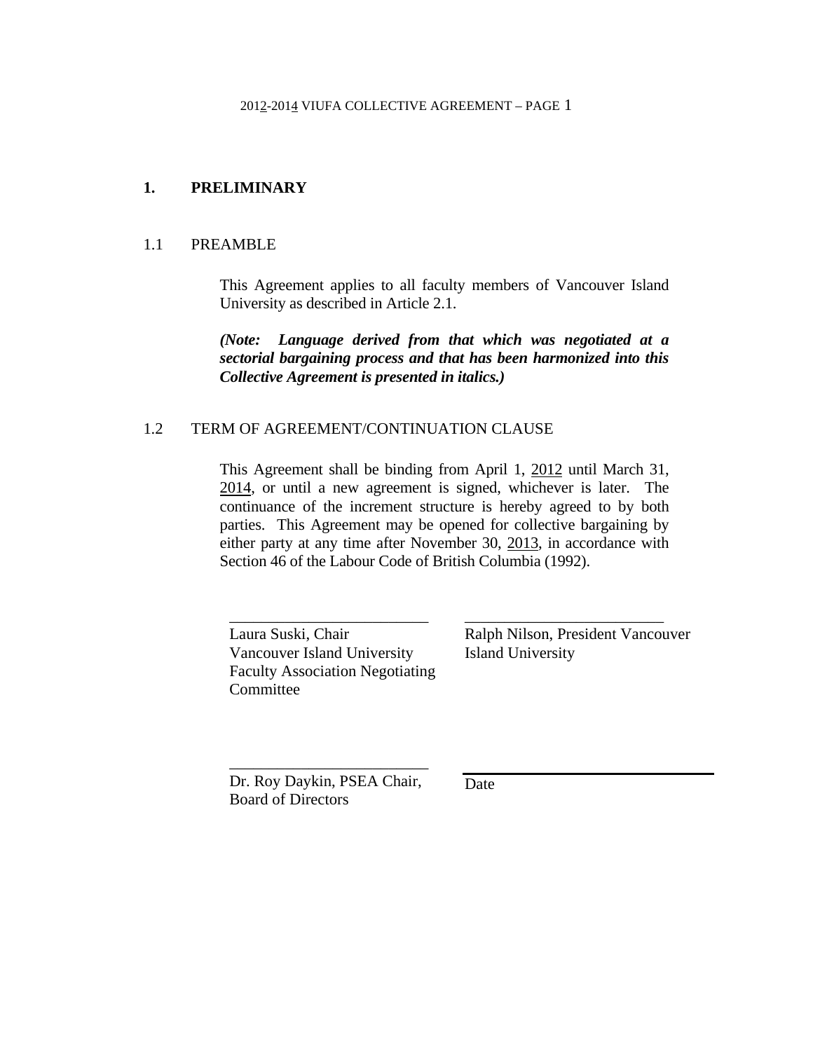# 1. PRELIMINARY

## 1.1 PREAMBLE

This Agreement applies to all faculty members of Vancouver Island University as described in Article 2.1.

***(Note: Language derived from that which was negotiated at a sectorial bargaining process and that has been harmonized into this Collective Agreement is presented in italics.)***

## 1.2 TERM OF AGREEMENT/CONTINUATION CLAUSE

This Agreement shall be binding from April 1, 2012 until March 31, 2014, or until a new agreement is signed, whichever is later. The continuance of the increment structure is hereby agreed to by both parties. This Agreement may be opened for collective bargaining by either party at any time after November 30, 2013, in accordance with Section 46 of the Labour Code of British Columbia (1992).

_________________________
Laura Suski, Chair
Vancouver Island University
Faculty Association Negotiating Committee

_________________________
Ralph Nilson, President Vancouver Island University

_________________________
Dr. Roy Daykin, PSEA Chair, Board of Directors

_________________________
Date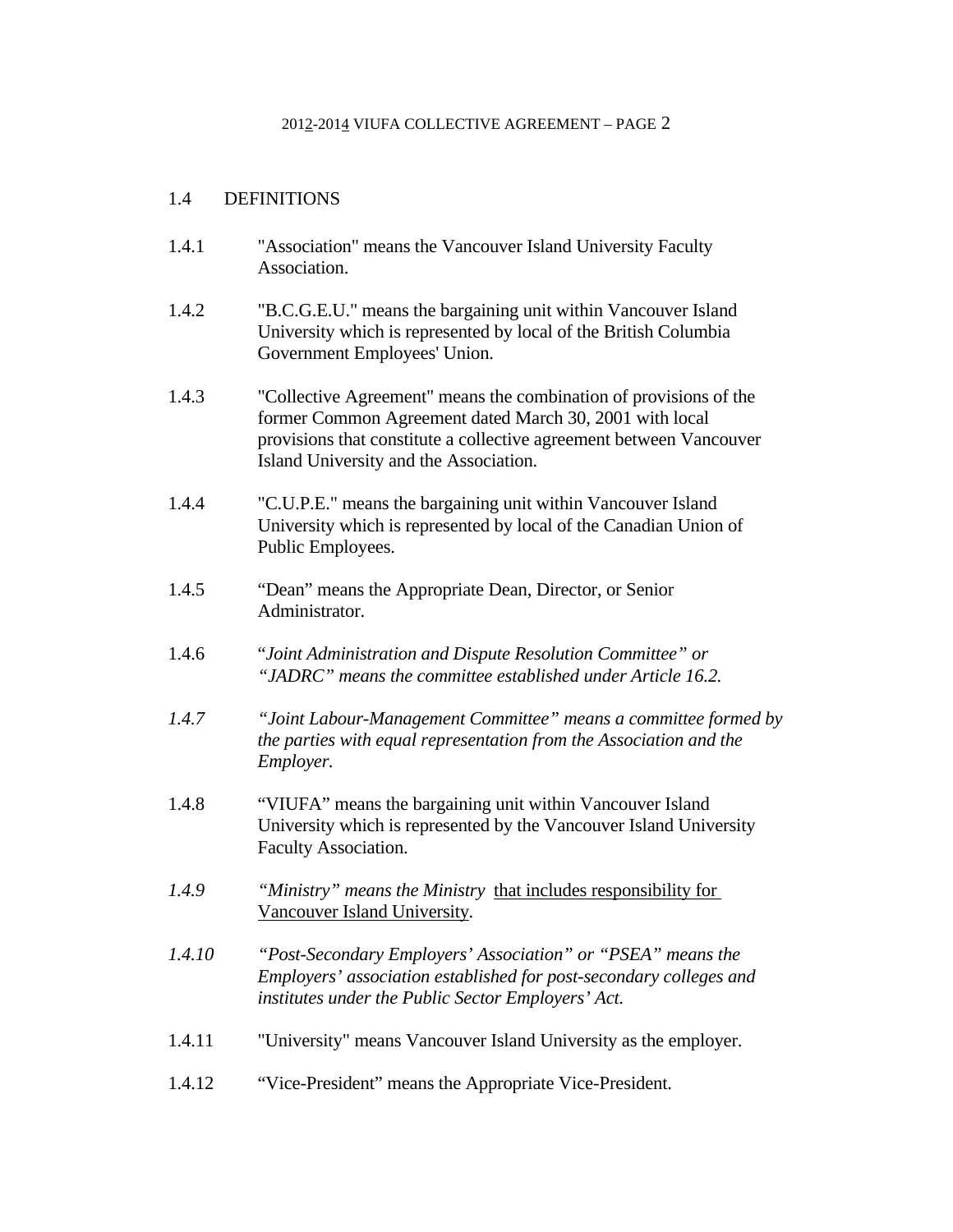## 1.4 DEFINITIONS

1.4.1 "Association" means the Vancouver Island University Faculty Association.

1.4.2 "B.C.G.E.U." means the bargaining unit within Vancouver Island University which is represented by local of the British Columbia Government Employees' Union.

1.4.3 "Collective Agreement" means the combination of provisions of the former Common Agreement dated March 30, 2001 with local provisions that constitute a collective agreement between Vancouver Island University and the Association.

1.4.4 "C.U.P.E." means the bargaining unit within Vancouver Island University which is represented by local of the Canadian Union of Public Employees.

1.4.5 "Dean" means the Appropriate Dean, Director, or Senior Administrator.

1.4.6 "*Joint Administration and Dispute Resolution Committee" or "JADRC" means the committee established under Article 16.2.*

*1.4.7 "Joint Labour-Management Committee" means a committee formed by the parties with equal representation from the Association and the Employer.*

1.4.8 "VIUFA" means the bargaining unit within Vancouver Island University which is represented by the Vancouver Island University Faculty Association.

*1.4.9 "Ministry" means the Ministry* that includes responsibility for Vancouver Island University.

*1.4.10 "Post-Secondary Employers' Association" or "PSEA" means the Employers' association established for post-secondary colleges and institutes under the Public Sector Employers' Act.*

1.4.11 "University" means Vancouver Island University as the employer.

1.4.12 "Vice-President" means the Appropriate Vice-President.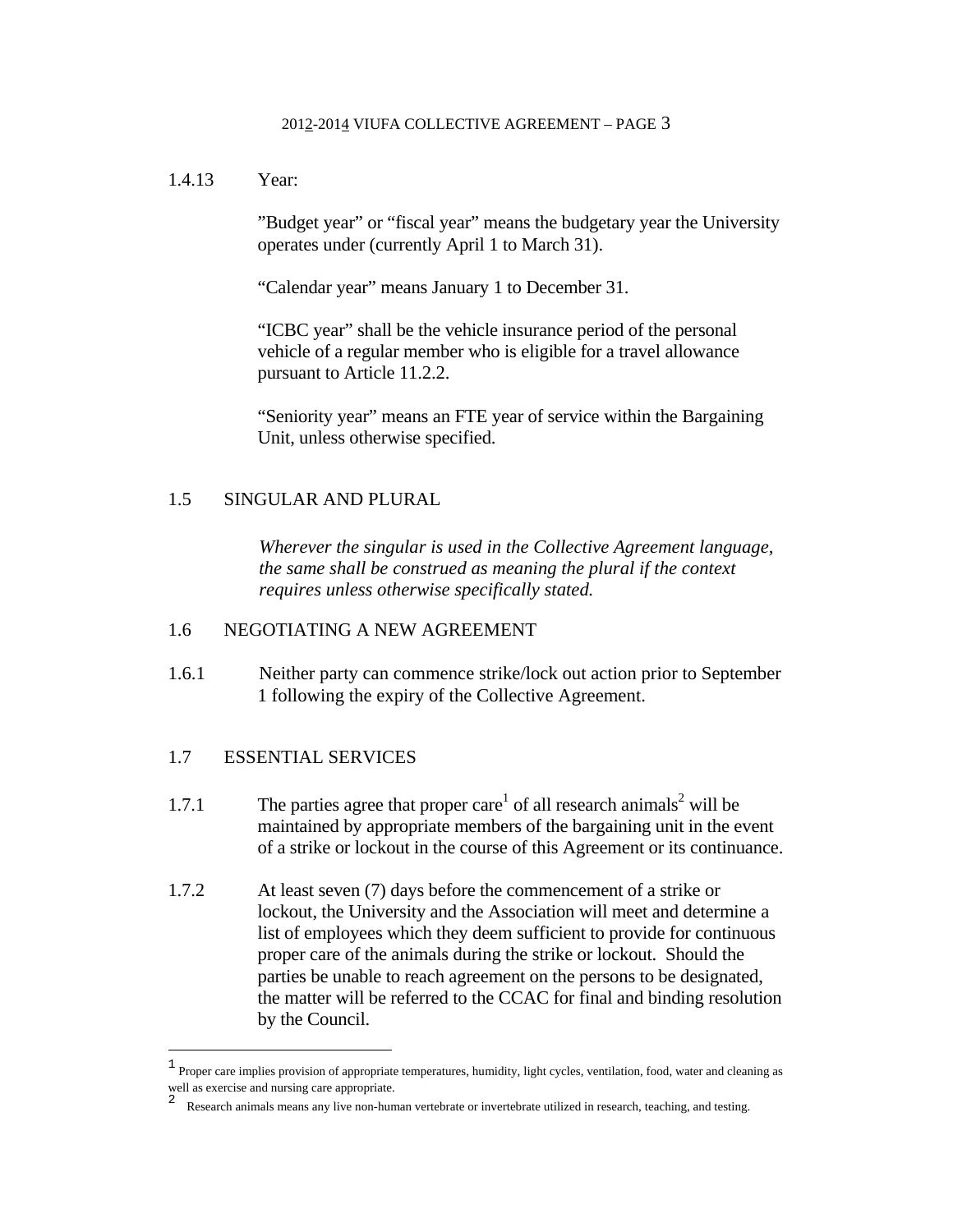1.4.13 Year:

”Budget year” or “fiscal year” means the budgetary year the University operates under (currently April 1 to March 31).

“Calendar year” means January 1 to December 31.

“ICBC year” shall be the vehicle insurance period of the personal vehicle of a regular member who is eligible for a travel allowance pursuant to Article 11.2.2.

“Seniority year” means an FTE year of service within the Bargaining Unit, unless otherwise specified.

## 1.5 SINGULAR AND PLURAL

*Wherever the singular is used in the Collective Agreement language, the same shall be construed as meaning the plural if the context requires unless otherwise specifically stated.*

## 1.6 NEGOTIATING A NEW AGREEMENT

1.6.1 Neither party can commence strike/lock out action prior to September 1 following the expiry of the Collective Agreement.

## 1.7 ESSENTIAL SERVICES

1.7.1 The parties agree that proper care[1] of all research animals[2] will be maintained by appropriate members of the bargaining unit in the event of a strike or lockout in the course of this Agreement or its continuance.

1.7.2 At least seven (7) days before the commencement of a strike or lockout, the University and the Association will meet and determine a list of employees which they deem sufficient to provide for continuous proper care of the animals during the strike or lockout. Should the parties be unable to reach agreement on the persons to be designated, the matter will be referred to the CCAC for final and binding resolution by the Council.

---

[1] Proper care implies provision of appropriate temperatures, humidity, light cycles, ventilation, food, water and cleaning as well as exercise and nursing care appropriate.

[2] Research animals means any live non-human vertebrate or invertebrate utilized in research, teaching, and testing.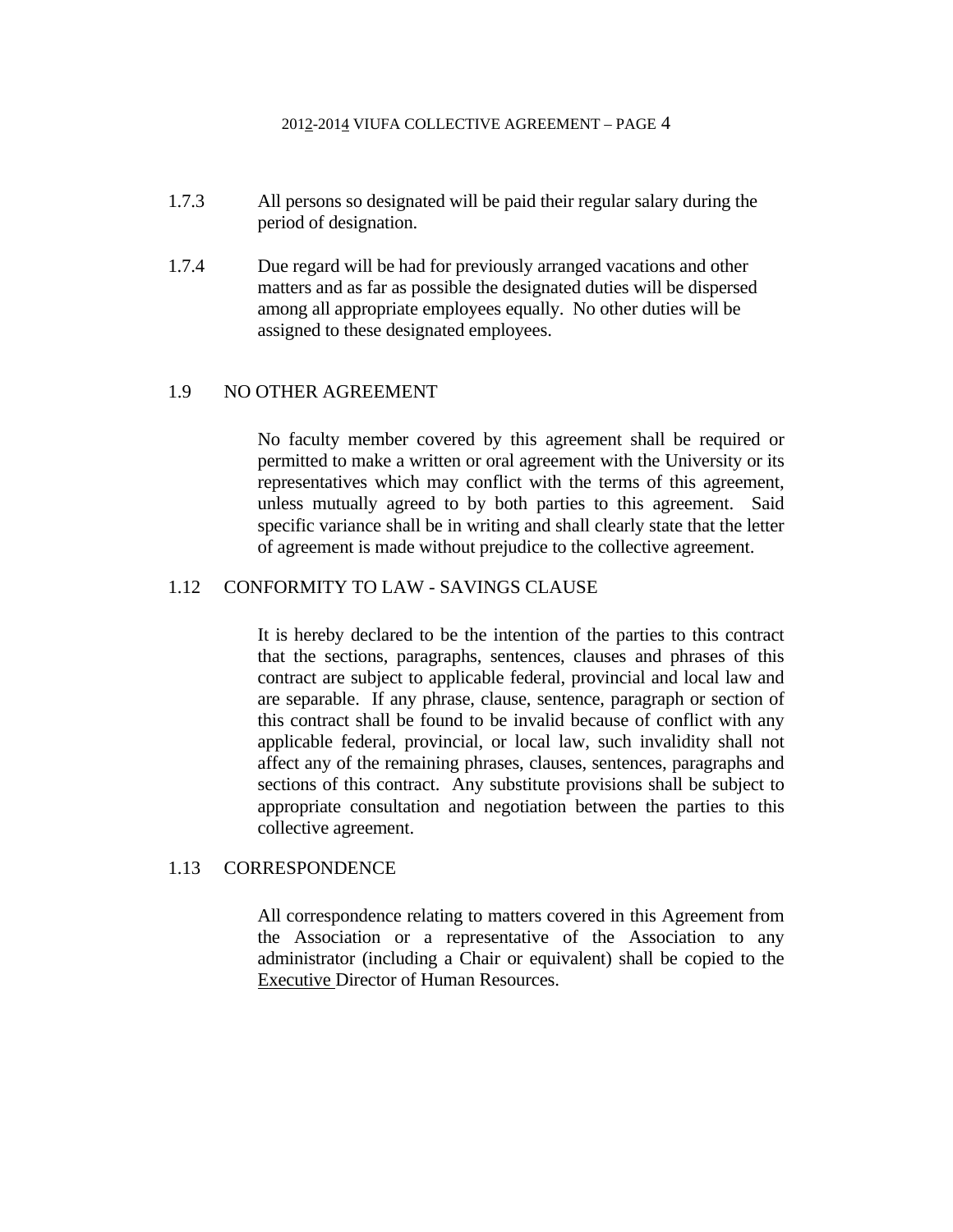1.7.3 All persons so designated will be paid their regular salary during the period of designation.

1.7.4 Due regard will be had for previously arranged vacations and other matters and as far as possible the designated duties will be dispersed among all appropriate employees equally. No other duties will be assigned to these designated employees.

## 1.9 NO OTHER AGREEMENT

No faculty member covered by this agreement shall be required or permitted to make a written or oral agreement with the University or its representatives which may conflict with the terms of this agreement, unless mutually agreed to by both parties to this agreement. Said specific variance shall be in writing and shall clearly state that the letter of agreement is made without prejudice to the collective agreement.

## 1.12 CONFORMITY TO LAW - SAVINGS CLAUSE

It is hereby declared to be the intention of the parties to this contract that the sections, paragraphs, sentences, clauses and phrases of this contract are subject to applicable federal, provincial and local law and are separable. If any phrase, clause, sentence, paragraph or section of this contract shall be found to be invalid because of conflict with any applicable federal, provincial, or local law, such invalidity shall not affect any of the remaining phrases, clauses, sentences, paragraphs and sections of this contract. Any substitute provisions shall be subject to appropriate consultation and negotiation between the parties to this collective agreement.

## 1.13 CORRESPONDENCE

All correspondence relating to matters covered in this Agreement from the Association or a representative of the Association to any administrator (including a Chair or equivalent) shall be copied to the Executive Director of Human Resources.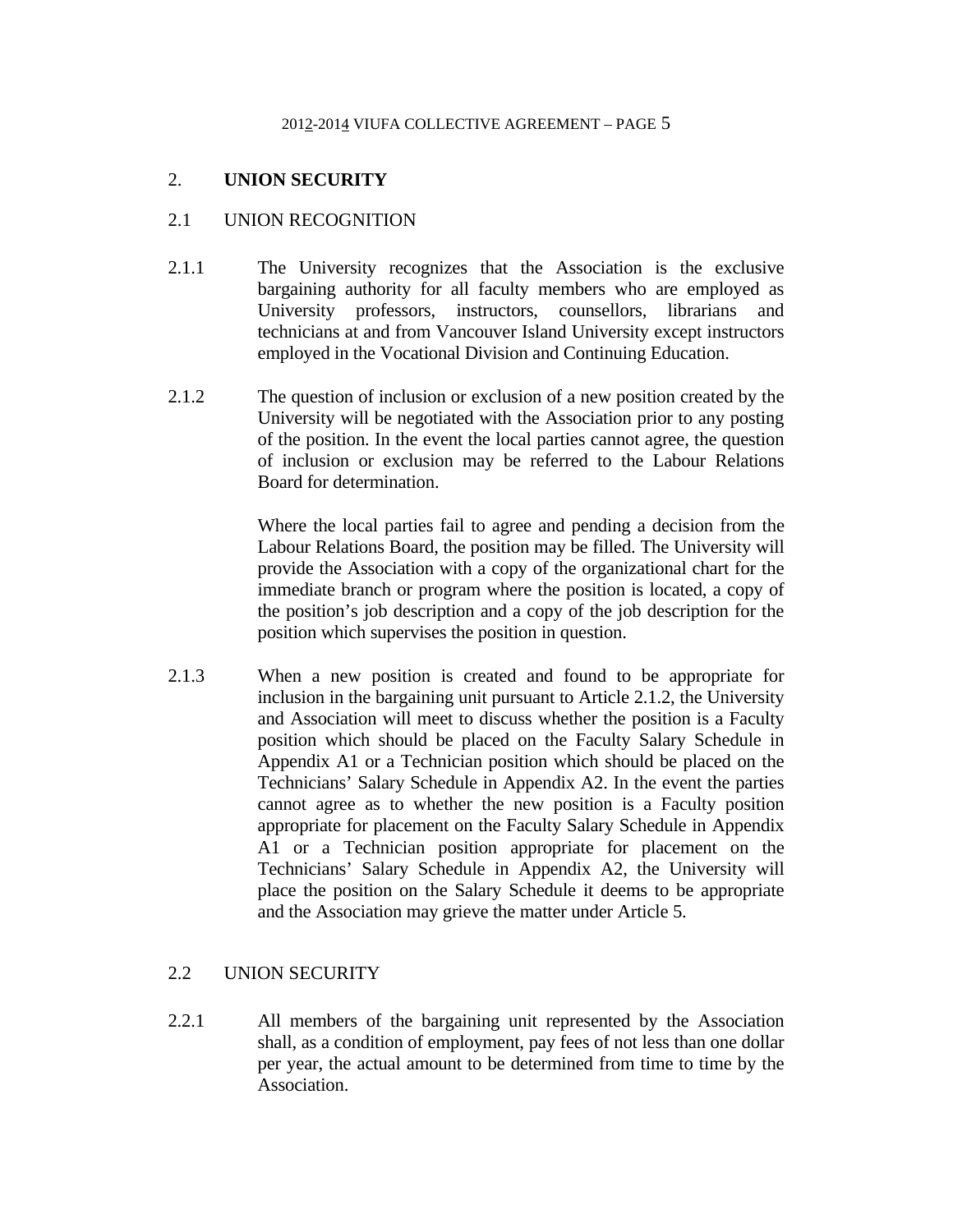## 2. UNION SECURITY

### 2.1 UNION RECOGNITION

2.1.1 The University recognizes that the Association is the exclusive bargaining authority for all faculty members who are employed as University professors, instructors, counsellors, librarians and technicians at and from Vancouver Island University except instructors employed in the Vocational Division and Continuing Education.

2.1.2 The question of inclusion or exclusion of a new position created by the University will be negotiated with the Association prior to any posting of the position. In the event the local parties cannot agree, the question of inclusion or exclusion may be referred to the Labour Relations Board for determination.

Where the local parties fail to agree and pending a decision from the Labour Relations Board, the position may be filled. The University will provide the Association with a copy of the organizational chart for the immediate branch or program where the position is located, a copy of the position's job description and a copy of the job description for the position which supervises the position in question.

2.1.3 When a new position is created and found to be appropriate for inclusion in the bargaining unit pursuant to Article 2.1.2, the University and Association will meet to discuss whether the position is a Faculty position which should be placed on the Faculty Salary Schedule in Appendix A1 or a Technician position which should be placed on the Technicians' Salary Schedule in Appendix A2. In the event the parties cannot agree as to whether the new position is a Faculty position appropriate for placement on the Faculty Salary Schedule in Appendix A1 or a Technician position appropriate for placement on the Technicians' Salary Schedule in Appendix A2, the University will place the position on the Salary Schedule it deems to be appropriate and the Association may grieve the matter under Article 5.

### 2.2 UNION SECURITY

2.2.1 All members of the bargaining unit represented by the Association shall, as a condition of employment, pay fees of not less than one dollar per year, the actual amount to be determined from time to time by the Association.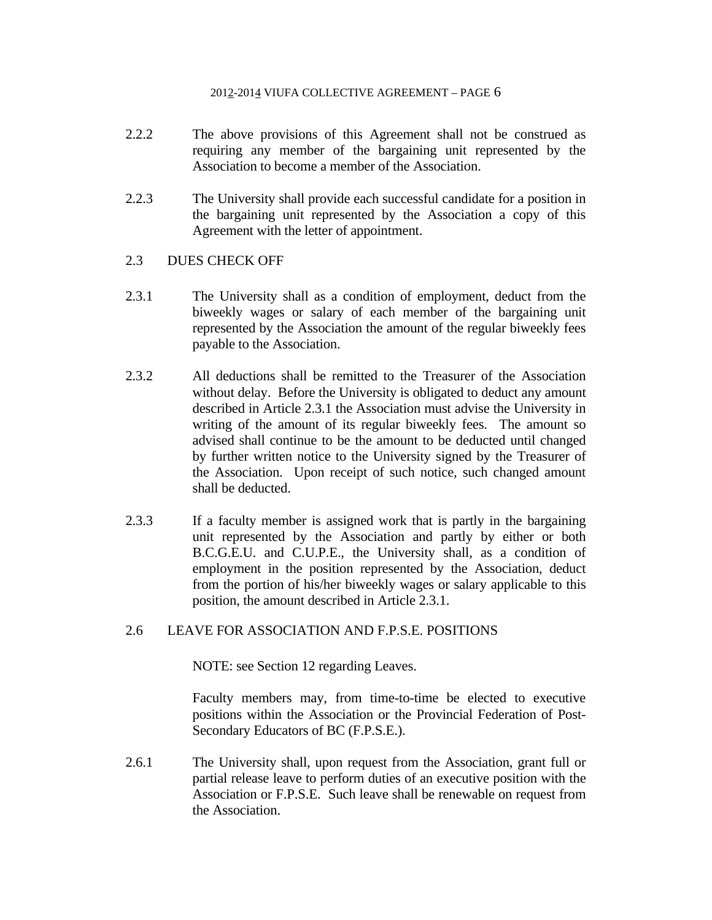2.2.2 The above provisions of this Agreement shall not be construed as requiring any member of the bargaining unit represented by the Association to become a member of the Association.

2.2.3 The University shall provide each successful candidate for a position in the bargaining unit represented by the Association a copy of this Agreement with the letter of appointment.

## 2.3 DUES CHECK OFF

2.3.1 The University shall as a condition of employment, deduct from the biweekly wages or salary of each member of the bargaining unit represented by the Association the amount of the regular biweekly fees payable to the Association.

2.3.2 All deductions shall be remitted to the Treasurer of the Association without delay. Before the University is obligated to deduct any amount described in Article 2.3.1 the Association must advise the University in writing of the amount of its regular biweekly fees. The amount so advised shall continue to be the amount to be deducted until changed by further written notice to the University signed by the Treasurer of the Association. Upon receipt of such notice, such changed amount shall be deducted.

2.3.3 If a faculty member is assigned work that is partly in the bargaining unit represented by the Association and partly by either or both B.C.G.E.U. and C.U.P.E., the University shall, as a condition of employment in the position represented by the Association, deduct from the portion of his/her biweekly wages or salary applicable to this position, the amount described in Article 2.3.1.

## 2.6 LEAVE FOR ASSOCIATION AND F.P.S.E. POSITIONS

NOTE: see Section 12 regarding Leaves.

Faculty members may, from time-to-time be elected to executive positions within the Association or the Provincial Federation of Post-Secondary Educators of BC (F.P.S.E.).

2.6.1 The University shall, upon request from the Association, grant full or partial release leave to perform duties of an executive position with the Association or F.P.S.E. Such leave shall be renewable on request from the Association.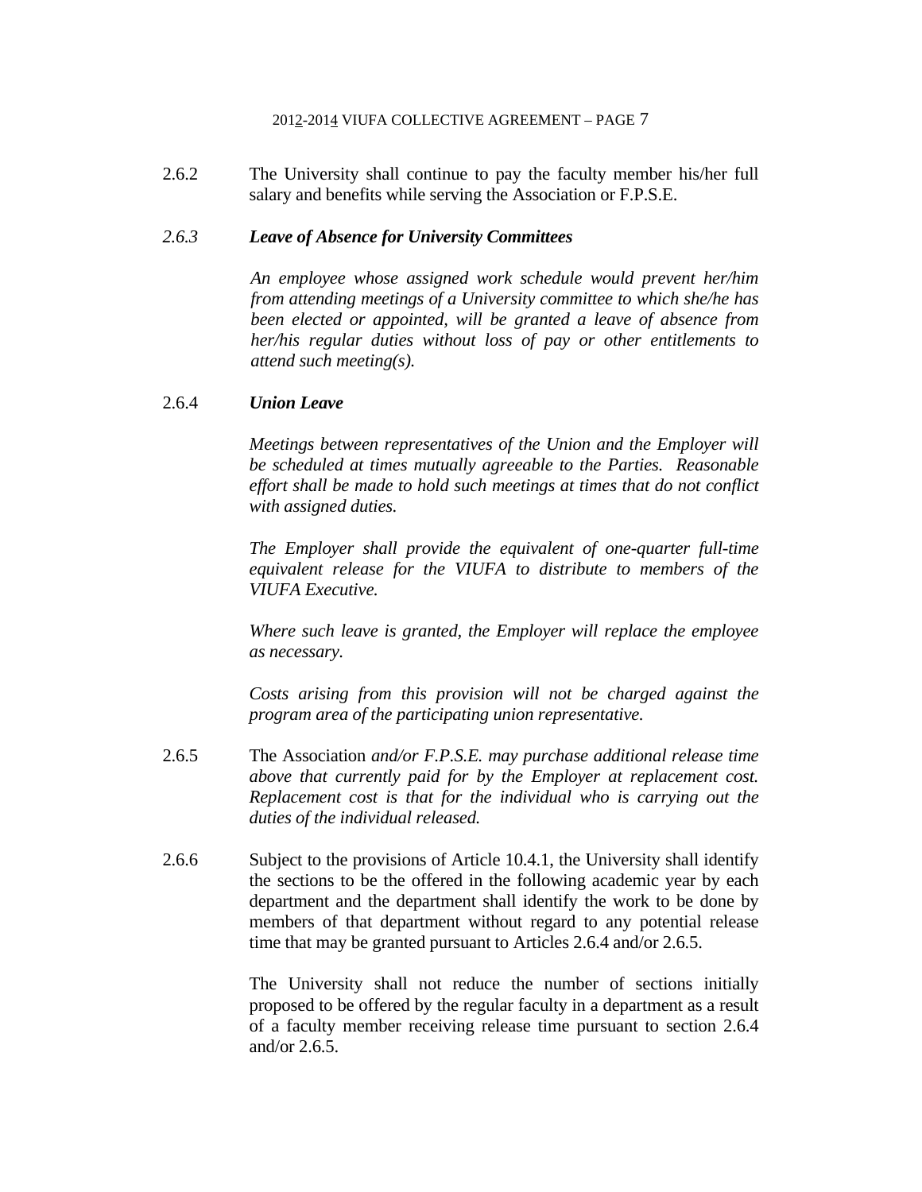2.6.2 The University shall continue to pay the faculty member his/her full salary and benefits while serving the Association or F.P.S.E.

*2.6.3* ***Leave of Absence for University Committees***

*An employee whose assigned work schedule would prevent her/him from attending meetings of a University committee to which she/he has been elected or appointed, will be granted a leave of absence from her/his regular duties without loss of pay or other entitlements to attend such meeting(s).*

2.6.4 ***Union Leave***

*Meetings between representatives of the Union and the Employer will be scheduled at times mutually agreeable to the Parties. Reasonable effort shall be made to hold such meetings at times that do not conflict with assigned duties.*

*The Employer shall provide the equivalent of one-quarter full-time equivalent release for the VIUFA to distribute to members of the VIUFA Executive.*

*Where such leave is granted, the Employer will replace the employee as necessary.*

*Costs arising from this provision will not be charged against the program area of the participating union representative.*

2.6.5 The Association *and/or F.P.S.E. may purchase additional release time above that currently paid for by the Employer at replacement cost. Replacement cost is that for the individual who is carrying out the duties of the individual released.*

2.6.6 Subject to the provisions of Article 10.4.1, the University shall identify the sections to be the offered in the following academic year by each department and the department shall identify the work to be done by members of that department without regard to any potential release time that may be granted pursuant to Articles 2.6.4 and/or 2.6.5.

The University shall not reduce the number of sections initially proposed to be offered by the regular faculty in a department as a result of a faculty member receiving release time pursuant to section 2.6.4 and/or 2.6.5.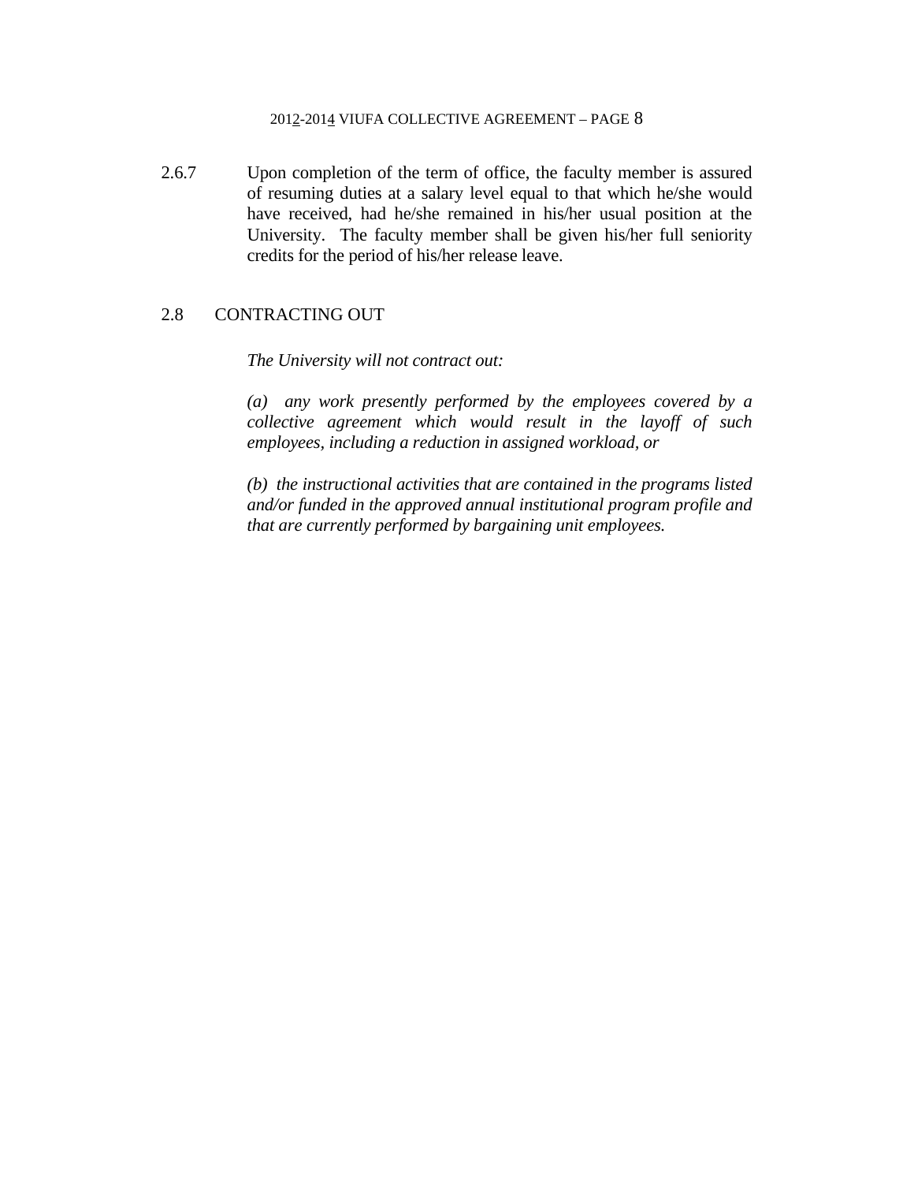2.6.7 Upon completion of the term of office, the faculty member is assured of resuming duties at a salary level equal to that which he/she would have received, had he/she remained in his/her usual position at the University. The faculty member shall be given his/her full seniority credits for the period of his/her release leave.

## 2.8 CONTRACTING OUT

*The University will not contract out:*

*(a) any work presently performed by the employees covered by a collective agreement which would result in the layoff of such employees, including a reduction in assigned workload, or*

*(b) the instructional activities that are contained in the programs listed and/or funded in the approved annual institutional program profile and that are currently performed by bargaining unit employees.*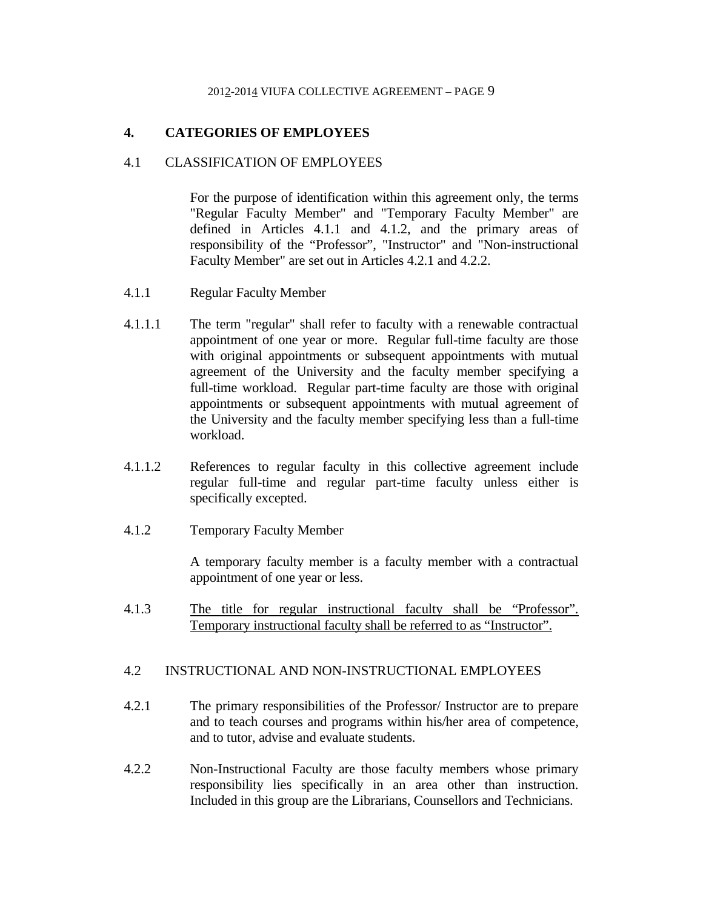## 4. CATEGORIES OF EMPLOYEES

### 4.1 CLASSIFICATION OF EMPLOYEES

For the purpose of identification within this agreement only, the terms "Regular Faculty Member" and "Temporary Faculty Member" are defined in Articles 4.1.1 and 4.1.2, and the primary areas of responsibility of the "Professor", "Instructor" and "Non-instructional Faculty Member" are set out in Articles 4.2.1 and 4.2.2.

4.1.1 Regular Faculty Member

4.1.1.1 The term "regular" shall refer to faculty with a renewable contractual appointment of one year or more. Regular full-time faculty are those with original appointments or subsequent appointments with mutual agreement of the University and the faculty member specifying a full-time workload. Regular part-time faculty are those with original appointments or subsequent appointments with mutual agreement of the University and the faculty member specifying less than a full-time workload.

4.1.1.2 References to regular faculty in this collective agreement include regular full-time and regular part-time faculty unless either is specifically excepted.

4.1.2 Temporary Faculty Member

A temporary faculty member is a faculty member with a contractual appointment of one year or less.

4.1.3 The title for regular instructional faculty shall be "Professor". Temporary instructional faculty shall be referred to as "Instructor".

### 4.2 INSTRUCTIONAL AND NON-INSTRUCTIONAL EMPLOYEES

4.2.1 The primary responsibilities of the Professor/ Instructor are to prepare and to teach courses and programs within his/her area of competence, and to tutor, advise and evaluate students.

4.2.2 Non-Instructional Faculty are those faculty members whose primary responsibility lies specifically in an area other than instruction. Included in this group are the Librarians, Counsellors and Technicians.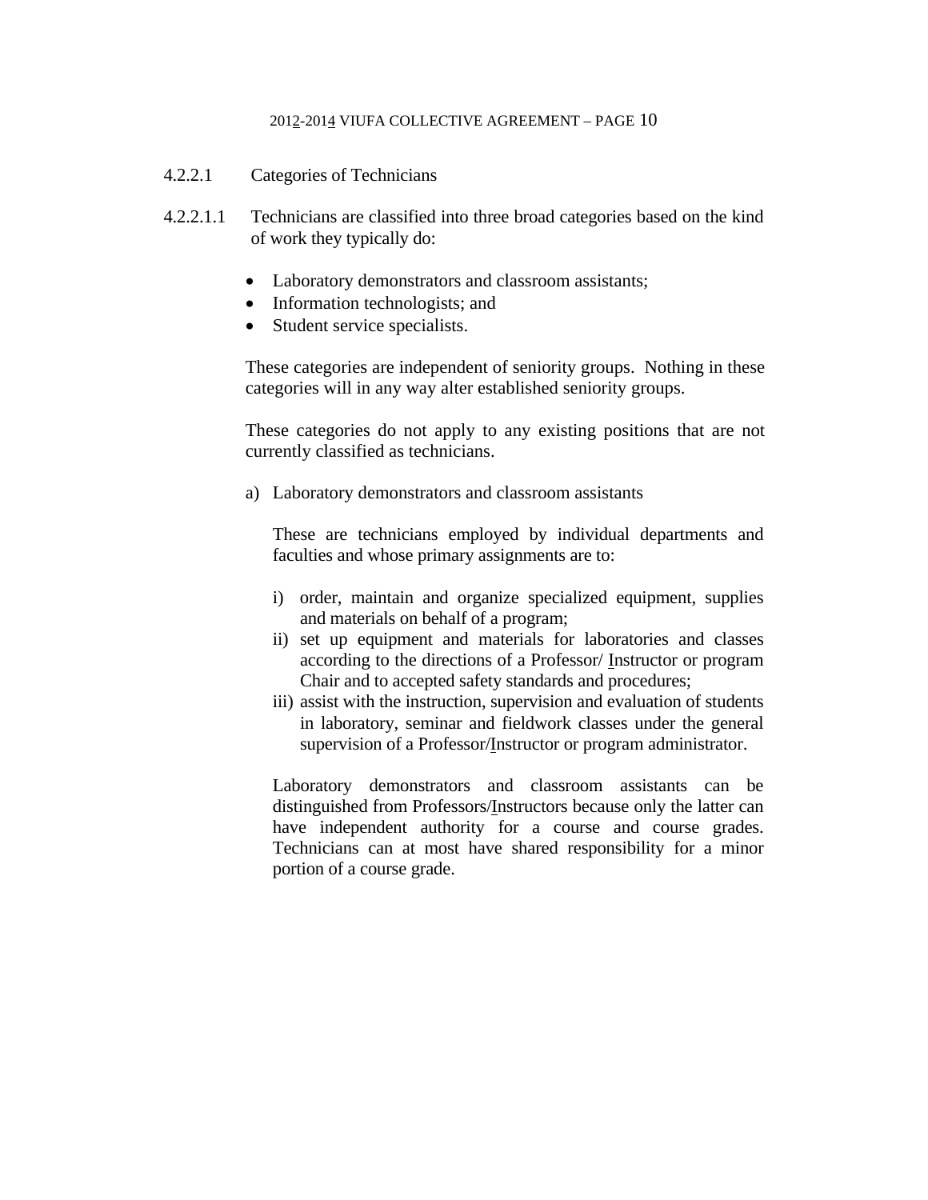4.2.2.1 Categories of Technicians

4.2.2.1.1 Technicians are classified into three broad categories based on the kind of work they typically do:

- Laboratory demonstrators and classroom assistants;
- Information technologists; and
- Student service specialists.

These categories are independent of seniority groups. Nothing in these categories will in any way alter established seniority groups.

These categories do not apply to any existing positions that are not currently classified as technicians.

a) Laboratory demonstrators and classroom assistants

These are technicians employed by individual departments and faculties and whose primary assignments are to:

i) order, maintain and organize specialized equipment, supplies and materials on behalf of a program;
ii) set up equipment and materials for laboratories and classes according to the directions of a Professor/ Instructor or program Chair and to accepted safety standards and procedures;
iii) assist with the instruction, supervision and evaluation of students in laboratory, seminar and fieldwork classes under the general supervision of a Professor/Instructor or program administrator.

Laboratory demonstrators and classroom assistants can be distinguished from Professors/Instructors because only the latter can have independent authority for a course and course grades. Technicians can at most have shared responsibility for a minor portion of a course grade.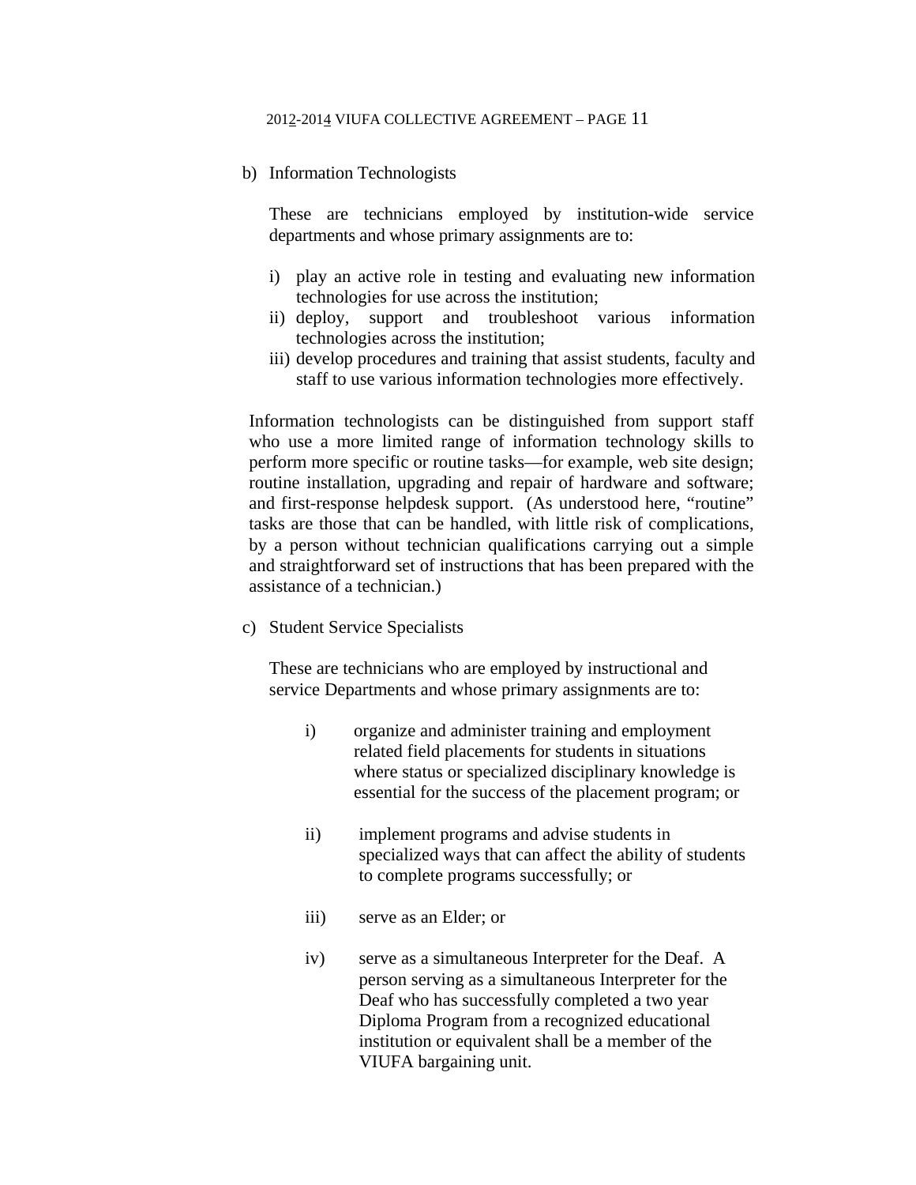b) Information Technologists

These are technicians employed by institution-wide service departments and whose primary assignments are to:

i) play an active role in testing and evaluating new information technologies for use across the institution;
ii) deploy, support and troubleshoot various information technologies across the institution;
iii) develop procedures and training that assist students, faculty and staff to use various information technologies more effectively.

Information technologists can be distinguished from support staff who use a more limited range of information technology skills to perform more specific or routine tasks—for example, web site design; routine installation, upgrading and repair of hardware and software; and first-response helpdesk support. (As understood here, "routine" tasks are those that can be handled, with little risk of complications, by a person without technician qualifications carrying out a simple and straightforward set of instructions that has been prepared with the assistance of a technician.)

c) Student Service Specialists

These are technicians who are employed by instructional and service Departments and whose primary assignments are to:

i) organize and administer training and employment related field placements for students in situations where status or specialized disciplinary knowledge is essential for the success of the placement program; or

ii) implement programs and advise students in specialized ways that can affect the ability of students to complete programs successfully; or

iii) serve as an Elder; or

iv) serve as a simultaneous Interpreter for the Deaf. A person serving as a simultaneous Interpreter for the Deaf who has successfully completed a two year Diploma Program from a recognized educational institution or equivalent shall be a member of the VIUFA bargaining unit.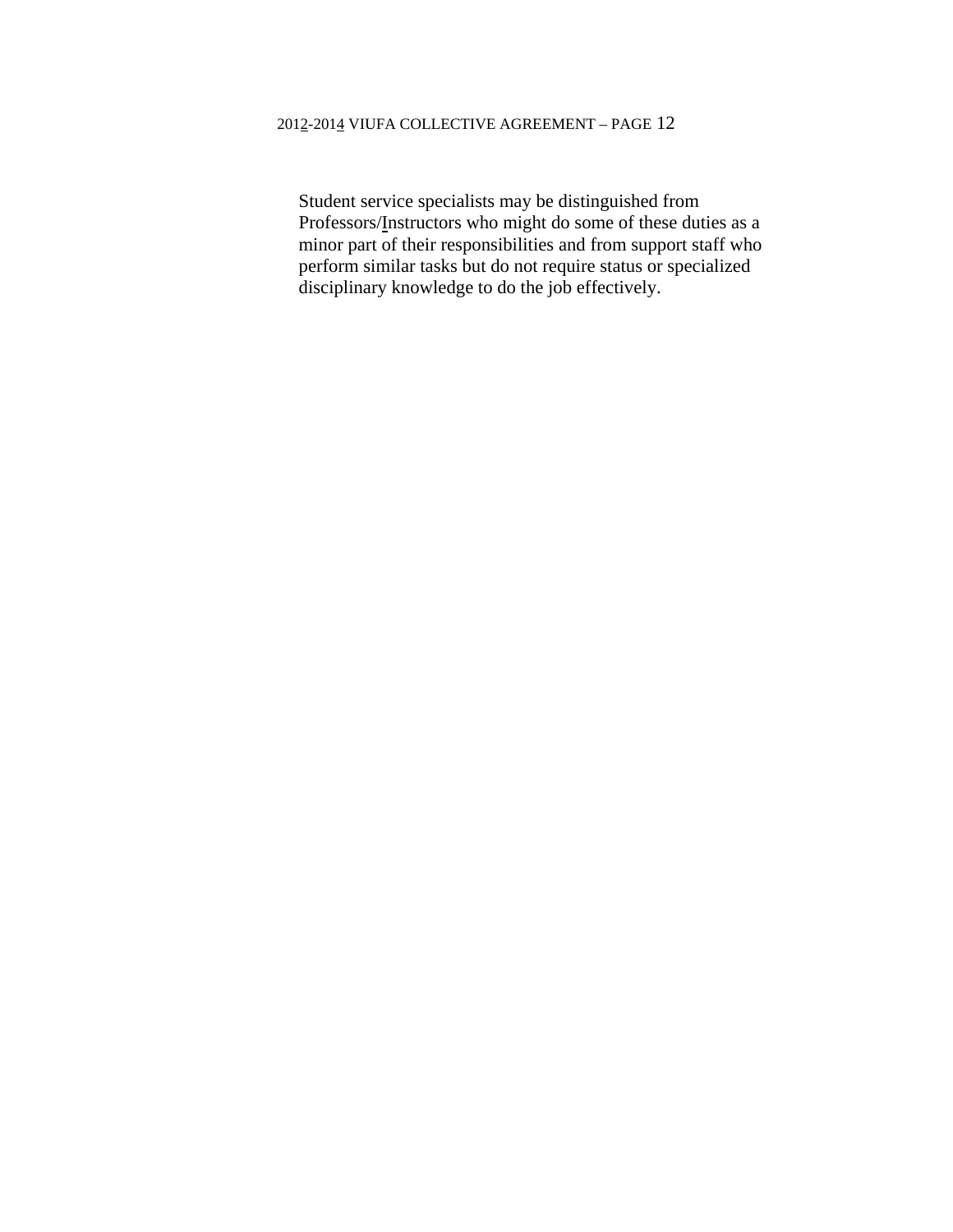Student service specialists may be distinguished from Professors/Instructors who might do some of these duties as a minor part of their responsibilities and from support staff who perform similar tasks but do not require status or specialized disciplinary knowledge to do the job effectively.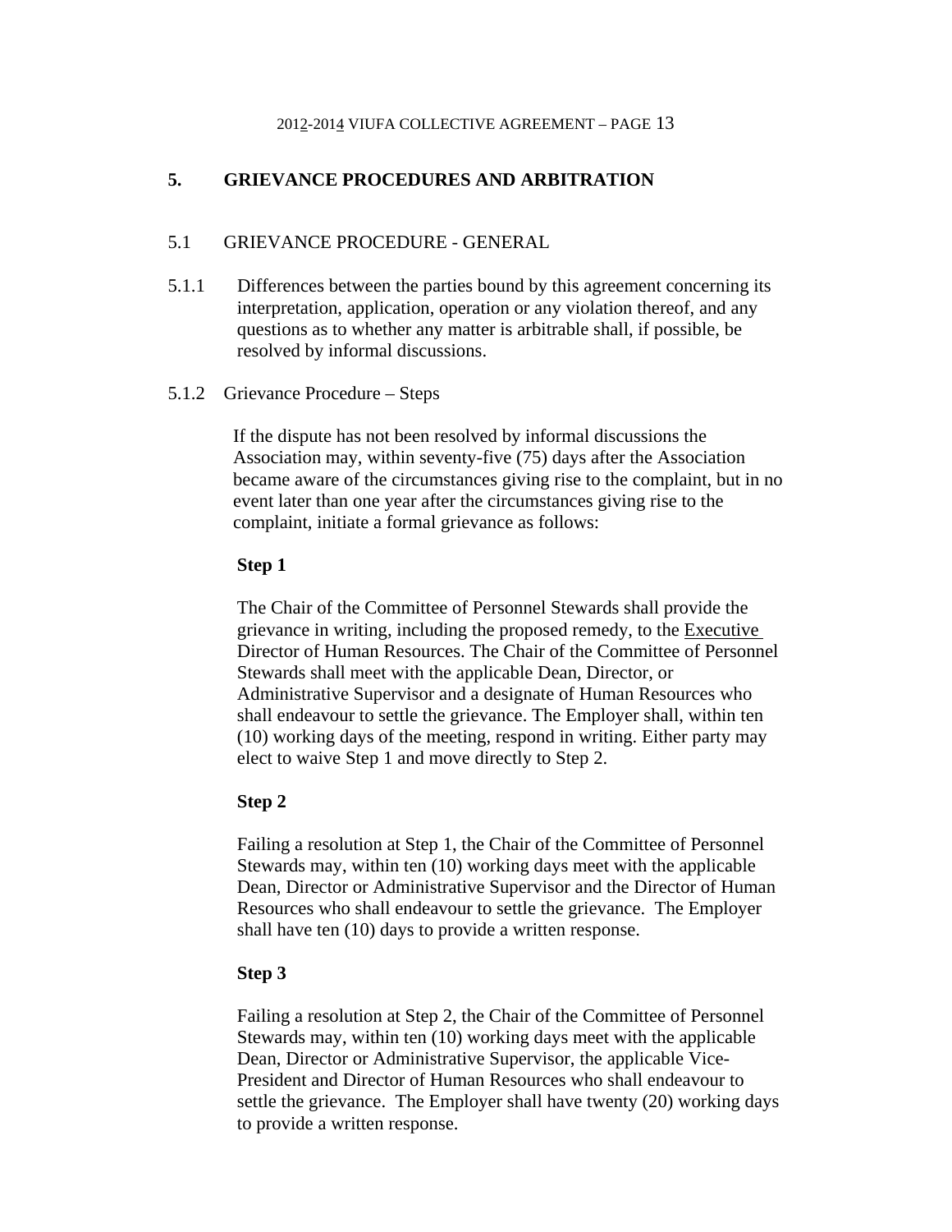## 5. GRIEVANCE PROCEDURES AND ARBITRATION

### 5.1 GRIEVANCE PROCEDURE - GENERAL

5.1.1 Differences between the parties bound by this agreement concerning its interpretation, application, operation or any violation thereof, and any questions as to whether any matter is arbitrable shall, if possible, be resolved by informal discussions.

5.1.2 Grievance Procedure – Steps

If the dispute has not been resolved by informal discussions the Association may, within seventy-five (75) days after the Association became aware of the circumstances giving rise to the complaint, but in no event later than one year after the circumstances giving rise to the complaint, initiate a formal grievance as follows:

**Step 1**

The Chair of the Committee of Personnel Stewards shall provide the grievance in writing, including the proposed remedy, to the Executive Director of Human Resources. The Chair of the Committee of Personnel Stewards shall meet with the applicable Dean, Director, or Administrative Supervisor and a designate of Human Resources who shall endeavour to settle the grievance. The Employer shall, within ten (10) working days of the meeting, respond in writing. Either party may elect to waive Step 1 and move directly to Step 2.

**Step 2**

Failing a resolution at Step 1, the Chair of the Committee of Personnel Stewards may, within ten (10) working days meet with the applicable Dean, Director or Administrative Supervisor and the Director of Human Resources who shall endeavour to settle the grievance. The Employer shall have ten (10) days to provide a written response.

**Step 3**

Failing a resolution at Step 2, the Chair of the Committee of Personnel Stewards may, within ten (10) working days meet with the applicable Dean, Director or Administrative Supervisor, the applicable Vice-President and Director of Human Resources who shall endeavour to settle the grievance. The Employer shall have twenty (20) working days to provide a written response.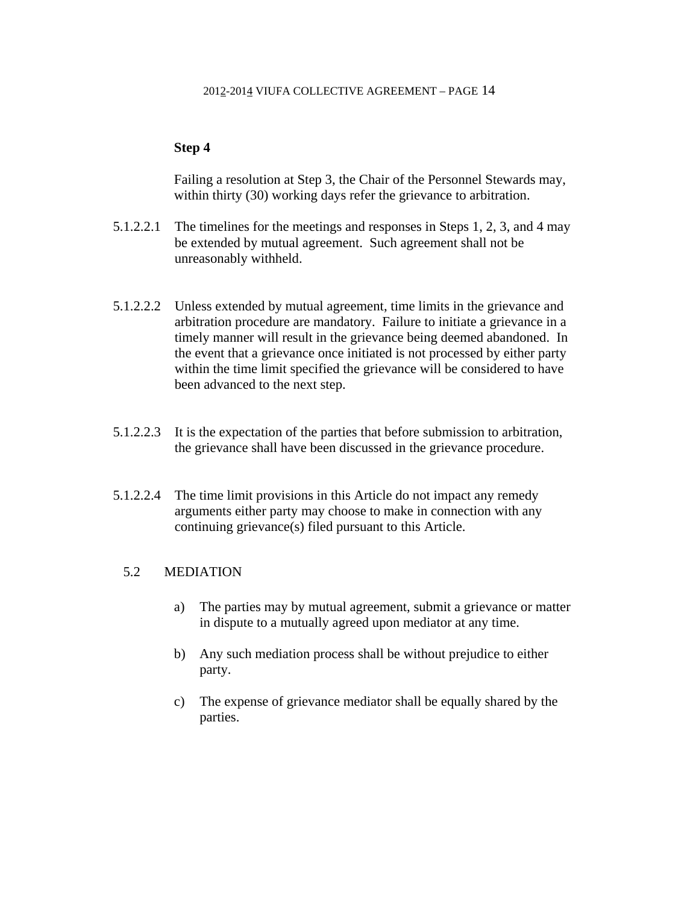**Step 4**

Failing a resolution at Step 3, the Chair of the Personnel Stewards may, within thirty (30) working days refer the grievance to arbitration.

5.1.2.2.1 The timelines for the meetings and responses in Steps 1, 2, 3, and 4 may be extended by mutual agreement. Such agreement shall not be unreasonably withheld.

5.1.2.2.2 Unless extended by mutual agreement, time limits in the grievance and arbitration procedure are mandatory. Failure to initiate a grievance in a timely manner will result in the grievance being deemed abandoned. In the event that a grievance once initiated is not processed by either party within the time limit specified the grievance will be considered to have been advanced to the next step.

5.1.2.2.3 It is the expectation of the parties that before submission to arbitration, the grievance shall have been discussed in the grievance procedure.

5.1.2.2.4 The time limit provisions in this Article do not impact any remedy arguments either party may choose to make in connection with any continuing grievance(s) filed pursuant to this Article.

5.2 MEDIATION

a) The parties may by mutual agreement, submit a grievance or matter in dispute to a mutually agreed upon mediator at any time.

b) Any such mediation process shall be without prejudice to either party.

c) The expense of grievance mediator shall be equally shared by the parties.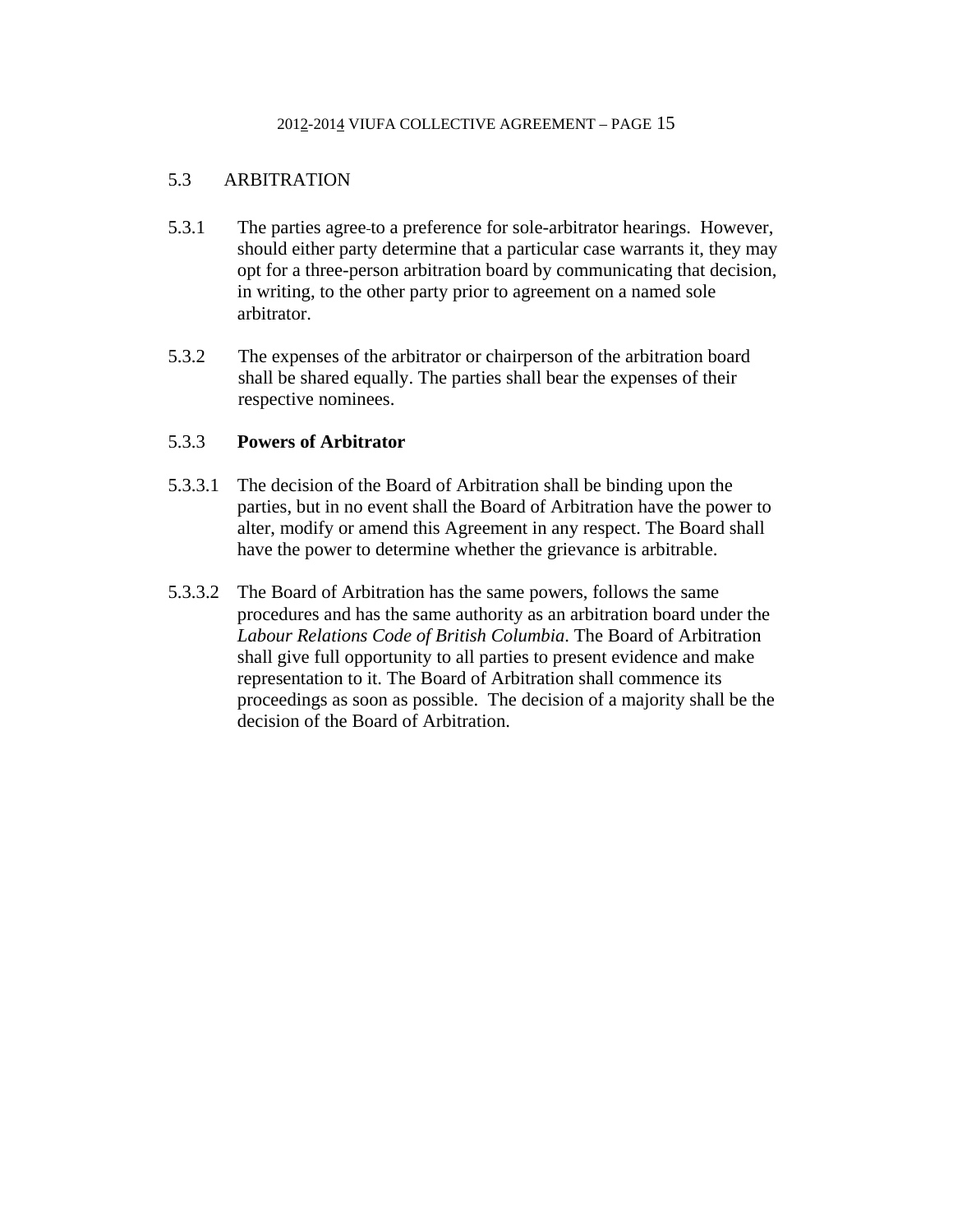## 5.3 ARBITRATION

5.3.1 The parties agree to a preference for sole-arbitrator hearings. However, should either party determine that a particular case warrants it, they may opt for a three-person arbitration board by communicating that decision, in writing, to the other party prior to agreement on a named sole arbitrator.

5.3.2 The expenses of the arbitrator or chairperson of the arbitration board shall be shared equally. The parties shall bear the expenses of their respective nominees.

### 5.3.3 **Powers of Arbitrator**

5.3.3.1 The decision of the Board of Arbitration shall be binding upon the parties, but in no event shall the Board of Arbitration have the power to alter, modify or amend this Agreement in any respect. The Board shall have the power to determine whether the grievance is arbitrable.

5.3.3.2 The Board of Arbitration has the same powers, follows the same procedures and has the same authority as an arbitration board under the *Labour Relations Code of British Columbia*. The Board of Arbitration shall give full opportunity to all parties to present evidence and make representation to it. The Board of Arbitration shall commence its proceedings as soon as possible. The decision of a majority shall be the decision of the Board of Arbitration.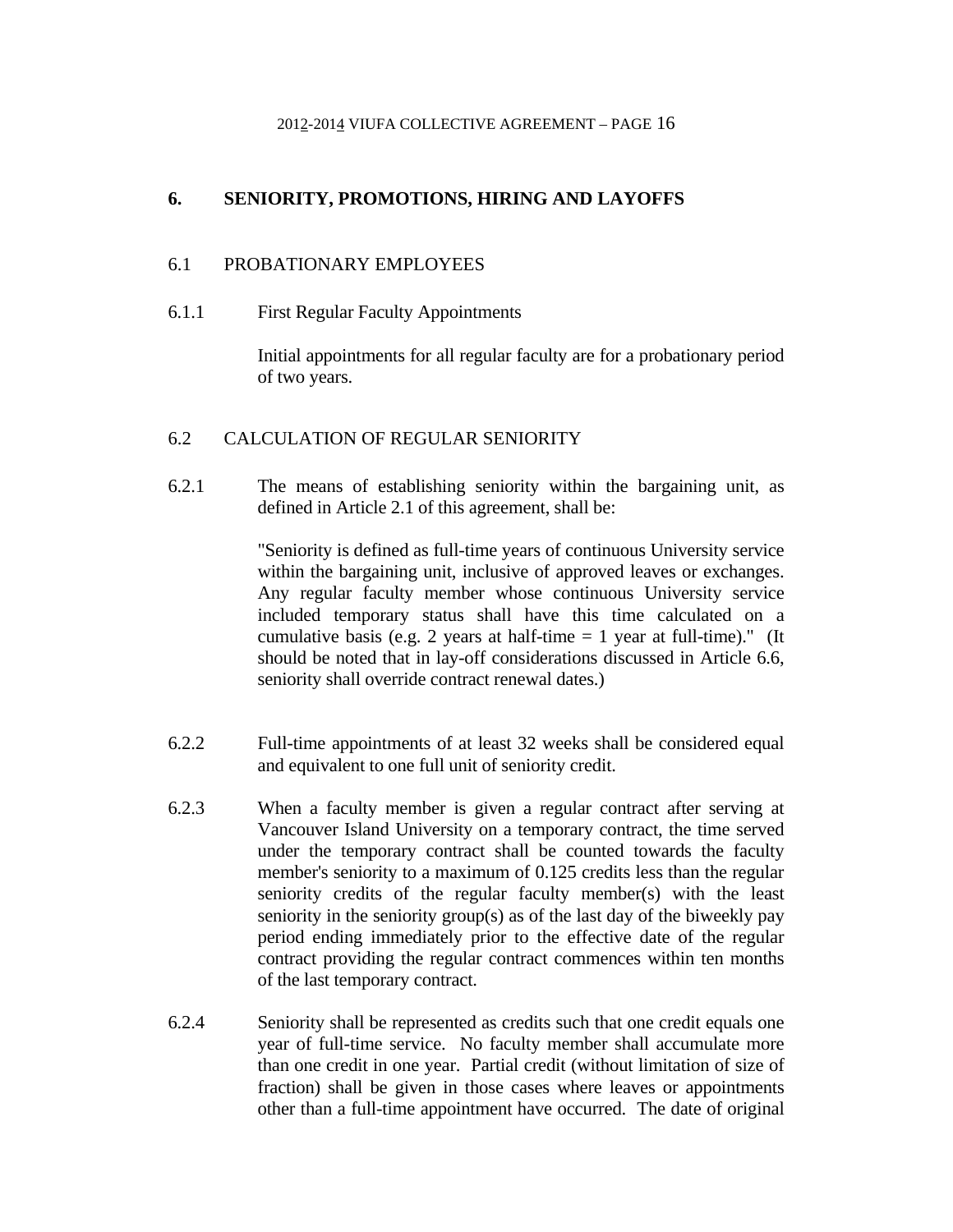## 6. SENIORITY, PROMOTIONS, HIRING AND LAYOFFS

### 6.1 PROBATIONARY EMPLOYEES

6.1.1 First Regular Faculty Appointments

Initial appointments for all regular faculty are for a probationary period of two years.

### 6.2 CALCULATION OF REGULAR SENIORITY

6.2.1 The means of establishing seniority within the bargaining unit, as defined in Article 2.1 of this agreement, shall be:

"Seniority is defined as full-time years of continuous University service within the bargaining unit, inclusive of approved leaves or exchanges. Any regular faculty member whose continuous University service included temporary status shall have this time calculated on a cumulative basis (e.g. 2 years at half-time = 1 year at full-time)." (It should be noted that in lay-off considerations discussed in Article 6.6, seniority shall override contract renewal dates.)

6.2.2 Full-time appointments of at least 32 weeks shall be considered equal and equivalent to one full unit of seniority credit.

6.2.3 When a faculty member is given a regular contract after serving at Vancouver Island University on a temporary contract, the time served under the temporary contract shall be counted towards the faculty member's seniority to a maximum of 0.125 credits less than the regular seniority credits of the regular faculty member(s) with the least seniority in the seniority group(s) as of the last day of the biweekly pay period ending immediately prior to the effective date of the regular contract providing the regular contract commences within ten months of the last temporary contract.

6.2.4 Seniority shall be represented as credits such that one credit equals one year of full-time service. No faculty member shall accumulate more than one credit in one year. Partial credit (without limitation of size of fraction) shall be given in those cases where leaves or appointments other than a full-time appointment have occurred. The date of original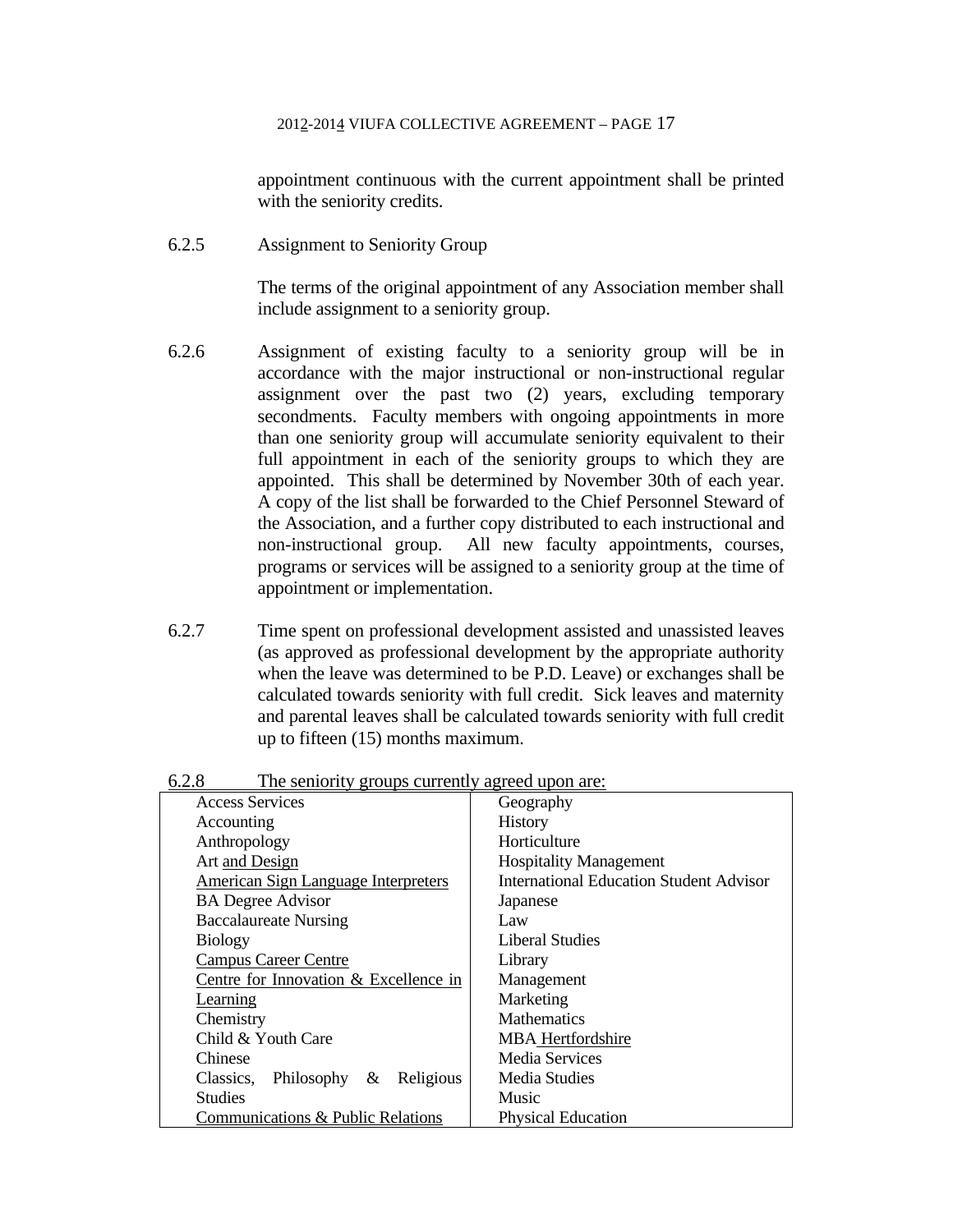appointment continuous with the current appointment shall be printed with the seniority credits.

6.2.5 Assignment to Seniority Group

The terms of the original appointment of any Association member shall include assignment to a seniority group.

6.2.6 Assignment of existing faculty to a seniority group will be in accordance with the major instructional or non-instructional regular assignment over the past two (2) years, excluding temporary secondments. Faculty members with ongoing appointments in more than one seniority group will accumulate seniority equivalent to their full appointment in each of the seniority groups to which they are appointed. This shall be determined by November 30th of each year. A copy of the list shall be forwarded to the Chief Personnel Steward of the Association, and a further copy distributed to each instructional and non-instructional group. All new faculty appointments, courses, programs or services will be assigned to a seniority group at the time of appointment or implementation.

6.2.7 Time spent on professional development assisted and unassisted leaves (as approved as professional development by the appropriate authority when the leave was determined to be P.D. Leave) or exchanges shall be calculated towards seniority with full credit. Sick leaves and maternity and parental leaves shall be calculated towards seniority with full credit up to fifteen (15) months maximum.

6.2.8 The seniority groups currently agreed upon are:

| | |
|---|---|
| Access Services | Geography |
| Accounting | History |
| Anthropology | Horticulture |
| Art and Design | Hospitality Management |
| American Sign Language Interpreters | International Education Student Advisor |
| BA Degree Advisor | Japanese |
| Baccalaureate Nursing | Law |
| Biology | Liberal Studies |
| Campus Career Centre | Library |
| Centre for Innovation & Excellence in Learning | Management |
| | Marketing |
| Chemistry | Mathematics |
| Child & Youth Care | MBA Hertfordshire |
| Chinese | Media Services |
| Classics, Philosophy & Religious Studies | Media Studies |
| | Music |
| Communications & Public Relations | Physical Education |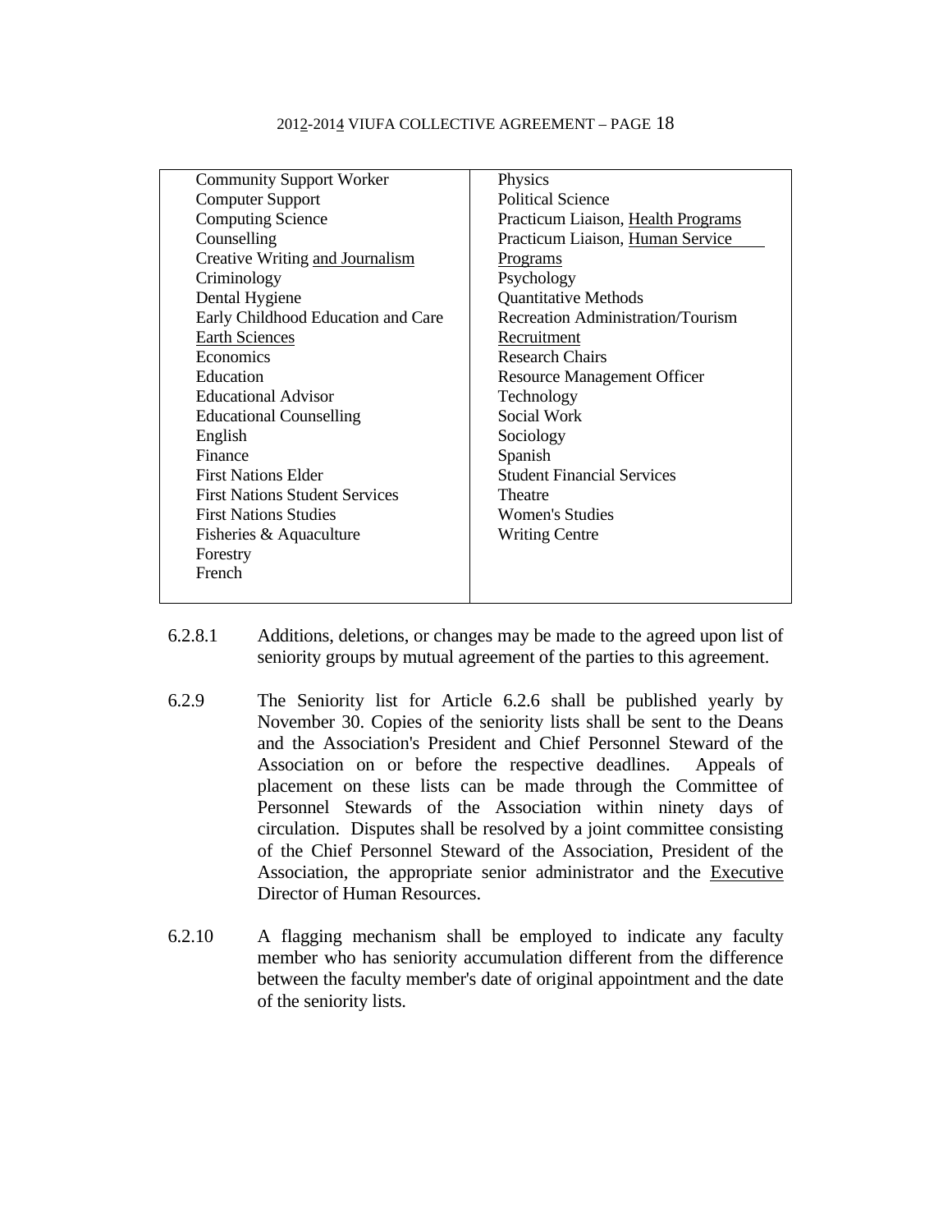| | |
|---|---|
| Community Support Worker | Physics |
| Computer Support | Political Science |
| Computing Science | Practicum Liaison, Health Programs |
| Counselling | Practicum Liaison, Human Service Programs |
| Creative Writing and Journalism | Psychology |
| Criminology | Quantitative Methods |
| Dental Hygiene | Recreation Administration/Tourism |
| Early Childhood Education and Care | Recruitment |
| Earth Sciences | Research Chairs |
| Economics | Resource Management Officer |
| Education | Technology |
| Educational Advisor | Social Work |
| Educational Counselling | Sociology |
| English | Spanish |
| Finance | Student Financial Services |
| First Nations Elder | Theatre |
| First Nations Student Services | Women's Studies |
| First Nations Studies | Writing Centre |
| Fisheries & Aquaculture | |
| Forestry | |
| French | |

6.2.8.1 Additions, deletions, or changes may be made to the agreed upon list of seniority groups by mutual agreement of the parties to this agreement.

6.2.9 The Seniority list for Article 6.2.6 shall be published yearly by November 30. Copies of the seniority lists shall be sent to the Deans and the Association's President and Chief Personnel Steward of the Association on or before the respective deadlines. Appeals of placement on these lists can be made through the Committee of Personnel Stewards of the Association within ninety days of circulation. Disputes shall be resolved by a joint committee consisting of the Chief Personnel Steward of the Association, President of the Association, the appropriate senior administrator and the Executive Director of Human Resources.

6.2.10 A flagging mechanism shall be employed to indicate any faculty member who has seniority accumulation different from the difference between the faculty member's date of original appointment and the date of the seniority lists.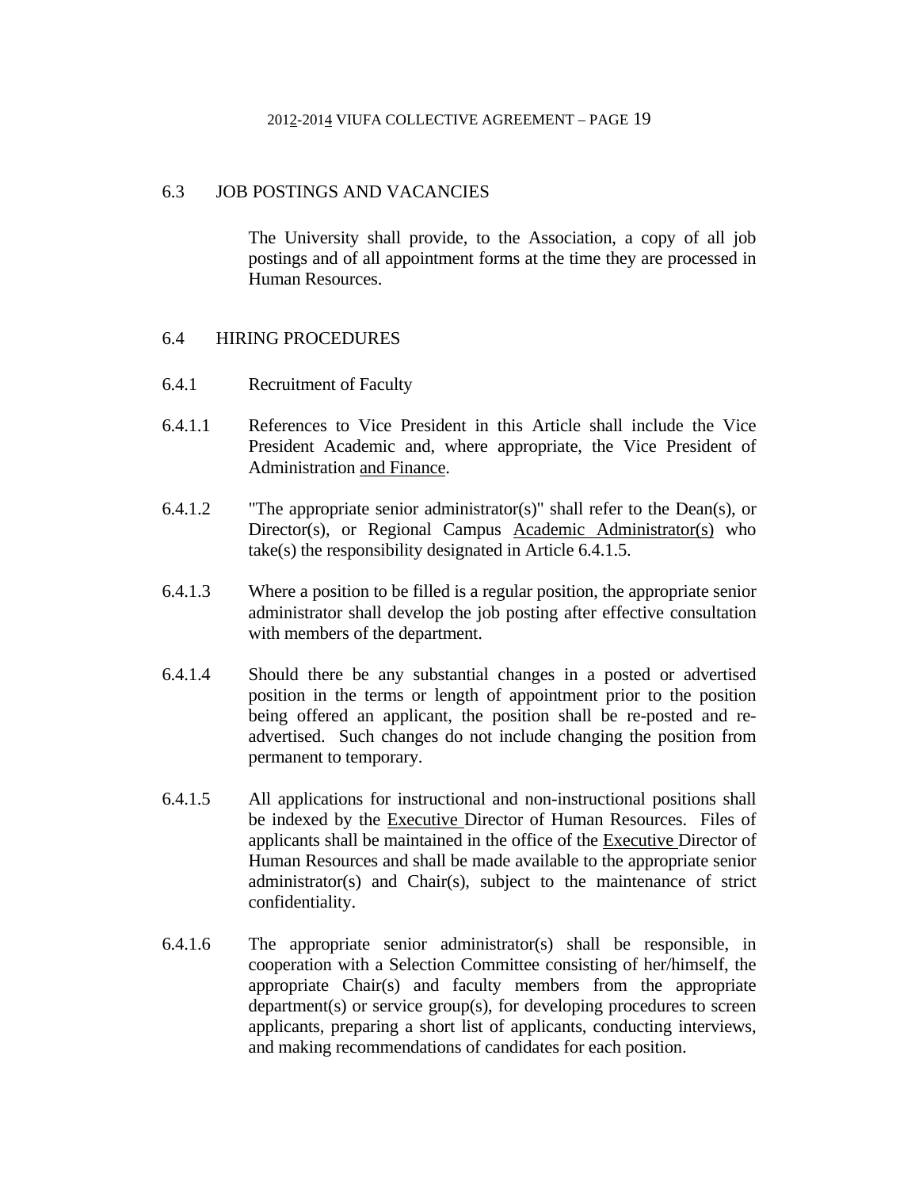## 6.3 JOB POSTINGS AND VACANCIES

The University shall provide, to the Association, a copy of all job postings and of all appointment forms at the time they are processed in Human Resources.

## 6.4 HIRING PROCEDURES

### 6.4.1 Recruitment of Faculty

6.4.1.1 References to Vice President in this Article shall include the Vice President Academic and, where appropriate, the Vice President of Administration and Finance.

6.4.1.2 "The appropriate senior administrator(s)" shall refer to the Dean(s), or Director(s), or Regional Campus Academic Administrator(s) who take(s) the responsibility designated in Article 6.4.1.5.

6.4.1.3 Where a position to be filled is a regular position, the appropriate senior administrator shall develop the job posting after effective consultation with members of the department.

6.4.1.4 Should there be any substantial changes in a posted or advertised position in the terms or length of appointment prior to the position being offered an applicant, the position shall be re-posted and re-advertised. Such changes do not include changing the position from permanent to temporary.

6.4.1.5 All applications for instructional and non-instructional positions shall be indexed by the Executive Director of Human Resources. Files of applicants shall be maintained in the office of the Executive Director of Human Resources and shall be made available to the appropriate senior administrator(s) and Chair(s), subject to the maintenance of strict confidentiality.

6.4.1.6 The appropriate senior administrator(s) shall be responsible, in cooperation with a Selection Committee consisting of her/himself, the appropriate Chair(s) and faculty members from the appropriate department(s) or service group(s), for developing procedures to screen applicants, preparing a short list of applicants, conducting interviews, and making recommendations of candidates for each position.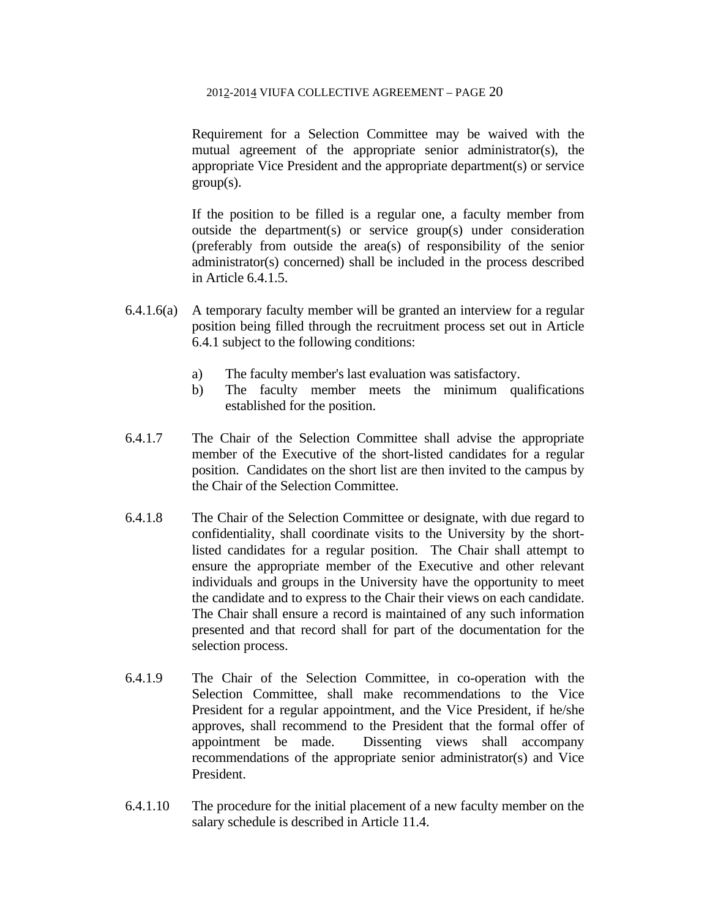Requirement for a Selection Committee may be waived with the mutual agreement of the appropriate senior administrator(s), the appropriate Vice President and the appropriate department(s) or service group(s).

If the position to be filled is a regular one, a faculty member from outside the department(s) or service group(s) under consideration (preferably from outside the area(s) of responsibility of the senior administrator(s) concerned) shall be included in the process described in Article 6.4.1.5.

6.4.1.6(a) A temporary faculty member will be granted an interview for a regular position being filled through the recruitment process set out in Article 6.4.1 subject to the following conditions:

a) The faculty member's last evaluation was satisfactory.
b) The faculty member meets the minimum qualifications established for the position.

6.4.1.7 The Chair of the Selection Committee shall advise the appropriate member of the Executive of the short-listed candidates for a regular position. Candidates on the short list are then invited to the campus by the Chair of the Selection Committee.

6.4.1.8 The Chair of the Selection Committee or designate, with due regard to confidentiality, shall coordinate visits to the University by the short-listed candidates for a regular position. The Chair shall attempt to ensure the appropriate member of the Executive and other relevant individuals and groups in the University have the opportunity to meet the candidate and to express to the Chair their views on each candidate. The Chair shall ensure a record is maintained of any such information presented and that record shall for part of the documentation for the selection process.

6.4.1.9 The Chair of the Selection Committee, in co-operation with the Selection Committee, shall make recommendations to the Vice President for a regular appointment, and the Vice President, if he/she approves, shall recommend to the President that the formal offer of appointment be made. Dissenting views shall accompany recommendations of the appropriate senior administrator(s) and Vice President.

6.4.1.10 The procedure for the initial placement of a new faculty member on the salary schedule is described in Article 11.4.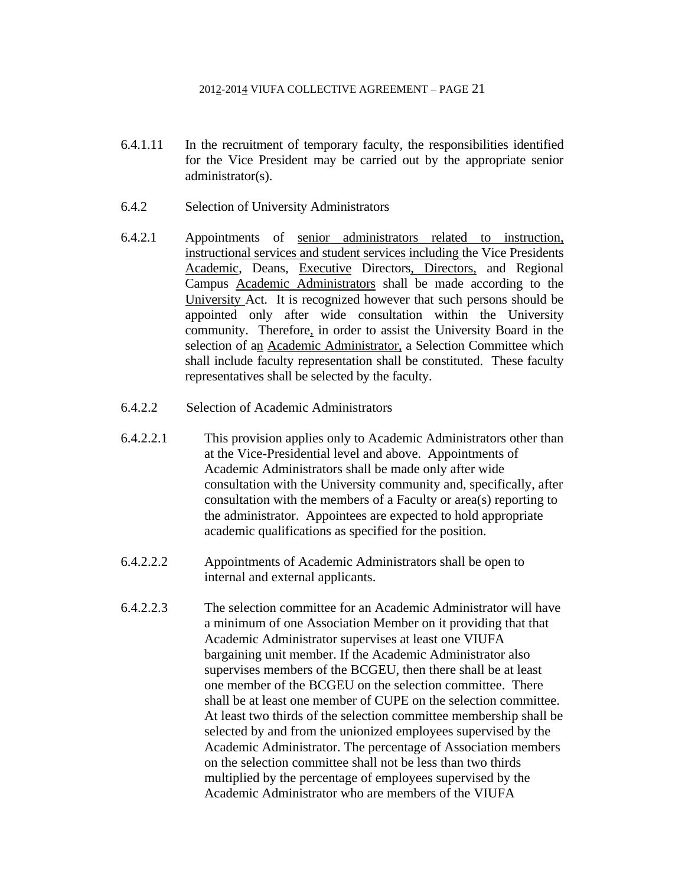6.4.1.11 In the recruitment of temporary faculty, the responsibilities identified for the Vice President may be carried out by the appropriate senior administrator(s).

6.4.2 Selection of University Administrators

6.4.2.1 Appointments of senior administrators related to instruction, instructional services and student services including the Vice Presidents Academic, Deans, Executive Directors, Directors, and Regional Campus Academic Administrators shall be made according to the University Act. It is recognized however that such persons should be appointed only after wide consultation within the University community. Therefore, in order to assist the University Board in the selection of an Academic Administrator, a Selection Committee which shall include faculty representation shall be constituted. These faculty representatives shall be selected by the faculty.

6.4.2.2 Selection of Academic Administrators

6.4.2.2.1 This provision applies only to Academic Administrators other than at the Vice-Presidential level and above. Appointments of Academic Administrators shall be made only after wide consultation with the University community and, specifically, after consultation with the members of a Faculty or area(s) reporting to the administrator. Appointees are expected to hold appropriate academic qualifications as specified for the position.

6.4.2.2.2 Appointments of Academic Administrators shall be open to internal and external applicants.

6.4.2.2.3 The selection committee for an Academic Administrator will have a minimum of one Association Member on it providing that that Academic Administrator supervises at least one VIUFA bargaining unit member. If the Academic Administrator also supervises members of the BCGEU, then there shall be at least one member of the BCGEU on the selection committee. There shall be at least one member of CUPE on the selection committee. At least two thirds of the selection committee membership shall be selected by and from the unionized employees supervised by the Academic Administrator. The percentage of Association members on the selection committee shall not be less than two thirds multiplied by the percentage of employees supervised by the Academic Administrator who are members of the VIUFA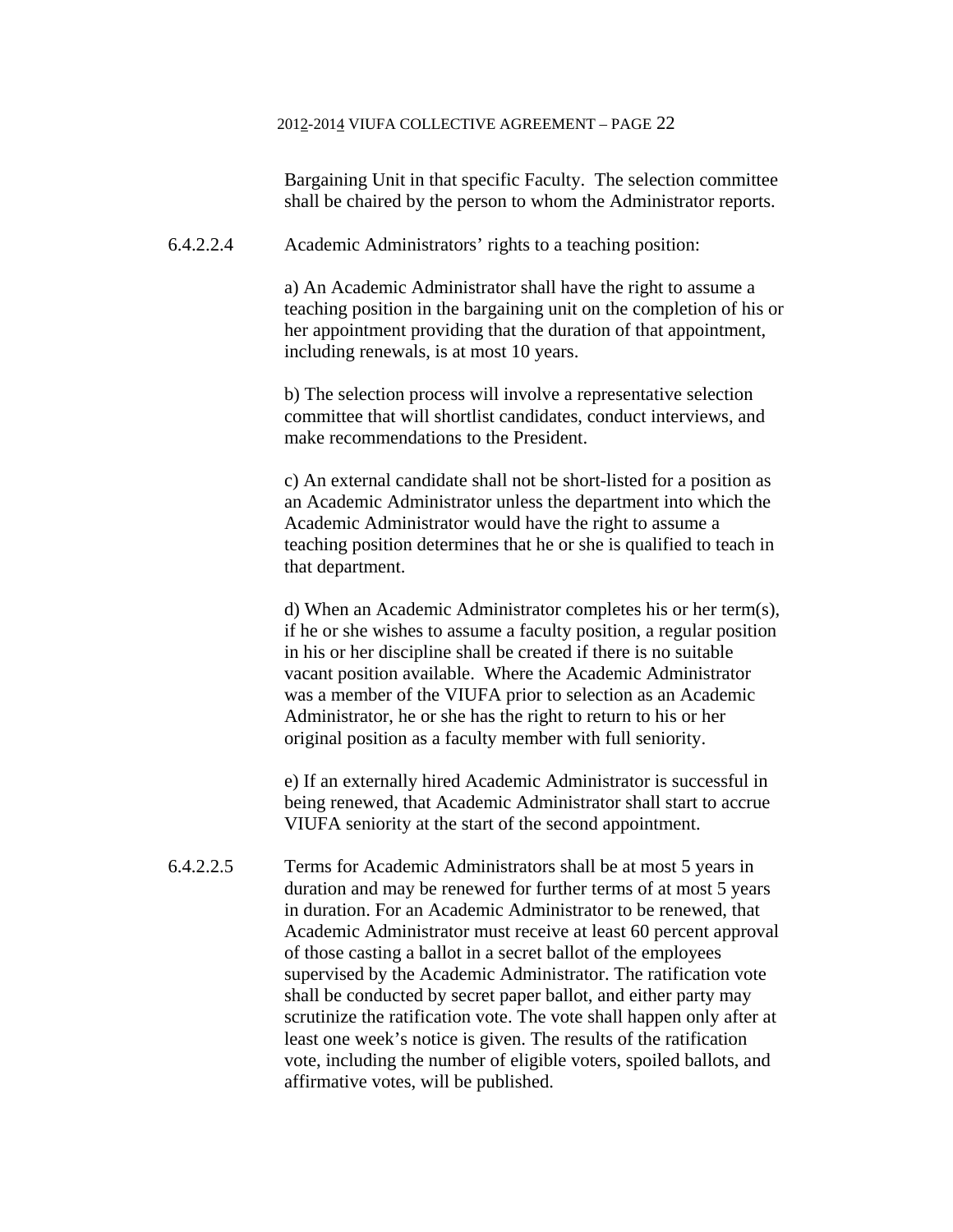Bargaining Unit in that specific Faculty. The selection committee shall be chaired by the person to whom the Administrator reports.

6.4.2.2.4 Academic Administrators' rights to a teaching position:

a) An Academic Administrator shall have the right to assume a teaching position in the bargaining unit on the completion of his or her appointment providing that the duration of that appointment, including renewals, is at most 10 years.

b) The selection process will involve a representative selection committee that will shortlist candidates, conduct interviews, and make recommendations to the President.

c) An external candidate shall not be short-listed for a position as an Academic Administrator unless the department into which the Academic Administrator would have the right to assume a teaching position determines that he or she is qualified to teach in that department.

d) When an Academic Administrator completes his or her term(s), if he or she wishes to assume a faculty position, a regular position in his or her discipline shall be created if there is no suitable vacant position available. Where the Academic Administrator was a member of the VIUFA prior to selection as an Academic Administrator, he or she has the right to return to his or her original position as a faculty member with full seniority.

e) If an externally hired Academic Administrator is successful in being renewed, that Academic Administrator shall start to accrue VIUFA seniority at the start of the second appointment.

6.4.2.2.5 Terms for Academic Administrators shall be at most 5 years in duration and may be renewed for further terms of at most 5 years in duration. For an Academic Administrator to be renewed, that Academic Administrator must receive at least 60 percent approval of those casting a ballot in a secret ballot of the employees supervised by the Academic Administrator. The ratification vote shall be conducted by secret paper ballot, and either party may scrutinize the ratification vote. The vote shall happen only after at least one week's notice is given. The results of the ratification vote, including the number of eligible voters, spoiled ballots, and affirmative votes, will be published.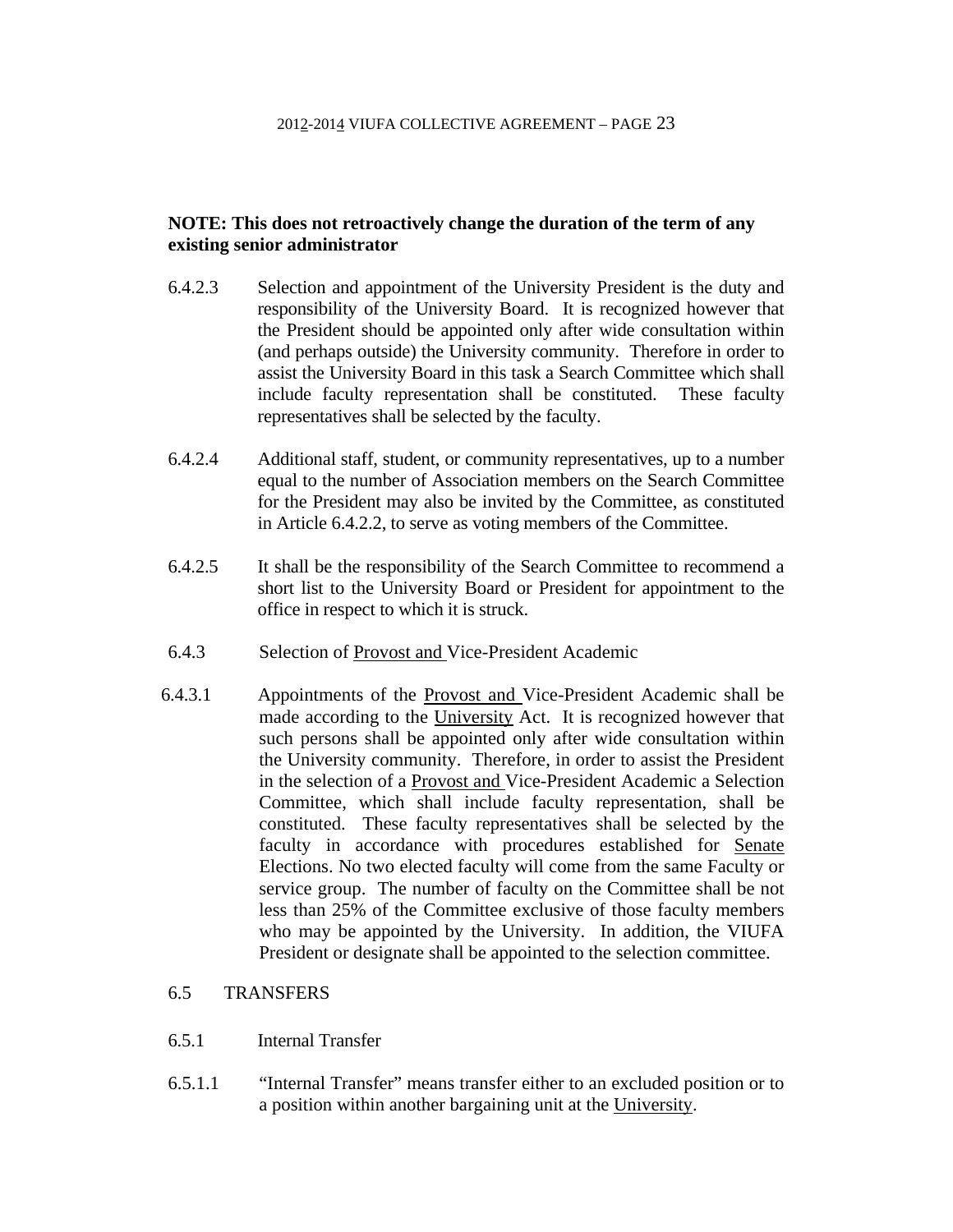**NOTE: This does not retroactively change the duration of the term of any existing senior administrator**

6.4.2.3 Selection and appointment of the University President is the duty and responsibility of the University Board. It is recognized however that the President should be appointed only after wide consultation within (and perhaps outside) the University community. Therefore in order to assist the University Board in this task a Search Committee which shall include faculty representation shall be constituted. These faculty representatives shall be selected by the faculty.

6.4.2.4 Additional staff, student, or community representatives, up to a number equal to the number of Association members on the Search Committee for the President may also be invited by the Committee, as constituted in Article 6.4.2.2, to serve as voting members of the Committee.

6.4.2.5 It shall be the responsibility of the Search Committee to recommend a short list to the University Board or President for appointment to the office in respect to which it is struck.

6.4.3 Selection of Provost and Vice-President Academic

6.4.3.1 Appointments of the Provost and Vice-President Academic shall be made according to the University Act. It is recognized however that such persons shall be appointed only after wide consultation within the University community. Therefore, in order to assist the President in the selection of a Provost and Vice-President Academic a Selection Committee, which shall include faculty representation, shall be constituted. These faculty representatives shall be selected by the faculty in accordance with procedures established for Senate Elections. No two elected faculty will come from the same Faculty or service group. The number of faculty on the Committee shall be not less than 25% of the Committee exclusive of those faculty members who may be appointed by the University. In addition, the VIUFA President or designate shall be appointed to the selection committee.

6.5 TRANSFERS

6.5.1 Internal Transfer

6.5.1.1 "Internal Transfer" means transfer either to an excluded position or to a position within another bargaining unit at the University.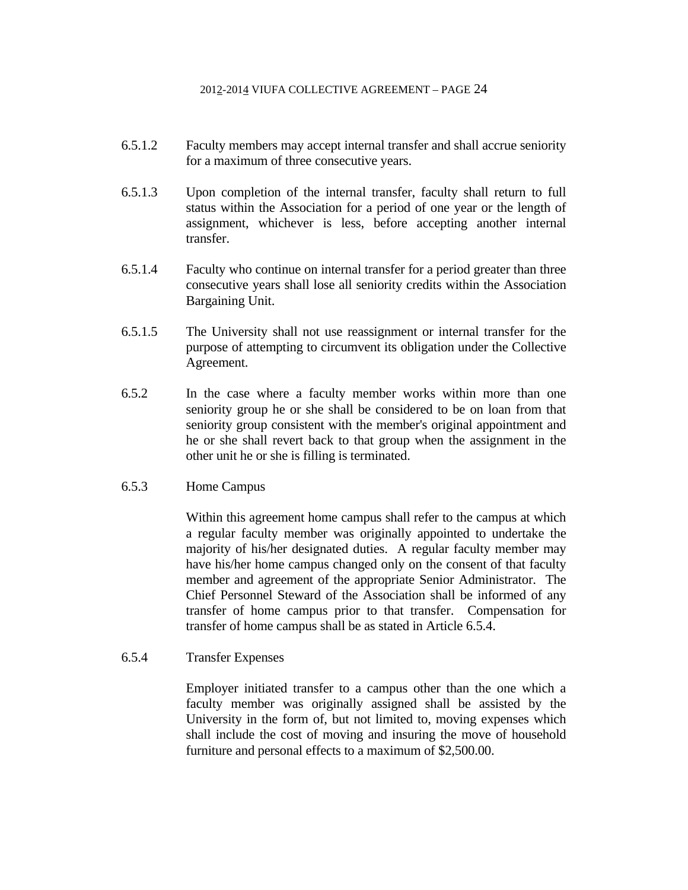6.5.1.2 Faculty members may accept internal transfer and shall accrue seniority for a maximum of three consecutive years.

6.5.1.3 Upon completion of the internal transfer, faculty shall return to full status within the Association for a period of one year or the length of assignment, whichever is less, before accepting another internal transfer.

6.5.1.4 Faculty who continue on internal transfer for a period greater than three consecutive years shall lose all seniority credits within the Association Bargaining Unit.

6.5.1.5 The University shall not use reassignment or internal transfer for the purpose of attempting to circumvent its obligation under the Collective Agreement.

6.5.2 In the case where a faculty member works within more than one seniority group he or she shall be considered to be on loan from that seniority group consistent with the member's original appointment and he or she shall revert back to that group when the assignment in the other unit he or she is filling is terminated.

6.5.3 Home Campus

Within this agreement home campus shall refer to the campus at which a regular faculty member was originally appointed to undertake the majority of his/her designated duties. A regular faculty member may have his/her home campus changed only on the consent of that faculty member and agreement of the appropriate Senior Administrator. The Chief Personnel Steward of the Association shall be informed of any transfer of home campus prior to that transfer. Compensation for transfer of home campus shall be as stated in Article 6.5.4.

6.5.4 Transfer Expenses

Employer initiated transfer to a campus other than the one which a faculty member was originally assigned shall be assisted by the University in the form of, but not limited to, moving expenses which shall include the cost of moving and insuring the move of household furniture and personal effects to a maximum of $2,500.00.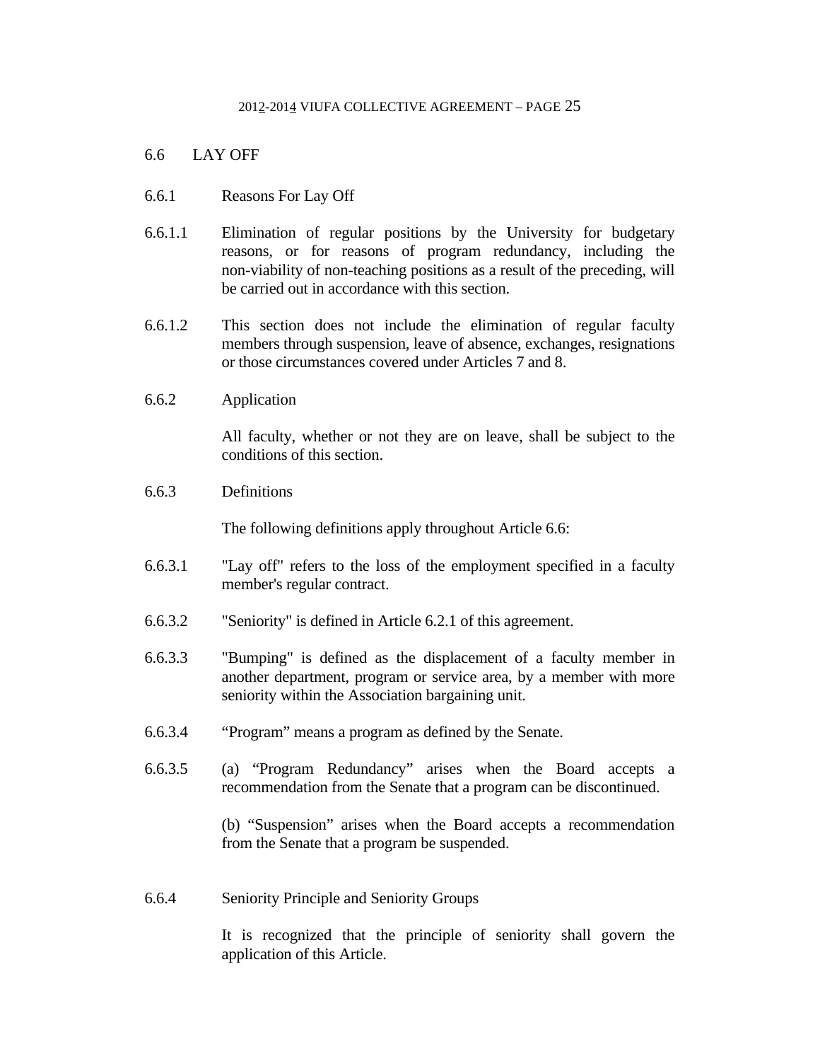## 6.6 LAY OFF

### 6.6.1 Reasons For Lay Off

6.6.1.1 Elimination of regular positions by the University for budgetary reasons, or for reasons of program redundancy, including the non-viability of non-teaching positions as a result of the preceding, will be carried out in accordance with this section.

6.6.1.2 This section does not include the elimination of regular faculty members through suspension, leave of absence, exchanges, resignations or those circumstances covered under Articles 7 and 8.

### 6.6.2 Application

All faculty, whether or not they are on leave, shall be subject to the conditions of this section.

### 6.6.3 Definitions

The following definitions apply throughout Article 6.6:

6.6.3.1 "Lay off" refers to the loss of the employment specified in a faculty member's regular contract.

6.6.3.2 "Seniority" is defined in Article 6.2.1 of this agreement.

6.6.3.3 "Bumping" is defined as the displacement of a faculty member in another department, program or service area, by a member with more seniority within the Association bargaining unit.

6.6.3.4 “Program” means a program as defined by the Senate.

6.6.3.5 (a) “Program Redundancy” arises when the Board accepts a recommendation from the Senate that a program can be discontinued.

(b) “Suspension” arises when the Board accepts a recommendation from the Senate that a program be suspended.

### 6.6.4 Seniority Principle and Seniority Groups

It is recognized that the principle of seniority shall govern the application of this Article.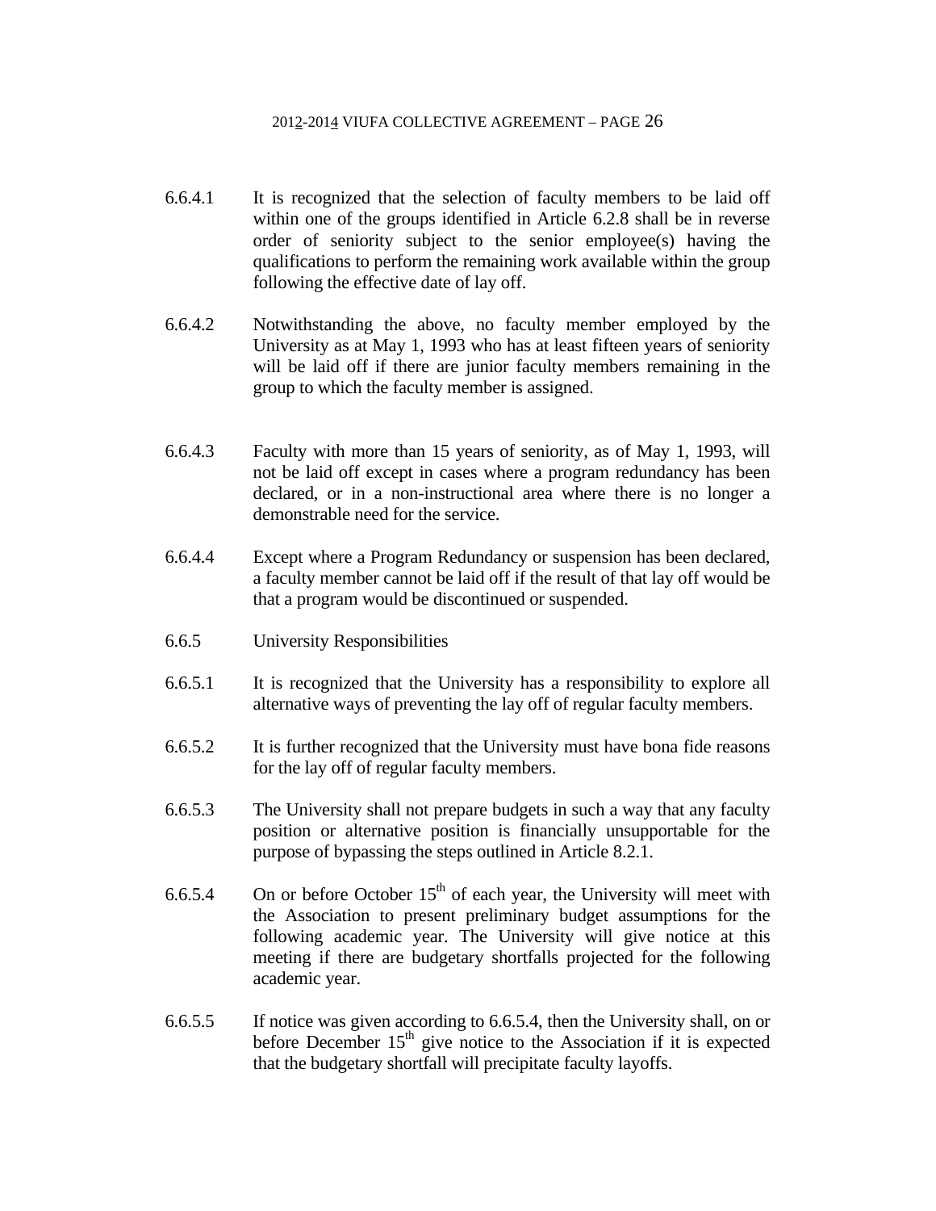6.6.4.1 It is recognized that the selection of faculty members to be laid off within one of the groups identified in Article 6.2.8 shall be in reverse order of seniority subject to the senior employee(s) having the qualifications to perform the remaining work available within the group following the effective date of lay off.

6.6.4.2 Notwithstanding the above, no faculty member employed by the University as at May 1, 1993 who has at least fifteen years of seniority will be laid off if there are junior faculty members remaining in the group to which the faculty member is assigned.

6.6.4.3 Faculty with more than 15 years of seniority, as of May 1, 1993, will not be laid off except in cases where a program redundancy has been declared, or in a non-instructional area where there is no longer a demonstrable need for the service.

6.6.4.4 Except where a Program Redundancy or suspension has been declared, a faculty member cannot be laid off if the result of that lay off would be that a program would be discontinued or suspended.

6.6.5 University Responsibilities

6.6.5.1 It is recognized that the University has a responsibility to explore all alternative ways of preventing the lay off of regular faculty members.

6.6.5.2 It is further recognized that the University must have bona fide reasons for the lay off of regular faculty members.

6.6.5.3 The University shall not prepare budgets in such a way that any faculty position or alternative position is financially unsupportable for the purpose of bypassing the steps outlined in Article 8.2.1.

6.6.5.4 On or before October 15th of each year, the University will meet with the Association to present preliminary budget assumptions for the following academic year. The University will give notice at this meeting if there are budgetary shortfalls projected for the following academic year.

6.6.5.5 If notice was given according to 6.6.5.4, then the University shall, on or before December 15th give notice to the Association if it is expected that the budgetary shortfall will precipitate faculty layoffs.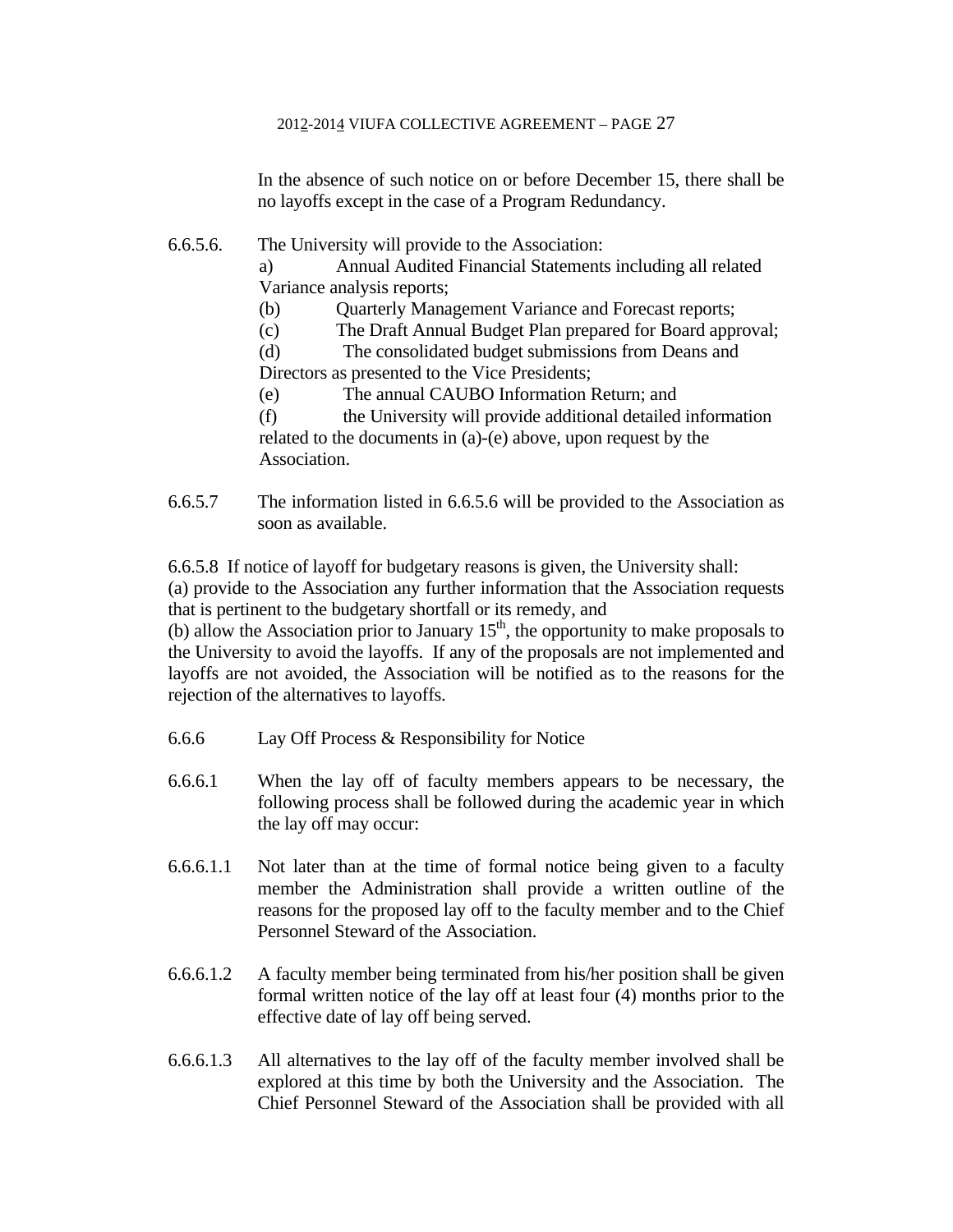In the absence of such notice on or before December 15, there shall be no layoffs except in the case of a Program Redundancy.

6.6.5.6. The University will provide to the Association:

a) Annual Audited Financial Statements including all related Variance analysis reports;

(b) Quarterly Management Variance and Forecast reports;

(c) The Draft Annual Budget Plan prepared for Board approval;

(d) The consolidated budget submissions from Deans and Directors as presented to the Vice Presidents;

(e) The annual CAUBO Information Return; and

(f) the University will provide additional detailed information related to the documents in (a)-(e) above, upon request by the Association.

6.6.5.7 The information listed in 6.6.5.6 will be provided to the Association as soon as available.

6.6.5.8 If notice of layoff for budgetary reasons is given, the University shall:
(a) provide to the Association any further information that the Association requests that is pertinent to the budgetary shortfall or its remedy, and
(b) allow the Association prior to January 15th, the opportunity to make proposals to the University to avoid the layoffs. If any of the proposals are not implemented and layoffs are not avoided, the Association will be notified as to the reasons for the rejection of the alternatives to layoffs.

6.6.6 Lay Off Process & Responsibility for Notice

6.6.6.1 When the lay off of faculty members appears to be necessary, the following process shall be followed during the academic year in which the lay off may occur:

6.6.6.1.1 Not later than at the time of formal notice being given to a faculty member the Administration shall provide a written outline of the reasons for the proposed lay off to the faculty member and to the Chief Personnel Steward of the Association.

6.6.6.1.2 A faculty member being terminated from his/her position shall be given formal written notice of the lay off at least four (4) months prior to the effective date of lay off being served.

6.6.6.1.3 All alternatives to the lay off of the faculty member involved shall be explored at this time by both the University and the Association. The Chief Personnel Steward of the Association shall be provided with all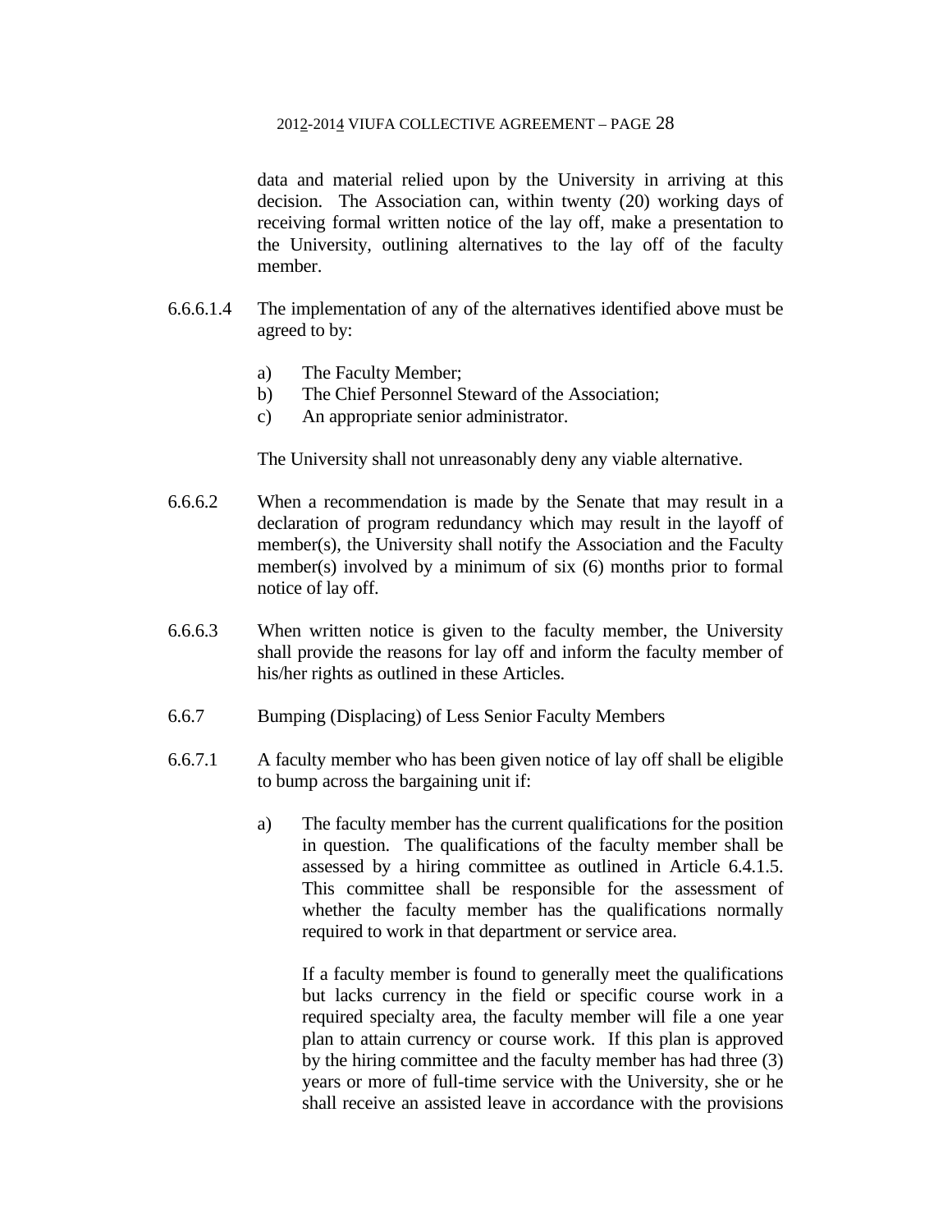data and material relied upon by the University in arriving at this decision. The Association can, within twenty (20) working days of receiving formal written notice of the lay off, make a presentation to the University, outlining alternatives to the lay off of the faculty member.

6.6.6.1.4 The implementation of any of the alternatives identified above must be agreed to by:

a) The Faculty Member;
b) The Chief Personnel Steward of the Association;
c) An appropriate senior administrator.

The University shall not unreasonably deny any viable alternative.

6.6.6.2 When a recommendation is made by the Senate that may result in a declaration of program redundancy which may result in the layoff of member(s), the University shall notify the Association and the Faculty member(s) involved by a minimum of six (6) months prior to formal notice of lay off.

6.6.6.3 When written notice is given to the faculty member, the University shall provide the reasons for lay off and inform the faculty member of his/her rights as outlined in these Articles.

6.6.7 Bumping (Displacing) of Less Senior Faculty Members

6.6.7.1 A faculty member who has been given notice of lay off shall be eligible to bump across the bargaining unit if:

a) The faculty member has the current qualifications for the position in question. The qualifications of the faculty member shall be assessed by a hiring committee as outlined in Article 6.4.1.5. This committee shall be responsible for the assessment of whether the faculty member has the qualifications normally required to work in that department or service area.

If a faculty member is found to generally meet the qualifications but lacks currency in the field or specific course work in a required specialty area, the faculty member will file a one year plan to attain currency or course work. If this plan is approved by the hiring committee and the faculty member has had three (3) years or more of full-time service with the University, she or he shall receive an assisted leave in accordance with the provisions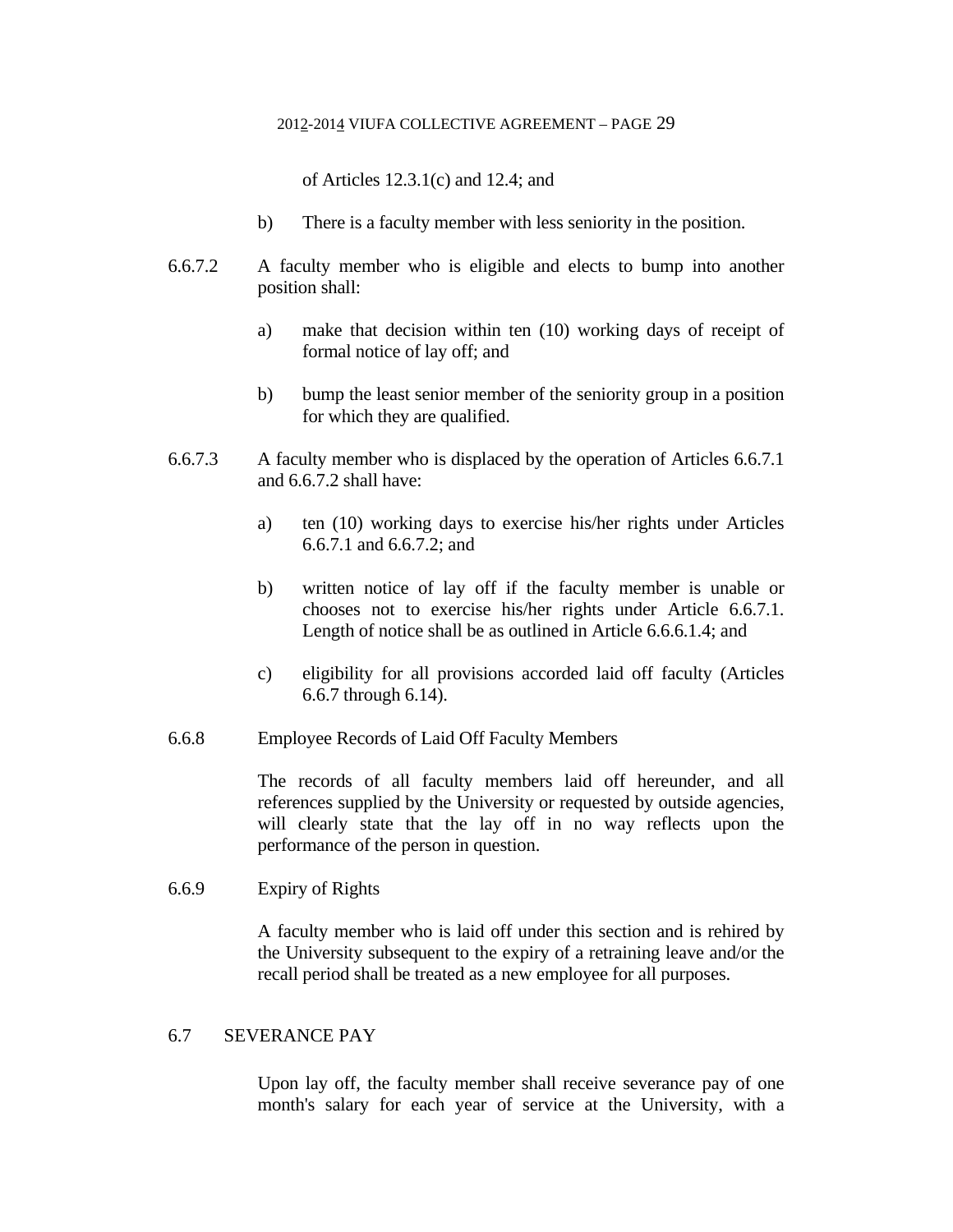of Articles 12.3.1(c) and 12.4; and

b) There is a faculty member with less seniority in the position.

6.6.7.2 A faculty member who is eligible and elects to bump into another position shall:

a) make that decision within ten (10) working days of receipt of formal notice of lay off; and

b) bump the least senior member of the seniority group in a position for which they are qualified.

6.6.7.3 A faculty member who is displaced by the operation of Articles 6.6.7.1 and 6.6.7.2 shall have:

a) ten (10) working days to exercise his/her rights under Articles 6.6.7.1 and 6.6.7.2; and

b) written notice of lay off if the faculty member is unable or chooses not to exercise his/her rights under Article 6.6.7.1. Length of notice shall be as outlined in Article 6.6.6.1.4; and

c) eligibility for all provisions accorded laid off faculty (Articles 6.6.7 through 6.14).

6.6.8 Employee Records of Laid Off Faculty Members

The records of all faculty members laid off hereunder, and all references supplied by the University or requested by outside agencies, will clearly state that the lay off in no way reflects upon the performance of the person in question.

6.6.9 Expiry of Rights

A faculty member who is laid off under this section and is rehired by the University subsequent to the expiry of a retraining leave and/or the recall period shall be treated as a new employee for all purposes.

## 6.7 SEVERANCE PAY

Upon lay off, the faculty member shall receive severance pay of one month's salary for each year of service at the University, with a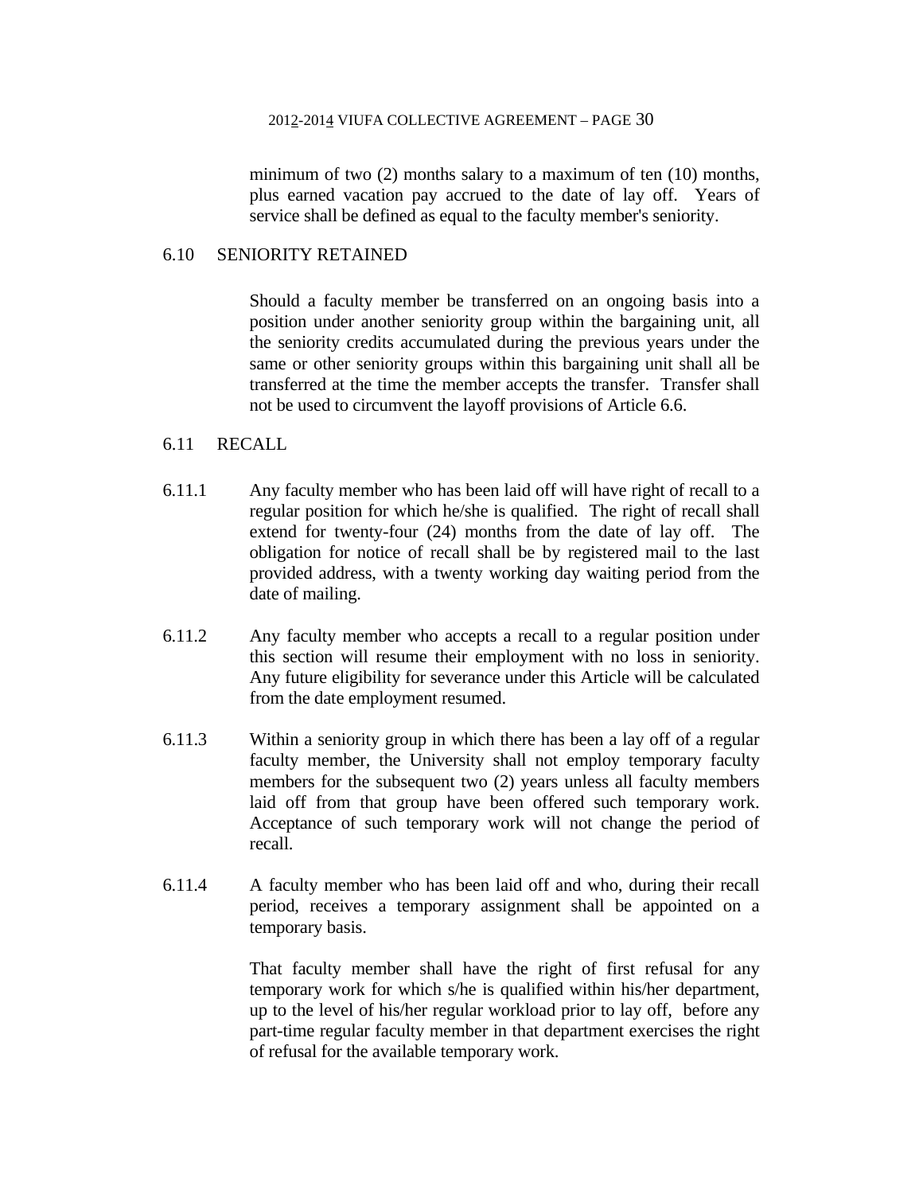minimum of two (2) months salary to a maximum of ten (10) months, plus earned vacation pay accrued to the date of lay off. Years of service shall be defined as equal to the faculty member's seniority.

## 6.10 SENIORITY RETAINED

Should a faculty member be transferred on an ongoing basis into a position under another seniority group within the bargaining unit, all the seniority credits accumulated during the previous years under the same or other seniority groups within this bargaining unit shall all be transferred at the time the member accepts the transfer. Transfer shall not be used to circumvent the layoff provisions of Article 6.6.

## 6.11 RECALL

6.11.1 Any faculty member who has been laid off will have right of recall to a regular position for which he/she is qualified. The right of recall shall extend for twenty-four (24) months from the date of lay off. The obligation for notice of recall shall be by registered mail to the last provided address, with a twenty working day waiting period from the date of mailing.

6.11.2 Any faculty member who accepts a recall to a regular position under this section will resume their employment with no loss in seniority. Any future eligibility for severance under this Article will be calculated from the date employment resumed.

6.11.3 Within a seniority group in which there has been a lay off of a regular faculty member, the University shall not employ temporary faculty members for the subsequent two (2) years unless all faculty members laid off from that group have been offered such temporary work. Acceptance of such temporary work will not change the period of recall.

6.11.4 A faculty member who has been laid off and who, during their recall period, receives a temporary assignment shall be appointed on a temporary basis.

That faculty member shall have the right of first refusal for any temporary work for which s/he is qualified within his/her department, up to the level of his/her regular workload prior to lay off, before any part-time regular faculty member in that department exercises the right of refusal for the available temporary work.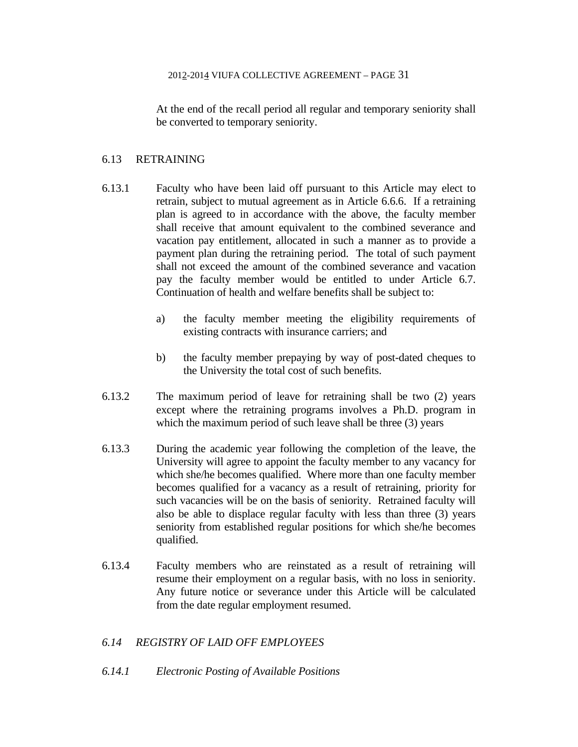At the end of the recall period all regular and temporary seniority shall be converted to temporary seniority.

## 6.13 RETRAINING

6.13.1 Faculty who have been laid off pursuant to this Article may elect to retrain, subject to mutual agreement as in Article 6.6.6. If a retraining plan is agreed to in accordance with the above, the faculty member shall receive that amount equivalent to the combined severance and vacation pay entitlement, allocated in such a manner as to provide a payment plan during the retraining period. The total of such payment shall not exceed the amount of the combined severance and vacation pay the faculty member would be entitled to under Article 6.7. Continuation of health and welfare benefits shall be subject to:

a) the faculty member meeting the eligibility requirements of existing contracts with insurance carriers; and

b) the faculty member prepaying by way of post-dated cheques to the University the total cost of such benefits.

6.13.2 The maximum period of leave for retraining shall be two (2) years except where the retraining programs involves a Ph.D. program in which the maximum period of such leave shall be three (3) years

6.13.3 During the academic year following the completion of the leave, the University will agree to appoint the faculty member to any vacancy for which she/he becomes qualified. Where more than one faculty member becomes qualified for a vacancy as a result of retraining, priority for such vacancies will be on the basis of seniority. Retrained faculty will also be able to displace regular faculty with less than three (3) years seniority from established regular positions for which she/he becomes qualified.

6.13.4 Faculty members who are reinstated as a result of retraining will resume their employment on a regular basis, with no loss in seniority. Any future notice or severance under this Article will be calculated from the date regular employment resumed.

## *6.14 REGISTRY OF LAID OFF EMPLOYEES*

### *6.14.1 Electronic Posting of Available Positions*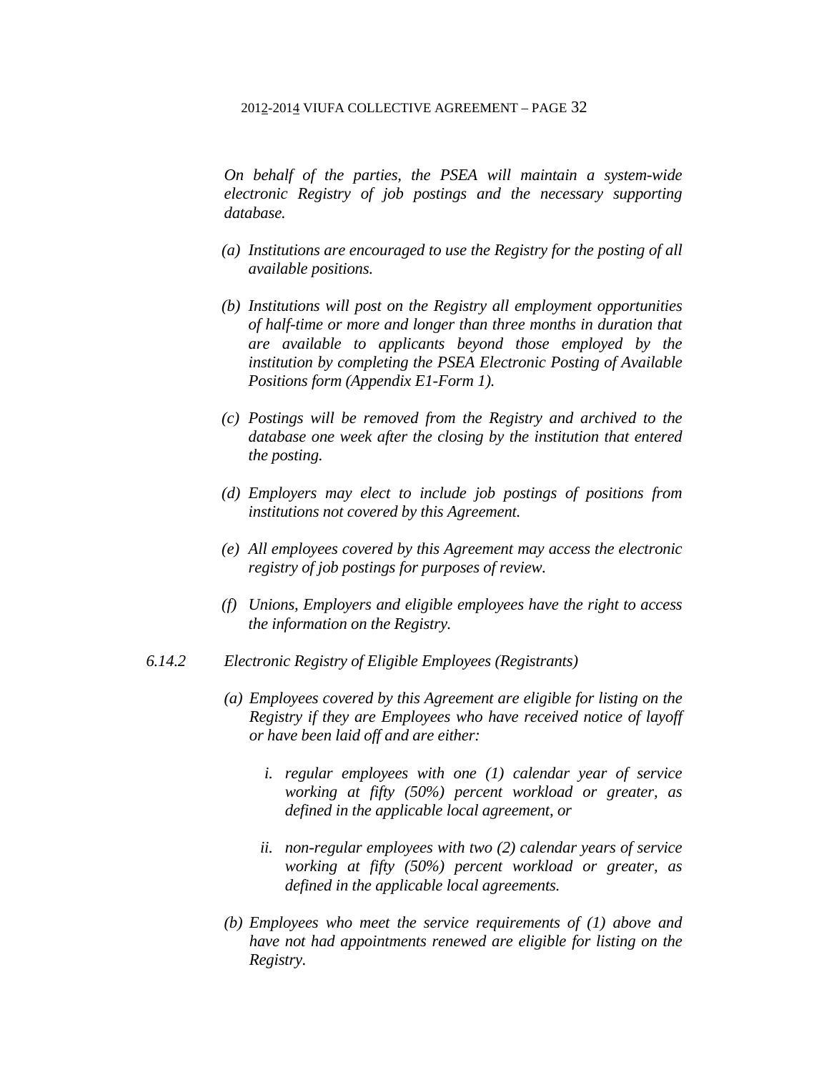*On behalf of the parties, the PSEA will maintain a system-wide electronic Registry of job postings and the necessary supporting database.*

*(a) Institutions are encouraged to use the Registry for the posting of all available positions.*

*(b) Institutions will post on the Registry all employment opportunities of half-time or more and longer than three months in duration that are available to applicants beyond those employed by the institution by completing the PSEA Electronic Posting of Available Positions form (Appendix E1-Form 1).*

*(c) Postings will be removed from the Registry and archived to the database one week after the closing by the institution that entered the posting.*

*(d) Employers may elect to include job postings of positions from institutions not covered by this Agreement.*

*(e) All employees covered by this Agreement may access the electronic registry of job postings for purposes of review.*

*(f) Unions, Employers and eligible employees have the right to access the information on the Registry.*

*6.14.2 Electronic Registry of Eligible Employees (Registrants)*

*(a) Employees covered by this Agreement are eligible for listing on the Registry if they are Employees who have received notice of layoff or have been laid off and are either:*

*i. regular employees with one (1) calendar year of service working at fifty (50%) percent workload or greater, as defined in the applicable local agreement, or*

*ii. non-regular employees with two (2) calendar years of service working at fifty (50%) percent workload or greater, as defined in the applicable local agreements.*

*(b) Employees who meet the service requirements of (1) above and have not had appointments renewed are eligible for listing on the Registry.*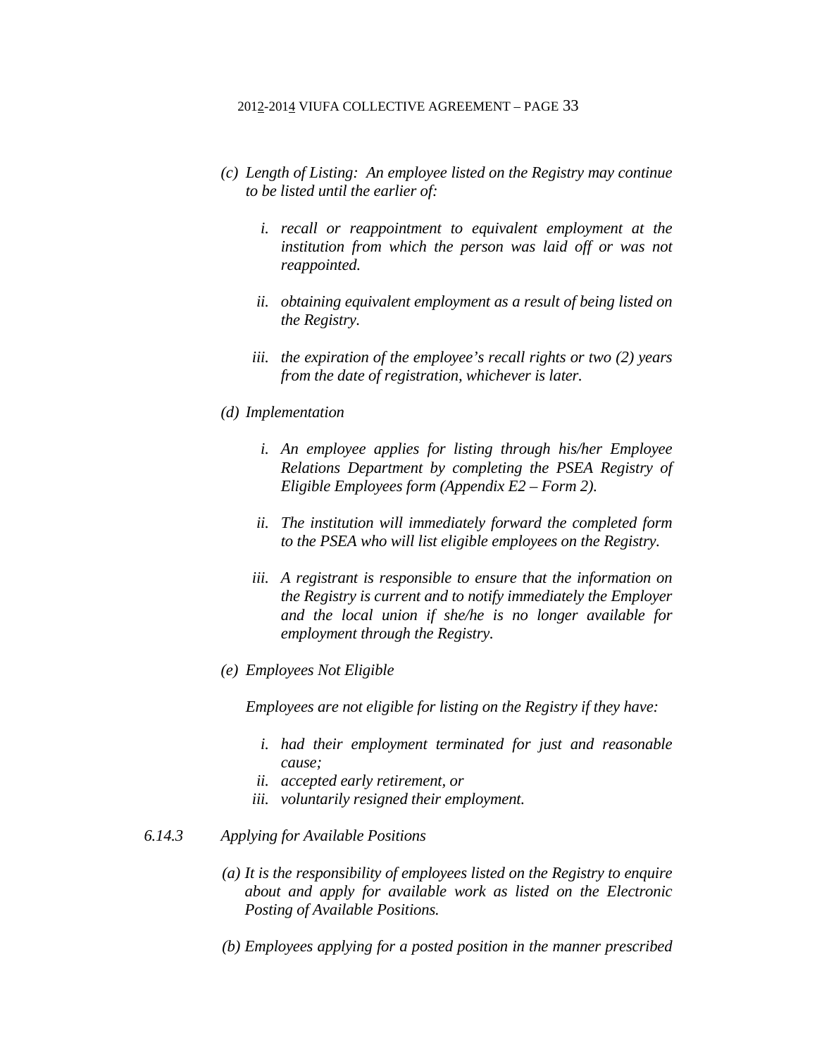*(c) Length of Listing: An employee listed on the Registry may continue to be listed until the earlier of:*

> *i. recall or reappointment to equivalent employment at the institution from which the person was laid off or was not reappointed.*
>
> *ii. obtaining equivalent employment as a result of being listed on the Registry.*
>
> *iii. the expiration of the employee's recall rights or two (2) years from the date of registration, whichever is later.*

*(d) Implementation*

> *i. An employee applies for listing through his/her Employee Relations Department by completing the PSEA Registry of Eligible Employees form (Appendix E2 – Form 2).*
>
> *ii. The institution will immediately forward the completed form to the PSEA who will list eligible employees on the Registry.*
>
> *iii. A registrant is responsible to ensure that the information on the Registry is current and to notify immediately the Employer and the local union if she/he is no longer available for employment through the Registry.*

*(e) Employees Not Eligible*

*Employees are not eligible for listing on the Registry if they have:*

> *i. had their employment terminated for just and reasonable cause;*
> *ii. accepted early retirement, or*
> *iii. voluntarily resigned their employment.*

*6.14.3 Applying for Available Positions*

*(a) It is the responsibility of employees listed on the Registry to enquire about and apply for available work as listed on the Electronic Posting of Available Positions.*

*(b) Employees applying for a posted position in the manner prescribed*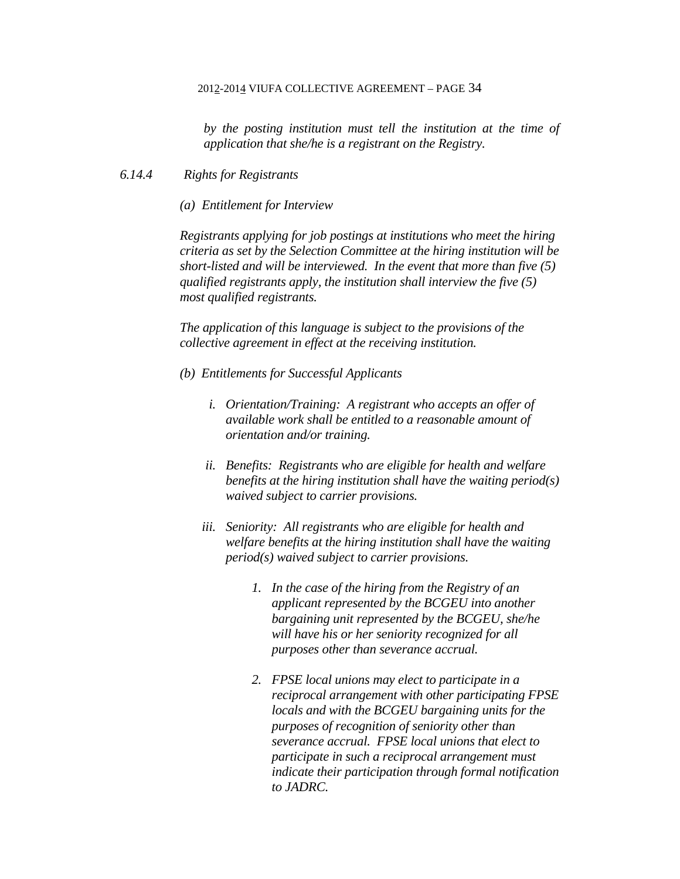*by the posting institution must tell the institution at the time of application that she/he is a registrant on the Registry.*

*6.14.4 Rights for Registrants*

*(a) Entitlement for Interview*

*Registrants applying for job postings at institutions who meet the hiring criteria as set by the Selection Committee at the hiring institution will be short-listed and will be interviewed. In the event that more than five (5) qualified registrants apply, the institution shall interview the five (5) most qualified registrants.*

*The application of this language is subject to the provisions of the collective agreement in effect at the receiving institution.*

*(b) Entitlements for Successful Applicants*

*i. Orientation/Training: A registrant who accepts an offer of available work shall be entitled to a reasonable amount of orientation and/or training.*

*ii. Benefits: Registrants who are eligible for health and welfare benefits at the hiring institution shall have the waiting period(s) waived subject to carrier provisions.*

*iii. Seniority: All registrants who are eligible for health and welfare benefits at the hiring institution shall have the waiting period(s) waived subject to carrier provisions.*

*1. In the case of the hiring from the Registry of an applicant represented by the BCGEU into another bargaining unit represented by the BCGEU, she/he will have his or her seniority recognized for all purposes other than severance accrual.*

*2. FPSE local unions may elect to participate in a reciprocal arrangement with other participating FPSE locals and with the BCGEU bargaining units for the purposes of recognition of seniority other than severance accrual. FPSE local unions that elect to participate in such a reciprocal arrangement must indicate their participation through formal notification to JADRC.*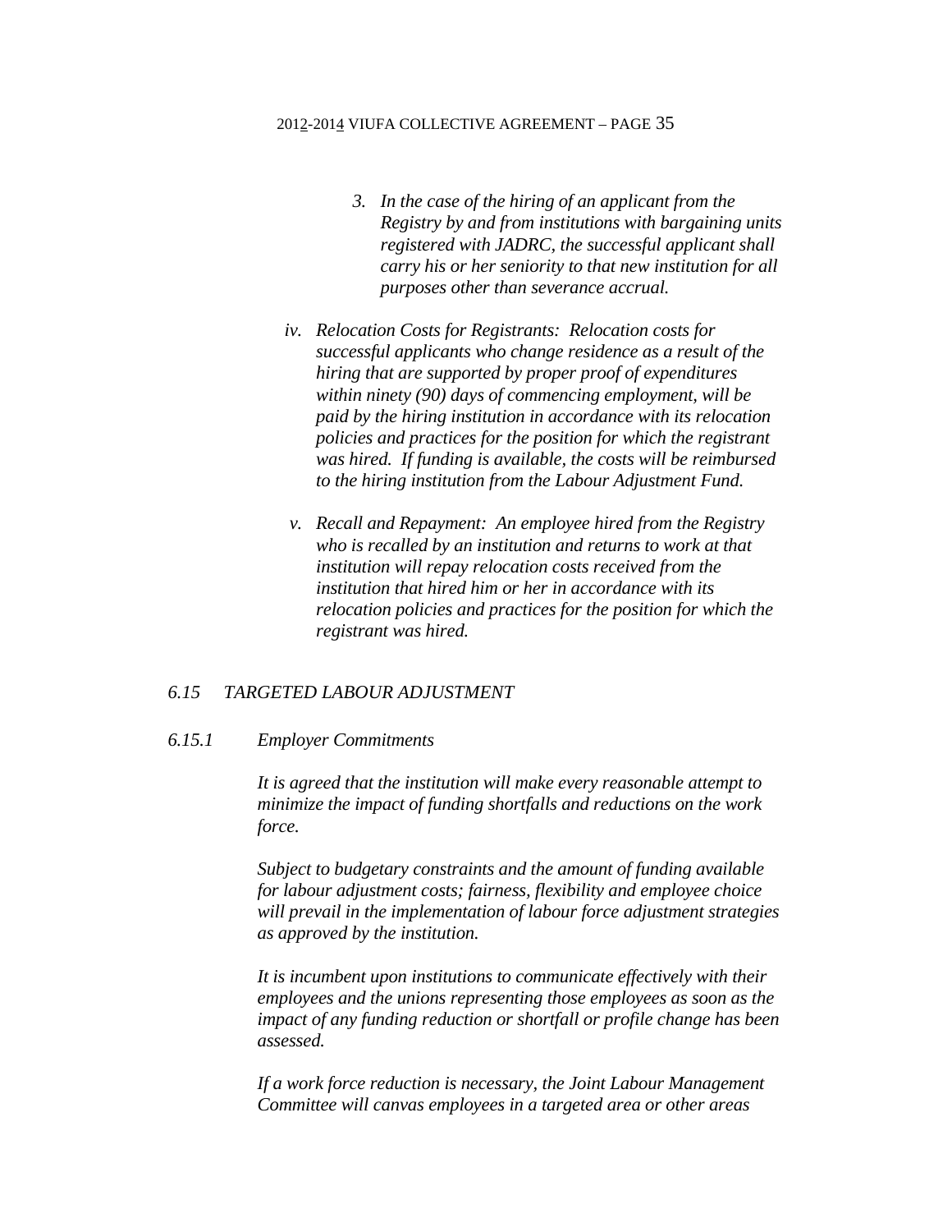3. *In the case of the hiring of an applicant from the Registry by and from institutions with bargaining units registered with JADRC, the successful applicant shall carry his or her seniority to that new institution for all purposes other than severance accrual.*

iv. *Relocation Costs for Registrants: Relocation costs for successful applicants who change residence as a result of the hiring that are supported by proper proof of expenditures within ninety (90) days of commencing employment, will be paid by the hiring institution in accordance with its relocation policies and practices for the position for which the registrant was hired. If funding is available, the costs will be reimbursed to the hiring institution from the Labour Adjustment Fund.*

v. *Recall and Repayment: An employee hired from the Registry who is recalled by an institution and returns to work at that institution will repay relocation costs received from the institution that hired him or her in accordance with its relocation policies and practices for the position for which the registrant was hired.*

### *6.15 TARGETED LABOUR ADJUSTMENT*

#### *6.15.1 Employer Commitments*

*It is agreed that the institution will make every reasonable attempt to minimize the impact of funding shortfalls and reductions on the work force.*

*Subject to budgetary constraints and the amount of funding available for labour adjustment costs; fairness, flexibility and employee choice will prevail in the implementation of labour force adjustment strategies as approved by the institution.*

*It is incumbent upon institutions to communicate effectively with their employees and the unions representing those employees as soon as the impact of any funding reduction or shortfall or profile change has been assessed.*

*If a work force reduction is necessary, the Joint Labour Management Committee will canvas employees in a targeted area or other areas*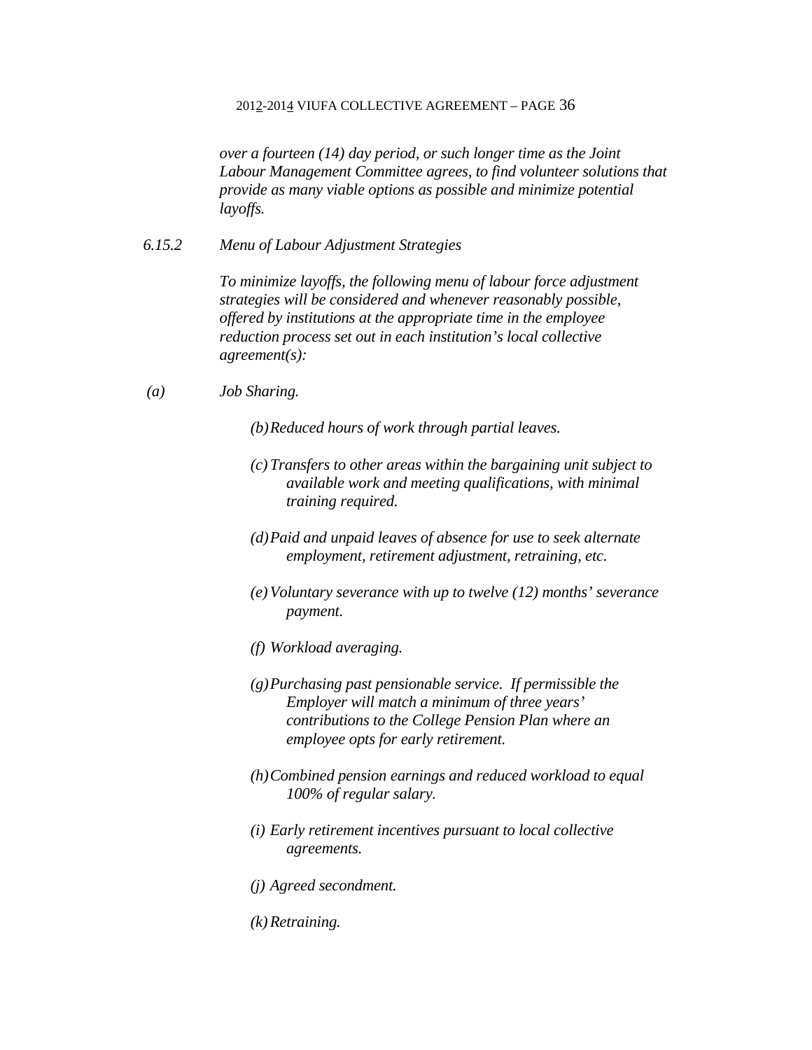*over a fourteen (14) day period, or such longer time as the Joint Labour Management Committee agrees, to find volunteer solutions that provide as many viable options as possible and minimize potential layoffs.*

*6.15.2 Menu of Labour Adjustment Strategies*

*To minimize layoffs, the following menu of labour force adjustment strategies will be considered and whenever reasonably possible, offered by institutions at the appropriate time in the employee reduction process set out in each institution's local collective agreement(s):*

*(a) Job Sharing.*

*(b) Reduced hours of work through partial leaves.*

*(c) Transfers to other areas within the bargaining unit subject to available work and meeting qualifications, with minimal training required.*

*(d) Paid and unpaid leaves of absence for use to seek alternate employment, retirement adjustment, retraining, etc.*

*(e) Voluntary severance with up to twelve (12) months' severance payment.*

*(f) Workload averaging.*

*(g) Purchasing past pensionable service. If permissible the Employer will match a minimum of three years' contributions to the College Pension Plan where an employee opts for early retirement.*

*(h) Combined pension earnings and reduced workload to equal 100% of regular salary.*

*(i) Early retirement incentives pursuant to local collective agreements.*

*(j) Agreed secondment.*

*(k) Retraining.*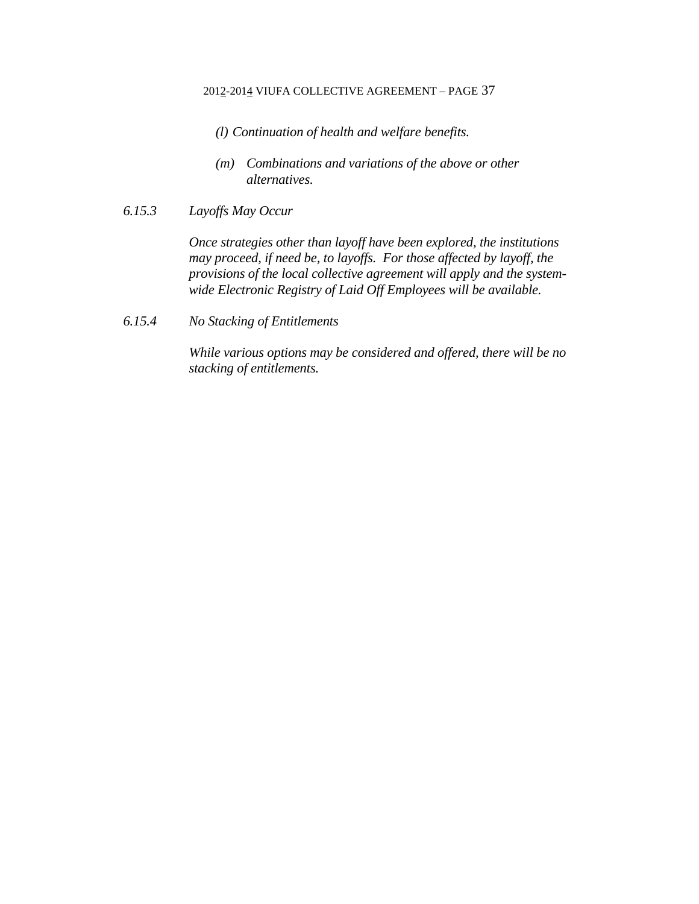*(l) Continuation of health and welfare benefits.*

*(m) Combinations and variations of the above or other alternatives.*

*6.15.3 Layoffs May Occur*

*Once strategies other than layoff have been explored, the institutions may proceed, if need be, to layoffs. For those affected by layoff, the provisions of the local collective agreement will apply and the system-wide Electronic Registry of Laid Off Employees will be available.*

*6.15.4 No Stacking of Entitlements*

*While various options may be considered and offered, there will be no stacking of entitlements.*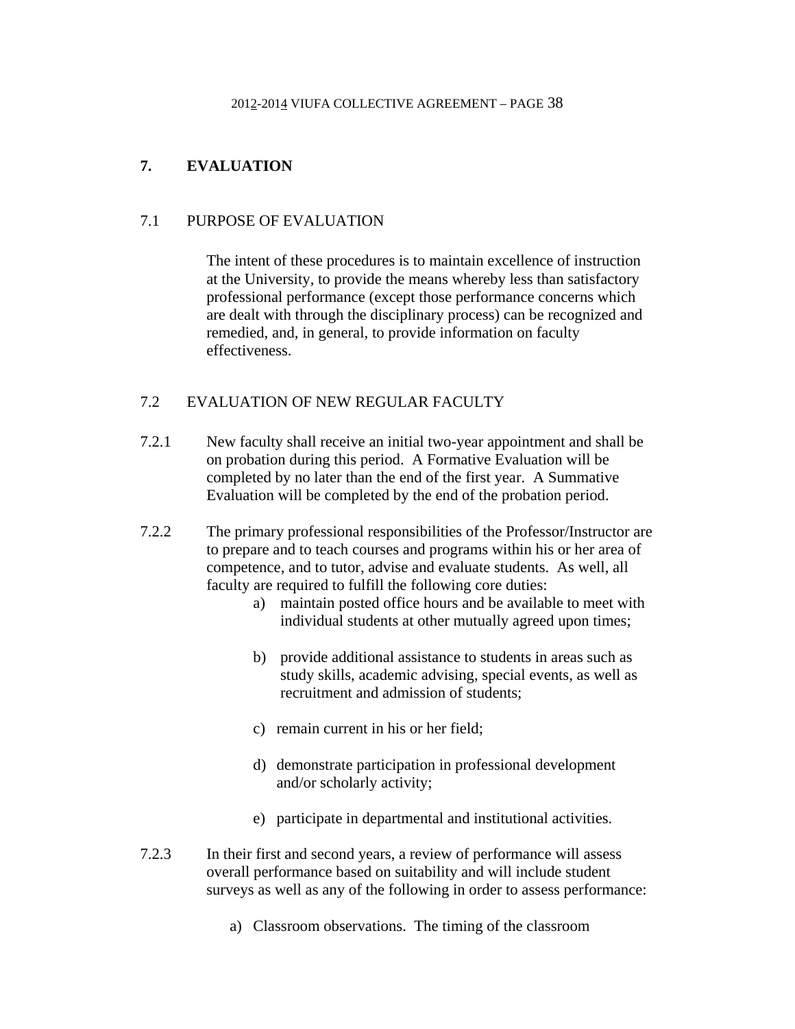## 7. EVALUATION

### 7.1 PURPOSE OF EVALUATION

The intent of these procedures is to maintain excellence of instruction at the University, to provide the means whereby less than satisfactory professional performance (except those performance concerns which are dealt with through the disciplinary process) can be recognized and remedied, and, in general, to provide information on faculty effectiveness.

### 7.2 EVALUATION OF NEW REGULAR FACULTY

7.2.1 New faculty shall receive an initial two-year appointment and shall be on probation during this period. A Formative Evaluation will be completed by no later than the end of the first year. A Summative Evaluation will be completed by the end of the probation period.

7.2.2 The primary professional responsibilities of the Professor/Instructor are to prepare and to teach courses and programs within his or her area of competence, and to tutor, advise and evaluate students. As well, all faculty are required to fulfill the following core duties:

a) maintain posted office hours and be available to meet with individual students at other mutually agreed upon times;

b) provide additional assistance to students in areas such as study skills, academic advising, special events, as well as recruitment and admission of students;

c) remain current in his or her field;

d) demonstrate participation in professional development and/or scholarly activity;

e) participate in departmental and institutional activities.

7.2.3 In their first and second years, a review of performance will assess overall performance based on suitability and will include student surveys as well as any of the following in order to assess performance:

a) Classroom observations. The timing of the classroom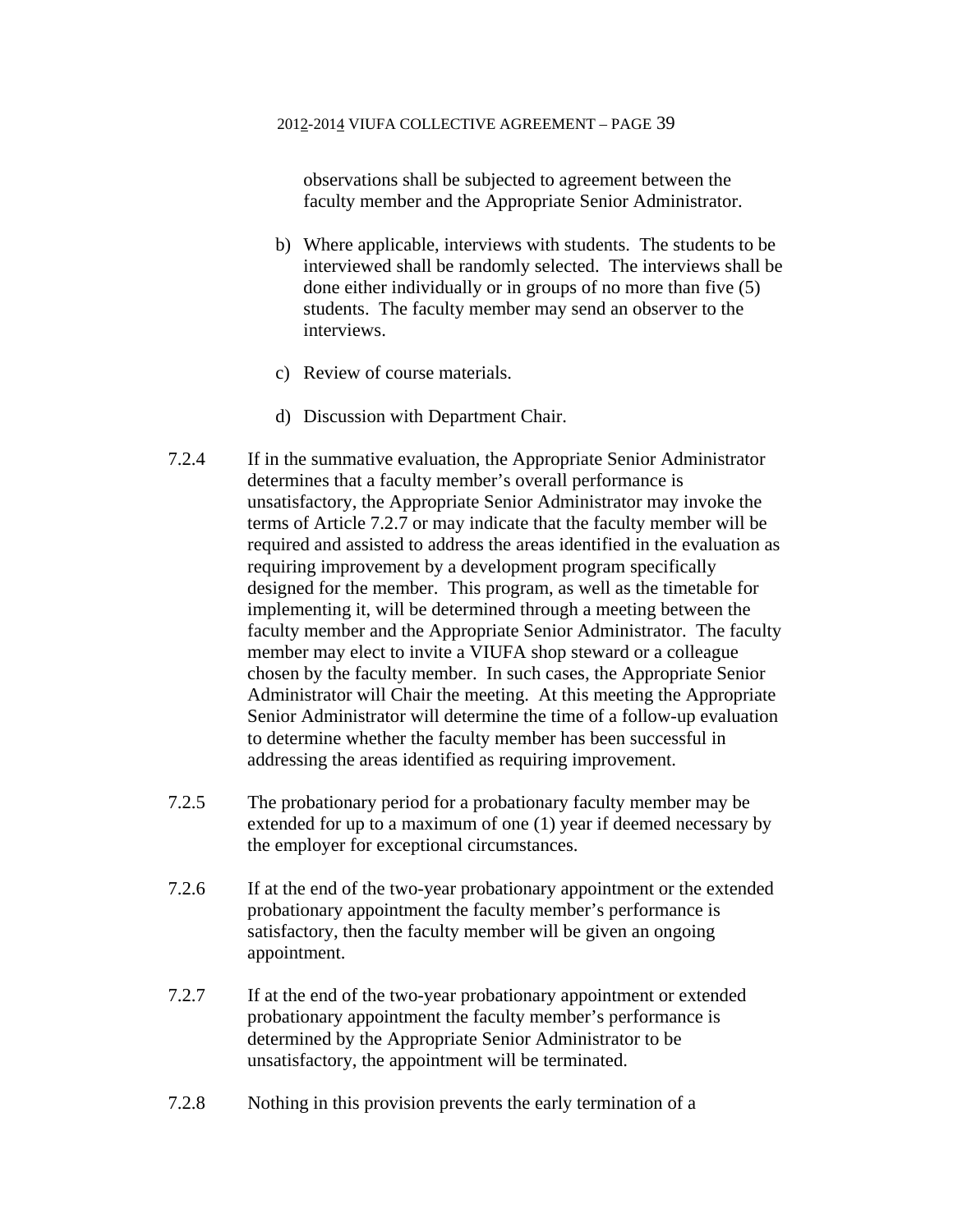observations shall be subjected to agreement between the faculty member and the Appropriate Senior Administrator.

b) Where applicable, interviews with students. The students to be interviewed shall be randomly selected. The interviews shall be done either individually or in groups of no more than five (5) students. The faculty member may send an observer to the interviews.

c) Review of course materials.

d) Discussion with Department Chair.

7.2.4 If in the summative evaluation, the Appropriate Senior Administrator determines that a faculty member's overall performance is unsatisfactory, the Appropriate Senior Administrator may invoke the terms of Article 7.2.7 or may indicate that the faculty member will be required and assisted to address the areas identified in the evaluation as requiring improvement by a development program specifically designed for the member. This program, as well as the timetable for implementing it, will be determined through a meeting between the faculty member and the Appropriate Senior Administrator. The faculty member may elect to invite a VIUFA shop steward or a colleague chosen by the faculty member. In such cases, the Appropriate Senior Administrator will Chair the meeting. At this meeting the Appropriate Senior Administrator will determine the time of a follow-up evaluation to determine whether the faculty member has been successful in addressing the areas identified as requiring improvement.

7.2.5 The probationary period for a probationary faculty member may be extended for up to a maximum of one (1) year if deemed necessary by the employer for exceptional circumstances.

7.2.6 If at the end of the two-year probationary appointment or the extended probationary appointment the faculty member's performance is satisfactory, then the faculty member will be given an ongoing appointment.

7.2.7 If at the end of the two-year probationary appointment or extended probationary appointment the faculty member's performance is determined by the Appropriate Senior Administrator to be unsatisfactory, the appointment will be terminated.

7.2.8 Nothing in this provision prevents the early termination of a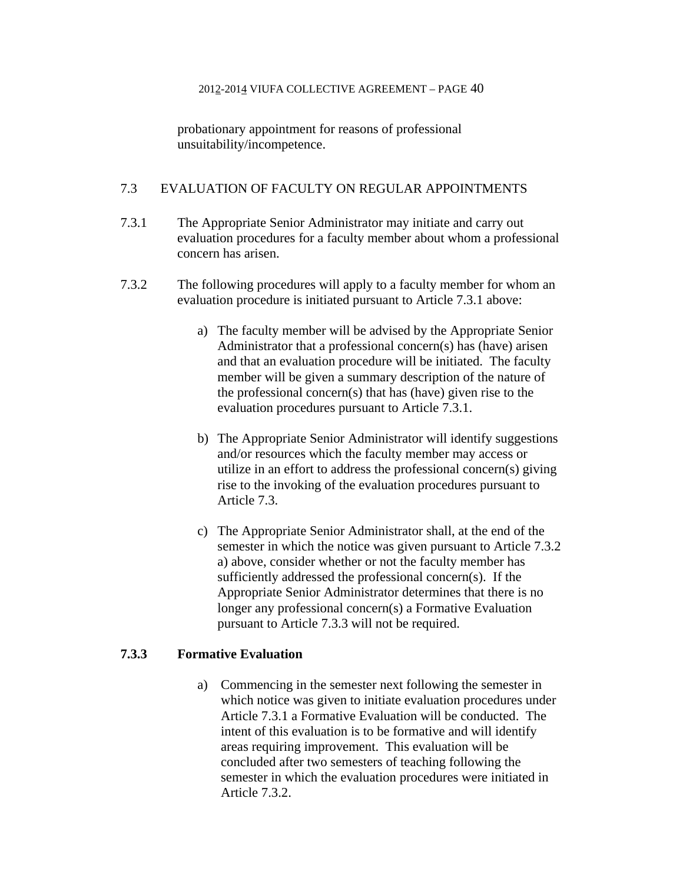probationary appointment for reasons of professional unsuitability/incompetence.

## 7.3 EVALUATION OF FACULTY ON REGULAR APPOINTMENTS

7.3.1 The Appropriate Senior Administrator may initiate and carry out evaluation procedures for a faculty member about whom a professional concern has arisen.

7.3.2 The following procedures will apply to a faculty member for whom an evaluation procedure is initiated pursuant to Article 7.3.1 above:

a) The faculty member will be advised by the Appropriate Senior Administrator that a professional concern(s) has (have) arisen and that an evaluation procedure will be initiated. The faculty member will be given a summary description of the nature of the professional concern(s) that has (have) given rise to the evaluation procedures pursuant to Article 7.3.1.

b) The Appropriate Senior Administrator will identify suggestions and/or resources which the faculty member may access or utilize in an effort to address the professional concern(s) giving rise to the invoking of the evaluation procedures pursuant to Article 7.3.

c) The Appropriate Senior Administrator shall, at the end of the semester in which the notice was given pursuant to Article 7.3.2 a) above, consider whether or not the faculty member has sufficiently addressed the professional concern(s). If the Appropriate Senior Administrator determines that there is no longer any professional concern(s) a Formative Evaluation pursuant to Article 7.3.3 will not be required.

**7.3.3 Formative Evaluation**

a) Commencing in the semester next following the semester in which notice was given to initiate evaluation procedures under Article 7.3.1 a Formative Evaluation will be conducted. The intent of this evaluation is to be formative and will identify areas requiring improvement. This evaluation will be concluded after two semesters of teaching following the semester in which the evaluation procedures were initiated in Article 7.3.2.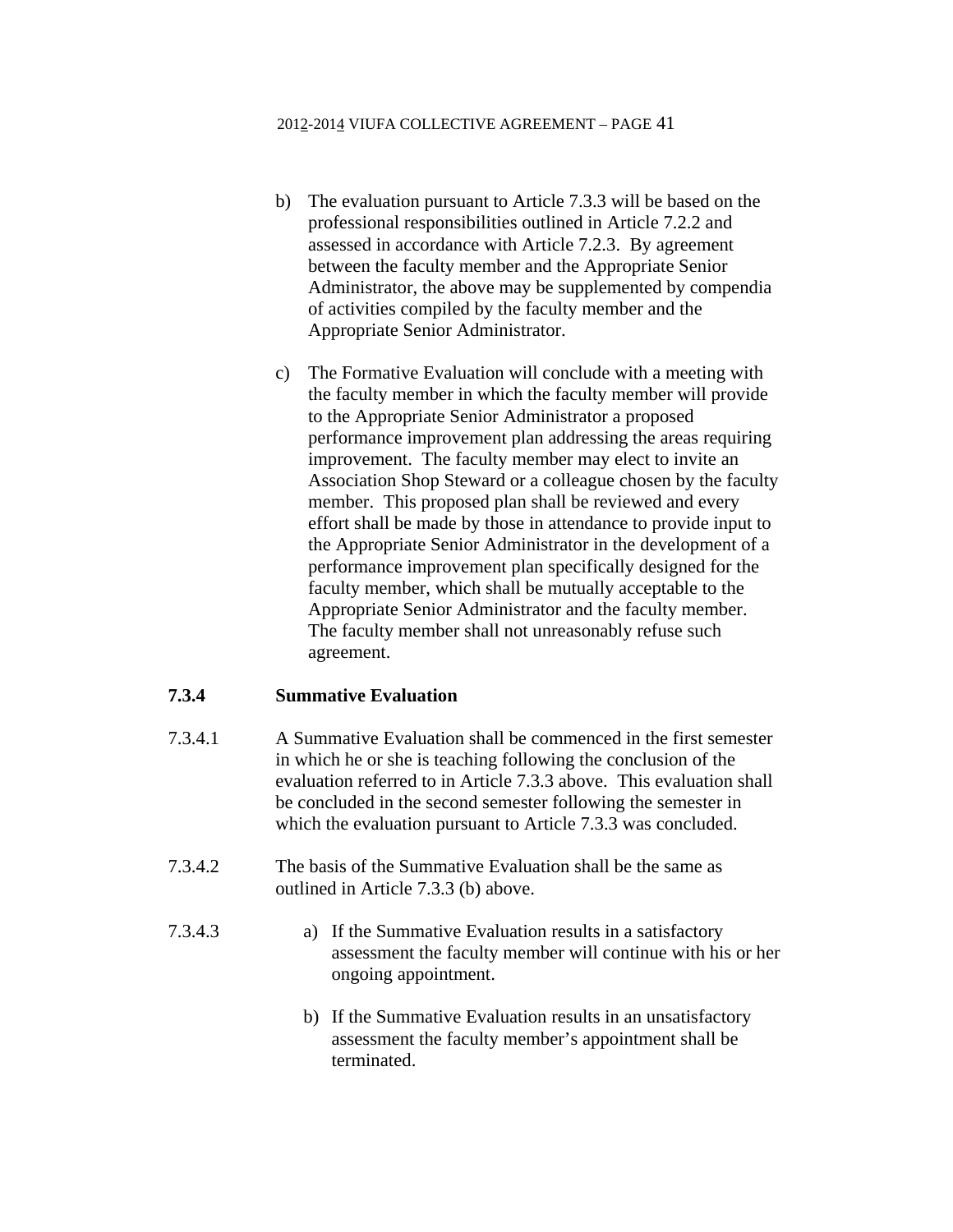b) The evaluation pursuant to Article 7.3.3 will be based on the professional responsibilities outlined in Article 7.2.2 and assessed in accordance with Article 7.2.3. By agreement between the faculty member and the Appropriate Senior Administrator, the above may be supplemented by compendia of activities compiled by the faculty member and the Appropriate Senior Administrator.

c) The Formative Evaluation will conclude with a meeting with the faculty member in which the faculty member will provide to the Appropriate Senior Administrator a proposed performance improvement plan addressing the areas requiring improvement. The faculty member may elect to invite an Association Shop Steward or a colleague chosen by the faculty member. This proposed plan shall be reviewed and every effort shall be made by those in attendance to provide input to the Appropriate Senior Administrator in the development of a performance improvement plan specifically designed for the faculty member, which shall be mutually acceptable to the Appropriate Senior Administrator and the faculty member. The faculty member shall not unreasonably refuse such agreement.

**7.3.4 Summative Evaluation**

7.3.4.1 A Summative Evaluation shall be commenced in the first semester in which he or she is teaching following the conclusion of the evaluation referred to in Article 7.3.3 above. This evaluation shall be concluded in the second semester following the semester in which the evaluation pursuant to Article 7.3.3 was concluded.

7.3.4.2 The basis of the Summative Evaluation shall be the same as outlined in Article 7.3.3 (b) above.

7.3.4.3

a) If the Summative Evaluation results in a satisfactory assessment the faculty member will continue with his or her ongoing appointment.

b) If the Summative Evaluation results in an unsatisfactory assessment the faculty member's appointment shall be terminated.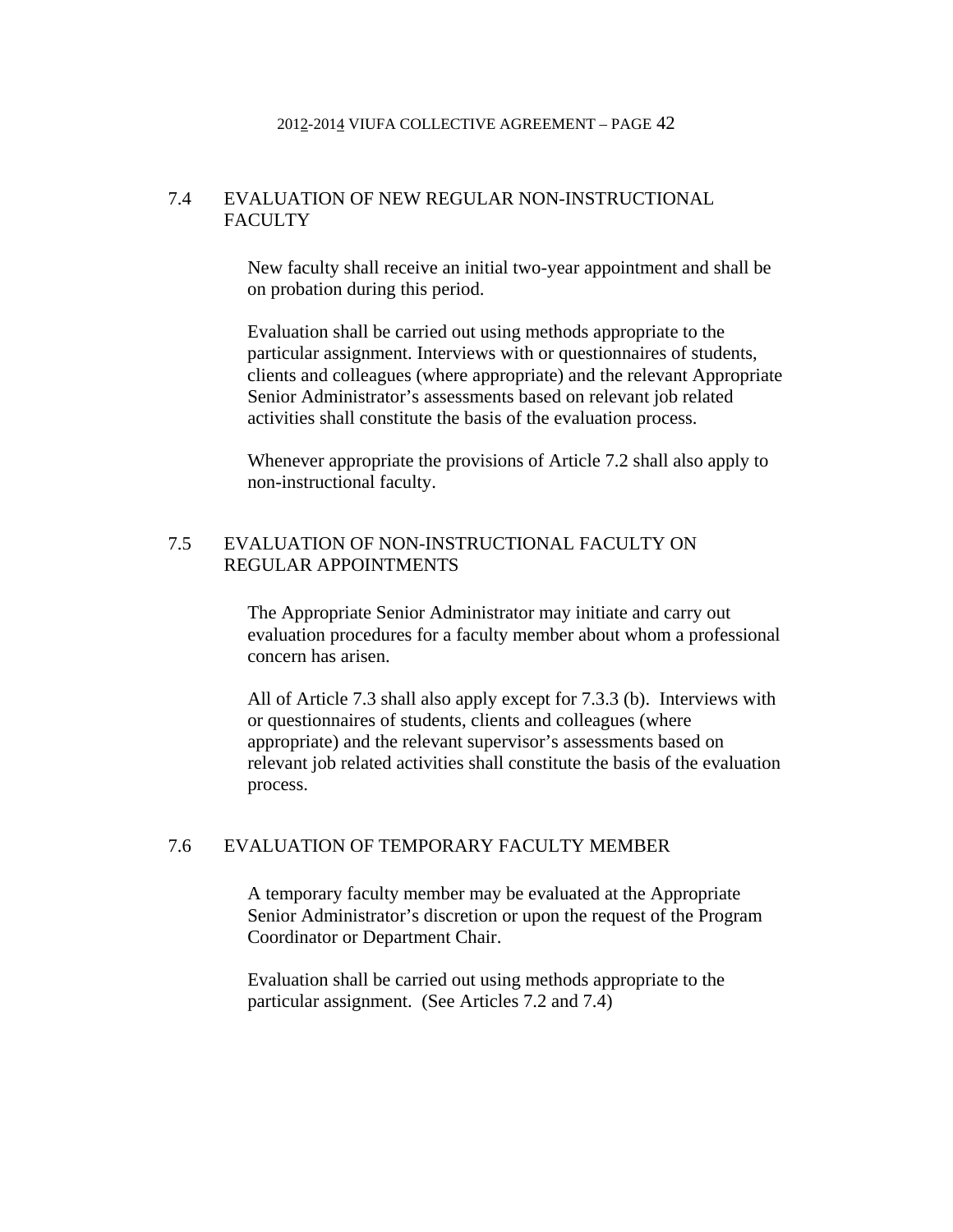## 7.4 EVALUATION OF NEW REGULAR NON-INSTRUCTIONAL FACULTY

New faculty shall receive an initial two-year appointment and shall be on probation during this period.

Evaluation shall be carried out using methods appropriate to the particular assignment. Interviews with or questionnaires of students, clients and colleagues (where appropriate) and the relevant Appropriate Senior Administrator's assessments based on relevant job related activities shall constitute the basis of the evaluation process.

Whenever appropriate the provisions of Article 7.2 shall also apply to non-instructional faculty.

## 7.5 EVALUATION OF NON-INSTRUCTIONAL FACULTY ON REGULAR APPOINTMENTS

The Appropriate Senior Administrator may initiate and carry out evaluation procedures for a faculty member about whom a professional concern has arisen.

All of Article 7.3 shall also apply except for 7.3.3 (b). Interviews with or questionnaires of students, clients and colleagues (where appropriate) and the relevant supervisor's assessments based on relevant job related activities shall constitute the basis of the evaluation process.

## 7.6 EVALUATION OF TEMPORARY FACULTY MEMBER

A temporary faculty member may be evaluated at the Appropriate Senior Administrator's discretion or upon the request of the Program Coordinator or Department Chair.

Evaluation shall be carried out using methods appropriate to the particular assignment. (See Articles 7.2 and 7.4)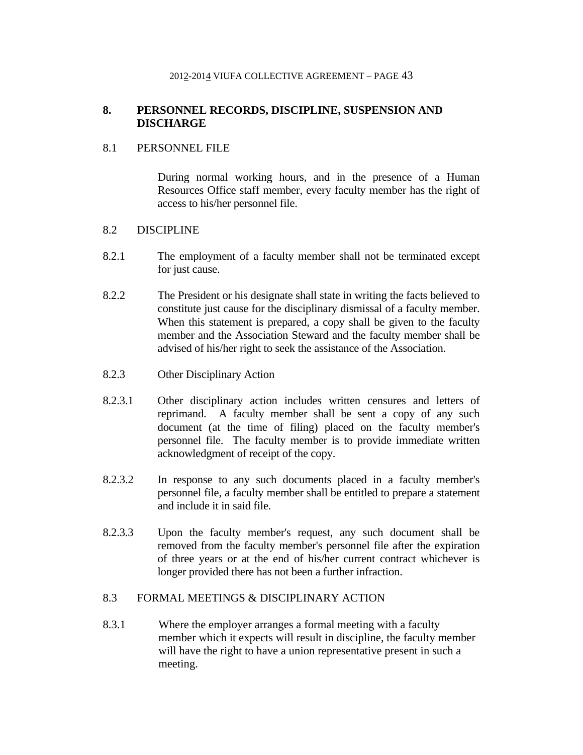## 8. PERSONNEL RECORDS, DISCIPLINE, SUSPENSION AND DISCHARGE

### 8.1 PERSONNEL FILE

During normal working hours, and in the presence of a Human Resources Office staff member, every faculty member has the right of access to his/her personnel file.

### 8.2 DISCIPLINE

8.2.1 The employment of a faculty member shall not be terminated except for just cause.

8.2.2 The President or his designate shall state in writing the facts believed to constitute just cause for the disciplinary dismissal of a faculty member. When this statement is prepared, a copy shall be given to the faculty member and the Association Steward and the faculty member shall be advised of his/her right to seek the assistance of the Association.

8.2.3 Other Disciplinary Action

8.2.3.1 Other disciplinary action includes written censures and letters of reprimand. A faculty member shall be sent a copy of any such document (at the time of filing) placed on the faculty member's personnel file. The faculty member is to provide immediate written acknowledgment of receipt of the copy.

8.2.3.2 In response to any such documents placed in a faculty member's personnel file, a faculty member shall be entitled to prepare a statement and include it in said file.

8.2.3.3 Upon the faculty member's request, any such document shall be removed from the faculty member's personnel file after the expiration of three years or at the end of his/her current contract whichever is longer provided there has not been a further infraction.

### 8.3 FORMAL MEETINGS & DISCIPLINARY ACTION

8.3.1 Where the employer arranges a formal meeting with a faculty member which it expects will result in discipline, the faculty member will have the right to have a union representative present in such a meeting.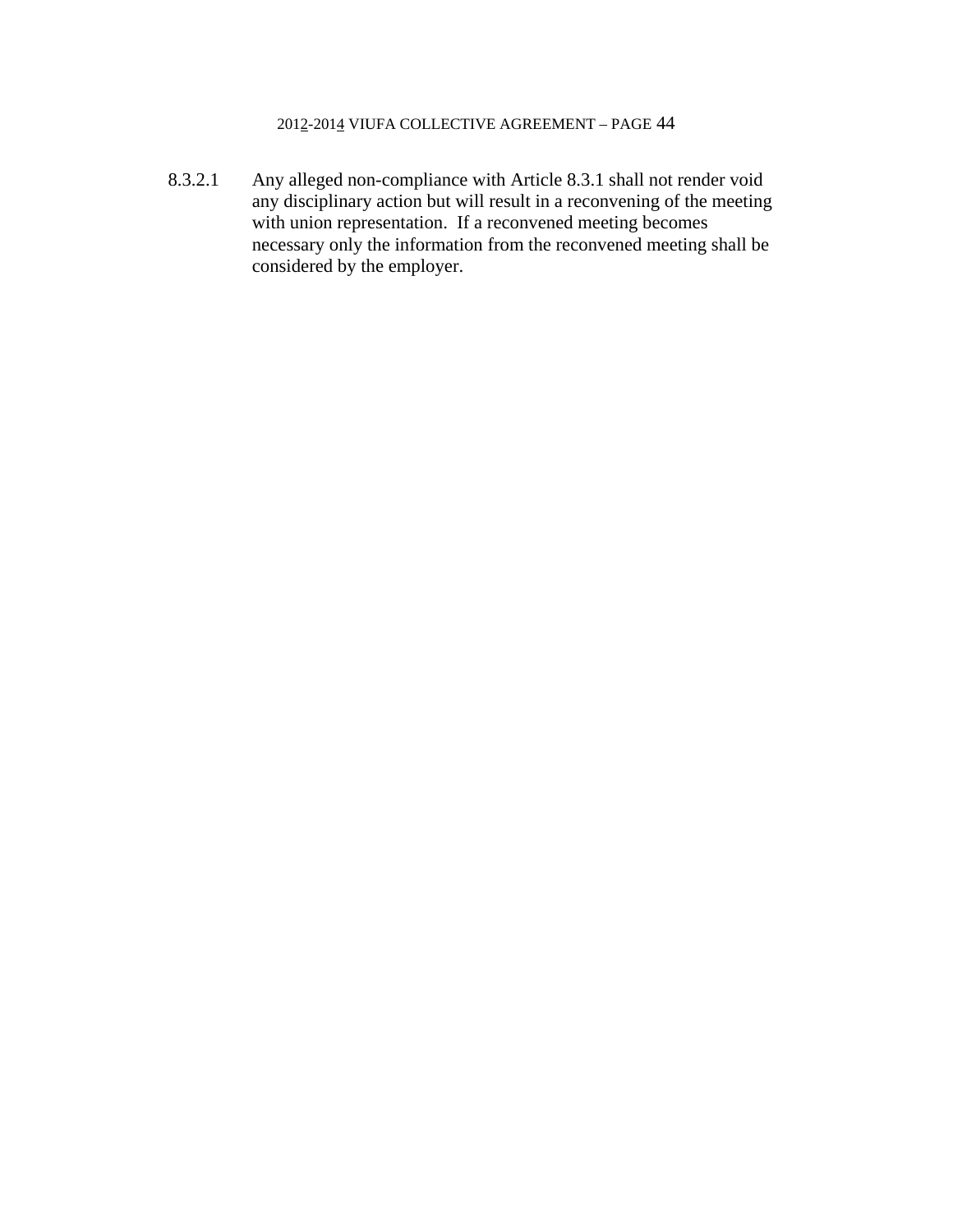8.3.2.1 Any alleged non-compliance with Article 8.3.1 shall not render void any disciplinary action but will result in a reconvening of the meeting with union representation. If a reconvened meeting becomes necessary only the information from the reconvened meeting shall be considered by the employer.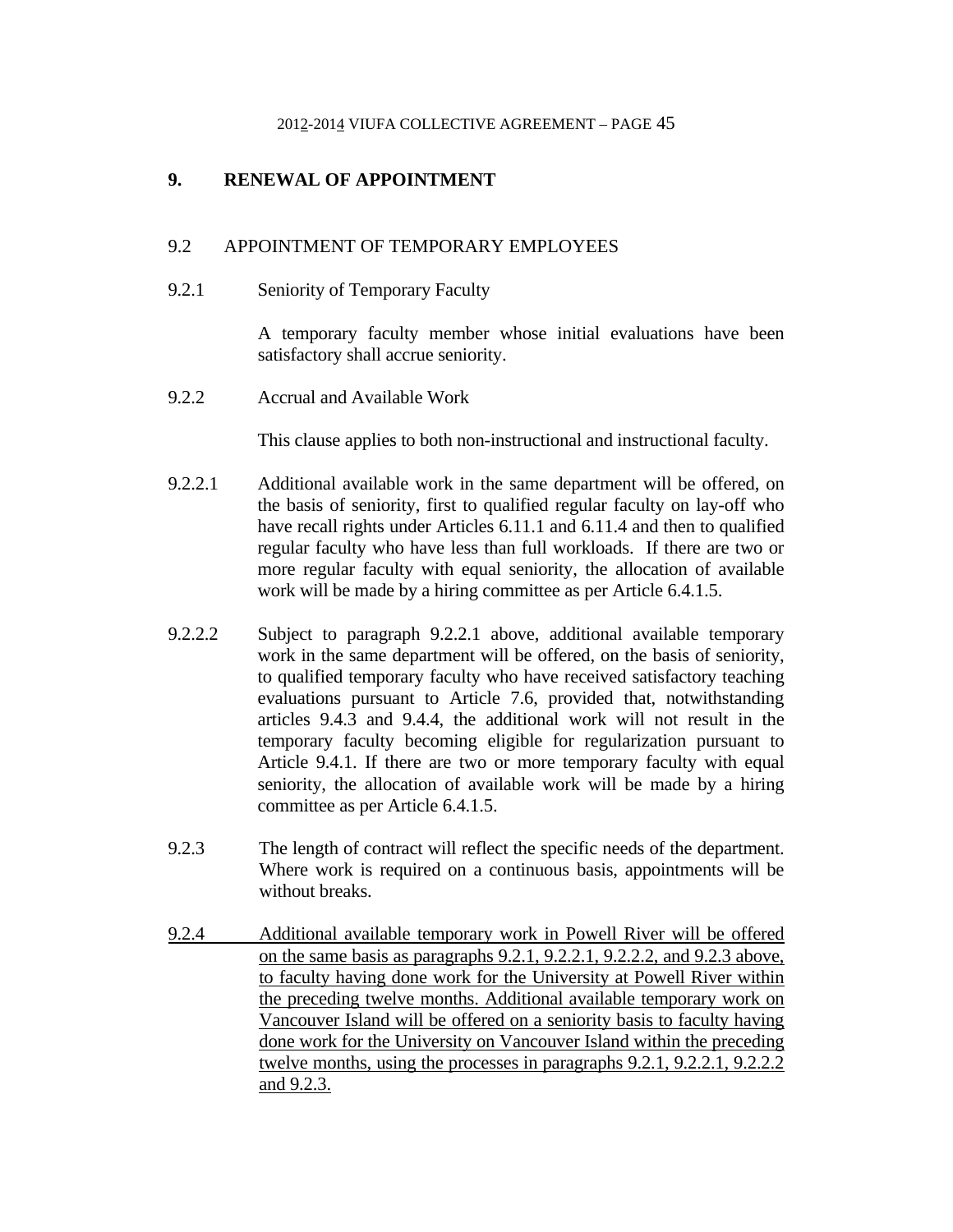## 9. RENEWAL OF APPOINTMENT

### 9.2 APPOINTMENT OF TEMPORARY EMPLOYEES

9.2.1 Seniority of Temporary Faculty

A temporary faculty member whose initial evaluations have been satisfactory shall accrue seniority.

9.2.2 Accrual and Available Work

This clause applies to both non-instructional and instructional faculty.

9.2.2.1 Additional available work in the same department will be offered, on the basis of seniority, first to qualified regular faculty on lay-off who have recall rights under Articles 6.11.1 and 6.11.4 and then to qualified regular faculty who have less than full workloads. If there are two or more regular faculty with equal seniority, the allocation of available work will be made by a hiring committee as per Article 6.4.1.5.

9.2.2.2 Subject to paragraph 9.2.2.1 above, additional available temporary work in the same department will be offered, on the basis of seniority, to qualified temporary faculty who have received satisfactory teaching evaluations pursuant to Article 7.6, provided that, notwithstanding articles 9.4.3 and 9.4.4, the additional work will not result in the temporary faculty becoming eligible for regularization pursuant to Article 9.4.1. If there are two or more temporary faculty with equal seniority, the allocation of available work will be made by a hiring committee as per Article 6.4.1.5.

9.2.3 The length of contract will reflect the specific needs of the department. Where work is required on a continuous basis, appointments will be without breaks.

9.2.4 Additional available temporary work in Powell River will be offered on the same basis as paragraphs 9.2.1, 9.2.2.1, 9.2.2.2, and 9.2.3 above, to faculty having done work for the University at Powell River within the preceding twelve months. Additional available temporary work on Vancouver Island will be offered on a seniority basis to faculty having done work for the University on Vancouver Island within the preceding twelve months, using the processes in paragraphs 9.2.1, 9.2.2.1, 9.2.2.2 and 9.2.3.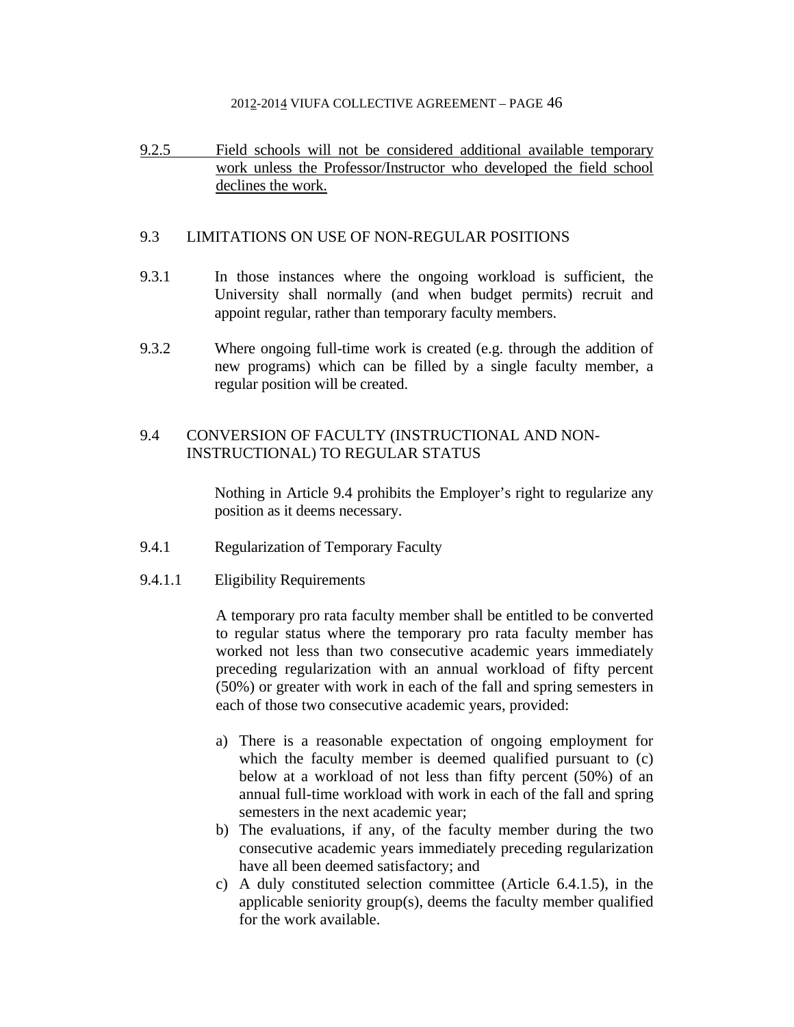9.2.5 Field schools will not be considered additional available temporary work unless the Professor/Instructor who developed the field school declines the work.

## 9.3 LIMITATIONS ON USE OF NON-REGULAR POSITIONS

9.3.1 In those instances where the ongoing workload is sufficient, the University shall normally (and when budget permits) recruit and appoint regular, rather than temporary faculty members.

9.3.2 Where ongoing full-time work is created (e.g. through the addition of new programs) which can be filled by a single faculty member, a regular position will be created.

## 9.4 CONVERSION OF FACULTY (INSTRUCTIONAL AND NON-INSTRUCTIONAL) TO REGULAR STATUS

Nothing in Article 9.4 prohibits the Employer's right to regularize any position as it deems necessary.

9.4.1 Regularization of Temporary Faculty

9.4.1.1 Eligibility Requirements

A temporary pro rata faculty member shall be entitled to be converted to regular status where the temporary pro rata faculty member has worked not less than two consecutive academic years immediately preceding regularization with an annual workload of fifty percent (50%) or greater with work in each of the fall and spring semesters in each of those two consecutive academic years, provided:

a) There is a reasonable expectation of ongoing employment for which the faculty member is deemed qualified pursuant to (c) below at a workload of not less than fifty percent (50%) of an annual full-time workload with work in each of the fall and spring semesters in the next academic year;
b) The evaluations, if any, of the faculty member during the two consecutive academic years immediately preceding regularization have all been deemed satisfactory; and
c) A duly constituted selection committee (Article 6.4.1.5), in the applicable seniority group(s), deems the faculty member qualified for the work available.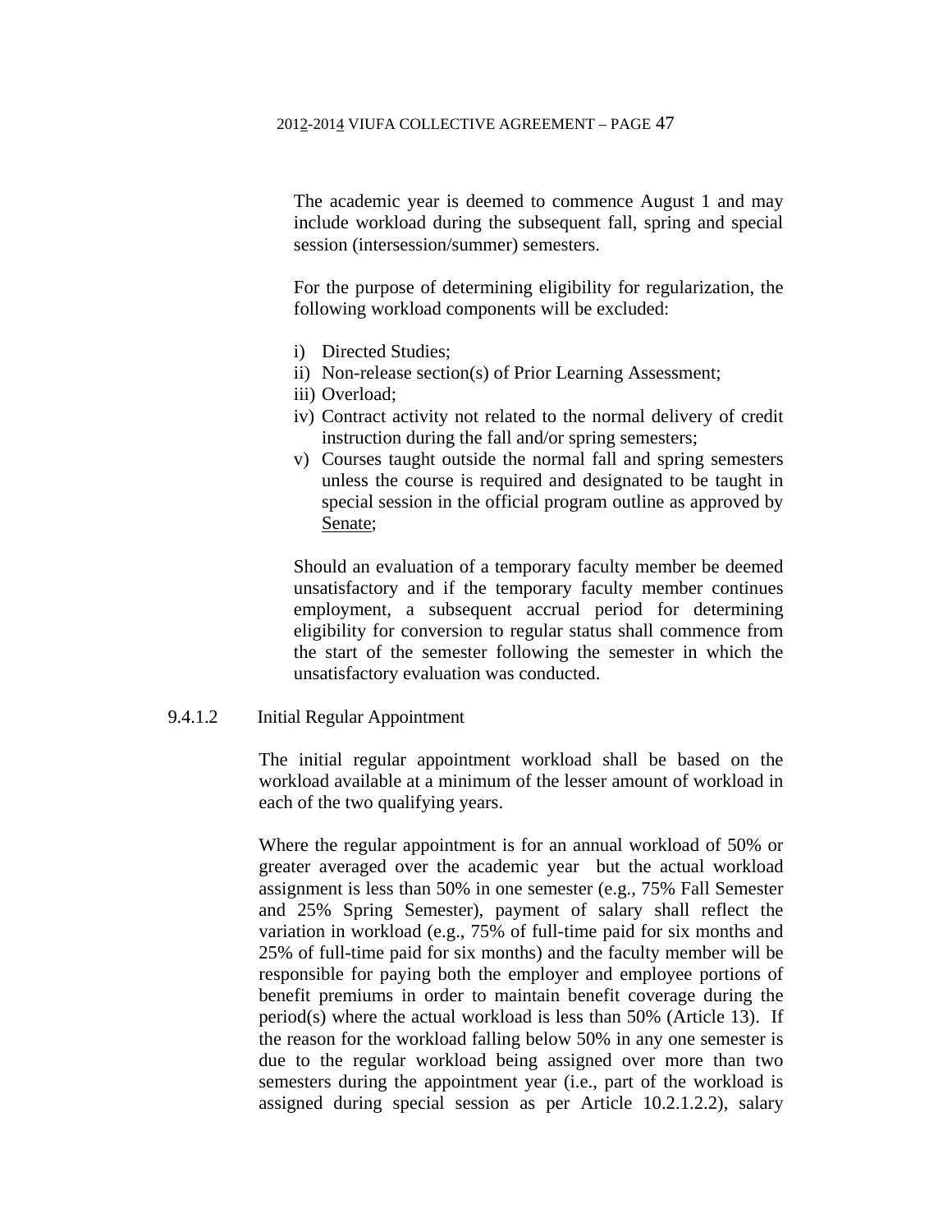The academic year is deemed to commence August 1 and may include workload during the subsequent fall, spring and special session (intersession/summer) semesters.

For the purpose of determining eligibility for regularization, the following workload components will be excluded:

i) Directed Studies;
ii) Non-release section(s) of Prior Learning Assessment;
iii) Overload;
iv) Contract activity not related to the normal delivery of credit instruction during the fall and/or spring semesters;
v) Courses taught outside the normal fall and spring semesters unless the course is required and designated to be taught in special session in the official program outline as approved by Senate;

Should an evaluation of a temporary faculty member be deemed unsatisfactory and if the temporary faculty member continues employment, a subsequent accrual period for determining eligibility for conversion to regular status shall commence from the start of the semester following the semester in which the unsatisfactory evaluation was conducted.

9.4.1.2 Initial Regular Appointment

The initial regular appointment workload shall be based on the workload available at a minimum of the lesser amount of workload in each of the two qualifying years.

Where the regular appointment is for an annual workload of 50% or greater averaged over the academic year but the actual workload assignment is less than 50% in one semester (e.g., 75% Fall Semester and 25% Spring Semester), payment of salary shall reflect the variation in workload (e.g., 75% of full-time paid for six months and 25% of full-time paid for six months) and the faculty member will be responsible for paying both the employer and employee portions of benefit premiums in order to maintain benefit coverage during the period(s) where the actual workload is less than 50% (Article 13). If the reason for the workload falling below 50% in any one semester is due to the regular workload being assigned over more than two semesters during the appointment year (i.e., part of the workload is assigned during special session as per Article 10.2.1.2.2), salary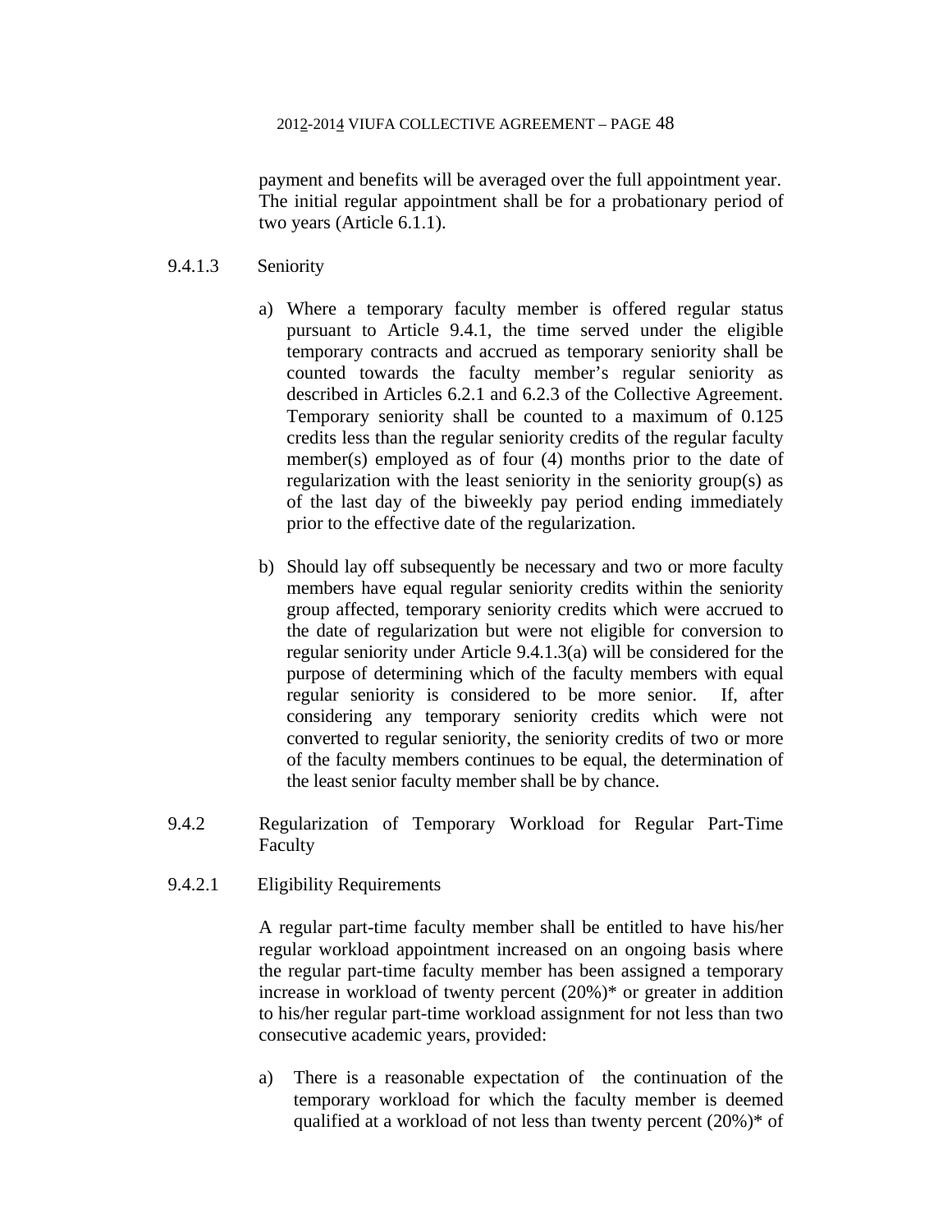payment and benefits will be averaged over the full appointment year. The initial regular appointment shall be for a probationary period of two years (Article 6.1.1).

9.4.1.3 Seniority

a) Where a temporary faculty member is offered regular status pursuant to Article 9.4.1, the time served under the eligible temporary contracts and accrued as temporary seniority shall be counted towards the faculty member's regular seniority as described in Articles 6.2.1 and 6.2.3 of the Collective Agreement. Temporary seniority shall be counted to a maximum of 0.125 credits less than the regular seniority credits of the regular faculty member(s) employed as of four (4) months prior to the date of regularization with the least seniority in the seniority group(s) as of the last day of the biweekly pay period ending immediately prior to the effective date of the regularization.

b) Should lay off subsequently be necessary and two or more faculty members have equal regular seniority credits within the seniority group affected, temporary seniority credits which were accrued to the date of regularization but were not eligible for conversion to regular seniority under Article 9.4.1.3(a) will be considered for the purpose of determining which of the faculty members with equal regular seniority is considered to be more senior. If, after considering any temporary seniority credits which were not converted to regular seniority, the seniority credits of two or more of the faculty members continues to be equal, the determination of the least senior faculty member shall be by chance.

9.4.2 Regularization of Temporary Workload for Regular Part-Time Faculty

9.4.2.1 Eligibility Requirements

A regular part-time faculty member shall be entitled to have his/her regular workload appointment increased on an ongoing basis where the regular part-time faculty member has been assigned a temporary increase in workload of twenty percent (20%)* or greater in addition to his/her regular part-time workload assignment for not less than two consecutive academic years, provided:

a) There is a reasonable expectation of the continuation of the temporary workload for which the faculty member is deemed qualified at a workload of not less than twenty percent (20%)* of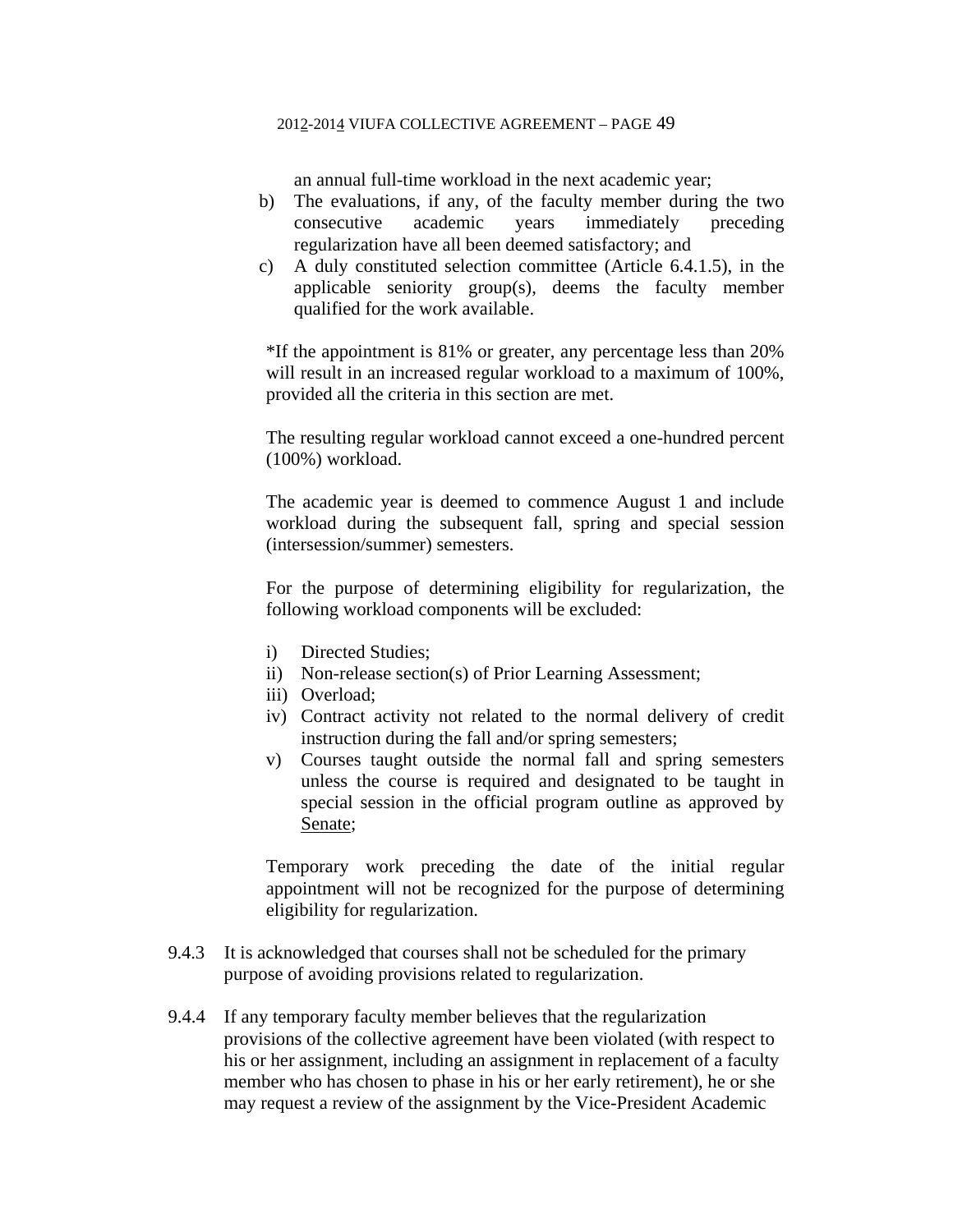an annual full-time workload in the next academic year;

b) The evaluations, if any, of the faculty member during the two consecutive academic years immediately preceding regularization have all been deemed satisfactory; and

c) A duly constituted selection committee (Article 6.4.1.5), in the applicable seniority group(s), deems the faculty member qualified for the work available.

*If the appointment is 81% or greater, any percentage less than 20% will result in an increased regular workload to a maximum of 100%, provided all the criteria in this section are met.

The resulting regular workload cannot exceed a one-hundred percent (100%) workload.

The academic year is deemed to commence August 1 and include workload during the subsequent fall, spring and special session (intersession/summer) semesters.

For the purpose of determining eligibility for regularization, the following workload components will be excluded:

i) Directed Studies;
ii) Non-release section(s) of Prior Learning Assessment;
iii) Overload;
iv) Contract activity not related to the normal delivery of credit instruction during the fall and/or spring semesters;
v) Courses taught outside the normal fall and spring semesters unless the course is required and designated to be taught in special session in the official program outline as approved by Senate;

Temporary work preceding the date of the initial regular appointment will not be recognized for the purpose of determining eligibility for regularization.

9.4.3 It is acknowledged that courses shall not be scheduled for the primary purpose of avoiding provisions related to regularization.

9.4.4 If any temporary faculty member believes that the regularization provisions of the collective agreement have been violated (with respect to his or her assignment, including an assignment in replacement of a faculty member who has chosen to phase in his or her early retirement), he or she may request a review of the assignment by the Vice-President Academic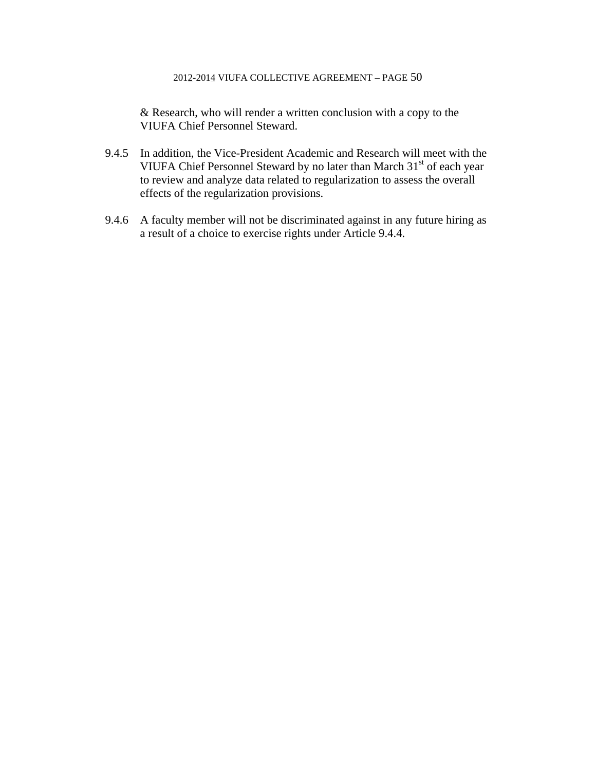& Research, who will render a written conclusion with a copy to the VIUFA Chief Personnel Steward.

9.4.5 In addition, the Vice-President Academic and Research will meet with the VIUFA Chief Personnel Steward by no later than March 31st of each year to review and analyze data related to regularization to assess the overall effects of the regularization provisions.

9.4.6 A faculty member will not be discriminated against in any future hiring as a result of a choice to exercise rights under Article 9.4.4.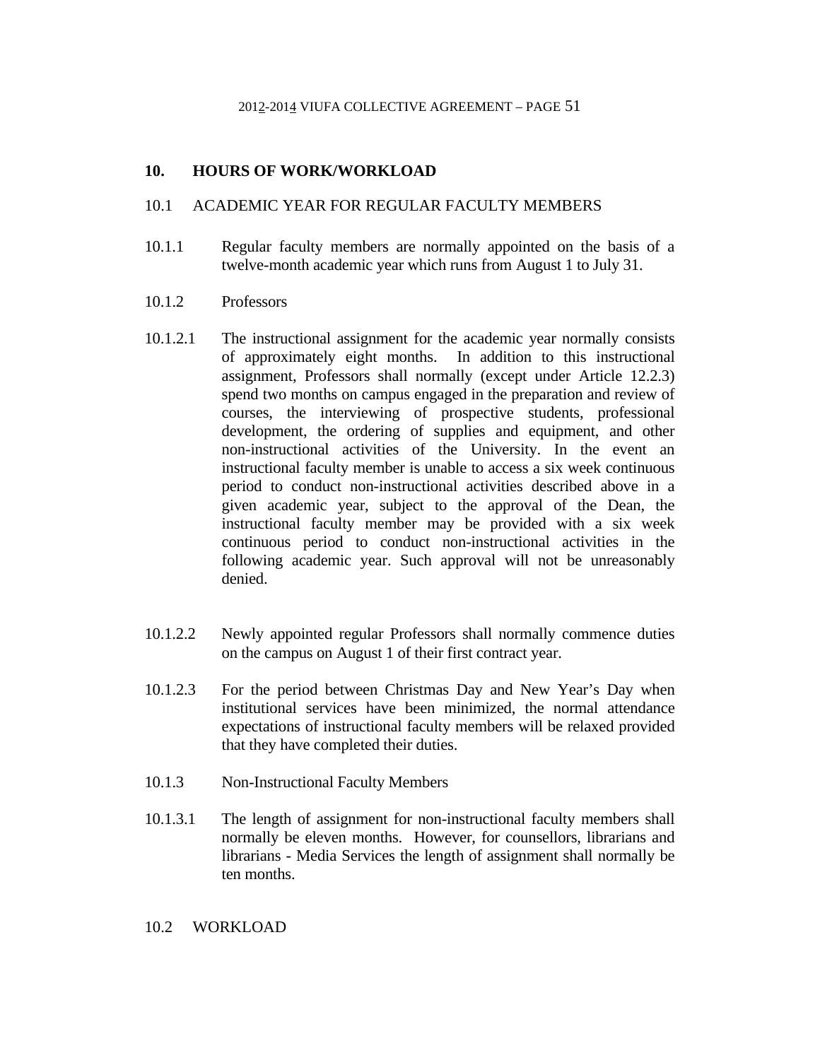## 10. HOURS OF WORK/WORKLOAD

### 10.1 ACADEMIC YEAR FOR REGULAR FACULTY MEMBERS

10.1.1 Regular faculty members are normally appointed on the basis of a twelve-month academic year which runs from August 1 to July 31.

10.1.2 Professors

10.1.2.1 The instructional assignment for the academic year normally consists of approximately eight months. In addition to this instructional assignment, Professors shall normally (except under Article 12.2.3) spend two months on campus engaged in the preparation and review of courses, the interviewing of prospective students, professional development, the ordering of supplies and equipment, and other non-instructional activities of the University. In the event an instructional faculty member is unable to access a six week continuous period to conduct non-instructional activities described above in a given academic year, subject to the approval of the Dean, the instructional faculty member may be provided with a six week continuous period to conduct non-instructional activities in the following academic year. Such approval will not be unreasonably denied.

10.1.2.2 Newly appointed regular Professors shall normally commence duties on the campus on August 1 of their first contract year.

10.1.2.3 For the period between Christmas Day and New Year's Day when institutional services have been minimized, the normal attendance expectations of instructional faculty members will be relaxed provided that they have completed their duties.

10.1.3 Non-Instructional Faculty Members

10.1.3.1 The length of assignment for non-instructional faculty members shall normally be eleven months. However, for counsellors, librarians and librarians - Media Services the length of assignment shall normally be ten months.

### 10.2 WORKLOAD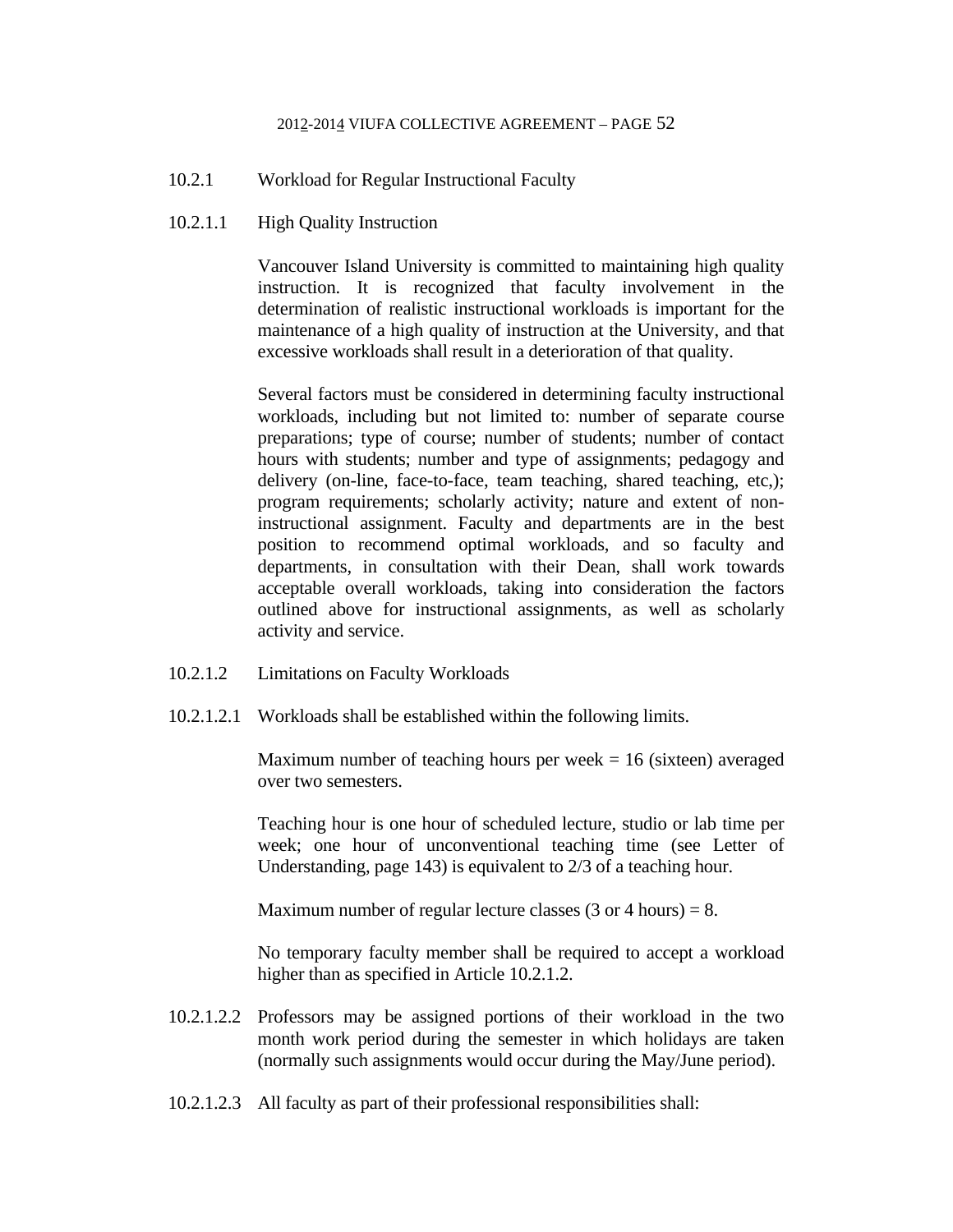10.2.1 Workload for Regular Instructional Faculty

10.2.1.1 High Quality Instruction

Vancouver Island University is committed to maintaining high quality instruction. It is recognized that faculty involvement in the determination of realistic instructional workloads is important for the maintenance of a high quality of instruction at the University, and that excessive workloads shall result in a deterioration of that quality.

Several factors must be considered in determining faculty instructional workloads, including but not limited to: number of separate course preparations; type of course; number of students; number of contact hours with students; number and type of assignments; pedagogy and delivery (on-line, face-to-face, team teaching, shared teaching, etc,); program requirements; scholarly activity; nature and extent of non-instructional assignment. Faculty and departments are in the best position to recommend optimal workloads, and so faculty and departments, in consultation with their Dean, shall work towards acceptable overall workloads, taking into consideration the factors outlined above for instructional assignments, as well as scholarly activity and service.

10.2.1.2 Limitations on Faculty Workloads

10.2.1.2.1 Workloads shall be established within the following limits.

Maximum number of teaching hours per week = 16 (sixteen) averaged over two semesters.

Teaching hour is one hour of scheduled lecture, studio or lab time per week; one hour of unconventional teaching time (see Letter of Understanding, page 143) is equivalent to 2/3 of a teaching hour.

Maximum number of regular lecture classes (3 or 4 hours) = 8.

No temporary faculty member shall be required to accept a workload higher than as specified in Article 10.2.1.2.

10.2.1.2.2 Professors may be assigned portions of their workload in the two month work period during the semester in which holidays are taken (normally such assignments would occur during the May/June period).

10.2.1.2.3 All faculty as part of their professional responsibilities shall: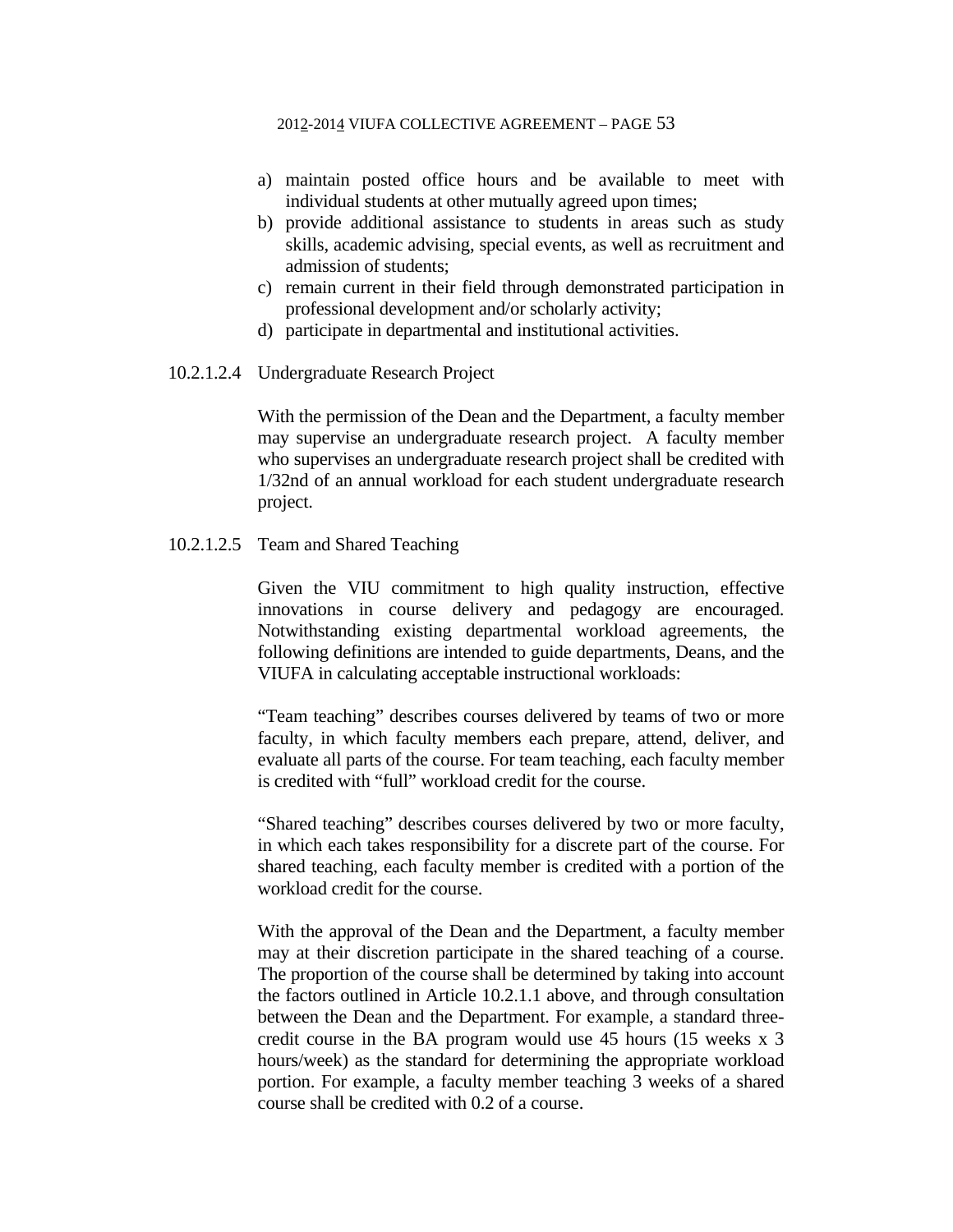a) maintain posted office hours and be available to meet with individual students at other mutually agreed upon times;
b) provide additional assistance to students in areas such as study skills, academic advising, special events, as well as recruitment and admission of students;
c) remain current in their field through demonstrated participation in professional development and/or scholarly activity;
d) participate in departmental and institutional activities.

10.2.1.2.4 Undergraduate Research Project

With the permission of the Dean and the Department, a faculty member may supervise an undergraduate research project. A faculty member who supervises an undergraduate research project shall be credited with 1/32nd of an annual workload for each student undergraduate research project.

10.2.1.2.5 Team and Shared Teaching

Given the VIU commitment to high quality instruction, effective innovations in course delivery and pedagogy are encouraged. Notwithstanding existing departmental workload agreements, the following definitions are intended to guide departments, Deans, and the VIUFA in calculating acceptable instructional workloads:

"Team teaching" describes courses delivered by teams of two or more faculty, in which faculty members each prepare, attend, deliver, and evaluate all parts of the course. For team teaching, each faculty member is credited with "full" workload credit for the course.

"Shared teaching" describes courses delivered by two or more faculty, in which each takes responsibility for a discrete part of the course. For shared teaching, each faculty member is credited with a portion of the workload credit for the course.

With the approval of the Dean and the Department, a faculty member may at their discretion participate in the shared teaching of a course. The proportion of the course shall be determined by taking into account the factors outlined in Article 10.2.1.1 above, and through consultation between the Dean and the Department. For example, a standard three-credit course in the BA program would use 45 hours (15 weeks x 3 hours/week) as the standard for determining the appropriate workload portion. For example, a faculty member teaching 3 weeks of a shared course shall be credited with 0.2 of a course.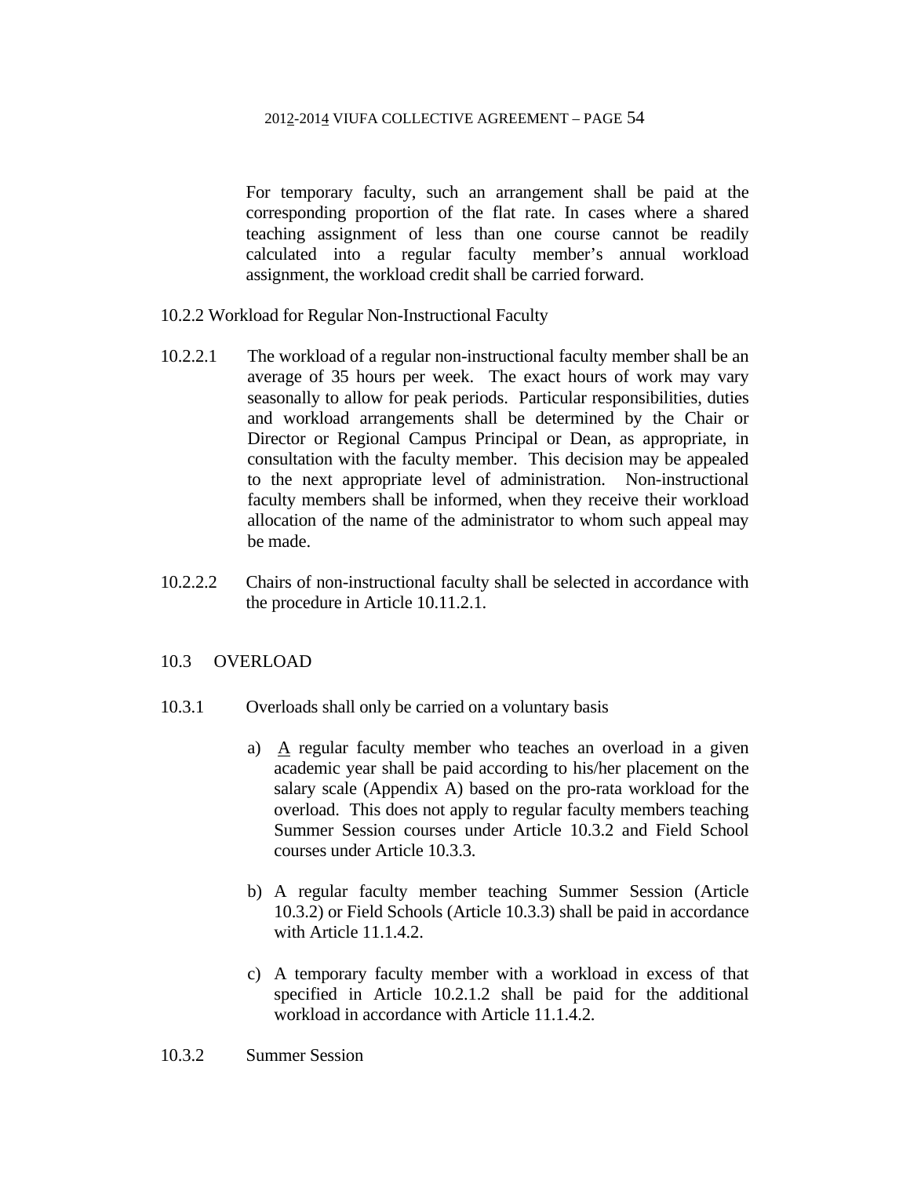For temporary faculty, such an arrangement shall be paid at the corresponding proportion of the flat rate. In cases where a shared teaching assignment of less than one course cannot be readily calculated into a regular faculty member's annual workload assignment, the workload credit shall be carried forward.

10.2.2 Workload for Regular Non-Instructional Faculty

10.2.2.1 The workload of a regular non-instructional faculty member shall be an average of 35 hours per week. The exact hours of work may vary seasonally to allow for peak periods. Particular responsibilities, duties and workload arrangements shall be determined by the Chair or Director or Regional Campus Principal or Dean, as appropriate, in consultation with the faculty member. This decision may be appealed to the next appropriate level of administration. Non-instructional faculty members shall be informed, when they receive their workload allocation of the name of the administrator to whom such appeal may be made.

10.2.2.2 Chairs of non-instructional faculty shall be selected in accordance with the procedure in Article 10.11.2.1.

## 10.3 OVERLOAD

10.3.1 Overloads shall only be carried on a voluntary basis

a) A regular faculty member who teaches an overload in a given academic year shall be paid according to his/her placement on the salary scale (Appendix A) based on the pro-rata workload for the overload. This does not apply to regular faculty members teaching Summer Session courses under Article 10.3.2 and Field School courses under Article 10.3.3.

b) A regular faculty member teaching Summer Session (Article 10.3.2) or Field Schools (Article 10.3.3) shall be paid in accordance with Article 11.1.4.2.

c) A temporary faculty member with a workload in excess of that specified in Article 10.2.1.2 shall be paid for the additional workload in accordance with Article 11.1.4.2.

10.3.2 Summer Session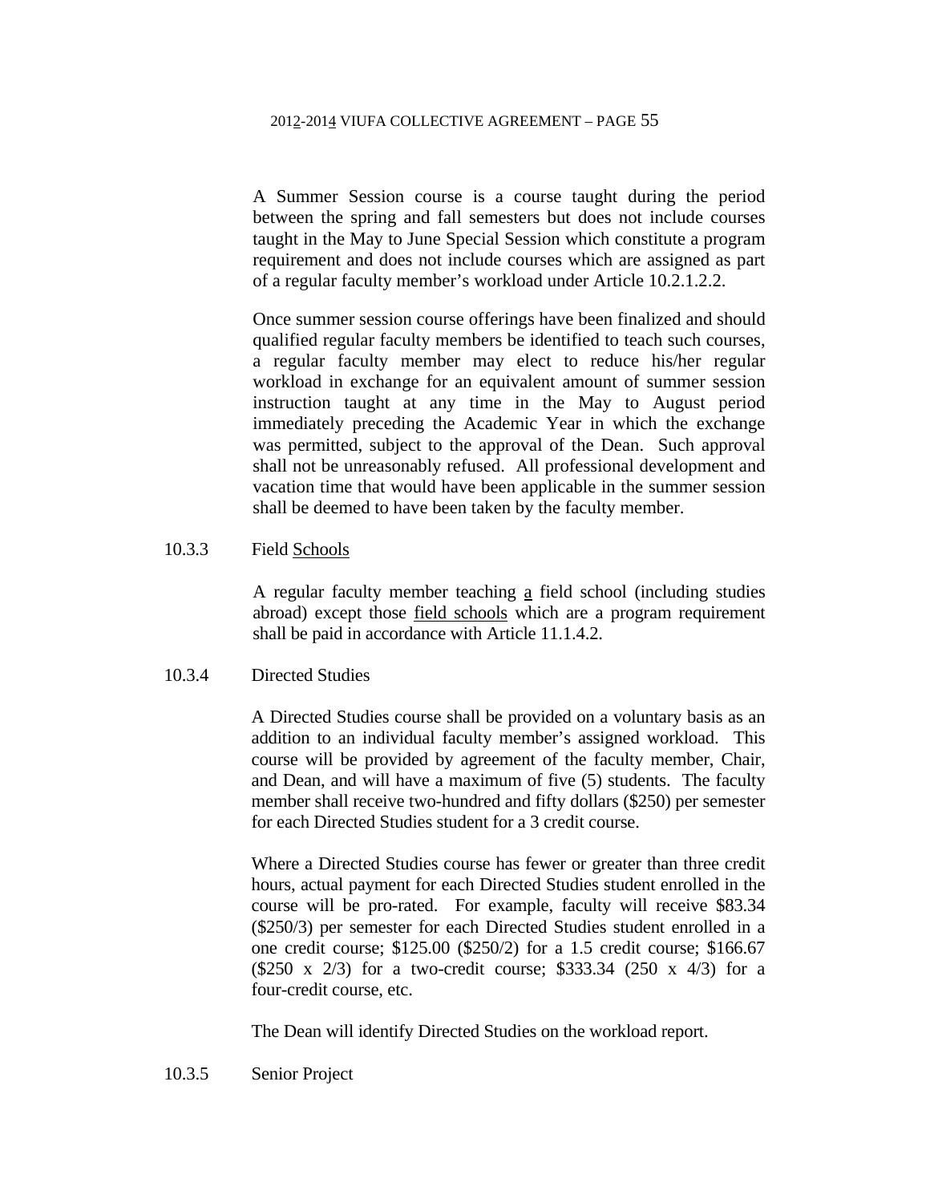A Summer Session course is a course taught during the period between the spring and fall semesters but does not include courses taught in the May to June Special Session which constitute a program requirement and does not include courses which are assigned as part of a regular faculty member's workload under Article 10.2.1.2.2.

Once summer session course offerings have been finalized and should qualified regular faculty members be identified to teach such courses, a regular faculty member may elect to reduce his/her regular workload in exchange for an equivalent amount of summer session instruction taught at any time in the May to August period immediately preceding the Academic Year in which the exchange was permitted, subject to the approval of the Dean. Such approval shall not be unreasonably refused. All professional development and vacation time that would have been applicable in the summer session shall be deemed to have been taken by the faculty member.

10.3.3 Field Schools

A regular faculty member teaching a field school (including studies abroad) except those field schools which are a program requirement shall be paid in accordance with Article 11.1.4.2.

10.3.4 Directed Studies

A Directed Studies course shall be provided on a voluntary basis as an addition to an individual faculty member's assigned workload. This course will be provided by agreement of the faculty member, Chair, and Dean, and will have a maximum of five (5) students. The faculty member shall receive two-hundred and fifty dollars ($250) per semester for each Directed Studies student for a 3 credit course.

Where a Directed Studies course has fewer or greater than three credit hours, actual payment for each Directed Studies student enrolled in the course will be pro-rated. For example, faculty will receive $83.34 ($250/3) per semester for each Directed Studies student enrolled in a one credit course; $125.00 ($250/2) for a 1.5 credit course; $166.67 ($250 x 2/3) for a two-credit course; $333.34 (250 x 4/3) for a four-credit course, etc.

The Dean will identify Directed Studies on the workload report.

10.3.5 Senior Project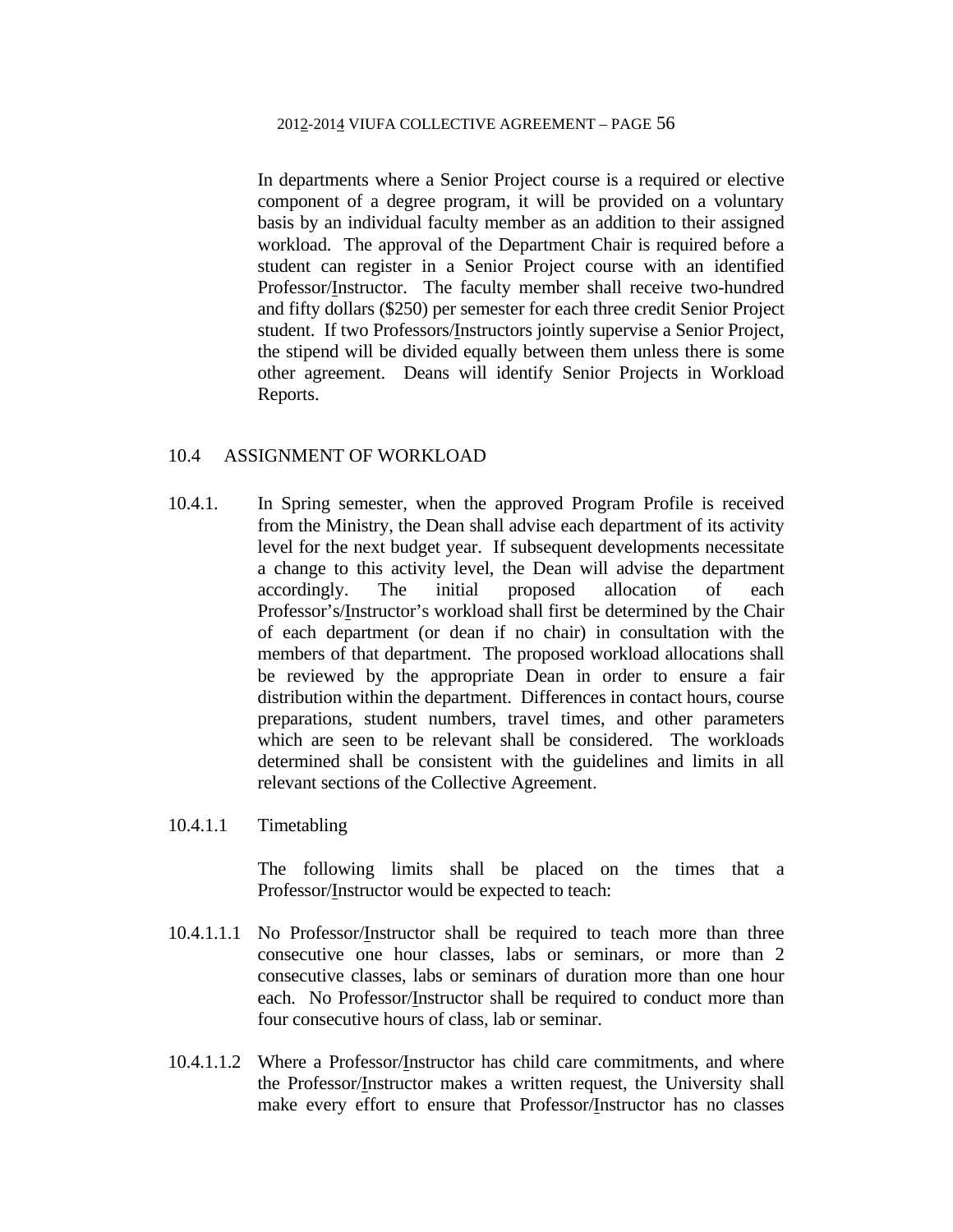In departments where a Senior Project course is a required or elective component of a degree program, it will be provided on a voluntary basis by an individual faculty member as an addition to their assigned workload. The approval of the Department Chair is required before a student can register in a Senior Project course with an identified Professor/Instructor. The faculty member shall receive two-hundred and fifty dollars ($250) per semester for each three credit Senior Project student. If two Professors/Instructors jointly supervise a Senior Project, the stipend will be divided equally between them unless there is some other agreement. Deans will identify Senior Projects in Workload Reports.

## 10.4 ASSIGNMENT OF WORKLOAD

10.4.1. In Spring semester, when the approved Program Profile is received from the Ministry, the Dean shall advise each department of its activity level for the next budget year. If subsequent developments necessitate a change to this activity level, the Dean will advise the department accordingly. The initial proposed allocation of each Professor's/Instructor's workload shall first be determined by the Chair of each department (or dean if no chair) in consultation with the members of that department. The proposed workload allocations shall be reviewed by the appropriate Dean in order to ensure a fair distribution within the department. Differences in contact hours, course preparations, student numbers, travel times, and other parameters which are seen to be relevant shall be considered. The workloads determined shall be consistent with the guidelines and limits in all relevant sections of the Collective Agreement.

10.4.1.1 Timetabling

The following limits shall be placed on the times that a Professor/Instructor would be expected to teach:

10.4.1.1.1 No Professor/Instructor shall be required to teach more than three consecutive one hour classes, labs or seminars, or more than 2 consecutive classes, labs or seminars of duration more than one hour each. No Professor/Instructor shall be required to conduct more than four consecutive hours of class, lab or seminar.

10.4.1.1.2 Where a Professor/Instructor has child care commitments, and where the Professor/Instructor makes a written request, the University shall make every effort to ensure that Professor/Instructor has no classes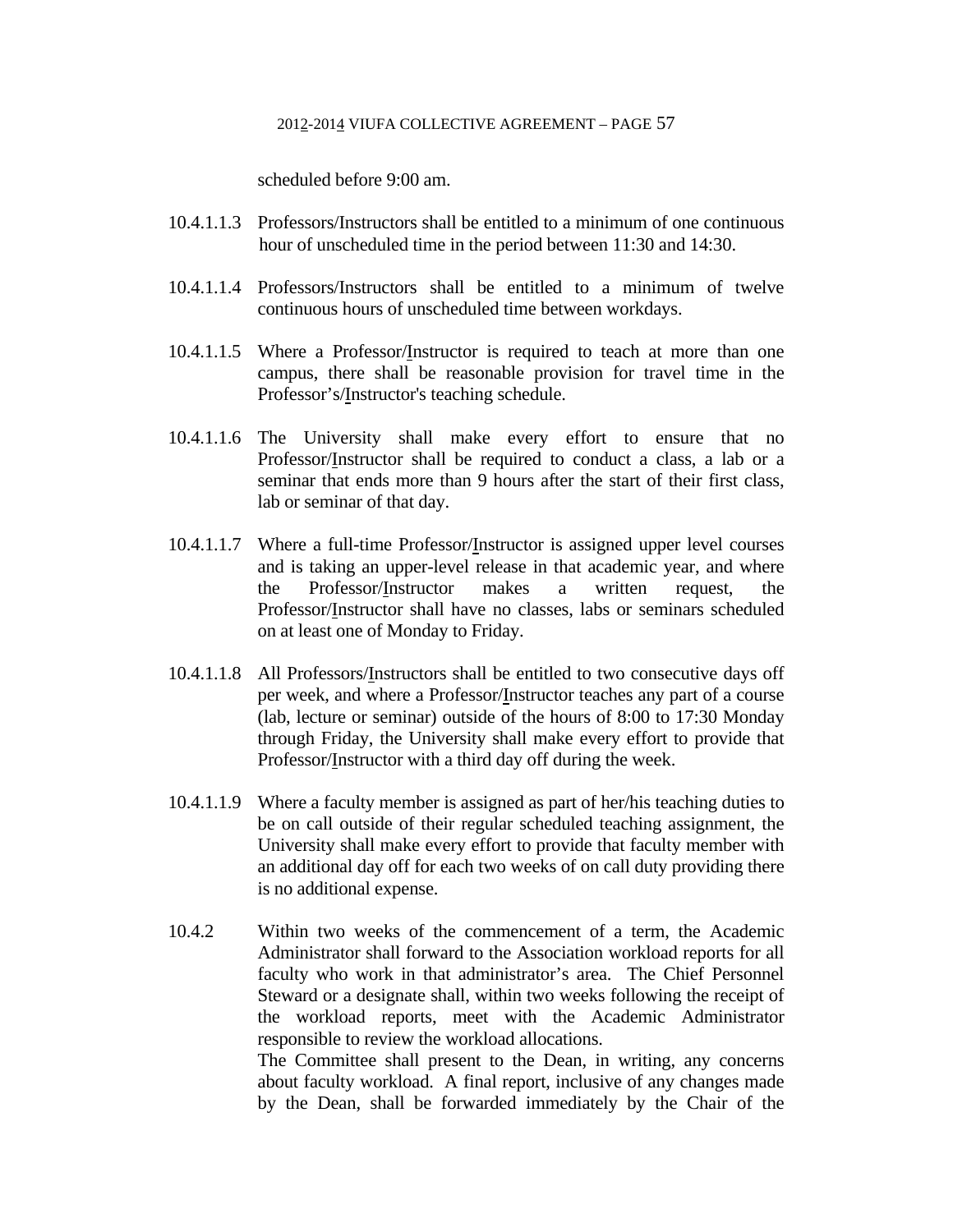scheduled before 9:00 am.

10.4.1.1.3 Professors/Instructors shall be entitled to a minimum of one continuous hour of unscheduled time in the period between 11:30 and 14:30.

10.4.1.1.4 Professors/Instructors shall be entitled to a minimum of twelve continuous hours of unscheduled time between workdays.

10.4.1.1.5 Where a Professor/Instructor is required to teach at more than one campus, there shall be reasonable provision for travel time in the Professor's/Instructor's teaching schedule.

10.4.1.1.6 The University shall make every effort to ensure that no Professor/Instructor shall be required to conduct a class, a lab or a seminar that ends more than 9 hours after the start of their first class, lab or seminar of that day.

10.4.1.1.7 Where a full-time Professor/Instructor is assigned upper level courses and is taking an upper-level release in that academic year, and where the Professor/Instructor makes a written request, the Professor/Instructor shall have no classes, labs or seminars scheduled on at least one of Monday to Friday.

10.4.1.1.8 All Professors/Instructors shall be entitled to two consecutive days off per week, and where a Professor/Instructor teaches any part of a course (lab, lecture or seminar) outside of the hours of 8:00 to 17:30 Monday through Friday, the University shall make every effort to provide that Professor/Instructor with a third day off during the week.

10.4.1.1.9 Where a faculty member is assigned as part of her/his teaching duties to be on call outside of their regular scheduled teaching assignment, the University shall make every effort to provide that faculty member with an additional day off for each two weeks of on call duty providing there is no additional expense.

10.4.2 Within two weeks of the commencement of a term, the Academic Administrator shall forward to the Association workload reports for all faculty who work in that administrator's area. The Chief Personnel Steward or a designate shall, within two weeks following the receipt of the workload reports, meet with the Academic Administrator responsible to review the workload allocations.
The Committee shall present to the Dean, in writing, any concerns about faculty workload. A final report, inclusive of any changes made by the Dean, shall be forwarded immediately by the Chair of the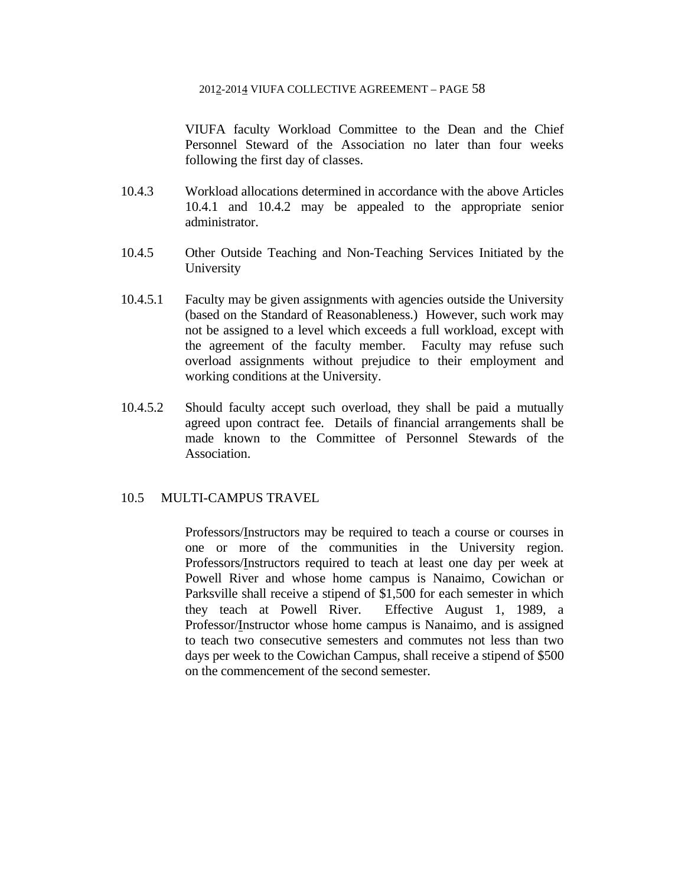VIUFA faculty Workload Committee to the Dean and the Chief Personnel Steward of the Association no later than four weeks following the first day of classes.

10.4.3 Workload allocations determined in accordance with the above Articles 10.4.1 and 10.4.2 may be appealed to the appropriate senior administrator.

10.4.5 Other Outside Teaching and Non-Teaching Services Initiated by the University

10.4.5.1 Faculty may be given assignments with agencies outside the University (based on the Standard of Reasonableness.) However, such work may not be assigned to a level which exceeds a full workload, except with the agreement of the faculty member. Faculty may refuse such overload assignments without prejudice to their employment and working conditions at the University.

10.4.5.2 Should faculty accept such overload, they shall be paid a mutually agreed upon contract fee. Details of financial arrangements shall be made known to the Committee of Personnel Stewards of the Association.

## 10.5 MULTI-CAMPUS TRAVEL

Professors/Instructors may be required to teach a course or courses in one or more of the communities in the University region. Professors/Instructors required to teach at least one day per week at Powell River and whose home campus is Nanaimo, Cowichan or Parksville shall receive a stipend of $1,500 for each semester in which they teach at Powell River. Effective August 1, 1989, a Professor/Instructor whose home campus is Nanaimo, and is assigned to teach two consecutive semesters and commutes not less than two days per week to the Cowichan Campus, shall receive a stipend of $500 on the commencement of the second semester.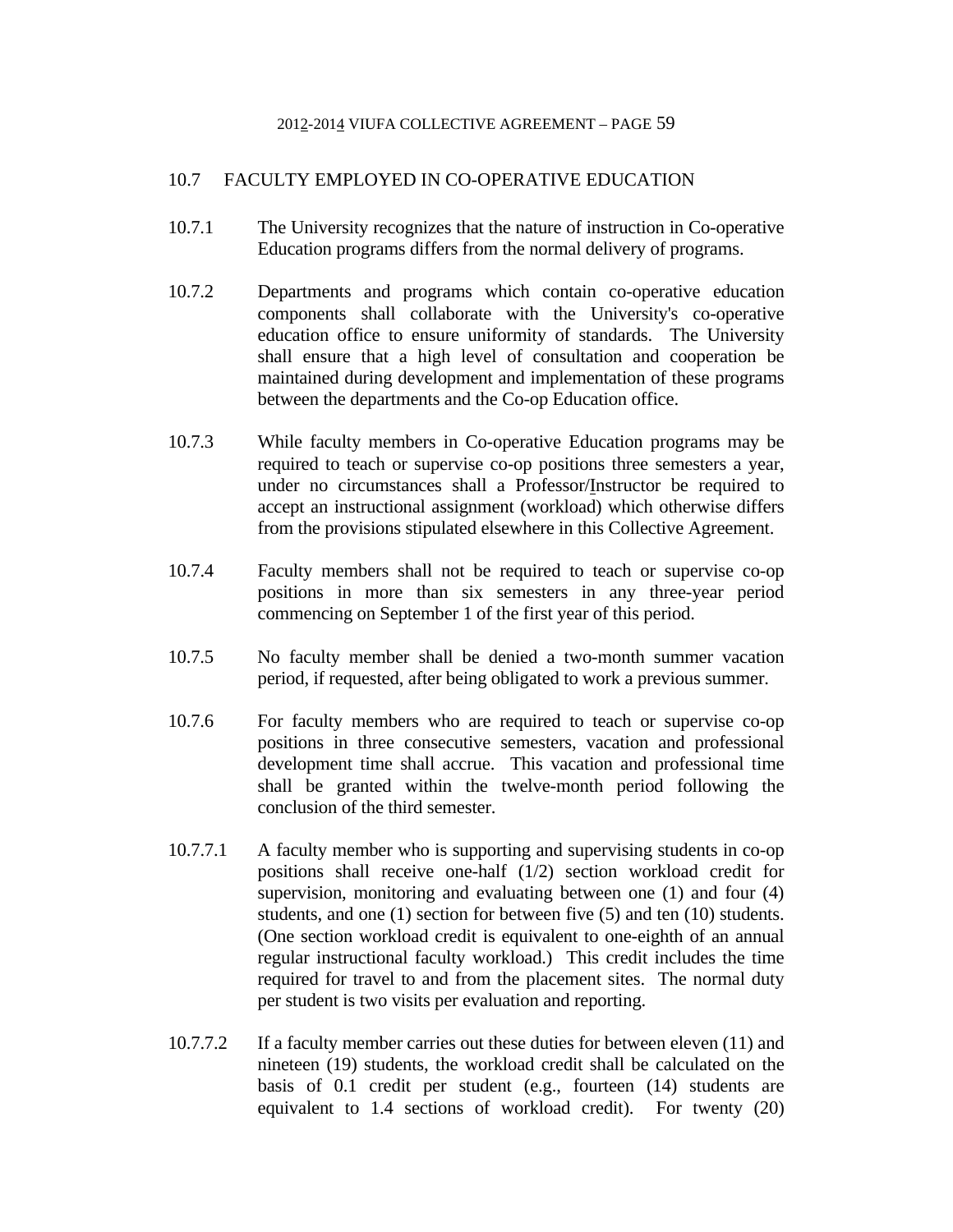## 10.7 FACULTY EMPLOYED IN CO-OPERATIVE EDUCATION

10.7.1 The University recognizes that the nature of instruction in Co-operative Education programs differs from the normal delivery of programs.

10.7.2 Departments and programs which contain co-operative education components shall collaborate with the University's co-operative education office to ensure uniformity of standards. The University shall ensure that a high level of consultation and cooperation be maintained during development and implementation of these programs between the departments and the Co-op Education office.

10.7.3 While faculty members in Co-operative Education programs may be required to teach or supervise co-op positions three semesters a year, under no circumstances shall a Professor/Instructor be required to accept an instructional assignment (workload) which otherwise differs from the provisions stipulated elsewhere in this Collective Agreement.

10.7.4 Faculty members shall not be required to teach or supervise co-op positions in more than six semesters in any three-year period commencing on September 1 of the first year of this period.

10.7.5 No faculty member shall be denied a two-month summer vacation period, if requested, after being obligated to work a previous summer.

10.7.6 For faculty members who are required to teach or supervise co-op positions in three consecutive semesters, vacation and professional development time shall accrue. This vacation and professional time shall be granted within the twelve-month period following the conclusion of the third semester.

10.7.7.1 A faculty member who is supporting and supervising students in co-op positions shall receive one-half (1/2) section workload credit for supervision, monitoring and evaluating between one (1) and four (4) students, and one (1) section for between five (5) and ten (10) students. (One section workload credit is equivalent to one-eighth of an annual regular instructional faculty workload.) This credit includes the time required for travel to and from the placement sites. The normal duty per student is two visits per evaluation and reporting.

10.7.7.2 If a faculty member carries out these duties for between eleven (11) and nineteen (19) students, the workload credit shall be calculated on the basis of 0.1 credit per student (e.g., fourteen (14) students are equivalent to 1.4 sections of workload credit). For twenty (20)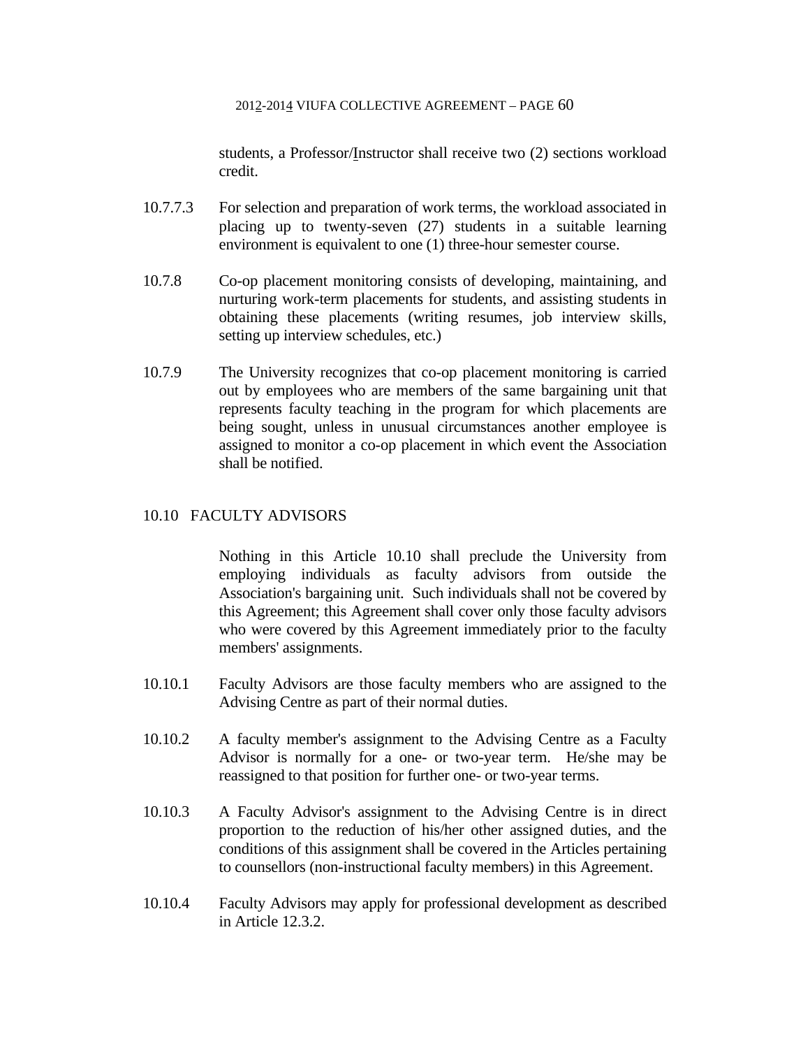students, a Professor/Instructor shall receive two (2) sections workload credit.

10.7.7.3 For selection and preparation of work terms, the workload associated in placing up to twenty-seven (27) students in a suitable learning environment is equivalent to one (1) three-hour semester course.

10.7.8 Co-op placement monitoring consists of developing, maintaining, and nurturing work-term placements for students, and assisting students in obtaining these placements (writing resumes, job interview skills, setting up interview schedules, etc.)

10.7.9 The University recognizes that co-op placement monitoring is carried out by employees who are members of the same bargaining unit that represents faculty teaching in the program for which placements are being sought, unless in unusual circumstances another employee is assigned to monitor a co-op placement in which event the Association shall be notified.

## 10.10 FACULTY ADVISORS

Nothing in this Article 10.10 shall preclude the University from employing individuals as faculty advisors from outside the Association's bargaining unit. Such individuals shall not be covered by this Agreement; this Agreement shall cover only those faculty advisors who were covered by this Agreement immediately prior to the faculty members' assignments.

10.10.1 Faculty Advisors are those faculty members who are assigned to the Advising Centre as part of their normal duties.

10.10.2 A faculty member's assignment to the Advising Centre as a Faculty Advisor is normally for a one- or two-year term. He/she may be reassigned to that position for further one- or two-year terms.

10.10.3 A Faculty Advisor's assignment to the Advising Centre is in direct proportion to the reduction of his/her other assigned duties, and the conditions of this assignment shall be covered in the Articles pertaining to counsellors (non-instructional faculty members) in this Agreement.

10.10.4 Faculty Advisors may apply for professional development as described in Article 12.3.2.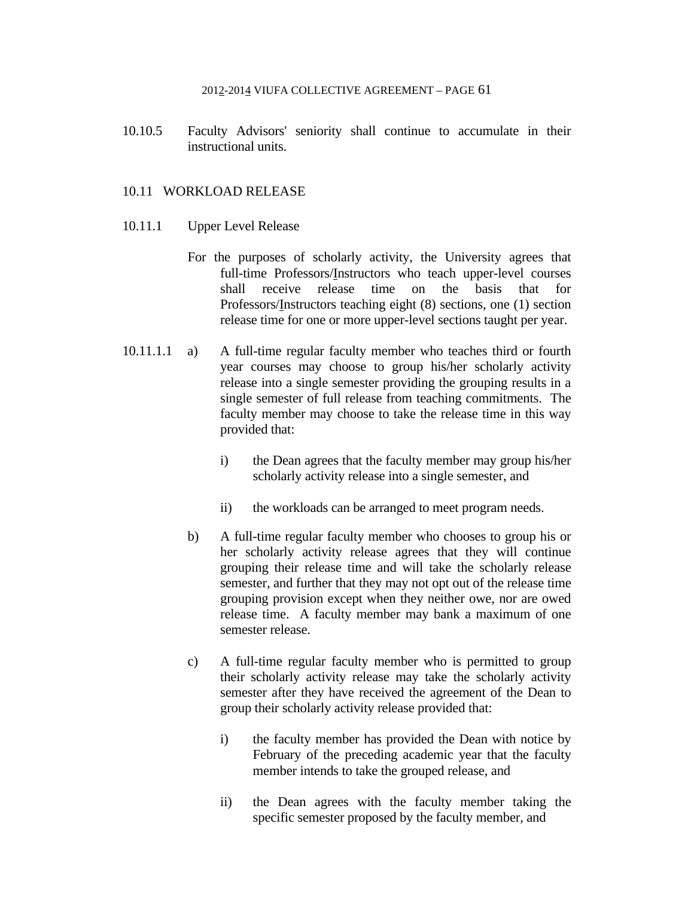10.10.5 Faculty Advisors' seniority shall continue to accumulate in their instructional units.

## 10.11 WORKLOAD RELEASE

### 10.11.1 Upper Level Release

For the purposes of scholarly activity, the University agrees that full-time Professors/Instructors who teach upper-level courses shall receive release time on the basis that for Professors/Instructors teaching eight (8) sections, one (1) section release time for one or more upper-level sections taught per year.

10.11.1.1 a) A full-time regular faculty member who teaches third or fourth year courses may choose to group his/her scholarly activity release into a single semester providing the grouping results in a single semester of full release from teaching commitments. The faculty member may choose to take the release time in this way provided that:

i) the Dean agrees that the faculty member may group his/her scholarly activity release into a single semester, and

ii) the workloads can be arranged to meet program needs.

b) A full-time regular faculty member who chooses to group his or her scholarly activity release agrees that they will continue grouping their release time and will take the scholarly release semester, and further that they may not opt out of the release time grouping provision except when they neither owe, nor are owed release time. A faculty member may bank a maximum of one semester release.

c) A full-time regular faculty member who is permitted to group their scholarly activity release may take the scholarly activity semester after they have received the agreement of the Dean to group their scholarly activity release provided that:

i) the faculty member has provided the Dean with notice by February of the preceding academic year that the faculty member intends to take the grouped release, and

ii) the Dean agrees with the faculty member taking the specific semester proposed by the faculty member, and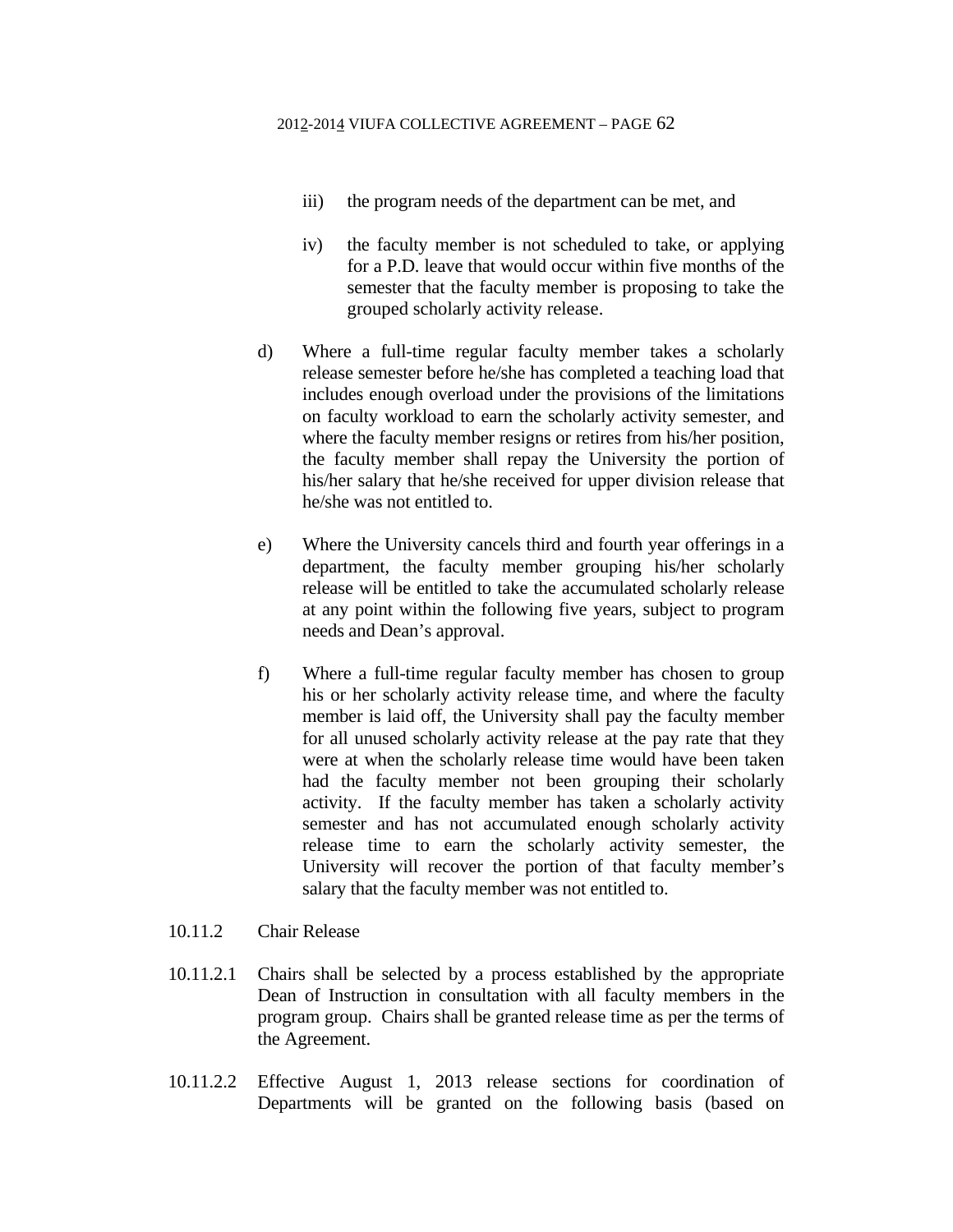iii) the program needs of the department can be met, and

iv) the faculty member is not scheduled to take, or applying for a P.D. leave that would occur within five months of the semester that the faculty member is proposing to take the grouped scholarly activity release.

d) Where a full-time regular faculty member takes a scholarly release semester before he/she has completed a teaching load that includes enough overload under the provisions of the limitations on faculty workload to earn the scholarly activity semester, and where the faculty member resigns or retires from his/her position, the faculty member shall repay the University the portion of his/her salary that he/she received for upper division release that he/she was not entitled to.

e) Where the University cancels third and fourth year offerings in a department, the faculty member grouping his/her scholarly release will be entitled to take the accumulated scholarly release at any point within the following five years, subject to program needs and Dean's approval.

f) Where a full-time regular faculty member has chosen to group his or her scholarly activity release time, and where the faculty member is laid off, the University shall pay the faculty member for all unused scholarly activity release at the pay rate that they were at when the scholarly release time would have been taken had the faculty member not been grouping their scholarly activity. If the faculty member has taken a scholarly activity semester and has not accumulated enough scholarly activity release time to earn the scholarly activity semester, the University will recover the portion of that faculty member's salary that the faculty member was not entitled to.

10.11.2 Chair Release

10.11.2.1 Chairs shall be selected by a process established by the appropriate Dean of Instruction in consultation with all faculty members in the program group. Chairs shall be granted release time as per the terms of the Agreement.

10.11.2.2 Effective August 1, 2013 release sections for coordination of Departments will be granted on the following basis (based on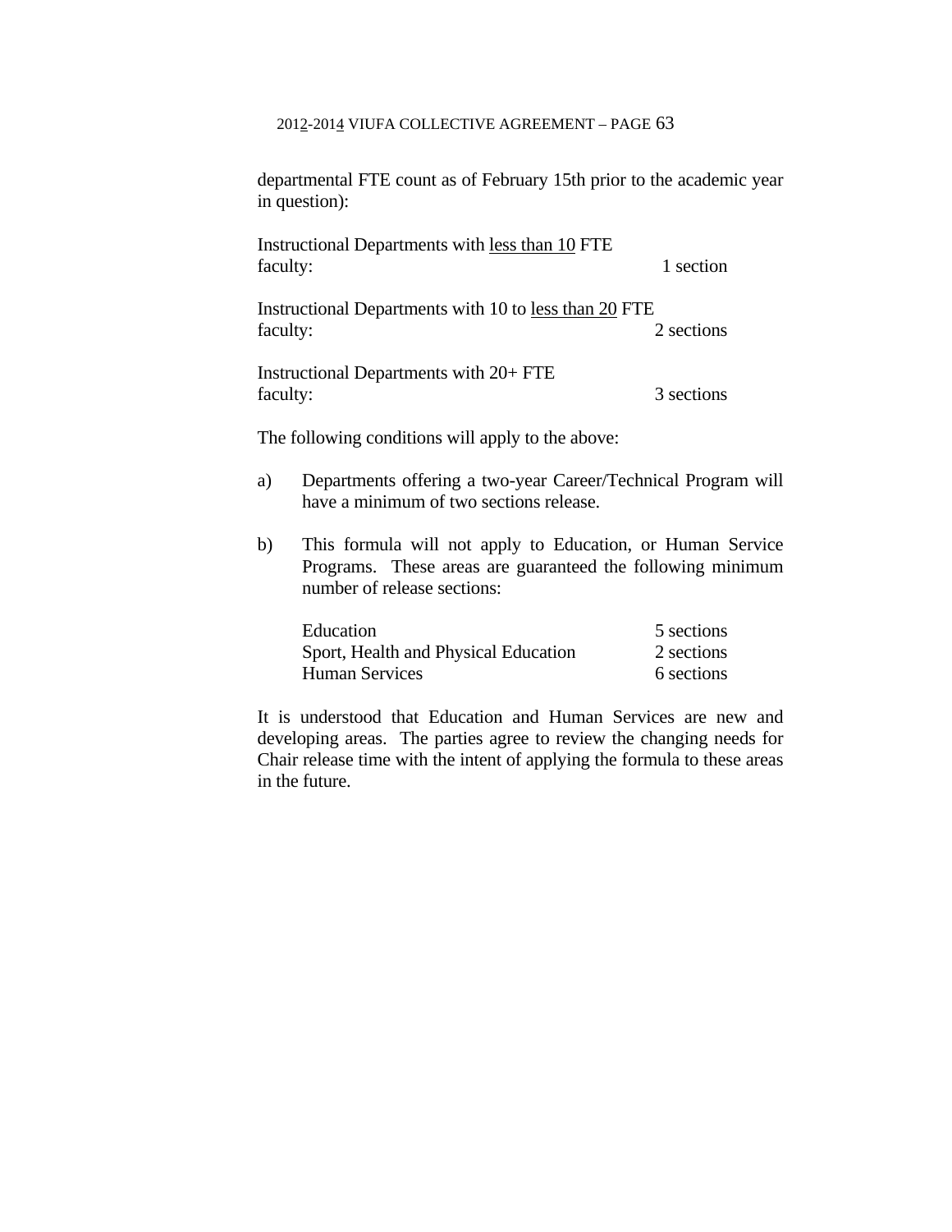departmental FTE count as of February 15th prior to the academic year in question):

| | |
|---|---|
| Instructional Departments with <u>less than 10</u> FTE faculty: | 1 section |
| Instructional Departments with 10 to <u>less than 20</u> FTE faculty: | 2 sections |
| Instructional Departments with 20+ FTE faculty: | 3 sections |

The following conditions will apply to the above:

a) Departments offering a two-year Career/Technical Program will have a minimum of two sections release.

b) This formula will not apply to Education, or Human Service Programs. These areas are guaranteed the following minimum number of release sections:

| | |
|---|---|
| Education | 5 sections |
| Sport, Health and Physical Education | 2 sections |
| Human Services | 6 sections |

It is understood that Education and Human Services are new and developing areas. The parties agree to review the changing needs for Chair release time with the intent of applying the formula to these areas in the future.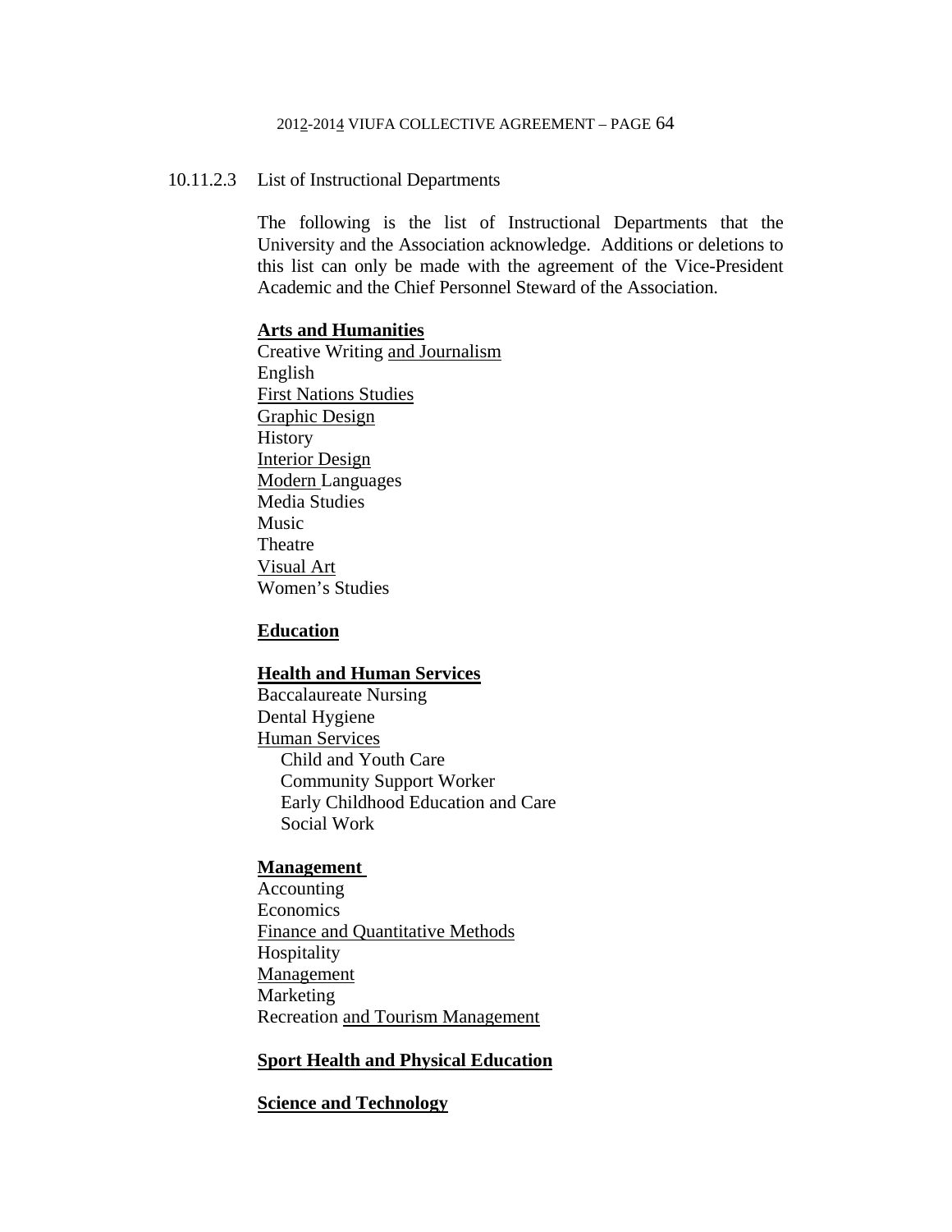10.11.2.3 List of Instructional Departments

The following is the list of Instructional Departments that the University and the Association acknowledge. Additions or deletions to this list can only be made with the agreement of the Vice-President Academic and the Chief Personnel Steward of the Association.

**Arts and Humanities**

Creative Writing and Journalism
English
First Nations Studies
Graphic Design
History
Interior Design
Modern Languages
Media Studies
Music
Theatre
Visual Art
Women's Studies

**Education**

**Health and Human Services**

Baccalaureate Nursing
Dental Hygiene
Human Services
- Child and Youth Care
- Community Support Worker
- Early Childhood Education and Care
- Social Work

**Management**

Accounting
Economics
Finance and Quantitative Methods
Hospitality
Management
Marketing
Recreation and Tourism Management

**Sport Health and Physical Education**

**Science and Technology**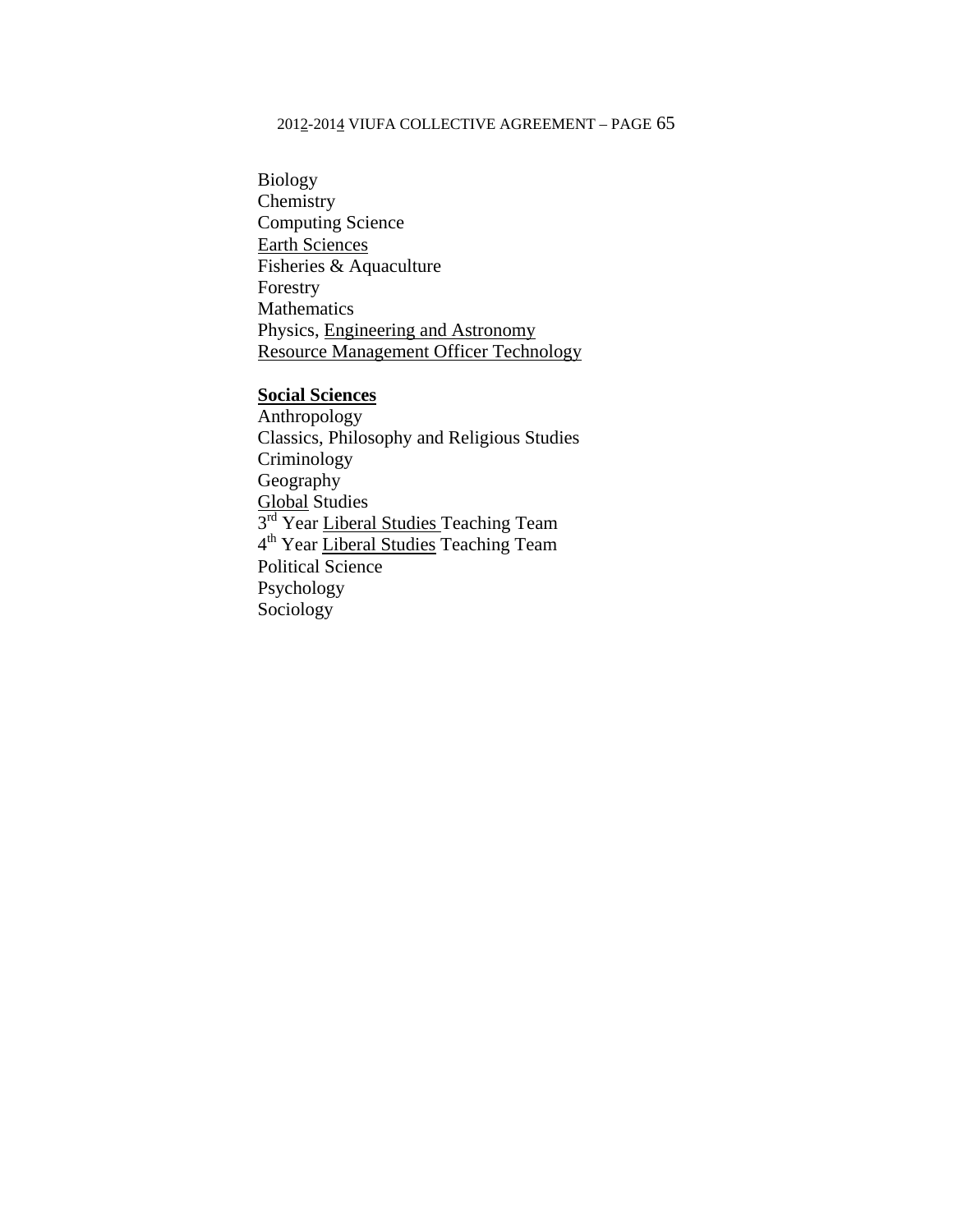Biology
Chemistry
Computing Science
<u>Earth Sciences</u>
Fisheries & Aquaculture
Forestry
Mathematics
Physics, <u>Engineering and Astronomy</u>
<u>Resource Management Officer Technology</u>

**<u>Social Sciences</u>**
Anthropology
Classics, Philosophy and Religious Studies
Criminology
Geography
<u>Global</u> Studies
3rd Year <u>Liberal Studies</u> Teaching Team
4th Year <u>Liberal Studies</u> Teaching Team
Political Science
Psychology
Sociology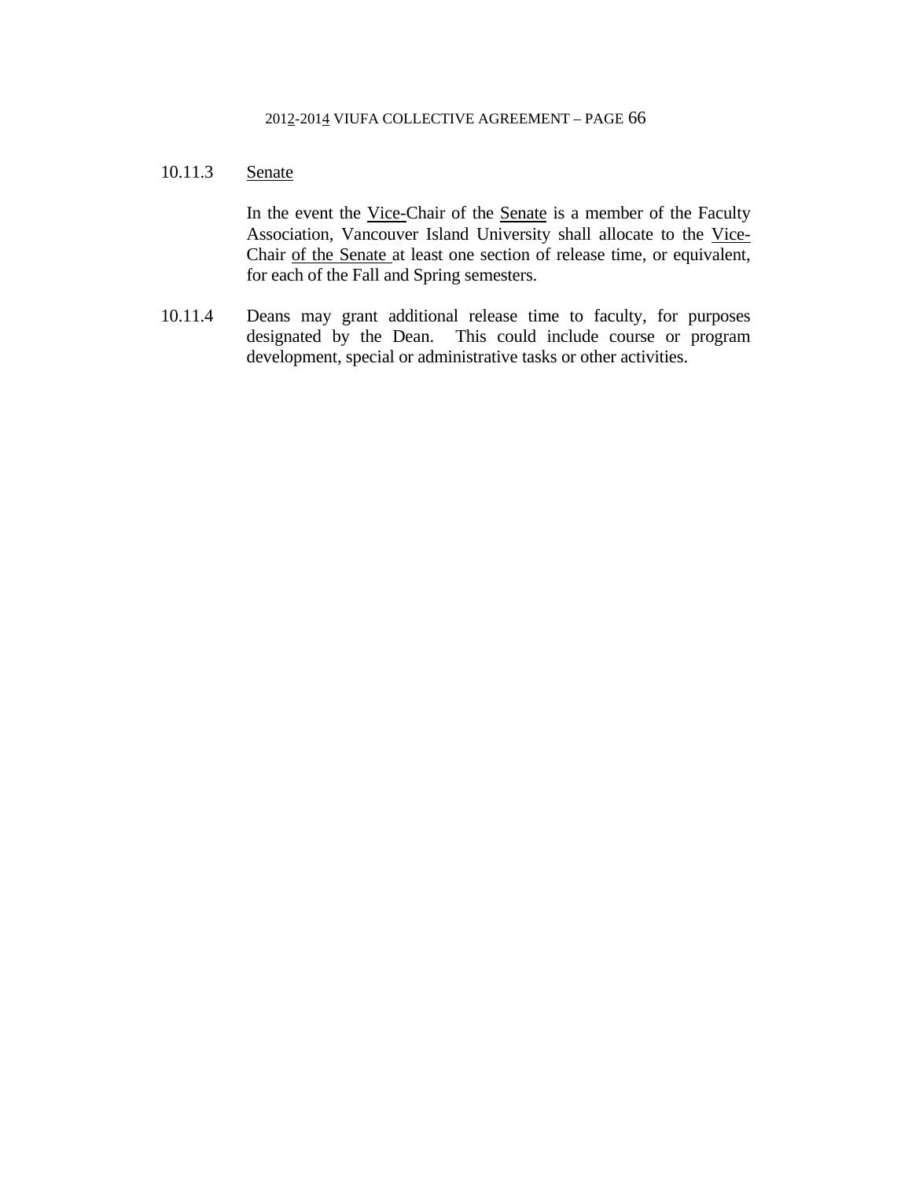10.11.3 Senate

In the event the Vice-Chair of the Senate is a member of the Faculty Association, Vancouver Island University shall allocate to the Vice-Chair of the Senate at least one section of release time, or equivalent, for each of the Fall and Spring semesters.

10.11.4 Deans may grant additional release time to faculty, for purposes designated by the Dean. This could include course or program development, special or administrative tasks or other activities.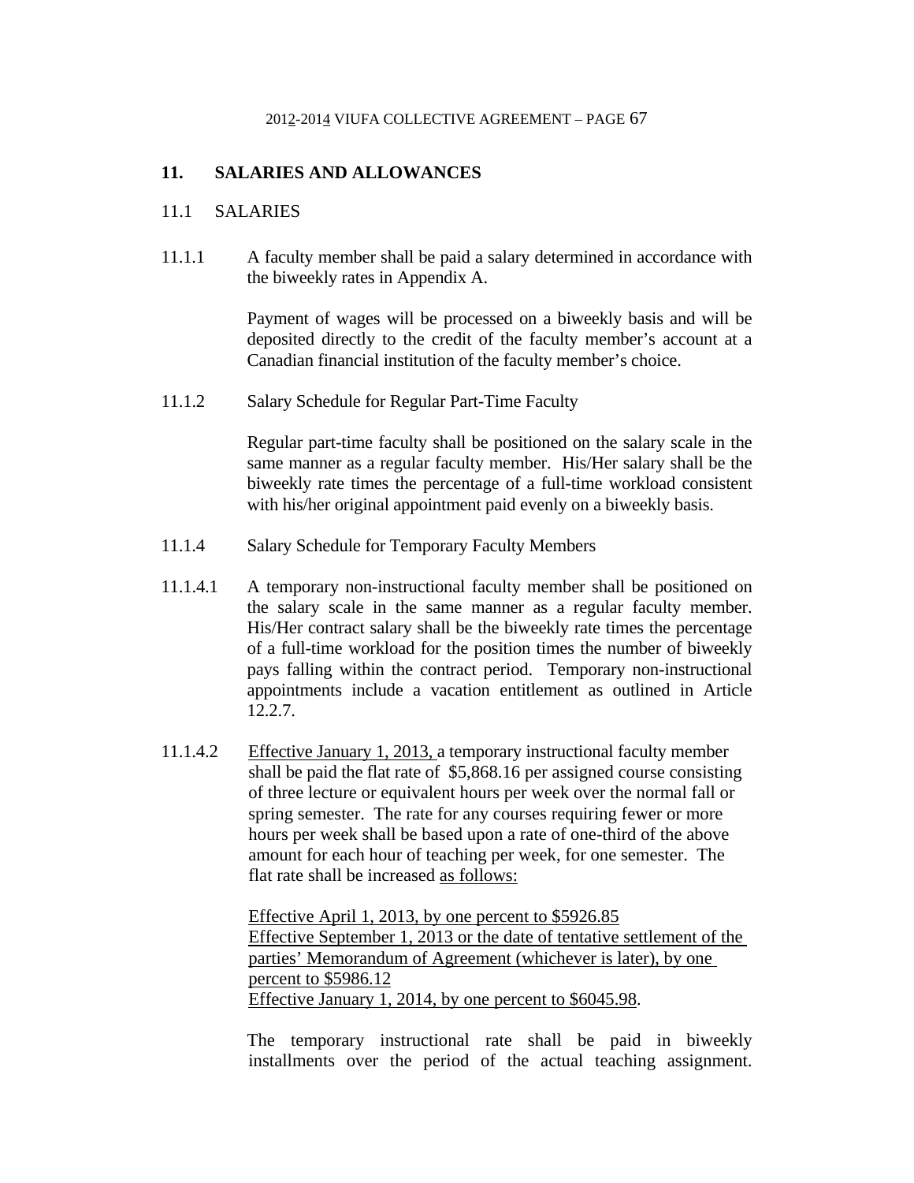## 11. SALARIES AND ALLOWANCES

### 11.1 SALARIES

11.1.1 A faculty member shall be paid a salary determined in accordance with the biweekly rates in Appendix A.

Payment of wages will be processed on a biweekly basis and will be deposited directly to the credit of the faculty member's account at a Canadian financial institution of the faculty member's choice.

11.1.2 Salary Schedule for Regular Part-Time Faculty

Regular part-time faculty shall be positioned on the salary scale in the same manner as a regular faculty member. His/Her salary shall be the biweekly rate times the percentage of a full-time workload consistent with his/her original appointment paid evenly on a biweekly basis.

11.1.4 Salary Schedule for Temporary Faculty Members

11.1.4.1 A temporary non-instructional faculty member shall be positioned on the salary scale in the same manner as a regular faculty member. His/Her contract salary shall be the biweekly rate times the percentage of a full-time workload for the position times the number of biweekly pays falling within the contract period. Temporary non-instructional appointments include a vacation entitlement as outlined in Article 12.2.7.

11.1.4.2 Effective January 1, 2013, a temporary instructional faculty member shall be paid the flat rate of $5,868.16 per assigned course consisting of three lecture or equivalent hours per week over the normal fall or spring semester. The rate for any courses requiring fewer or more hours per week shall be based upon a rate of one-third of the above amount for each hour of teaching per week, for one semester. The flat rate shall be increased as follows:

Effective April 1, 2013, by one percent to $5926.85
Effective September 1, 2013 or the date of tentative settlement of the parties' Memorandum of Agreement (whichever is later), by one percent to $5986.12
Effective January 1, 2014, by one percent to $6045.98.

The temporary instructional rate shall be paid in biweekly installments over the period of the actual teaching assignment.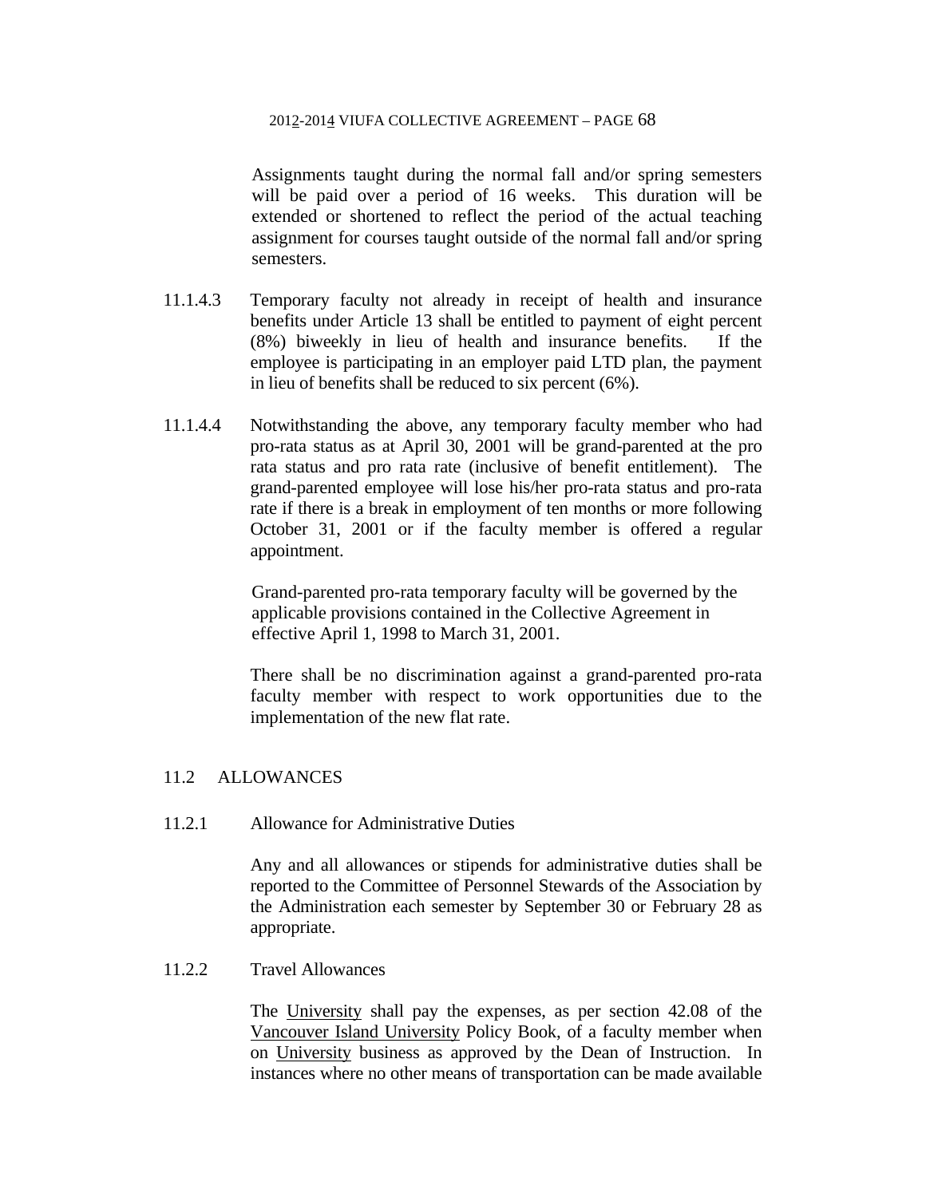Assignments taught during the normal fall and/or spring semesters will be paid over a period of 16 weeks. This duration will be extended or shortened to reflect the period of the actual teaching assignment for courses taught outside of the normal fall and/or spring semesters.

11.1.4.3 Temporary faculty not already in receipt of health and insurance benefits under Article 13 shall be entitled to payment of eight percent (8%) biweekly in lieu of health and insurance benefits. If the employee is participating in an employer paid LTD plan, the payment in lieu of benefits shall be reduced to six percent (6%).

11.1.4.4 Notwithstanding the above, any temporary faculty member who had pro-rata status as at April 30, 2001 will be grand-parented at the pro rata status and pro rata rate (inclusive of benefit entitlement). The grand-parented employee will lose his/her pro-rata status and pro-rata rate if there is a break in employment of ten months or more following October 31, 2001 or if the faculty member is offered a regular appointment.

Grand-parented pro-rata temporary faculty will be governed by the applicable provisions contained in the Collective Agreement in effective April 1, 1998 to March 31, 2001.

There shall be no discrimination against a grand-parented pro-rata faculty member with respect to work opportunities due to the implementation of the new flat rate.

## 11.2 ALLOWANCES

### 11.2.1 Allowance for Administrative Duties

Any and all allowances or stipends for administrative duties shall be reported to the Committee of Personnel Stewards of the Association by the Administration each semester by September 30 or February 28 as appropriate.

### 11.2.2 Travel Allowances

The University shall pay the expenses, as per section 42.08 of the Vancouver Island University Policy Book, of a faculty member when on University business as approved by the Dean of Instruction. In instances where no other means of transportation can be made available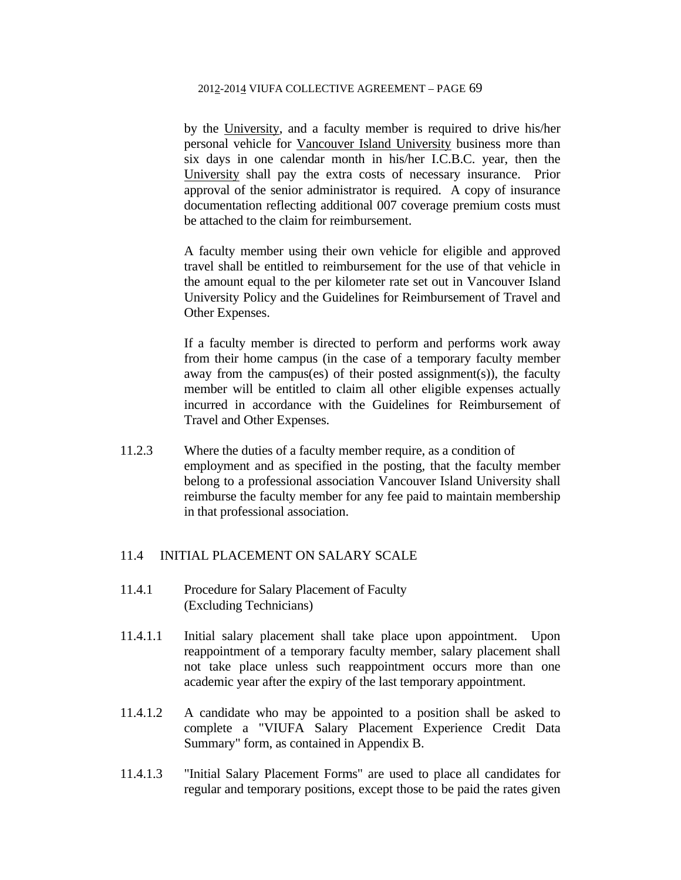by the University, and a faculty member is required to drive his/her personal vehicle for Vancouver Island University business more than six days in one calendar month in his/her I.C.B.C. year, then the University shall pay the extra costs of necessary insurance. Prior approval of the senior administrator is required. A copy of insurance documentation reflecting additional 007 coverage premium costs must be attached to the claim for reimbursement.

A faculty member using their own vehicle for eligible and approved travel shall be entitled to reimbursement for the use of that vehicle in the amount equal to the per kilometer rate set out in Vancouver Island University Policy and the Guidelines for Reimbursement of Travel and Other Expenses.

If a faculty member is directed to perform and performs work away from their home campus (in the case of a temporary faculty member away from the campus(es) of their posted assignment(s)), the faculty member will be entitled to claim all other eligible expenses actually incurred in accordance with the Guidelines for Reimbursement of Travel and Other Expenses.

11.2.3 Where the duties of a faculty member require, as a condition of employment and as specified in the posting, that the faculty member belong to a professional association Vancouver Island University shall reimburse the faculty member for any fee paid to maintain membership in that professional association.

## 11.4 INITIAL PLACEMENT ON SALARY SCALE

11.4.1 Procedure for Salary Placement of Faculty (Excluding Technicians)

11.4.1.1 Initial salary placement shall take place upon appointment. Upon reappointment of a temporary faculty member, salary placement shall not take place unless such reappointment occurs more than one academic year after the expiry of the last temporary appointment.

11.4.1.2 A candidate who may be appointed to a position shall be asked to complete a "VIUFA Salary Placement Experience Credit Data Summary" form, as contained in Appendix B.

11.4.1.3 "Initial Salary Placement Forms" are used to place all candidates for regular and temporary positions, except those to be paid the rates given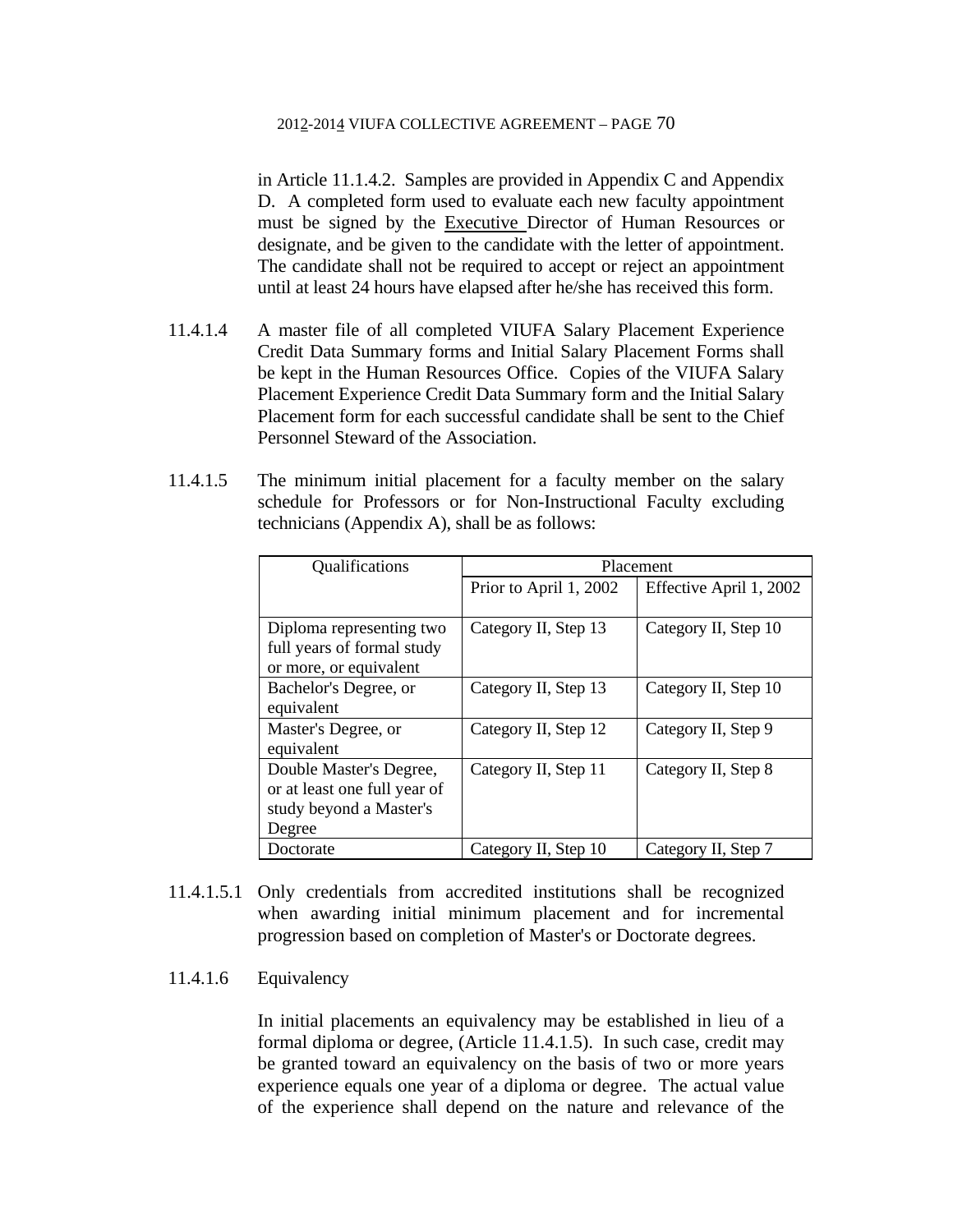in Article 11.1.4.2. Samples are provided in Appendix C and Appendix D. A completed form used to evaluate each new faculty appointment must be signed by the Executive Director of Human Resources or designate, and be given to the candidate with the letter of appointment. The candidate shall not be required to accept or reject an appointment until at least 24 hours have elapsed after he/she has received this form.

11.4.1.4 A master file of all completed VIUFA Salary Placement Experience Credit Data Summary forms and Initial Salary Placement Forms shall be kept in the Human Resources Office. Copies of the VIUFA Salary Placement Experience Credit Data Summary form and the Initial Salary Placement form for each successful candidate shall be sent to the Chief Personnel Steward of the Association.

11.4.1.5 The minimum initial placement for a faculty member on the salary schedule for Professors or for Non-Instructional Faculty excluding technicians (Appendix A), shall be as follows:

| Qualifications | Placement | |
|---|---|---|
| | Prior to April 1, 2002 | Effective April 1, 2002 |
| Diploma representing two full years of formal study or more, or equivalent | Category II, Step 13 | Category II, Step 10 |
| Bachelor's Degree, or equivalent | Category II, Step 13 | Category II, Step 10 |
| Master's Degree, or equivalent | Category II, Step 12 | Category II, Step 9 |
| Double Master's Degree, or at least one full year of study beyond a Master's Degree | Category II, Step 11 | Category II, Step 8 |
| Doctorate | Category II, Step 10 | Category II, Step 7 |

11.4.1.5.1 Only credentials from accredited institutions shall be recognized when awarding initial minimum placement and for incremental progression based on completion of Master's or Doctorate degrees.

11.4.1.6 Equivalency

In initial placements an equivalency may be established in lieu of a formal diploma or degree, (Article 11.4.1.5). In such case, credit may be granted toward an equivalency on the basis of two or more years experience equals one year of a diploma or degree. The actual value of the experience shall depend on the nature and relevance of the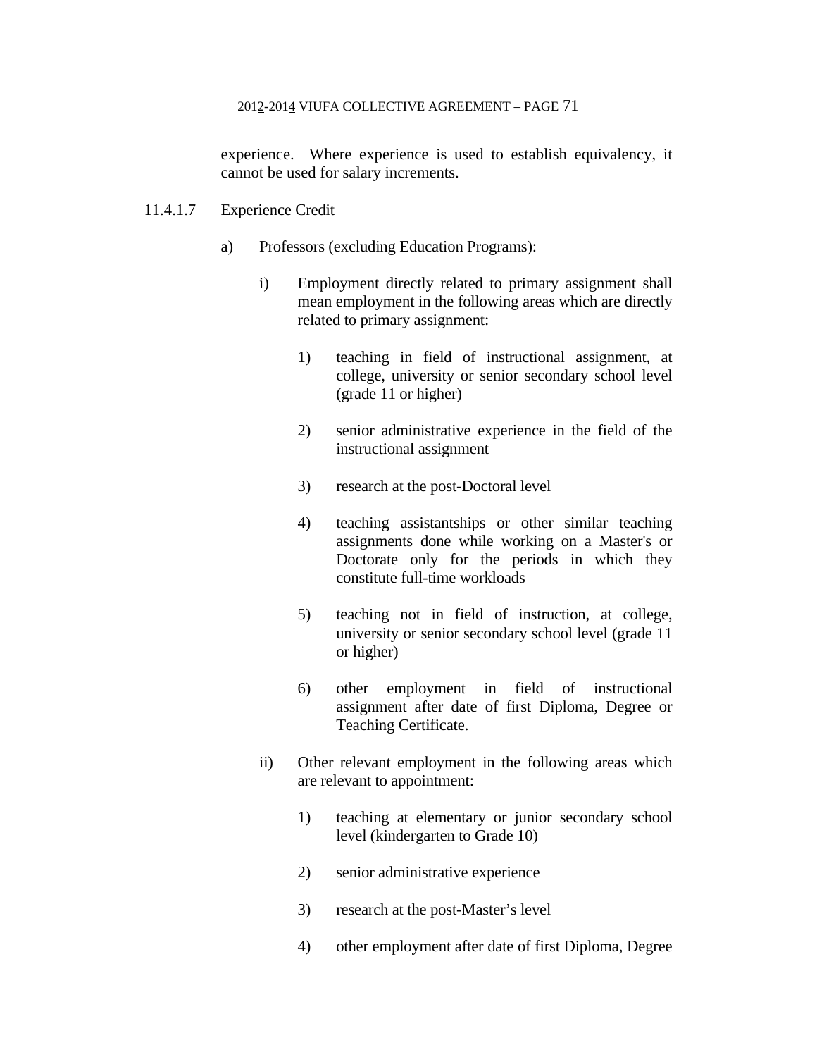experience. Where experience is used to establish equivalency, it cannot be used for salary increments.

11.4.1.7 Experience Credit

a) Professors (excluding Education Programs):

i) Employment directly related to primary assignment shall mean employment in the following areas which are directly related to primary assignment:

1) teaching in field of instructional assignment, at college, university or senior secondary school level (grade 11 or higher)

2) senior administrative experience in the field of the instructional assignment

3) research at the post-Doctoral level

4) teaching assistantships or other similar teaching assignments done while working on a Master's or Doctorate only for the periods in which they constitute full-time workloads

5) teaching not in field of instruction, at college, university or senior secondary school level (grade 11 or higher)

6) other employment in field of instructional assignment after date of first Diploma, Degree or Teaching Certificate.

ii) Other relevant employment in the following areas which are relevant to appointment:

1) teaching at elementary or junior secondary school level (kindergarten to Grade 10)

2) senior administrative experience

3) research at the post-Master's level

4) other employment after date of first Diploma, Degree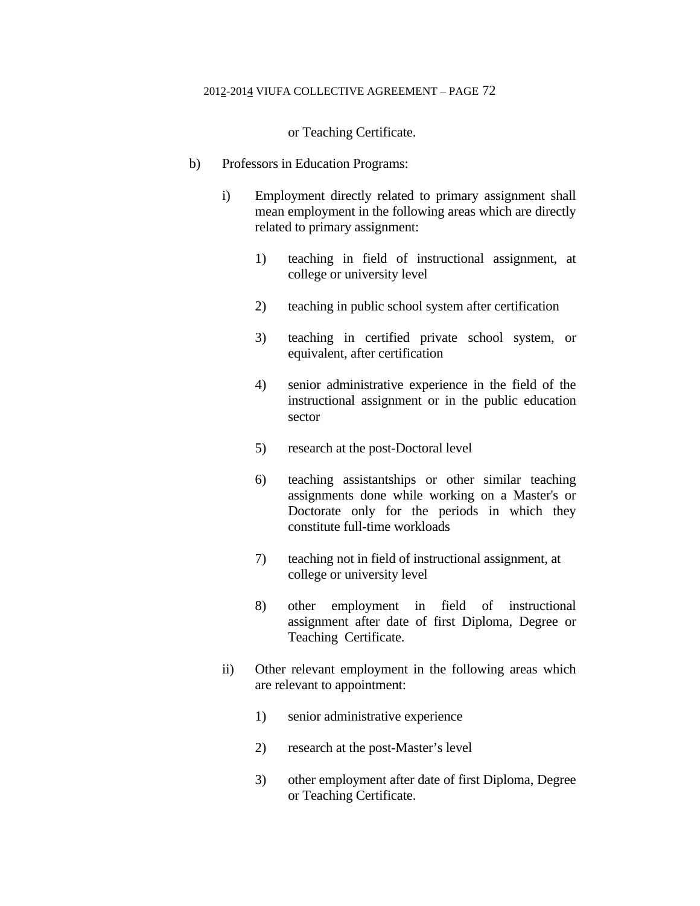or Teaching Certificate.

b) Professors in Education Programs:

   i) Employment directly related to primary assignment shall mean employment in the following areas which are directly related to primary assignment:

      1) teaching in field of instructional assignment, at college or university level

      2) teaching in public school system after certification

      3) teaching in certified private school system, or equivalent, after certification

      4) senior administrative experience in the field of the instructional assignment or in the public education sector

      5) research at the post-Doctoral level

      6) teaching assistantships or other similar teaching assignments done while working on a Master's or Doctorate only for the periods in which they constitute full-time workloads

      7) teaching not in field of instructional assignment, at college or university level

      8) other employment in field of instructional assignment after date of first Diploma, Degree or Teaching Certificate.

   ii) Other relevant employment in the following areas which are relevant to appointment:

      1) senior administrative experience

      2) research at the post-Master's level

      3) other employment after date of first Diploma, Degree or Teaching Certificate.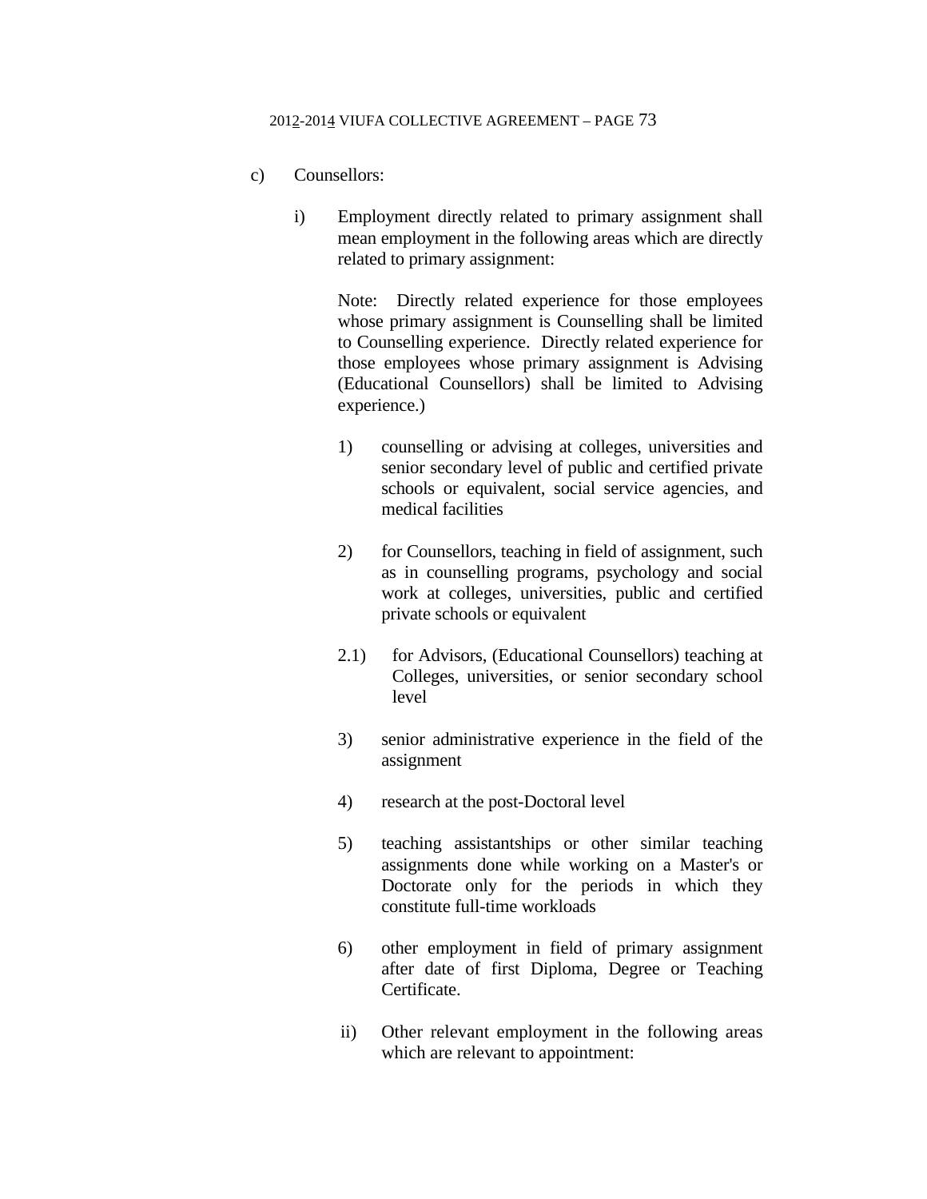c) Counsellors:

i) Employment directly related to primary assignment shall mean employment in the following areas which are directly related to primary assignment:

Note: Directly related experience for those employees whose primary assignment is Counselling shall be limited to Counselling experience. Directly related experience for those employees whose primary assignment is Advising (Educational Counsellors) shall be limited to Advising experience.)

1) counselling or advising at colleges, universities and senior secondary level of public and certified private schools or equivalent, social service agencies, and medical facilities

2) for Counsellors, teaching in field of assignment, such as in counselling programs, psychology and social work at colleges, universities, public and certified private schools or equivalent

2.1) for Advisors, (Educational Counsellors) teaching at Colleges, universities, or senior secondary school level

3) senior administrative experience in the field of the assignment

4) research at the post-Doctoral level

5) teaching assistantships or other similar teaching assignments done while working on a Master's or Doctorate only for the periods in which they constitute full-time workloads

6) other employment in field of primary assignment after date of first Diploma, Degree or Teaching Certificate.

ii) Other relevant employment in the following areas which are relevant to appointment: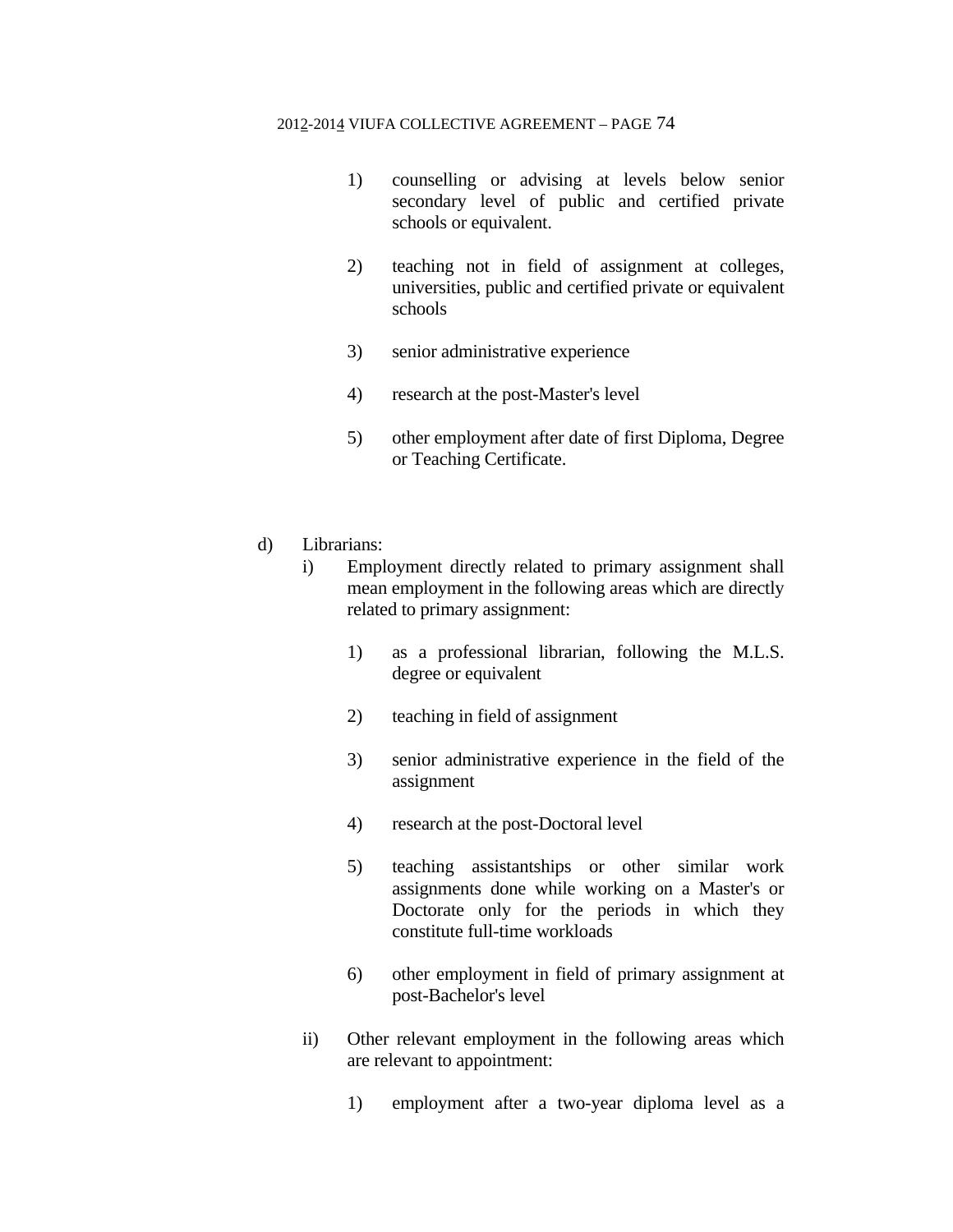1) counselling or advising at levels below senior secondary level of public and certified private schools or equivalent.

2) teaching not in field of assignment at colleges, universities, public and certified private or equivalent schools

3) senior administrative experience

4) research at the post-Master's level

5) other employment after date of first Diploma, Degree or Teaching Certificate.

d) Librarians:

i) Employment directly related to primary assignment shall mean employment in the following areas which are directly related to primary assignment:

1) as a professional librarian, following the M.L.S. degree or equivalent

2) teaching in field of assignment

3) senior administrative experience in the field of the assignment

4) research at the post-Doctoral level

5) teaching assistantships or other similar work assignments done while working on a Master's or Doctorate only for the periods in which they constitute full-time workloads

6) other employment in field of primary assignment at post-Bachelor's level

ii) Other relevant employment in the following areas which are relevant to appointment:

1) employment after a two-year diploma level as a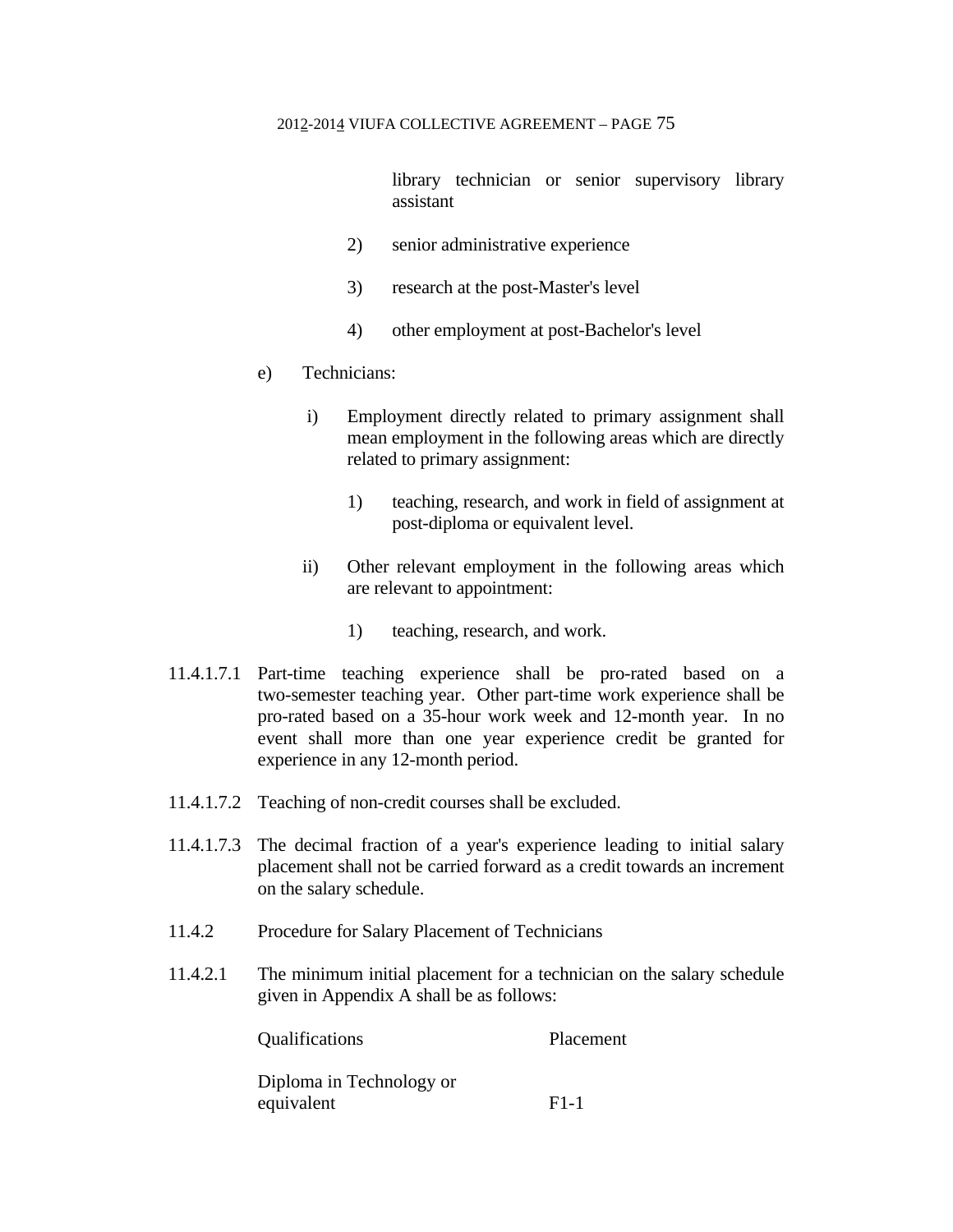library technician or senior supervisory library assistant

2) senior administrative experience

3) research at the post-Master's level

4) other employment at post-Bachelor's level

e) Technicians:

i) Employment directly related to primary assignment shall mean employment in the following areas which are directly related to primary assignment:

1) teaching, research, and work in field of assignment at post-diploma or equivalent level.

ii) Other relevant employment in the following areas which are relevant to appointment:

1) teaching, research, and work.

11.4.1.7.1 Part-time teaching experience shall be pro-rated based on a two-semester teaching year. Other part-time work experience shall be pro-rated based on a 35-hour work week and 12-month year. In no event shall more than one year experience credit be granted for experience in any 12-month period.

11.4.1.7.2 Teaching of non-credit courses shall be excluded.

11.4.1.7.3 The decimal fraction of a year's experience leading to initial salary placement shall not be carried forward as a credit towards an increment on the salary schedule.

11.4.2 Procedure for Salary Placement of Technicians

11.4.2.1 The minimum initial placement for a technician on the salary schedule given in Appendix A shall be as follows:

| Qualifications | Placement |
|---|---|
| Diploma in Technology or equivalent | F1-1 |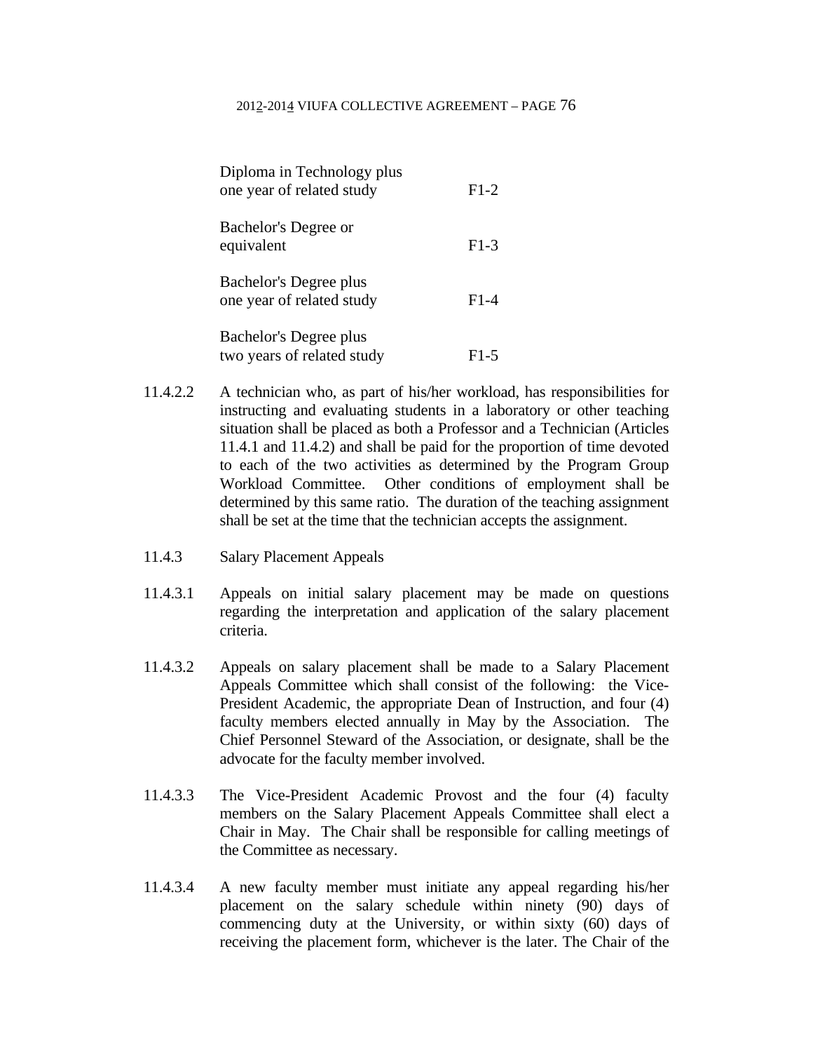| | |
|---|---|
| Diploma in Technology plus one year of related study | F1-2 |
| Bachelor's Degree or equivalent | F1-3 |
| Bachelor's Degree plus one year of related study | F1-4 |
| Bachelor's Degree plus two years of related study | F1-5 |

11.4.2.2 A technician who, as part of his/her workload, has responsibilities for instructing and evaluating students in a laboratory or other teaching situation shall be placed as both a Professor and a Technician (Articles 11.4.1 and 11.4.2) and shall be paid for the proportion of time devoted to each of the two activities as determined by the Program Group Workload Committee. Other conditions of employment shall be determined by this same ratio. The duration of the teaching assignment shall be set at the time that the technician accepts the assignment.

11.4.3 Salary Placement Appeals

11.4.3.1 Appeals on initial salary placement may be made on questions regarding the interpretation and application of the salary placement criteria.

11.4.3.2 Appeals on salary placement shall be made to a Salary Placement Appeals Committee which shall consist of the following: the Vice-President Academic, the appropriate Dean of Instruction, and four (4) faculty members elected annually in May by the Association. The Chief Personnel Steward of the Association, or designate, shall be the advocate for the faculty member involved.

11.4.3.3 The Vice-President Academic Provost and the four (4) faculty members on the Salary Placement Appeals Committee shall elect a Chair in May. The Chair shall be responsible for calling meetings of the Committee as necessary.

11.4.3.4 A new faculty member must initiate any appeal regarding his/her placement on the salary schedule within ninety (90) days of commencing duty at the University, or within sixty (60) days of receiving the placement form, whichever is the later. The Chair of the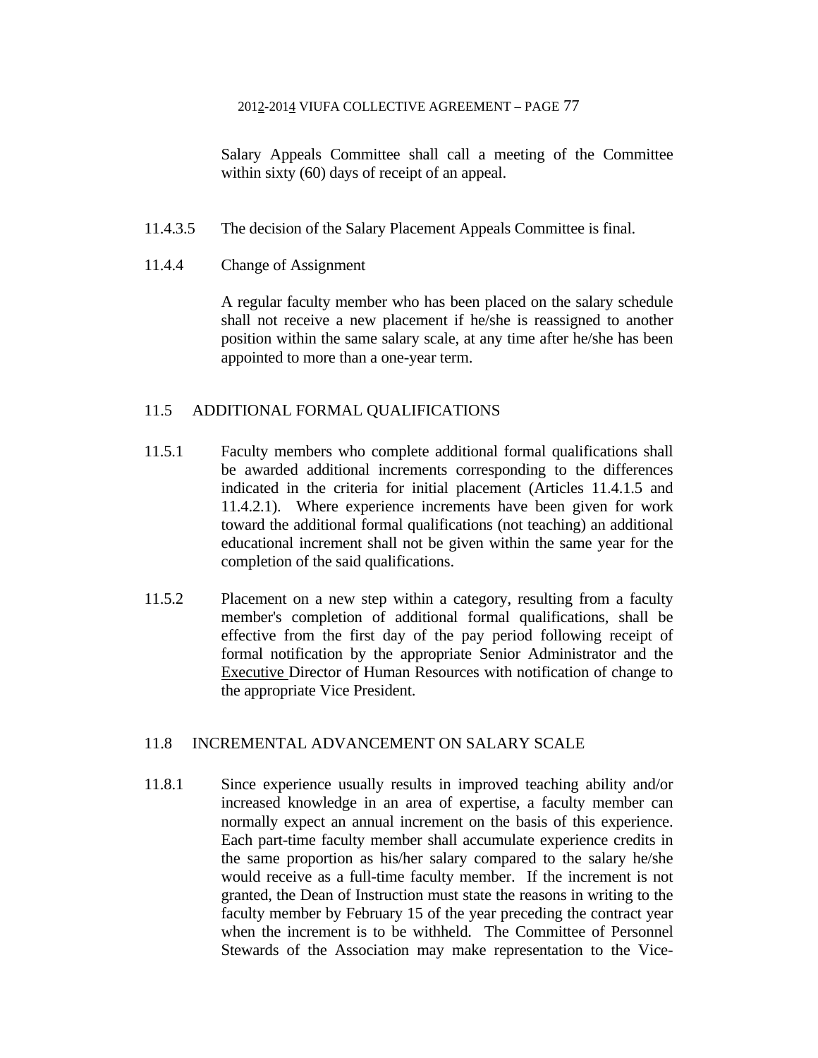Salary Appeals Committee shall call a meeting of the Committee within sixty (60) days of receipt of an appeal.

11.4.3.5 The decision of the Salary Placement Appeals Committee is final.

11.4.4 Change of Assignment

A regular faculty member who has been placed on the salary schedule shall not receive a new placement if he/she is reassigned to another position within the same salary scale, at any time after he/she has been appointed to more than a one-year term.

## 11.5 ADDITIONAL FORMAL QUALIFICATIONS

11.5.1 Faculty members who complete additional formal qualifications shall be awarded additional increments corresponding to the differences indicated in the criteria for initial placement (Articles 11.4.1.5 and 11.4.2.1). Where experience increments have been given for work toward the additional formal qualifications (not teaching) an additional educational increment shall not be given within the same year for the completion of the said qualifications.

11.5.2 Placement on a new step within a category, resulting from a faculty member's completion of additional formal qualifications, shall be effective from the first day of the pay period following receipt of formal notification by the appropriate Senior Administrator and the Executive Director of Human Resources with notification of change to the appropriate Vice President.

## 11.8 INCREMENTAL ADVANCEMENT ON SALARY SCALE

11.8.1 Since experience usually results in improved teaching ability and/or increased knowledge in an area of expertise, a faculty member can normally expect an annual increment on the basis of this experience. Each part-time faculty member shall accumulate experience credits in the same proportion as his/her salary compared to the salary he/she would receive as a full-time faculty member. If the increment is not granted, the Dean of Instruction must state the reasons in writing to the faculty member by February 15 of the year preceding the contract year when the increment is to be withheld. The Committee of Personnel Stewards of the Association may make representation to the Vice-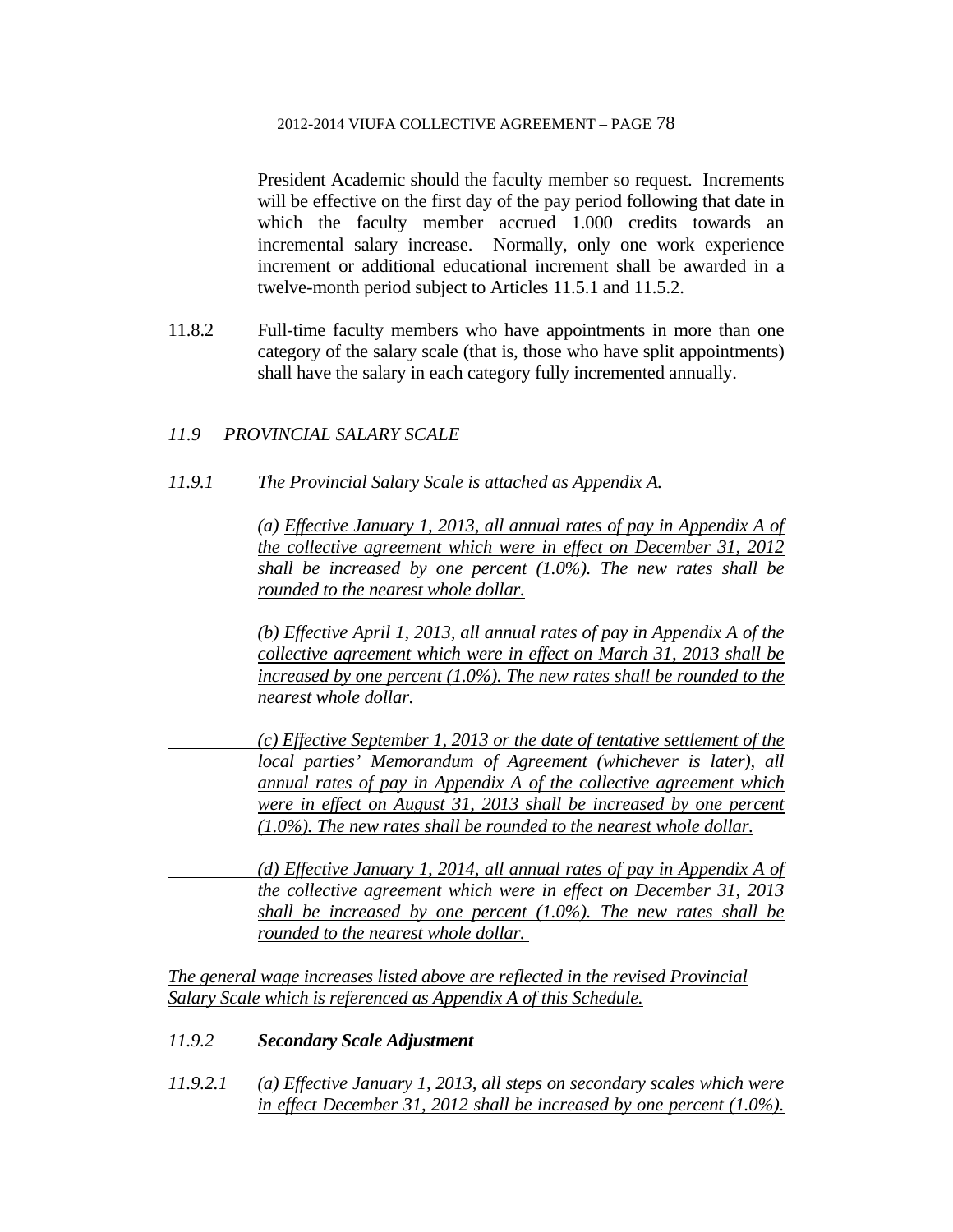President Academic should the faculty member so request. Increments will be effective on the first day of the pay period following that date in which the faculty member accrued 1.000 credits towards an incremental salary increase. Normally, only one work experience increment or additional educational increment shall be awarded in a twelve-month period subject to Articles 11.5.1 and 11.5.2.

11.8.2 Full-time faculty members who have appointments in more than one category of the salary scale (that is, those who have split appointments) shall have the salary in each category fully incremented annually.

*11.9 PROVINCIAL SALARY SCALE*

*11.9.1 The Provincial Salary Scale is attached as Appendix A.*

*(a) <u>Effective January 1, 2013, all annual rates of pay in Appendix A of the collective agreement which were in effect on December 31, 2012 shall be increased by one percent (1.0%). The new rates shall be rounded to the nearest whole dollar.</u>*

*<u>(b) Effective April 1, 2013, all annual rates of pay in Appendix A of the collective agreement which were in effect on March 31, 2013 shall be increased by one percent (1.0%). The new rates shall be rounded to the nearest whole dollar.</u>*

*<u>(c) Effective September 1, 2013 or the date of tentative settlement of the local parties' Memorandum of Agreement (whichever is later), all annual rates of pay in Appendix A of the collective agreement which were in effect on August 31, 2013 shall be increased by one percent (1.0%). The new rates shall be rounded to the nearest whole dollar.</u>*

*<u>(d) Effective January 1, 2014, all annual rates of pay in Appendix A of the collective agreement which were in effect on December 31, 2013 shall be increased by one percent (1.0%). The new rates shall be rounded to the nearest whole dollar.</u>*

*<u>The general wage increases listed above are reflected in the revised Provincial Salary Scale which is referenced as Appendix A of this Schedule.</u>*

*11.9.2* ***Secondary Scale Adjustment***

*11.9.2.1 <u>(a) Effective January 1, 2013, all steps on secondary scales which were in effect December 31, 2012 shall be increased by one percent (1.0%).</u>*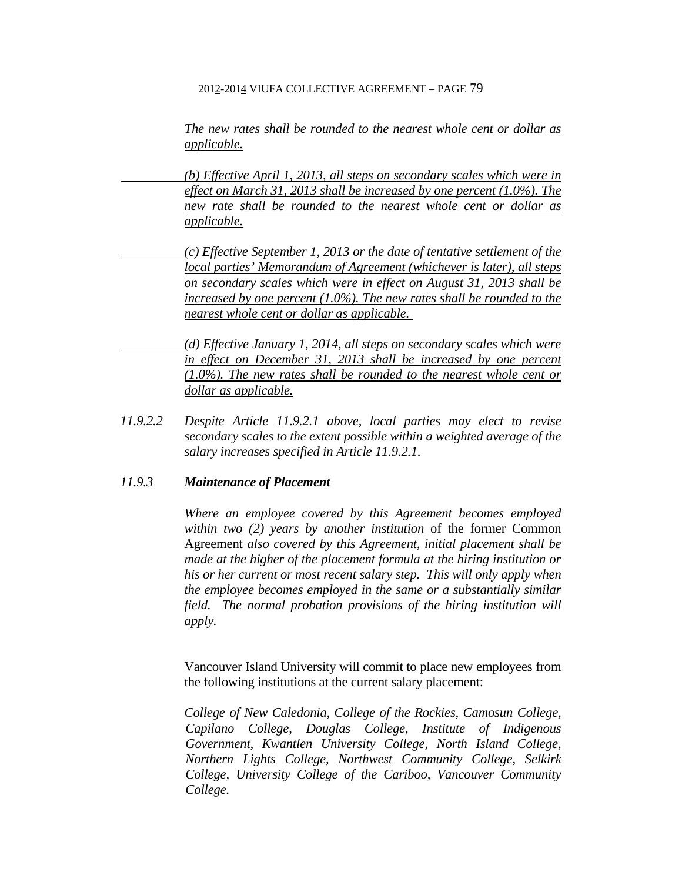*The new rates shall be rounded to the nearest whole cent or dollar as applicable.*

*(b) Effective April 1, 2013, all steps on secondary scales which were in effect on March 31, 2013 shall be increased by one percent (1.0%). The new rate shall be rounded to the nearest whole cent or dollar as applicable.*

*(c) Effective September 1, 2013 or the date of tentative settlement of the local parties' Memorandum of Agreement (whichever is later), all steps on secondary scales which were in effect on August 31, 2013 shall be increased by one percent (1.0%). The new rates shall be rounded to the nearest whole cent or dollar as applicable.*

*(d) Effective January 1, 2014, all steps on secondary scales which were in effect on December 31, 2013 shall be increased by one percent (1.0%). The new rates shall be rounded to the nearest whole cent or dollar as applicable.*

*11.9.2.2* *Despite Article 11.9.2.1 above, local parties may elect to revise secondary scales to the extent possible within a weighted average of the salary increases specified in Article 11.9.2.1.*

### *11.9.3* ***Maintenance of Placement***

*Where an employee covered by this Agreement becomes employed within two (2) years by another institution* of the former Common Agreement *also covered by this Agreement, initial placement shall be made at the higher of the placement formula at the hiring institution or his or her current or most recent salary step. This will only apply when the employee becomes employed in the same or a substantially similar field. The normal probation provisions of the hiring institution will apply.*

Vancouver Island University will commit to place new employees from the following institutions at the current salary placement:

*College of New Caledonia, College of the Rockies, Camosun College, Capilano College, Douglas College, Institute of Indigenous Government, Kwantlen University College, North Island College, Northern Lights College, Northwest Community College, Selkirk College, University College of the Cariboo, Vancouver Community College.*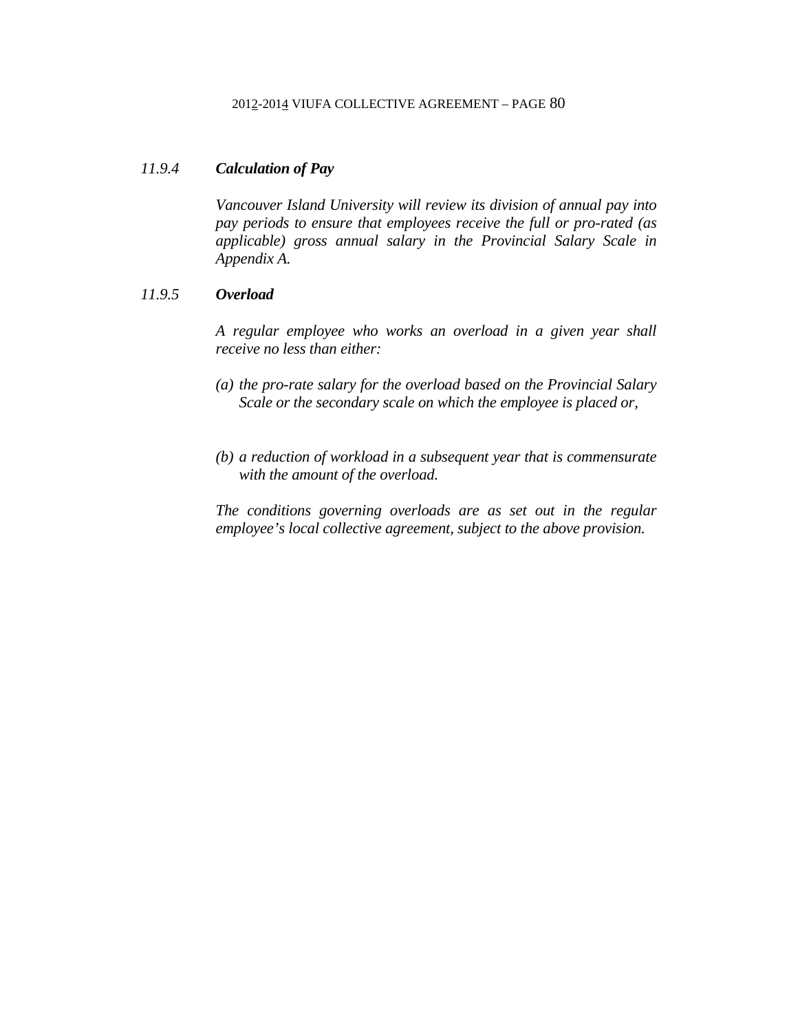### *11.9.4 Calculation of Pay*

*Vancouver Island University will review its division of annual pay into pay periods to ensure that employees receive the full or pro-rated (as applicable) gross annual salary in the Provincial Salary Scale in Appendix A.*

### *11.9.5 Overload*

*A regular employee who works an overload in a given year shall receive no less than either:*

*(a) the pro-rate salary for the overload based on the Provincial Salary Scale or the secondary scale on which the employee is placed or,*

*(b) a reduction of workload in a subsequent year that is commensurate with the amount of the overload.*

*The conditions governing overloads are as set out in the regular employee's local collective agreement, subject to the above provision.*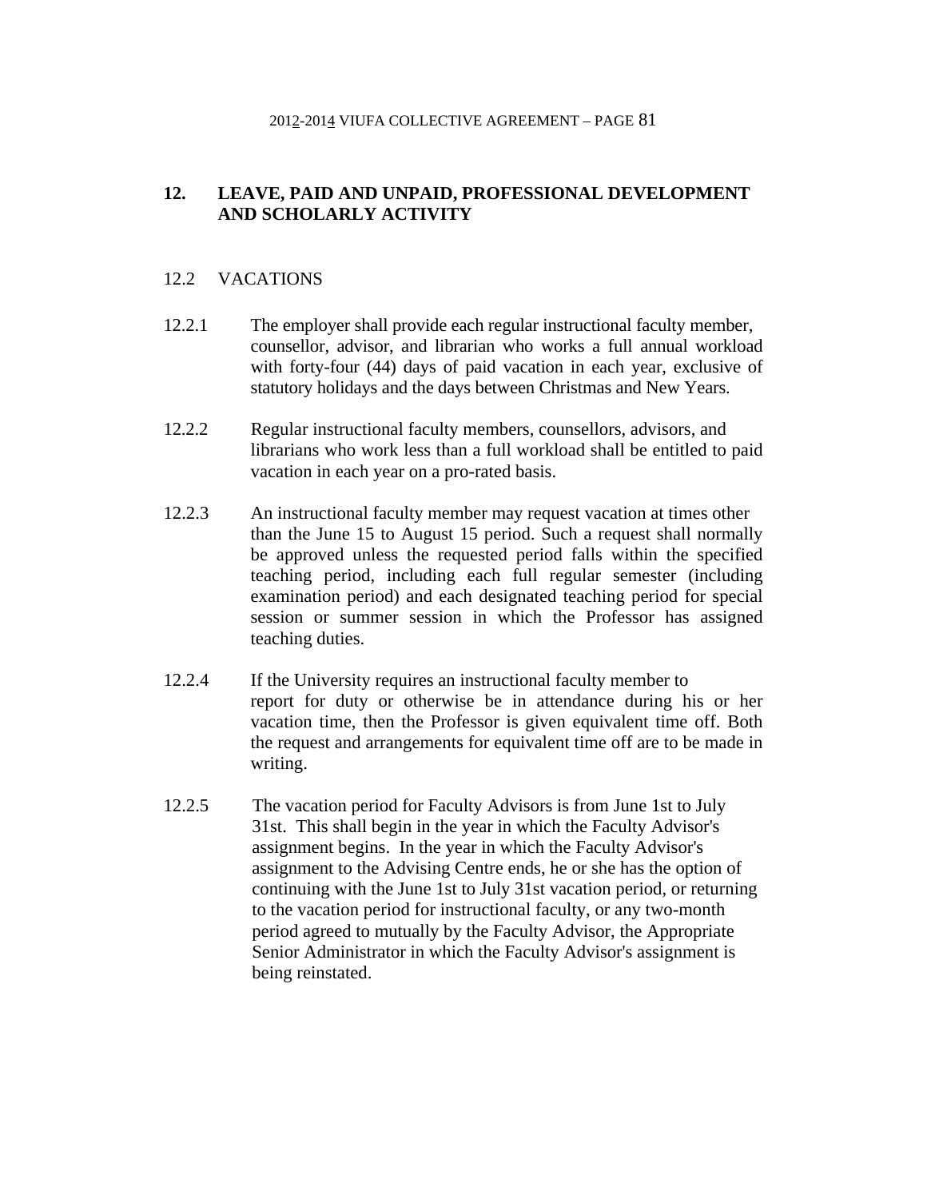## 12. LEAVE, PAID AND UNPAID, PROFESSIONAL DEVELOPMENT AND SCHOLARLY ACTIVITY

### 12.2 VACATIONS

12.2.1 The employer shall provide each regular instructional faculty member, counsellor, advisor, and librarian who works a full annual workload with forty-four (44) days of paid vacation in each year, exclusive of statutory holidays and the days between Christmas and New Years.

12.2.2 Regular instructional faculty members, counsellors, advisors, and librarians who work less than a full workload shall be entitled to paid vacation in each year on a pro-rated basis.

12.2.3 An instructional faculty member may request vacation at times other than the June 15 to August 15 period. Such a request shall normally be approved unless the requested period falls within the specified teaching period, including each full regular semester (including examination period) and each designated teaching period for special session or summer session in which the Professor has assigned teaching duties.

12.2.4 If the University requires an instructional faculty member to report for duty or otherwise be in attendance during his or her vacation time, then the Professor is given equivalent time off. Both the request and arrangements for equivalent time off are to be made in writing.

12.2.5 The vacation period for Faculty Advisors is from June 1st to July 31st. This shall begin in the year in which the Faculty Advisor's assignment begins. In the year in which the Faculty Advisor's assignment to the Advising Centre ends, he or she has the option of continuing with the June 1st to July 31st vacation period, or returning to the vacation period for instructional faculty, or any two-month period agreed to mutually by the Faculty Advisor, the Appropriate Senior Administrator in which the Faculty Advisor's assignment is being reinstated.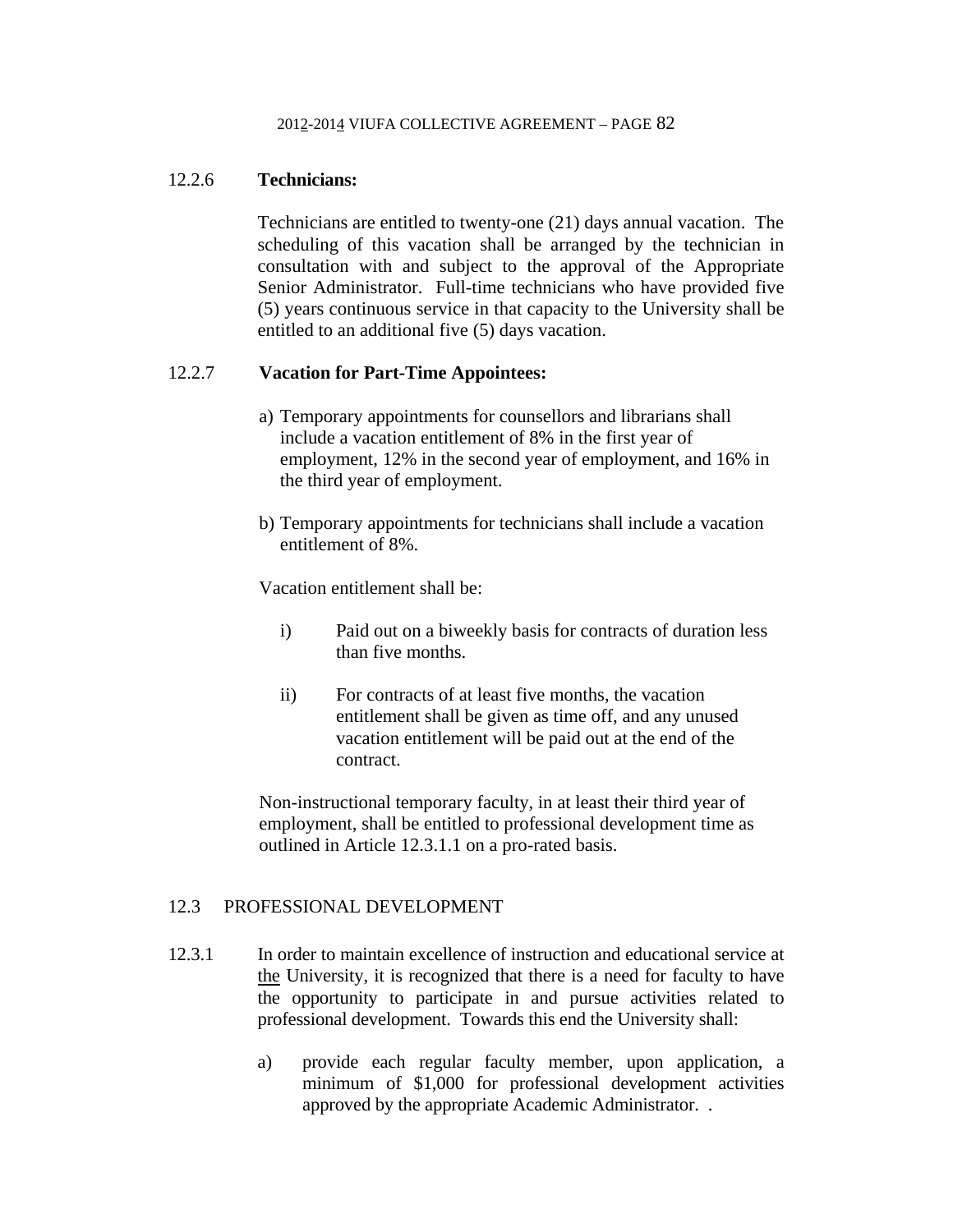12.2.6 **Technicians:**

Technicians are entitled to twenty-one (21) days annual vacation. The scheduling of this vacation shall be arranged by the technician in consultation with and subject to the approval of the Appropriate Senior Administrator. Full-time technicians who have provided five (5) years continuous service in that capacity to the University shall be entitled to an additional five (5) days vacation.

12.2.7 **Vacation for Part-Time Appointees:**

a) Temporary appointments for counsellors and librarians shall include a vacation entitlement of 8% in the first year of employment, 12% in the second year of employment, and 16% in the third year of employment.

b) Temporary appointments for technicians shall include a vacation entitlement of 8%.

Vacation entitlement shall be:

i) Paid out on a biweekly basis for contracts of duration less than five months.

ii) For contracts of at least five months, the vacation entitlement shall be given as time off, and any unused vacation entitlement will be paid out at the end of the contract.

Non-instructional temporary faculty, in at least their third year of employment, shall be entitled to professional development time as outlined in Article 12.3.1.1 on a pro-rated basis.

## 12.3 PROFESSIONAL DEVELOPMENT

12.3.1 In order to maintain excellence of instruction and educational service at the University, it is recognized that there is a need for faculty to have the opportunity to participate in and pursue activities related to professional development. Towards this end the University shall:

a) provide each regular faculty member, upon application, a minimum of $1,000 for professional development activities approved by the appropriate Academic Administrator. .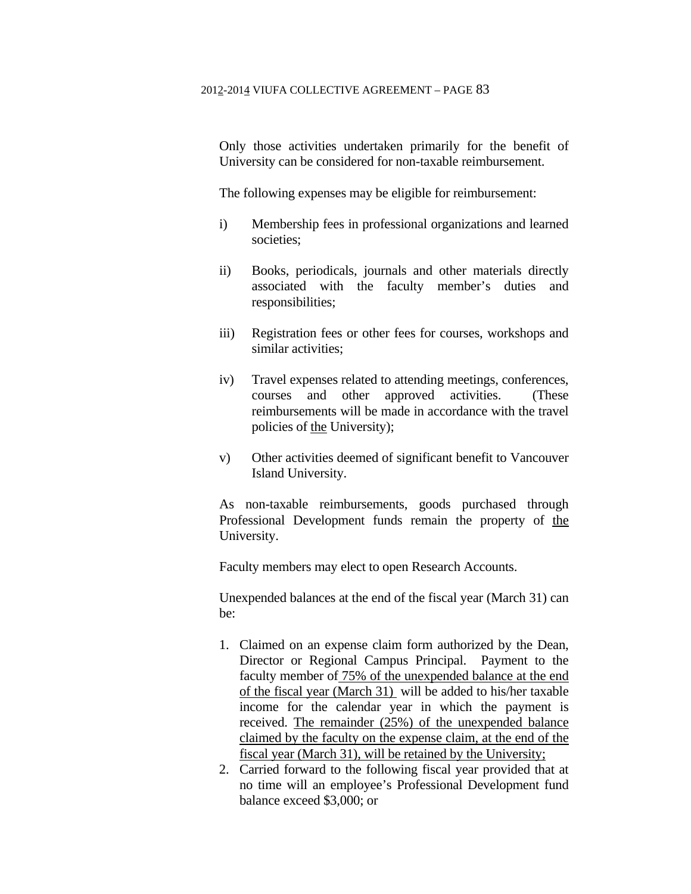Only those activities undertaken primarily for the benefit of University can be considered for non-taxable reimbursement.

The following expenses may be eligible for reimbursement:

i) Membership fees in professional organizations and learned societies;

ii) Books, periodicals, journals and other materials directly associated with the faculty member's duties and responsibilities;

iii) Registration fees or other fees for courses, workshops and similar activities;

iv) Travel expenses related to attending meetings, conferences, courses and other approved activities. (These reimbursements will be made in accordance with the travel policies of the University);

v) Other activities deemed of significant benefit to Vancouver Island University.

As non-taxable reimbursements, goods purchased through Professional Development funds remain the property of the University.

Faculty members may elect to open Research Accounts.

Unexpended balances at the end of the fiscal year (March 31) can be:

1. Claimed on an expense claim form authorized by the Dean, Director or Regional Campus Principal. Payment to the faculty member of 75% of the unexpended balance at the end of the fiscal year (March 31) will be added to his/her taxable income for the calendar year in which the payment is received. The remainder (25%) of the unexpended balance claimed by the faculty on the expense claim, at the end of the fiscal year (March 31), will be retained by the University;
2. Carried forward to the following fiscal year provided that at no time will an employee's Professional Development fund balance exceed $3,000; or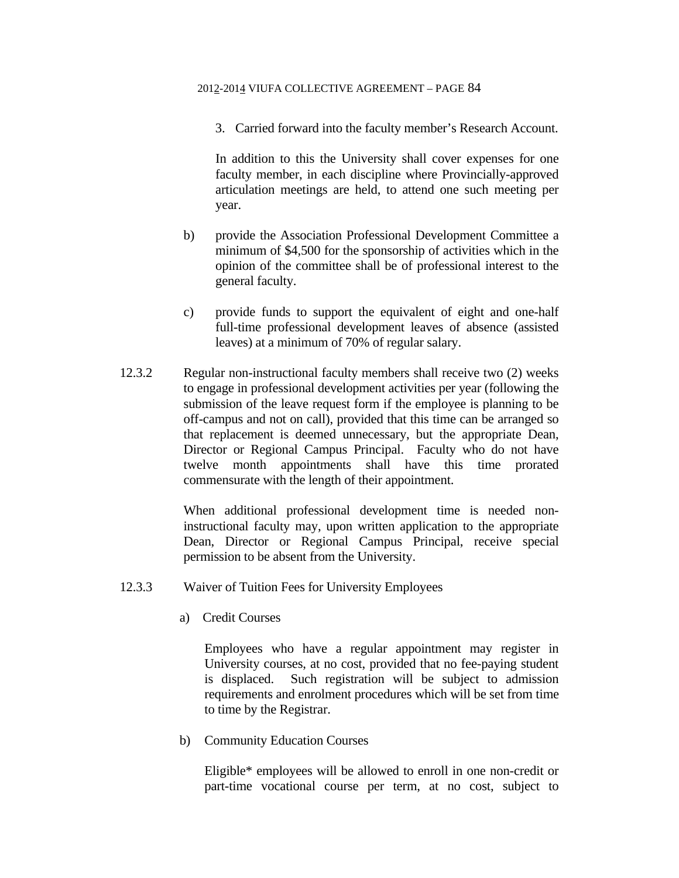3. Carried forward into the faculty member's Research Account.

In addition to this the University shall cover expenses for one faculty member, in each discipline where Provincially-approved articulation meetings are held, to attend one such meeting per year.

b) provide the Association Professional Development Committee a minimum of $4,500 for the sponsorship of activities which in the opinion of the committee shall be of professional interest to the general faculty.

c) provide funds to support the equivalent of eight and one-half full-time professional development leaves of absence (assisted leaves) at a minimum of 70% of regular salary.

12.3.2 Regular non-instructional faculty members shall receive two (2) weeks to engage in professional development activities per year (following the submission of the leave request form if the employee is planning to be off-campus and not on call), provided that this time can be arranged so that replacement is deemed unnecessary, but the appropriate Dean, Director or Regional Campus Principal. Faculty who do not have twelve month appointments shall have this time prorated commensurate with the length of their appointment.

When additional professional development time is needed non-instructional faculty may, upon written application to the appropriate Dean, Director or Regional Campus Principal, receive special permission to be absent from the University.

12.3.3 Waiver of Tuition Fees for University Employees

a) Credit Courses

Employees who have a regular appointment may register in University courses, at no cost, provided that no fee-paying student is displaced. Such registration will be subject to admission requirements and enrolment procedures which will be set from time to time by the Registrar.

b) Community Education Courses

Eligible* employees will be allowed to enroll in one non-credit or part-time vocational course per term, at no cost, subject to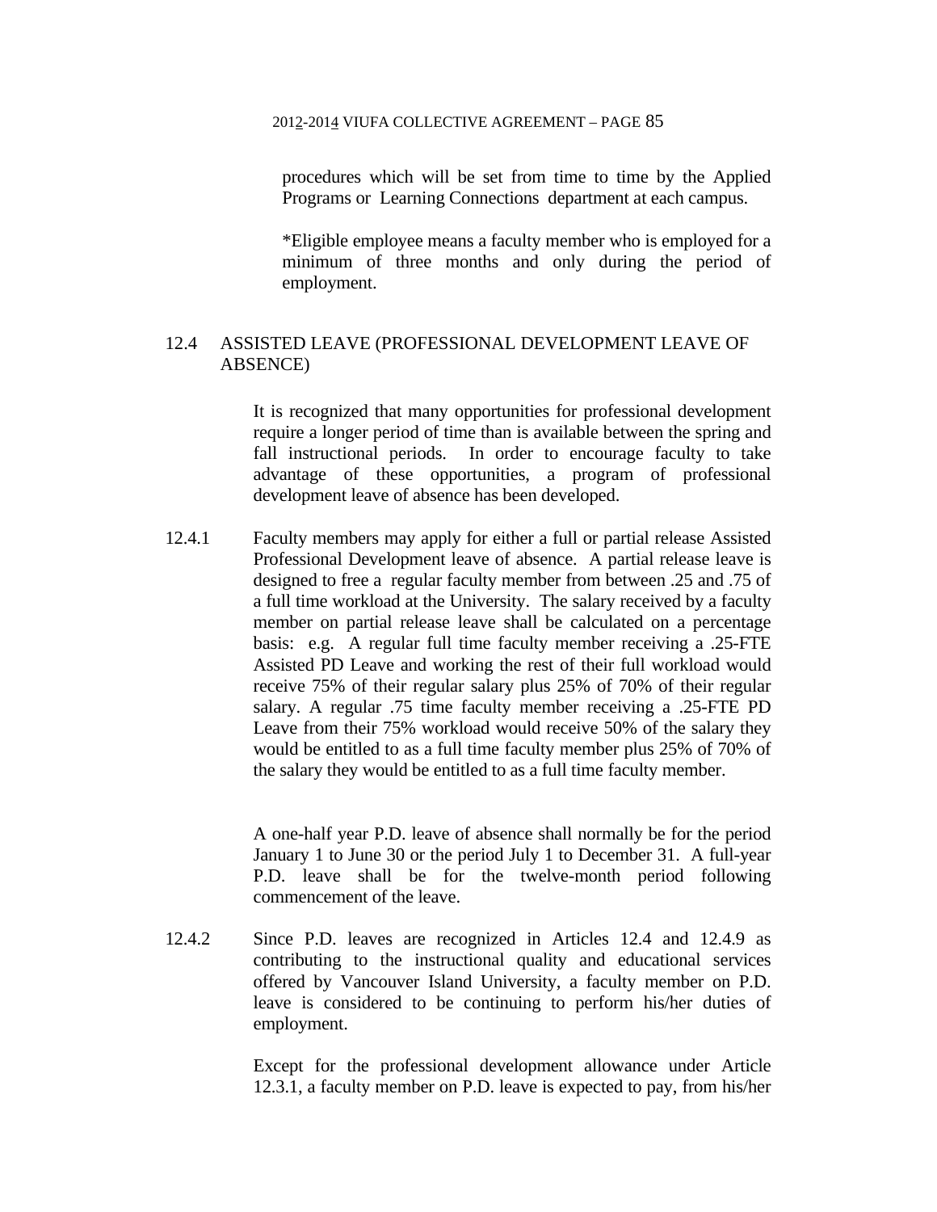procedures which will be set from time to time by the Applied Programs or Learning Connections department at each campus.

*Eligible employee means a faculty member who is employed for a minimum of three months and only during the period of employment.

## 12.4 ASSISTED LEAVE (PROFESSIONAL DEVELOPMENT LEAVE OF ABSENCE)

It is recognized that many opportunities for professional development require a longer period of time than is available between the spring and fall instructional periods. In order to encourage faculty to take advantage of these opportunities, a program of professional development leave of absence has been developed.

12.4.1 Faculty members may apply for either a full or partial release Assisted Professional Development leave of absence. A partial release leave is designed to free a regular faculty member from between .25 and .75 of a full time workload at the University. The salary received by a faculty member on partial release leave shall be calculated on a percentage basis: e.g. A regular full time faculty member receiving a .25-FTE Assisted PD Leave and working the rest of their full workload would receive 75% of their regular salary plus 25% of 70% of their regular salary. A regular .75 time faculty member receiving a .25-FTE PD Leave from their 75% workload would receive 50% of the salary they would be entitled to as a full time faculty member plus 25% of 70% of the salary they would be entitled to as a full time faculty member.

A one-half year P.D. leave of absence shall normally be for the period January 1 to June 30 or the period July 1 to December 31. A full-year P.D. leave shall be for the twelve-month period following commencement of the leave.

12.4.2 Since P.D. leaves are recognized in Articles 12.4 and 12.4.9 as contributing to the instructional quality and educational services offered by Vancouver Island University, a faculty member on P.D. leave is considered to be continuing to perform his/her duties of employment.

Except for the professional development allowance under Article 12.3.1, a faculty member on P.D. leave is expected to pay, from his/her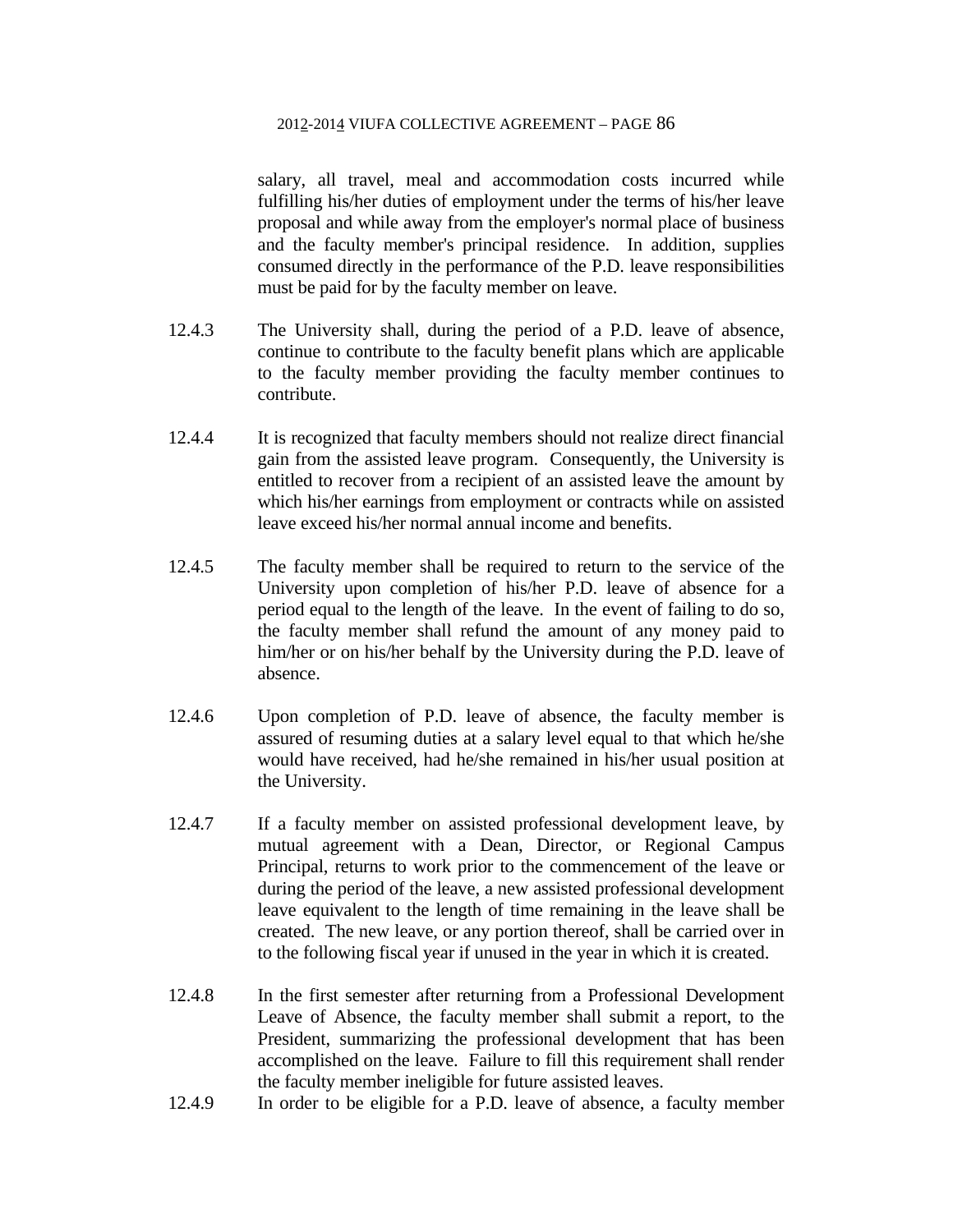salary, all travel, meal and accommodation costs incurred while fulfilling his/her duties of employment under the terms of his/her leave proposal and while away from the employer's normal place of business and the faculty member's principal residence. In addition, supplies consumed directly in the performance of the P.D. leave responsibilities must be paid for by the faculty member on leave.

12.4.3 The University shall, during the period of a P.D. leave of absence, continue to contribute to the faculty benefit plans which are applicable to the faculty member providing the faculty member continues to contribute.

12.4.4 It is recognized that faculty members should not realize direct financial gain from the assisted leave program. Consequently, the University is entitled to recover from a recipient of an assisted leave the amount by which his/her earnings from employment or contracts while on assisted leave exceed his/her normal annual income and benefits.

12.4.5 The faculty member shall be required to return to the service of the University upon completion of his/her P.D. leave of absence for a period equal to the length of the leave. In the event of failing to do so, the faculty member shall refund the amount of any money paid to him/her or on his/her behalf by the University during the P.D. leave of absence.

12.4.6 Upon completion of P.D. leave of absence, the faculty member is assured of resuming duties at a salary level equal to that which he/she would have received, had he/she remained in his/her usual position at the University.

12.4.7 If a faculty member on assisted professional development leave, by mutual agreement with a Dean, Director, or Regional Campus Principal, returns to work prior to the commencement of the leave or during the period of the leave, a new assisted professional development leave equivalent to the length of time remaining in the leave shall be created. The new leave, or any portion thereof, shall be carried over in to the following fiscal year if unused in the year in which it is created.

12.4.8 In the first semester after returning from a Professional Development Leave of Absence, the faculty member shall submit a report, to the President, summarizing the professional development that has been accomplished on the leave. Failure to fill this requirement shall render the faculty member ineligible for future assisted leaves.

12.4.9 In order to be eligible for a P.D. leave of absence, a faculty member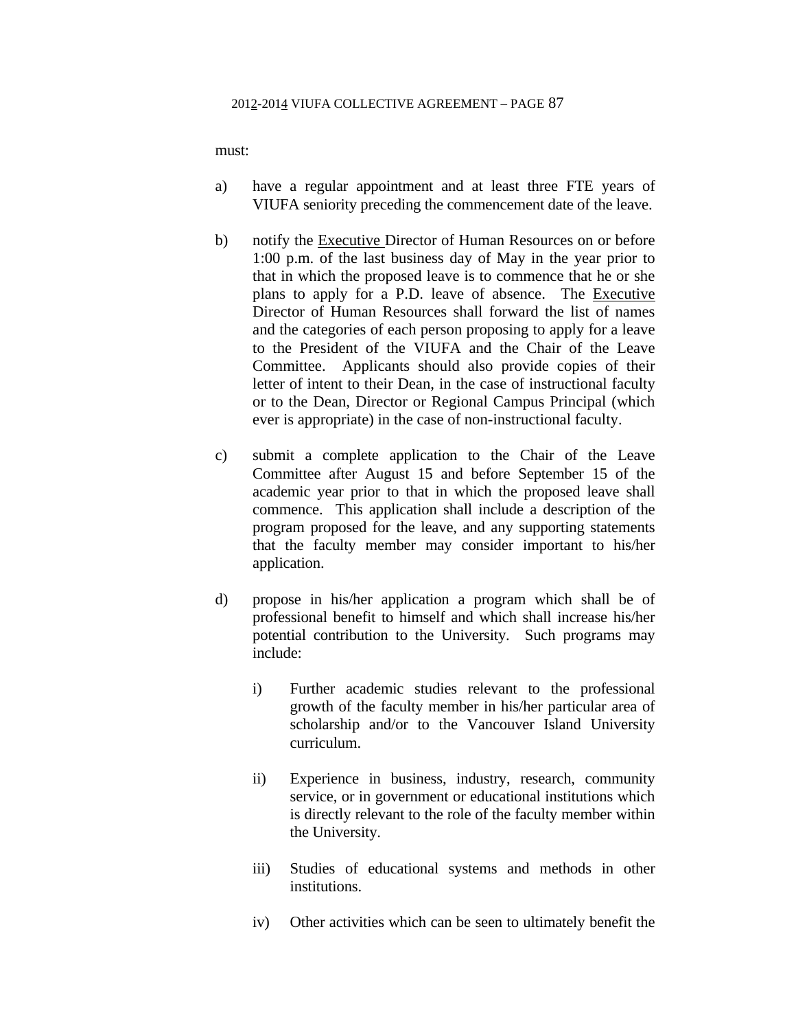must:

a) have a regular appointment and at least three FTE years of VIUFA seniority preceding the commencement date of the leave.

b) notify the Executive Director of Human Resources on or before 1:00 p.m. of the last business day of May in the year prior to that in which the proposed leave is to commence that he or she plans to apply for a P.D. leave of absence. The Executive Director of Human Resources shall forward the list of names and the categories of each person proposing to apply for a leave to the President of the VIUFA and the Chair of the Leave Committee. Applicants should also provide copies of their letter of intent to their Dean, in the case of instructional faculty or to the Dean, Director or Regional Campus Principal (which ever is appropriate) in the case of non-instructional faculty.

c) submit a complete application to the Chair of the Leave Committee after August 15 and before September 15 of the academic year prior to that in which the proposed leave shall commence. This application shall include a description of the program proposed for the leave, and any supporting statements that the faculty member may consider important to his/her application.

d) propose in his/her application a program which shall be of professional benefit to himself and which shall increase his/her potential contribution to the University. Such programs may include:

   i) Further academic studies relevant to the professional growth of the faculty member in his/her particular area of scholarship and/or to the Vancouver Island University curriculum.

   ii) Experience in business, industry, research, community service, or in government or educational institutions which is directly relevant to the role of the faculty member within the University.

   iii) Studies of educational systems and methods in other institutions.

   iv) Other activities which can be seen to ultimately benefit the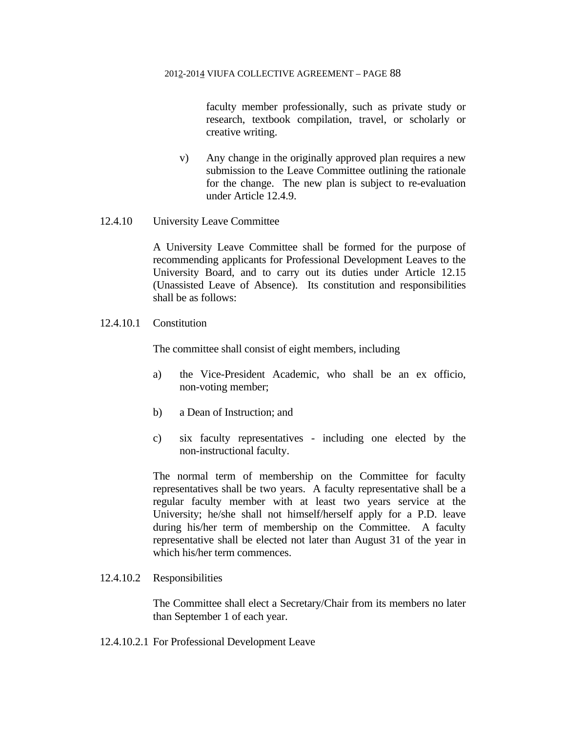faculty member professionally, such as private study or research, textbook compilation, travel, or scholarly or creative writing.

v) Any change in the originally approved plan requires a new submission to the Leave Committee outlining the rationale for the change. The new plan is subject to re-evaluation under Article 12.4.9.

12.4.10 University Leave Committee

A University Leave Committee shall be formed for the purpose of recommending applicants for Professional Development Leaves to the University Board, and to carry out its duties under Article 12.15 (Unassisted Leave of Absence). Its constitution and responsibilities shall be as follows:

12.4.10.1 Constitution

The committee shall consist of eight members, including

a) the Vice-President Academic, who shall be an ex officio, non-voting member;

b) a Dean of Instruction; and

c) six faculty representatives - including one elected by the non-instructional faculty.

The normal term of membership on the Committee for faculty representatives shall be two years. A faculty representative shall be a regular faculty member with at least two years service at the University; he/she shall not himself/herself apply for a P.D. leave during his/her term of membership on the Committee. A faculty representative shall be elected not later than August 31 of the year in which his/her term commences.

12.4.10.2 Responsibilities

The Committee shall elect a Secretary/Chair from its members no later than September 1 of each year.

12.4.10.2.1 For Professional Development Leave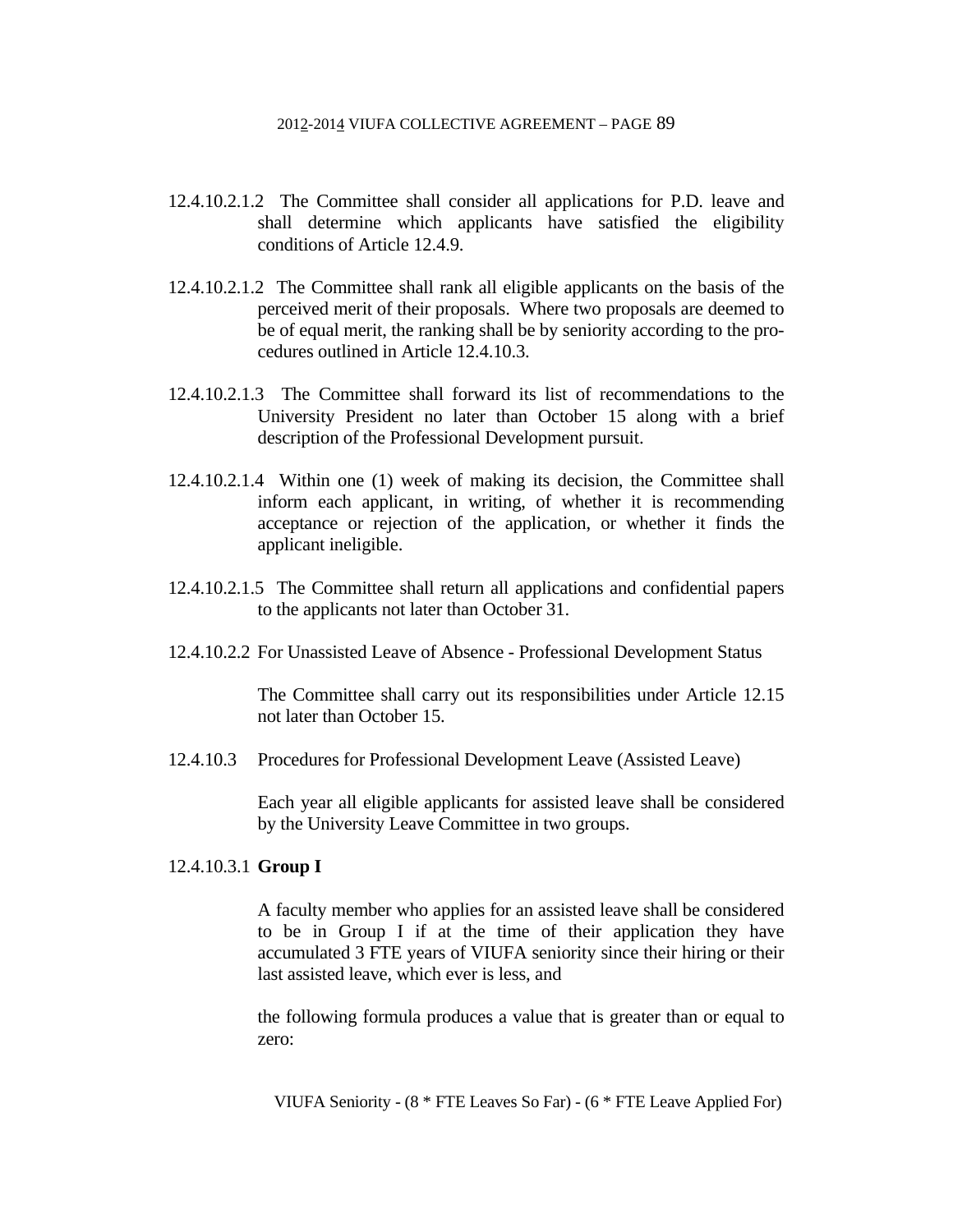12.4.10.2.1.2 The Committee shall consider all applications for P.D. leave and shall determine which applicants have satisfied the eligibility conditions of Article 12.4.9.

12.4.10.2.1.2 The Committee shall rank all eligible applicants on the basis of the perceived merit of their proposals. Where two proposals are deemed to be of equal merit, the ranking shall be by seniority according to the procedures outlined in Article 12.4.10.3.

12.4.10.2.1.3 The Committee shall forward its list of recommendations to the University President no later than October 15 along with a brief description of the Professional Development pursuit.

12.4.10.2.1.4 Within one (1) week of making its decision, the Committee shall inform each applicant, in writing, of whether it is recommending acceptance or rejection of the application, or whether it finds the applicant ineligible.

12.4.10.2.1.5 The Committee shall return all applications and confidential papers to the applicants not later than October 31.

12.4.10.2.2 For Unassisted Leave of Absence - Professional Development Status

The Committee shall carry out its responsibilities under Article 12.15 not later than October 15.

12.4.10.3 Procedures for Professional Development Leave (Assisted Leave)

Each year all eligible applicants for assisted leave shall be considered by the University Leave Committee in two groups.

12.4.10.3.1 **Group I**

A faculty member who applies for an assisted leave shall be considered to be in Group I if at the time of their application they have accumulated 3 FTE years of VIUFA seniority since their hiring or their last assisted leave, which ever is less, and

the following formula produces a value that is greater than or equal to zero:

VIUFA Seniority - (8 * FTE Leaves So Far) - (6 * FTE Leave Applied For)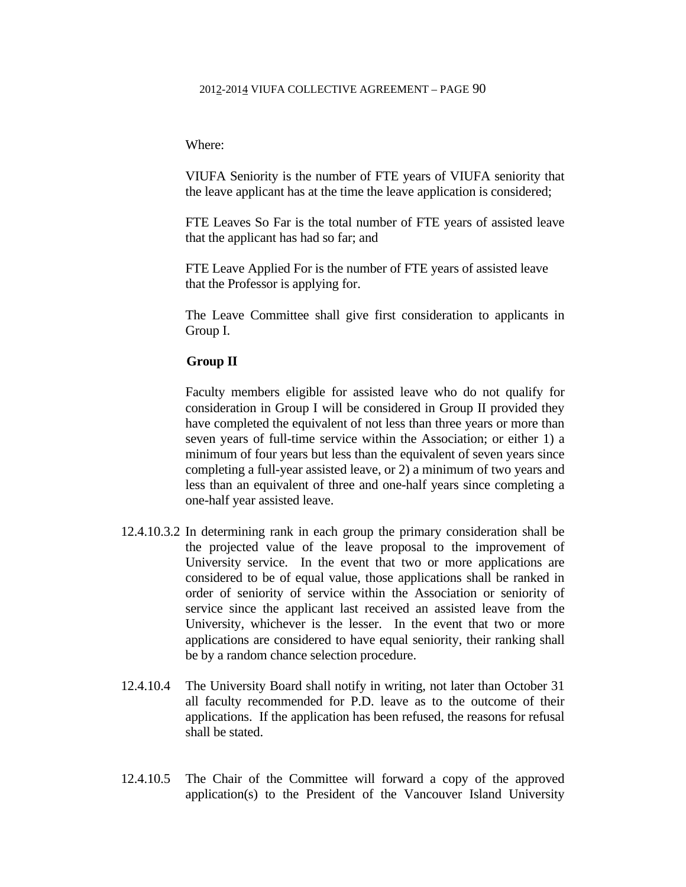Where:

VIUFA Seniority is the number of FTE years of VIUFA seniority that the leave applicant has at the time the leave application is considered;

FTE Leaves So Far is the total number of FTE years of assisted leave that the applicant has had so far; and

FTE Leave Applied For is the number of FTE years of assisted leave that the Professor is applying for.

The Leave Committee shall give first consideration to applicants in Group I.

**Group II**

Faculty members eligible for assisted leave who do not qualify for consideration in Group I will be considered in Group II provided they have completed the equivalent of not less than three years or more than seven years of full-time service within the Association; or either 1) a minimum of four years but less than the equivalent of seven years since completing a full-year assisted leave, or 2) a minimum of two years and less than an equivalent of three and one-half years since completing a one-half year assisted leave.

12.4.10.3.2 In determining rank in each group the primary consideration shall be the projected value of the leave proposal to the improvement of University service. In the event that two or more applications are considered to be of equal value, those applications shall be ranked in order of seniority of service within the Association or seniority of service since the applicant last received an assisted leave from the University, whichever is the lesser. In the event that two or more applications are considered to have equal seniority, their ranking shall be by a random chance selection procedure.

12.4.10.4 The University Board shall notify in writing, not later than October 31 all faculty recommended for P.D. leave as to the outcome of their applications. If the application has been refused, the reasons for refusal shall be stated.

12.4.10.5 The Chair of the Committee will forward a copy of the approved application(s) to the President of the Vancouver Island University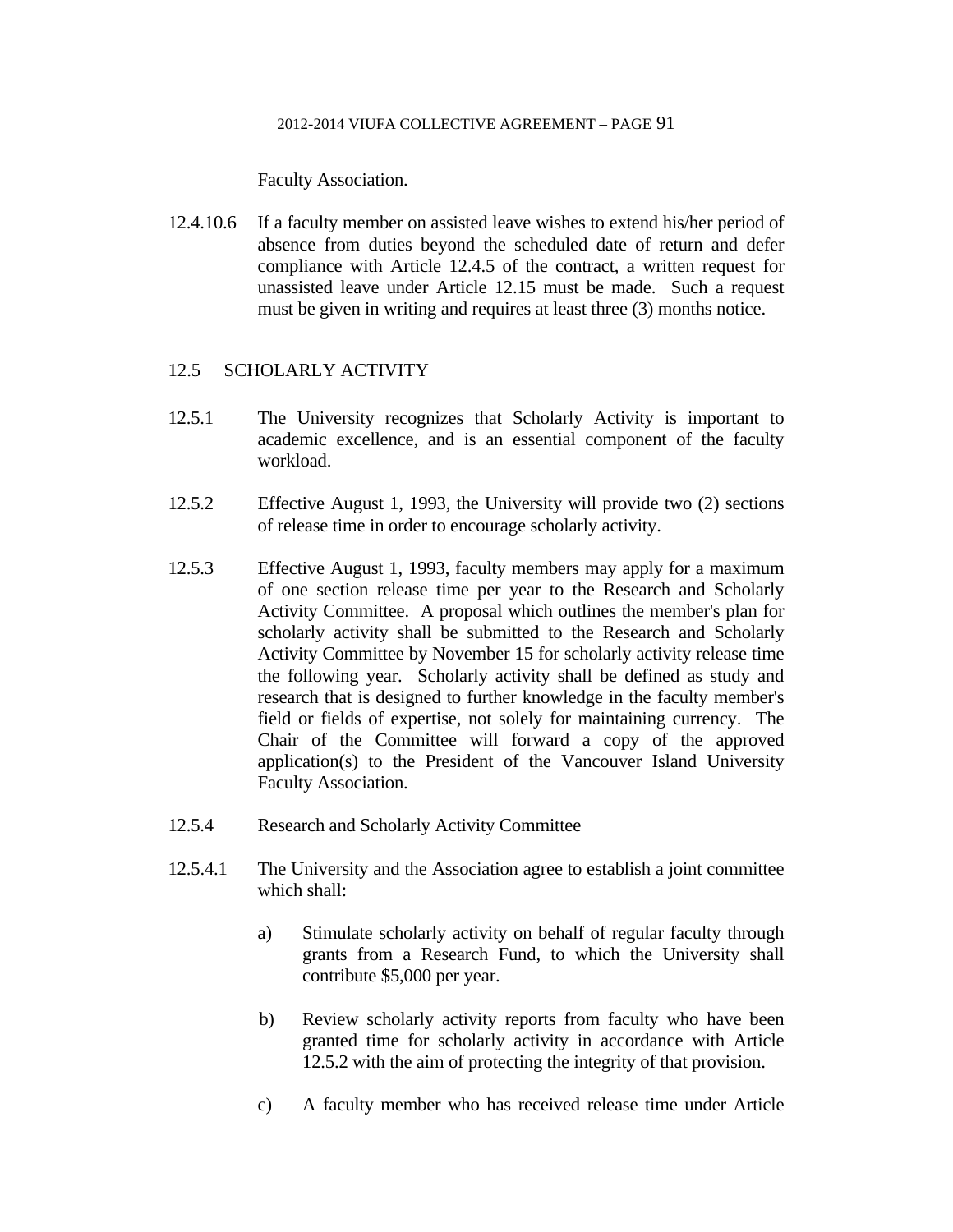Faculty Association.

12.4.10.6 If a faculty member on assisted leave wishes to extend his/her period of absence from duties beyond the scheduled date of return and defer compliance with Article 12.4.5 of the contract, a written request for unassisted leave under Article 12.15 must be made. Such a request must be given in writing and requires at least three (3) months notice.

## 12.5 SCHOLARLY ACTIVITY

12.5.1 The University recognizes that Scholarly Activity is important to academic excellence, and is an essential component of the faculty workload.

12.5.2 Effective August 1, 1993, the University will provide two (2) sections of release time in order to encourage scholarly activity.

12.5.3 Effective August 1, 1993, faculty members may apply for a maximum of one section release time per year to the Research and Scholarly Activity Committee. A proposal which outlines the member's plan for scholarly activity shall be submitted to the Research and Scholarly Activity Committee by November 15 for scholarly activity release time the following year. Scholarly activity shall be defined as study and research that is designed to further knowledge in the faculty member's field or fields of expertise, not solely for maintaining currency. The Chair of the Committee will forward a copy of the approved application(s) to the President of the Vancouver Island University Faculty Association.

12.5.4 Research and Scholarly Activity Committee

12.5.4.1 The University and the Association agree to establish a joint committee which shall:

a) Stimulate scholarly activity on behalf of regular faculty through grants from a Research Fund, to which the University shall contribute $5,000 per year.

b) Review scholarly activity reports from faculty who have been granted time for scholarly activity in accordance with Article 12.5.2 with the aim of protecting the integrity of that provision.

c) A faculty member who has received release time under Article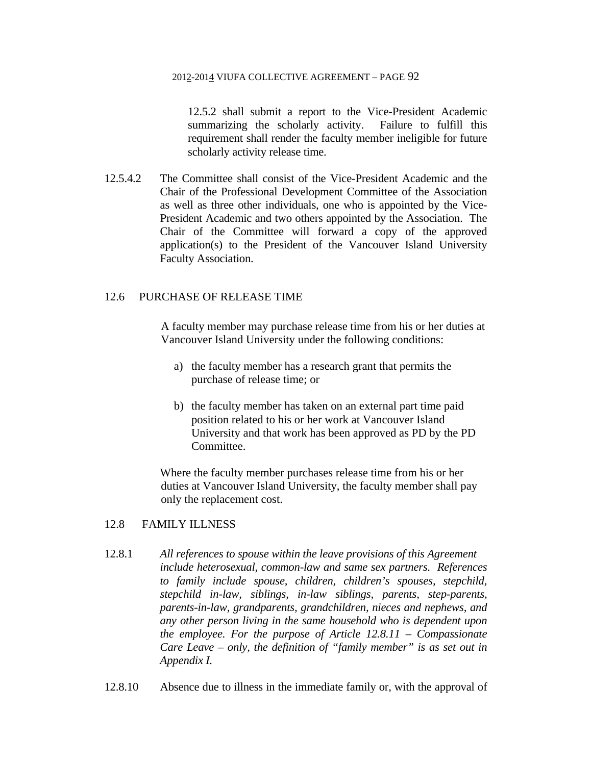12.5.2 shall submit a report to the Vice-President Academic summarizing the scholarly activity. Failure to fulfill this requirement shall render the faculty member ineligible for future scholarly activity release time.

12.5.4.2 The Committee shall consist of the Vice-President Academic and the Chair of the Professional Development Committee of the Association as well as three other individuals, one who is appointed by the Vice-President Academic and two others appointed by the Association. The Chair of the Committee will forward a copy of the approved application(s) to the President of the Vancouver Island University Faculty Association.

## 12.6 PURCHASE OF RELEASE TIME

A faculty member may purchase release time from his or her duties at Vancouver Island University under the following conditions:

a) the faculty member has a research grant that permits the purchase of release time; or

b) the faculty member has taken on an external part time paid position related to his or her work at Vancouver Island University and that work has been approved as PD by the PD Committee.

Where the faculty member purchases release time from his or her duties at Vancouver Island University, the faculty member shall pay only the replacement cost.

## 12.8 FAMILY ILLNESS

12.8.1 *All references to spouse within the leave provisions of this Agreement include heterosexual, common-law and same sex partners. References to family include spouse, children, children's spouses, stepchild, stepchild in-law, siblings, in-law siblings, parents, step-parents, parents-in-law, grandparents, grandchildren, nieces and nephews, and any other person living in the same household who is dependent upon the employee. For the purpose of Article 12.8.11 – Compassionate Care Leave – only, the definition of "family member" is as set out in Appendix I.*

12.8.10 Absence due to illness in the immediate family or, with the approval of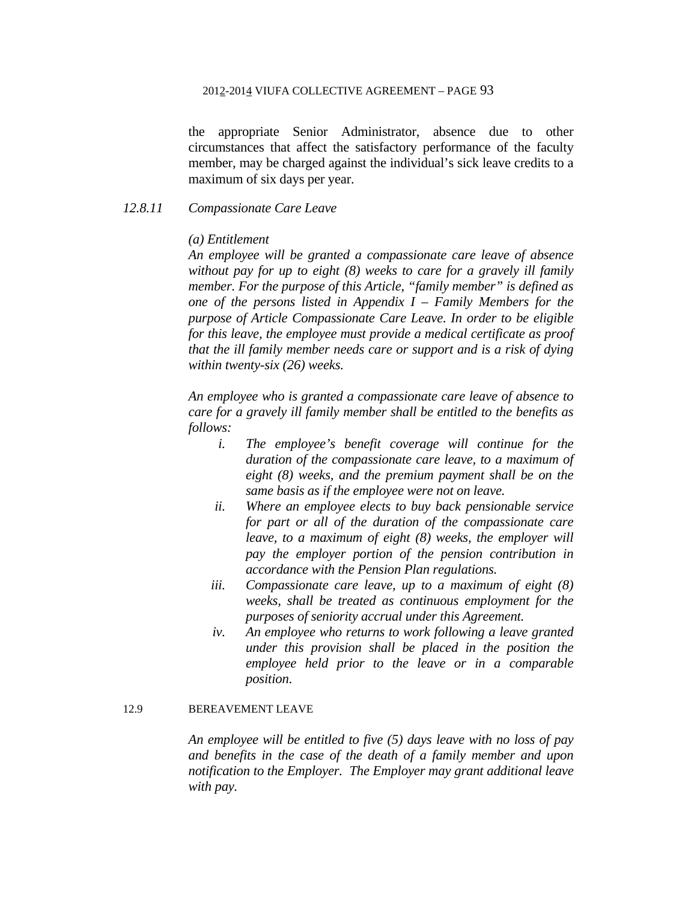the appropriate Senior Administrator, absence due to other circumstances that affect the satisfactory performance of the faculty member, may be charged against the individual's sick leave credits to a maximum of six days per year.

### *12.8.11 Compassionate Care Leave*

*(a) Entitlement*

*An employee will be granted a compassionate care leave of absence without pay for up to eight (8) weeks to care for a gravely ill family member. For the purpose of this Article, "family member" is defined as one of the persons listed in Appendix I – Family Members for the purpose of Article Compassionate Care Leave. In order to be eligible for this leave, the employee must provide a medical certificate as proof that the ill family member needs care or support and is a risk of dying within twenty-six (26) weeks.*

*An employee who is granted a compassionate care leave of absence to care for a gravely ill family member shall be entitled to the benefits as follows:*

- *i. The employee's benefit coverage will continue for the duration of the compassionate care leave, to a maximum of eight (8) weeks, and the premium payment shall be on the same basis as if the employee were not on leave.*
- *ii. Where an employee elects to buy back pensionable service for part or all of the duration of the compassionate care leave, to a maximum of eight (8) weeks, the employer will pay the employer portion of the pension contribution in accordance with the Pension Plan regulations.*
- *iii. Compassionate care leave, up to a maximum of eight (8) weeks, shall be treated as continuous employment for the purposes of seniority accrual under this Agreement.*
- *iv. An employee who returns to work following a leave granted under this provision shall be placed in the position the employee held prior to the leave or in a comparable position.*

## 12.9 BEREAVEMENT LEAVE

*An employee will be entitled to five (5) days leave with no loss of pay and benefits in the case of the death of a family member and upon notification to the Employer. The Employer may grant additional leave with pay.*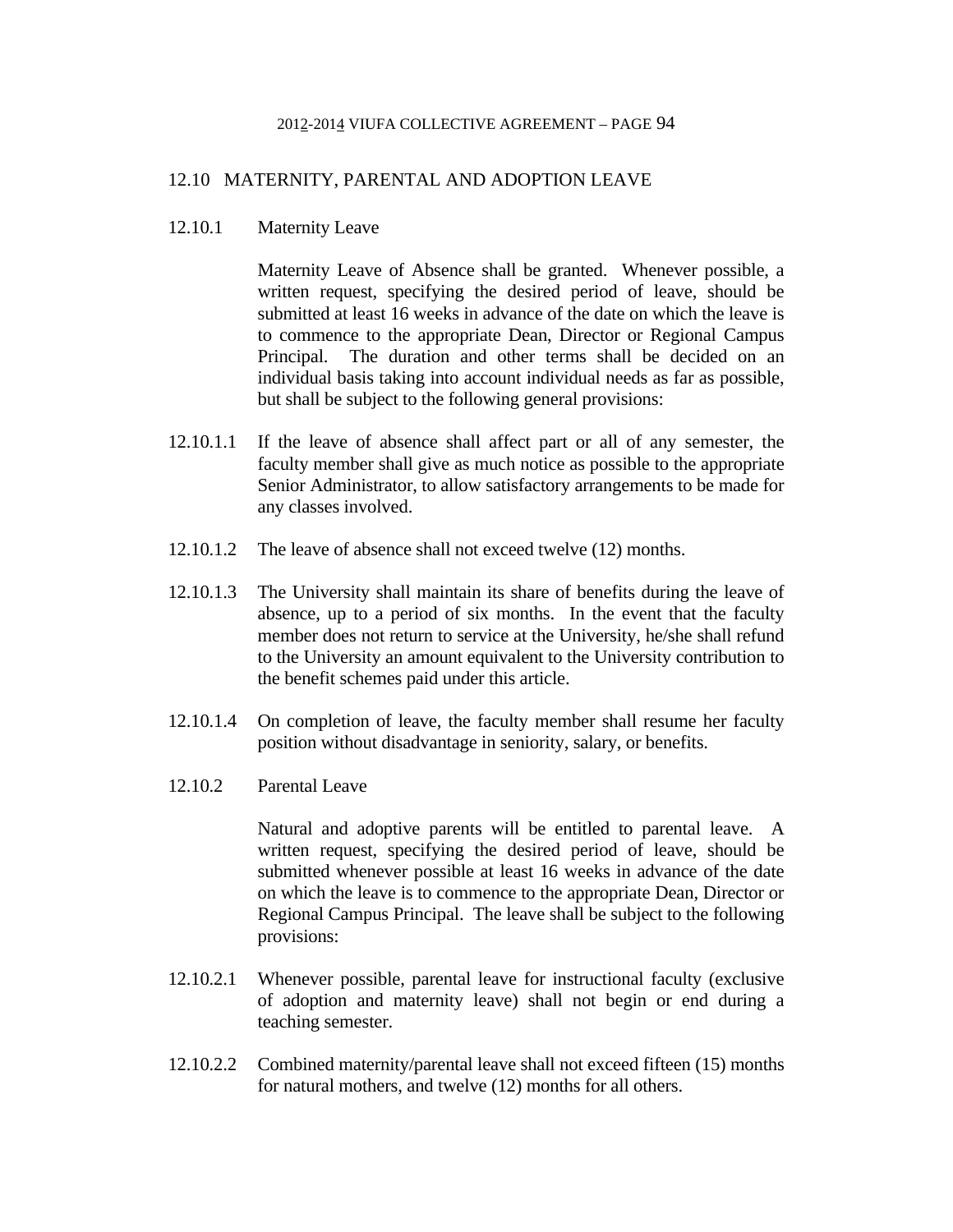## 12.10 MATERNITY, PARENTAL AND ADOPTION LEAVE

### 12.10.1 Maternity Leave

Maternity Leave of Absence shall be granted. Whenever possible, a written request, specifying the desired period of leave, should be submitted at least 16 weeks in advance of the date on which the leave is to commence to the appropriate Dean, Director or Regional Campus Principal. The duration and other terms shall be decided on an individual basis taking into account individual needs as far as possible, but shall be subject to the following general provisions:

12.10.1.1 If the leave of absence shall affect part or all of any semester, the faculty member shall give as much notice as possible to the appropriate Senior Administrator, to allow satisfactory arrangements to be made for any classes involved.

12.10.1.2 The leave of absence shall not exceed twelve (12) months.

12.10.1.3 The University shall maintain its share of benefits during the leave of absence, up to a period of six months. In the event that the faculty member does not return to service at the University, he/she shall refund to the University an amount equivalent to the University contribution to the benefit schemes paid under this article.

12.10.1.4 On completion of leave, the faculty member shall resume her faculty position without disadvantage in seniority, salary, or benefits.

### 12.10.2 Parental Leave

Natural and adoptive parents will be entitled to parental leave. A written request, specifying the desired period of leave, should be submitted whenever possible at least 16 weeks in advance of the date on which the leave is to commence to the appropriate Dean, Director or Regional Campus Principal. The leave shall be subject to the following provisions:

12.10.2.1 Whenever possible, parental leave for instructional faculty (exclusive of adoption and maternity leave) shall not begin or end during a teaching semester.

12.10.2.2 Combined maternity/parental leave shall not exceed fifteen (15) months for natural mothers, and twelve (12) months for all others.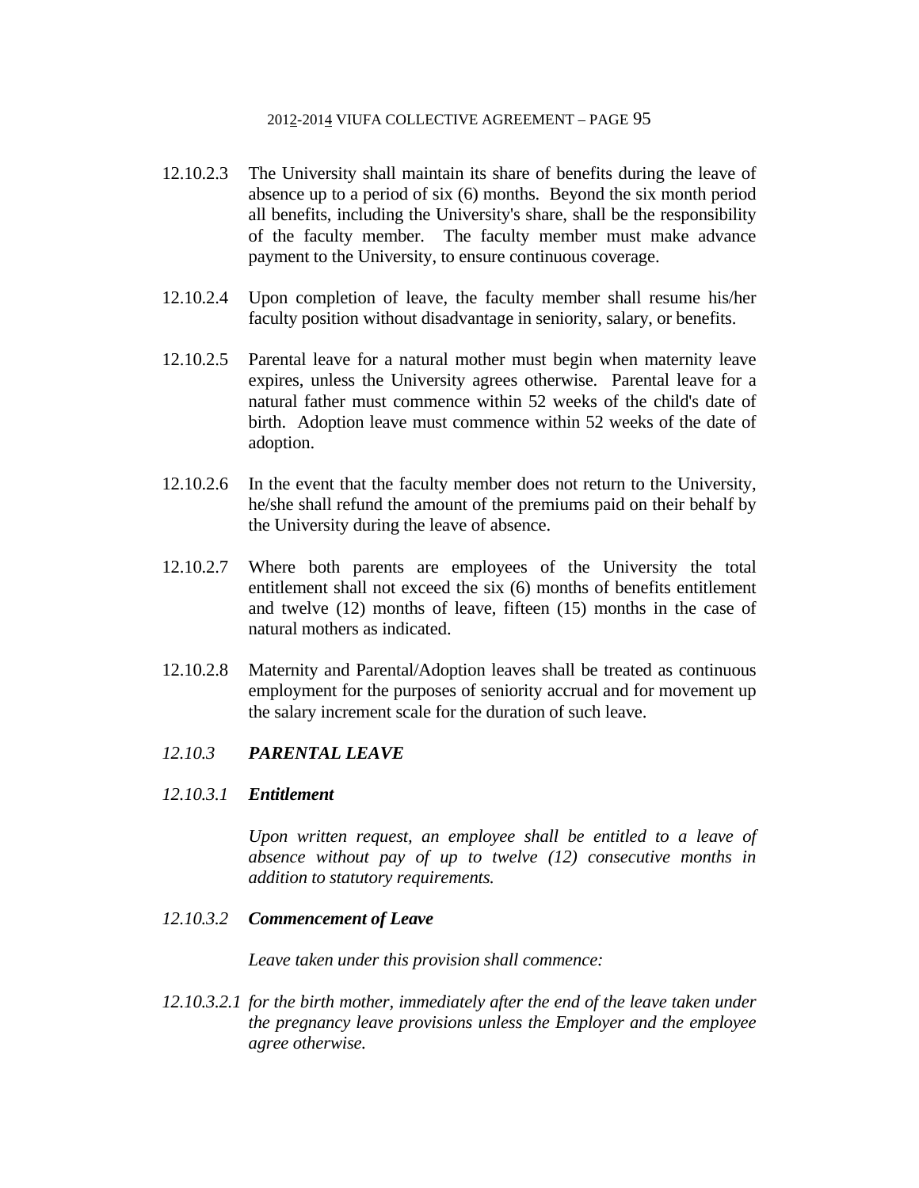12.10.2.3 The University shall maintain its share of benefits during the leave of absence up to a period of six (6) months. Beyond the six month period all benefits, including the University's share, shall be the responsibility of the faculty member. The faculty member must make advance payment to the University, to ensure continuous coverage.

12.10.2.4 Upon completion of leave, the faculty member shall resume his/her faculty position without disadvantage in seniority, salary, or benefits.

12.10.2.5 Parental leave for a natural mother must begin when maternity leave expires, unless the University agrees otherwise. Parental leave for a natural father must commence within 52 weeks of the child's date of birth. Adoption leave must commence within 52 weeks of the date of adoption.

12.10.2.6 In the event that the faculty member does not return to the University, he/she shall refund the amount of the premiums paid on their behalf by the University during the leave of absence.

12.10.2.7 Where both parents are employees of the University the total entitlement shall not exceed the six (6) months of benefits entitlement and twelve (12) months of leave, fifteen (15) months in the case of natural mothers as indicated.

12.10.2.8 Maternity and Parental/Adoption leaves shall be treated as continuous employment for the purposes of seniority accrual and for movement up the salary increment scale for the duration of such leave.

### *12.10.3 PARENTAL LEAVE*

#### *12.10.3.1 Entitlement*

*Upon written request, an employee shall be entitled to a leave of absence without pay of up to twelve (12) consecutive months in addition to statutory requirements.*

#### *12.10.3.2 Commencement of Leave*

*Leave taken under this provision shall commence:*

*12.10.3.2.1 for the birth mother, immediately after the end of the leave taken under the pregnancy leave provisions unless the Employer and the employee agree otherwise.*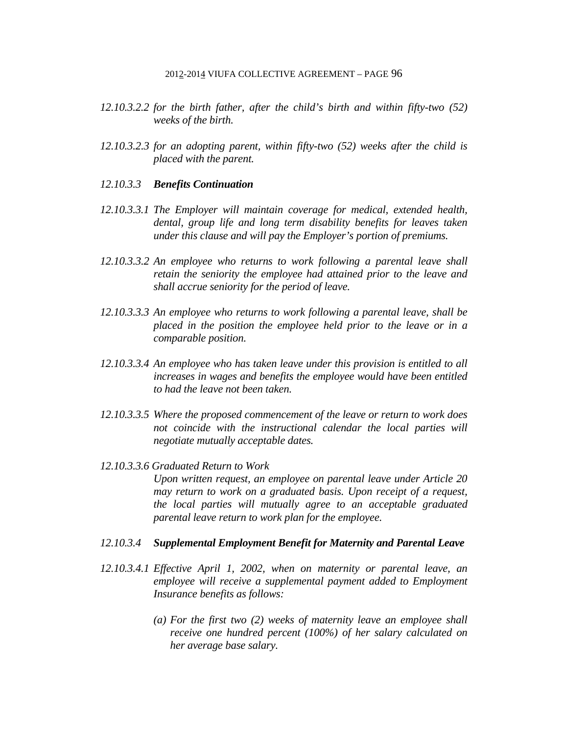*12.10.3.2.2 for the birth father, after the child's birth and within fifty-two (52) weeks of the birth.*

*12.10.3.2.3 for an adopting parent, within fifty-two (52) weeks after the child is placed with the parent.*

*12.10.3.3* ***Benefits Continuation***

*12.10.3.3.1 The Employer will maintain coverage for medical, extended health, dental, group life and long term disability benefits for leaves taken under this clause and will pay the Employer's portion of premiums.*

*12.10.3.3.2 An employee who returns to work following a parental leave shall retain the seniority the employee had attained prior to the leave and shall accrue seniority for the period of leave.*

*12.10.3.3.3 An employee who returns to work following a parental leave, shall be placed in the position the employee held prior to the leave or in a comparable position.*

*12.10.3.3.4 An employee who has taken leave under this provision is entitled to all increases in wages and benefits the employee would have been entitled to had the leave not been taken.*

*12.10.3.3.5 Where the proposed commencement of the leave or return to work does not coincide with the instructional calendar the local parties will negotiate mutually acceptable dates.*

*12.10.3.3.6 Graduated Return to Work*

*Upon written request, an employee on parental leave under Article 20 may return to work on a graduated basis. Upon receipt of a request, the local parties will mutually agree to an acceptable graduated parental leave return to work plan for the employee.*

*12.10.3.4* ***Supplemental Employment Benefit for Maternity and Parental Leave***

*12.10.3.4.1 Effective April 1, 2002, when on maternity or parental leave, an employee will receive a supplemental payment added to Employment Insurance benefits as follows:*

*(a) For the first two (2) weeks of maternity leave an employee shall receive one hundred percent (100%) of her salary calculated on her average base salary.*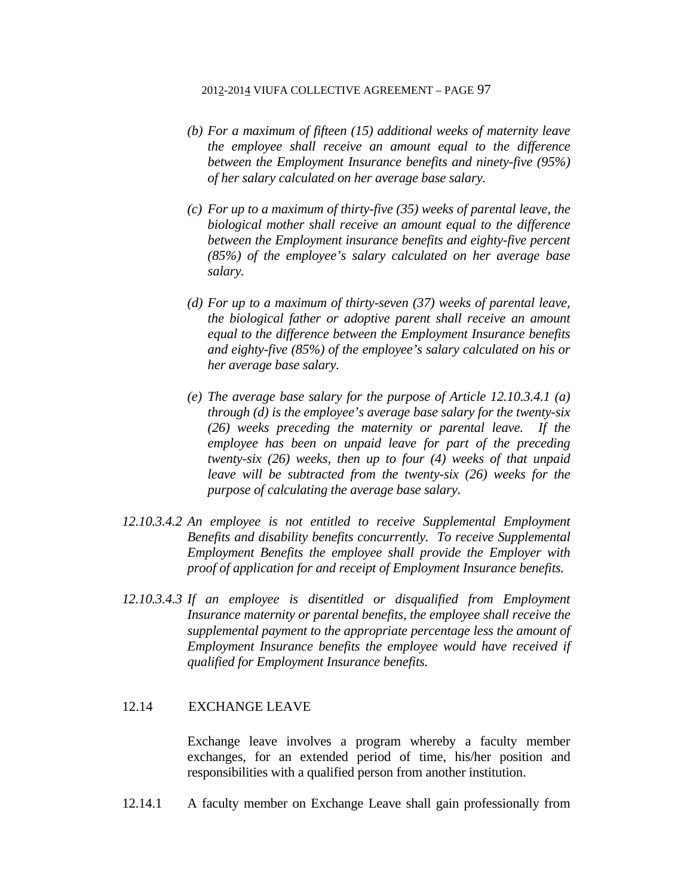*(b) For a maximum of fifteen (15) additional weeks of maternity leave the employee shall receive an amount equal to the difference between the Employment Insurance benefits and ninety-five (95%) of her salary calculated on her average base salary.*

*(c) For up to a maximum of thirty-five (35) weeks of parental leave, the biological mother shall receive an amount equal to the difference between the Employment insurance benefits and eighty-five percent (85%) of the employee's salary calculated on her average base salary.*

*(d) For up to a maximum of thirty-seven (37) weeks of parental leave, the biological father or adoptive parent shall receive an amount equal to the difference between the Employment Insurance benefits and eighty-five (85%) of the employee's salary calculated on his or her average base salary.*

*(e) The average base salary for the purpose of Article 12.10.3.4.1 (a) through (d) is the employee's average base salary for the twenty-six (26) weeks preceding the maternity or parental leave. If the employee has been on unpaid leave for part of the preceding twenty-six (26) weeks, then up to four (4) weeks of that unpaid leave will be subtracted from the twenty-six (26) weeks for the purpose of calculating the average base salary.*

*12.10.3.4.2 An employee is not entitled to receive Supplemental Employment Benefits and disability benefits concurrently. To receive Supplemental Employment Benefits the employee shall provide the Employer with proof of application for and receipt of Employment Insurance benefits.*

*12.10.3.4.3 If an employee is disentitled or disqualified from Employment Insurance maternity or parental benefits, the employee shall receive the supplemental payment to the appropriate percentage less the amount of Employment Insurance benefits the employee would have received if qualified for Employment Insurance benefits.*

## 12.14 EXCHANGE LEAVE

Exchange leave involves a program whereby a faculty member exchanges, for an extended period of time, his/her position and responsibilities with a qualified person from another institution.

12.14.1 A faculty member on Exchange Leave shall gain professionally from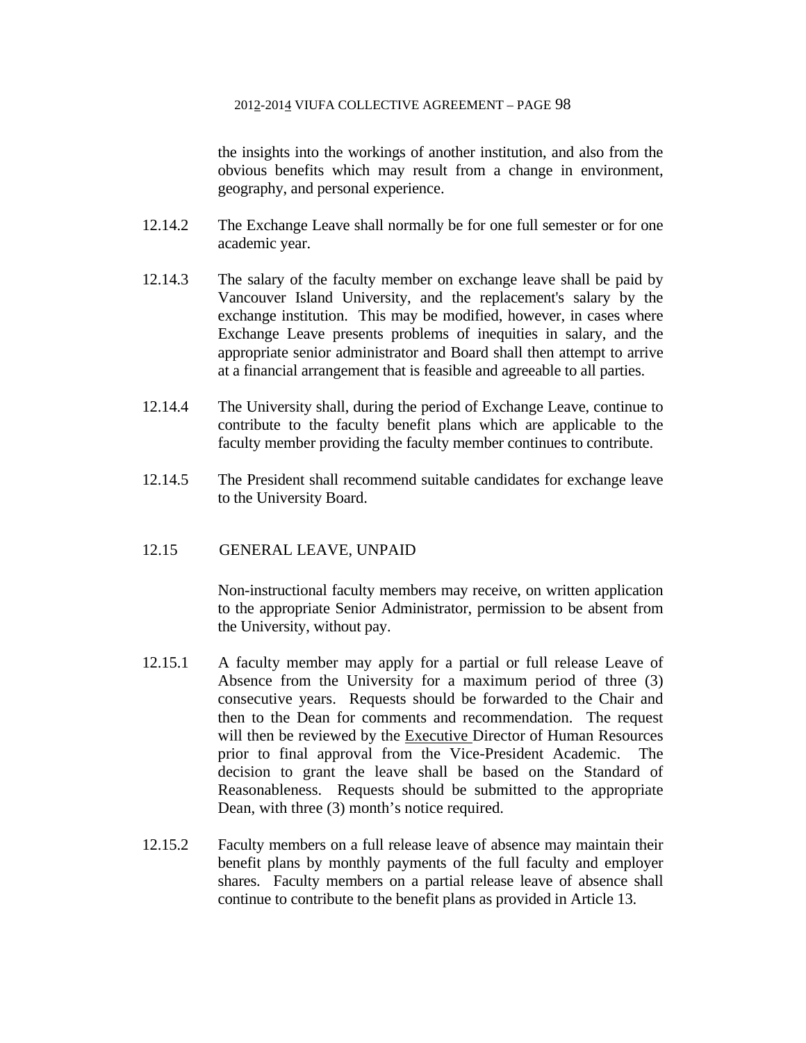the insights into the workings of another institution, and also from the obvious benefits which may result from a change in environment, geography, and personal experience.

12.14.2 The Exchange Leave shall normally be for one full semester or for one academic year.

12.14.3 The salary of the faculty member on exchange leave shall be paid by Vancouver Island University, and the replacement's salary by the exchange institution. This may be modified, however, in cases where Exchange Leave presents problems of inequities in salary, and the appropriate senior administrator and Board shall then attempt to arrive at a financial arrangement that is feasible and agreeable to all parties.

12.14.4 The University shall, during the period of Exchange Leave, continue to contribute to the faculty benefit plans which are applicable to the faculty member providing the faculty member continues to contribute.

12.14.5 The President shall recommend suitable candidates for exchange leave to the University Board.

## 12.15 GENERAL LEAVE, UNPAID

Non-instructional faculty members may receive, on written application to the appropriate Senior Administrator, permission to be absent from the University, without pay.

12.15.1 A faculty member may apply for a partial or full release Leave of Absence from the University for a maximum period of three (3) consecutive years. Requests should be forwarded to the Chair and then to the Dean for comments and recommendation. The request will then be reviewed by the Executive Director of Human Resources prior to final approval from the Vice-President Academic. The decision to grant the leave shall be based on the Standard of Reasonableness. Requests should be submitted to the appropriate Dean, with three (3) month's notice required.

12.15.2 Faculty members on a full release leave of absence may maintain their benefit plans by monthly payments of the full faculty and employer shares. Faculty members on a partial release leave of absence shall continue to contribute to the benefit plans as provided in Article 13.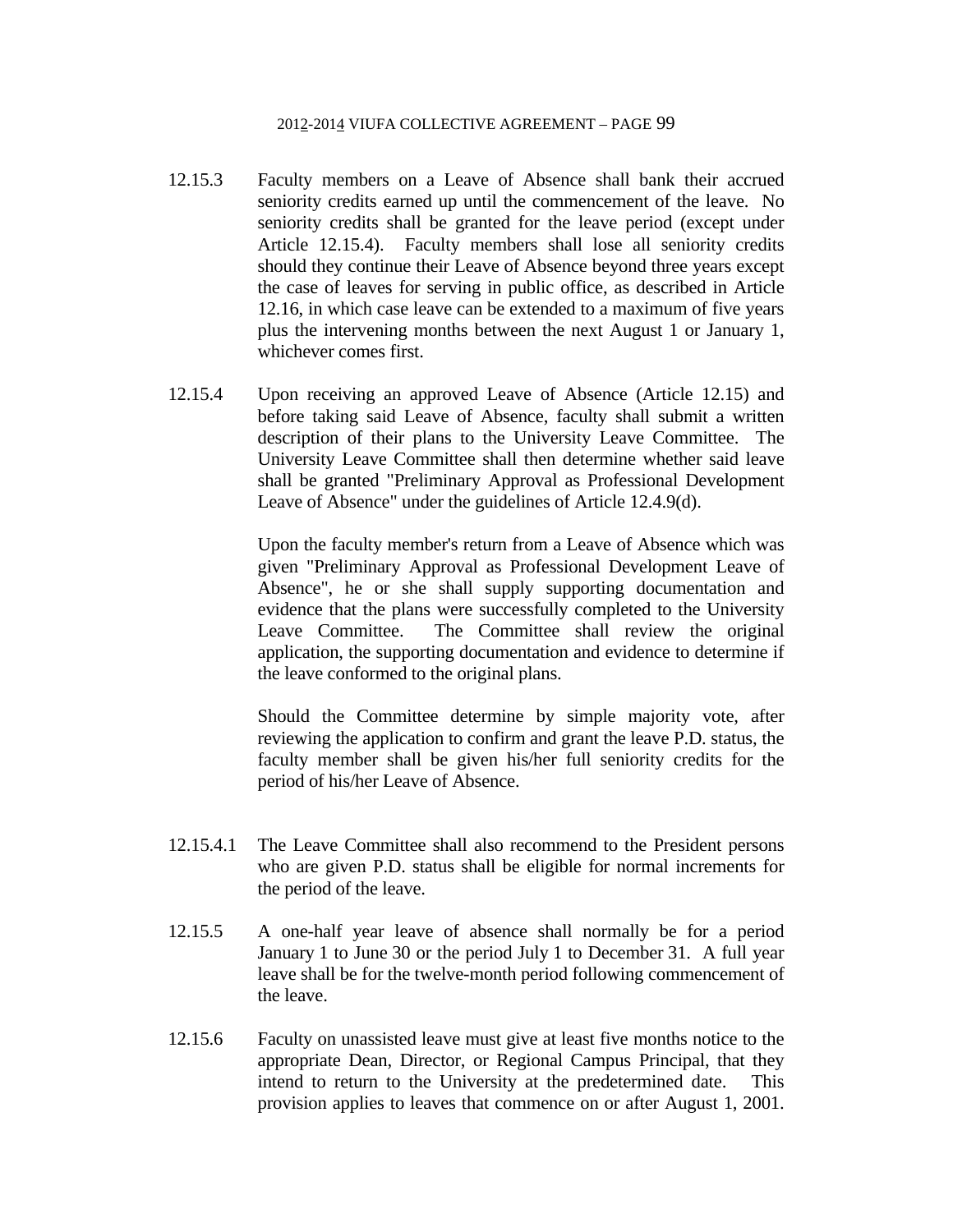12.15.3 Faculty members on a Leave of Absence shall bank their accrued seniority credits earned up until the commencement of the leave. No seniority credits shall be granted for the leave period (except under Article 12.15.4). Faculty members shall lose all seniority credits should they continue their Leave of Absence beyond three years except the case of leaves for serving in public office, as described in Article 12.16, in which case leave can be extended to a maximum of five years plus the intervening months between the next August 1 or January 1, whichever comes first.

12.15.4 Upon receiving an approved Leave of Absence (Article 12.15) and before taking said Leave of Absence, faculty shall submit a written description of their plans to the University Leave Committee. The University Leave Committee shall then determine whether said leave shall be granted "Preliminary Approval as Professional Development Leave of Absence" under the guidelines of Article 12.4.9(d).

Upon the faculty member's return from a Leave of Absence which was given "Preliminary Approval as Professional Development Leave of Absence", he or she shall supply supporting documentation and evidence that the plans were successfully completed to the University Leave Committee. The Committee shall review the original application, the supporting documentation and evidence to determine if the leave conformed to the original plans.

Should the Committee determine by simple majority vote, after reviewing the application to confirm and grant the leave P.D. status, the faculty member shall be given his/her full seniority credits for the period of his/her Leave of Absence.

12.15.4.1 The Leave Committee shall also recommend to the President persons who are given P.D. status shall be eligible for normal increments for the period of the leave.

12.15.5 A one-half year leave of absence shall normally be for a period January 1 to June 30 or the period July 1 to December 31. A full year leave shall be for the twelve-month period following commencement of the leave.

12.15.6 Faculty on unassisted leave must give at least five months notice to the appropriate Dean, Director, or Regional Campus Principal, that they intend to return to the University at the predetermined date. This provision applies to leaves that commence on or after August 1, 2001.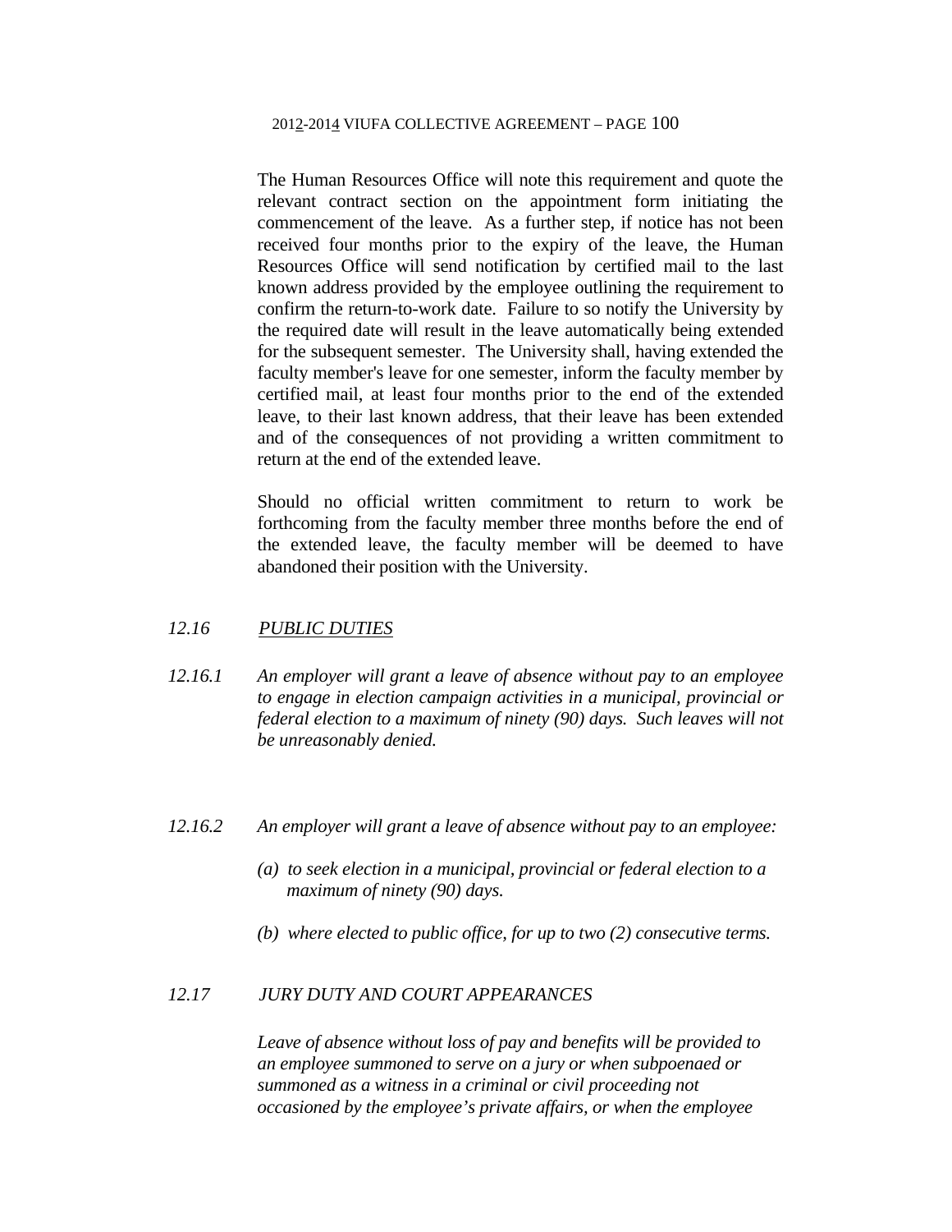The Human Resources Office will note this requirement and quote the relevant contract section on the appointment form initiating the commencement of the leave. As a further step, if notice has not been received four months prior to the expiry of the leave, the Human Resources Office will send notification by certified mail to the last known address provided by the employee outlining the requirement to confirm the return-to-work date. Failure to so notify the University by the required date will result in the leave automatically being extended for the subsequent semester. The University shall, having extended the faculty member's leave for one semester, inform the faculty member by certified mail, at least four months prior to the end of the extended leave, to their last known address, that their leave has been extended and of the consequences of not providing a written commitment to return at the end of the extended leave.

Should no official written commitment to return to work be forthcoming from the faculty member three months before the end of the extended leave, the faculty member will be deemed to have abandoned their position with the University.

### *12.16 PUBLIC DUTIES*

*12.16.1 An employer will grant a leave of absence without pay to an employee to engage in election campaign activities in a municipal, provincial or federal election to a maximum of ninety (90) days. Such leaves will not be unreasonably denied.*

*12.16.2 An employer will grant a leave of absence without pay to an employee:*

*(a) to seek election in a municipal, provincial or federal election to a maximum of ninety (90) days.*

*(b) where elected to public office, for up to two (2) consecutive terms.*

### *12.17 JURY DUTY AND COURT APPEARANCES*

*Leave of absence without loss of pay and benefits will be provided to an employee summoned to serve on a jury or when subpoenaed or summoned as a witness in a criminal or civil proceeding not occasioned by the employee's private affairs, or when the employee*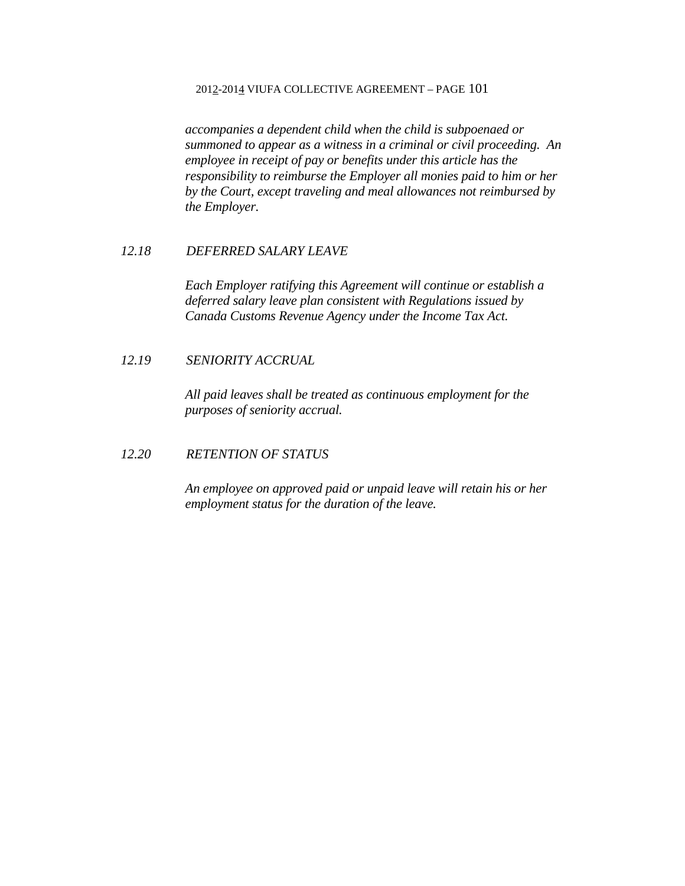*accompanies a dependent child when the child is subpoenaed or summoned to appear as a witness in a criminal or civil proceeding. An employee in receipt of pay or benefits under this article has the responsibility to reimburse the Employer all monies paid to him or her by the Court, except traveling and meal allowances not reimbursed by the Employer.*

*12.18 DEFERRED SALARY LEAVE*

*Each Employer ratifying this Agreement will continue or establish a deferred salary leave plan consistent with Regulations issued by Canada Customs Revenue Agency under the Income Tax Act.*

*12.19 SENIORITY ACCRUAL*

*All paid leaves shall be treated as continuous employment for the purposes of seniority accrual.*

*12.20 RETENTION OF STATUS*

*An employee on approved paid or unpaid leave will retain his or her employment status for the duration of the leave.*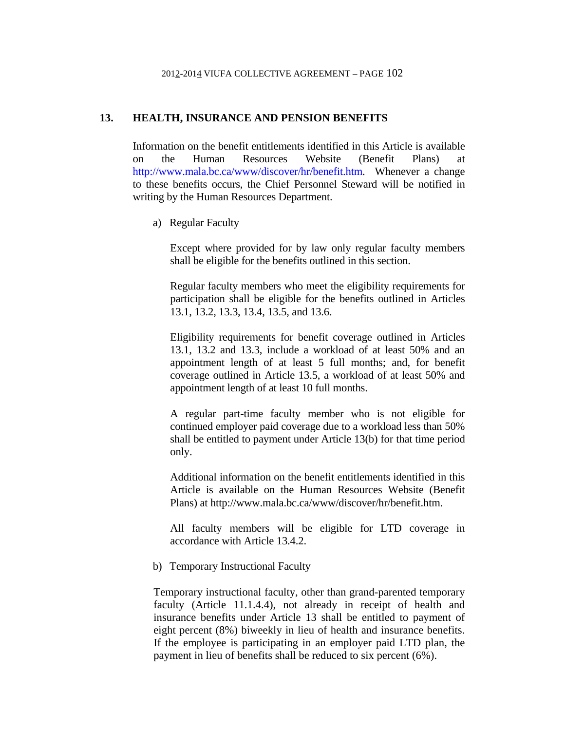## 13. HEALTH, INSURANCE AND PENSION BENEFITS

Information on the benefit entitlements identified in this Article is available on the Human Resources Website (Benefit Plans) at http://www.mala.bc.ca/www/discover/hr/benefit.htm. Whenever a change to these benefits occurs, the Chief Personnel Steward will be notified in writing by the Human Resources Department.

a) Regular Faculty

Except where provided for by law only regular faculty members shall be eligible for the benefits outlined in this section.

Regular faculty members who meet the eligibility requirements for participation shall be eligible for the benefits outlined in Articles 13.1, 13.2, 13.3, 13.4, 13.5, and 13.6.

Eligibility requirements for benefit coverage outlined in Articles 13.1, 13.2 and 13.3, include a workload of at least 50% and an appointment length of at least 5 full months; and, for benefit coverage outlined in Article 13.5, a workload of at least 50% and appointment length of at least 10 full months.

A regular part-time faculty member who is not eligible for continued employer paid coverage due to a workload less than 50% shall be entitled to payment under Article 13(b) for that time period only.

Additional information on the benefit entitlements identified in this Article is available on the Human Resources Website (Benefit Plans) at http://www.mala.bc.ca/www/discover/hr/benefit.htm.

All faculty members will be eligible for LTD coverage in accordance with Article 13.4.2.

b) Temporary Instructional Faculty

Temporary instructional faculty, other than grand-parented temporary faculty (Article 11.1.4.4), not already in receipt of health and insurance benefits under Article 13 shall be entitled to payment of eight percent (8%) biweekly in lieu of health and insurance benefits. If the employee is participating in an employer paid LTD plan, the payment in lieu of benefits shall be reduced to six percent (6%).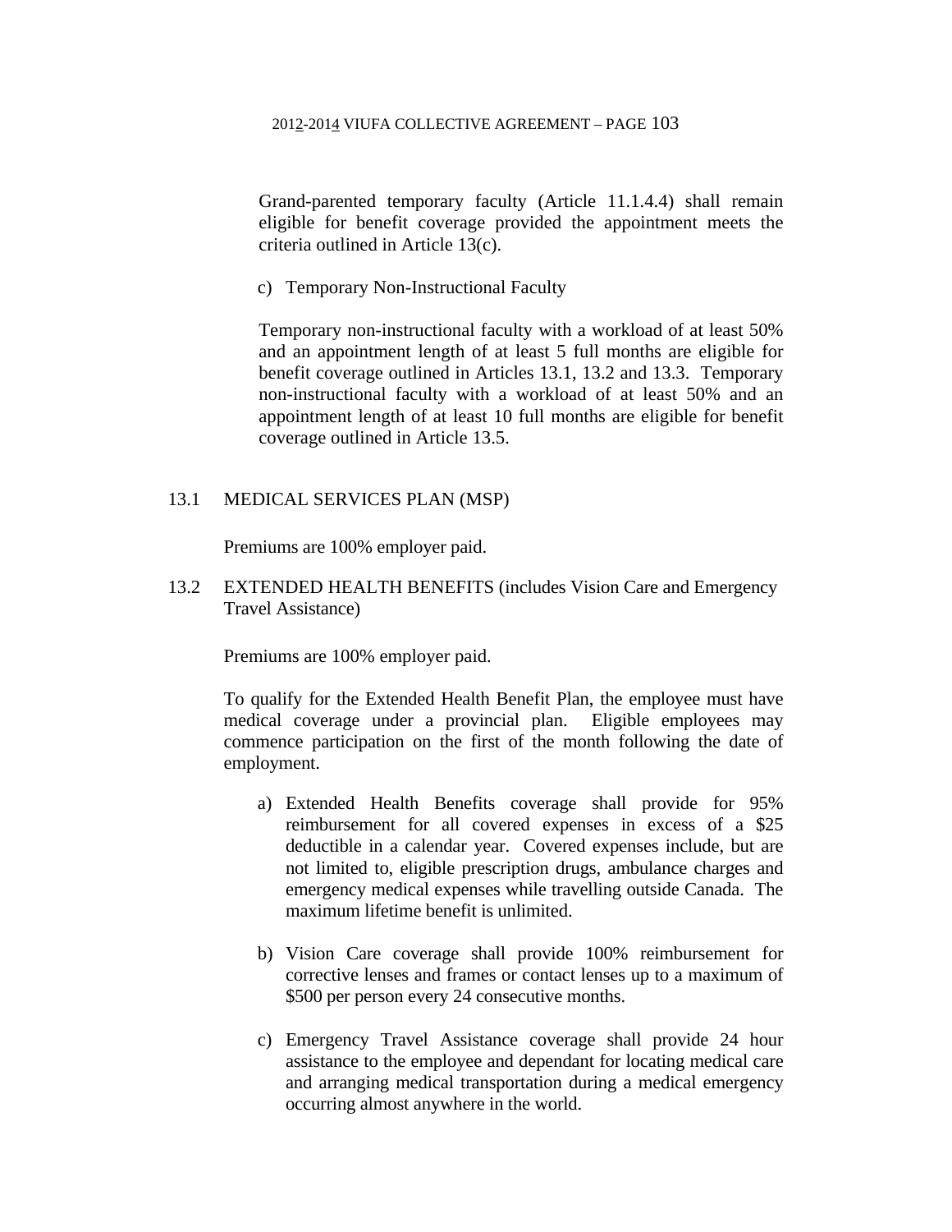Grand-parented temporary faculty (Article 11.1.4.4) shall remain eligible for benefit coverage provided the appointment meets the criteria outlined in Article 13(c).

c) Temporary Non-Instructional Faculty

Temporary non-instructional faculty with a workload of at least 50% and an appointment length of at least 5 full months are eligible for benefit coverage outlined in Articles 13.1, 13.2 and 13.3. Temporary non-instructional faculty with a workload of at least 50% and an appointment length of at least 10 full months are eligible for benefit coverage outlined in Article 13.5.

## 13.1 MEDICAL SERVICES PLAN (MSP)

Premiums are 100% employer paid.

## 13.2 EXTENDED HEALTH BENEFITS (includes Vision Care and Emergency Travel Assistance)

Premiums are 100% employer paid.

To qualify for the Extended Health Benefit Plan, the employee must have medical coverage under a provincial plan. Eligible employees may commence participation on the first of the month following the date of employment.

a) Extended Health Benefits coverage shall provide for 95% reimbursement for all covered expenses in excess of a $25 deductible in a calendar year. Covered expenses include, but are not limited to, eligible prescription drugs, ambulance charges and emergency medical expenses while travelling outside Canada. The maximum lifetime benefit is unlimited.

b) Vision Care coverage shall provide 100% reimbursement for corrective lenses and frames or contact lenses up to a maximum of $500 per person every 24 consecutive months.

c) Emergency Travel Assistance coverage shall provide 24 hour assistance to the employee and dependant for locating medical care and arranging medical transportation during a medical emergency occurring almost anywhere in the world.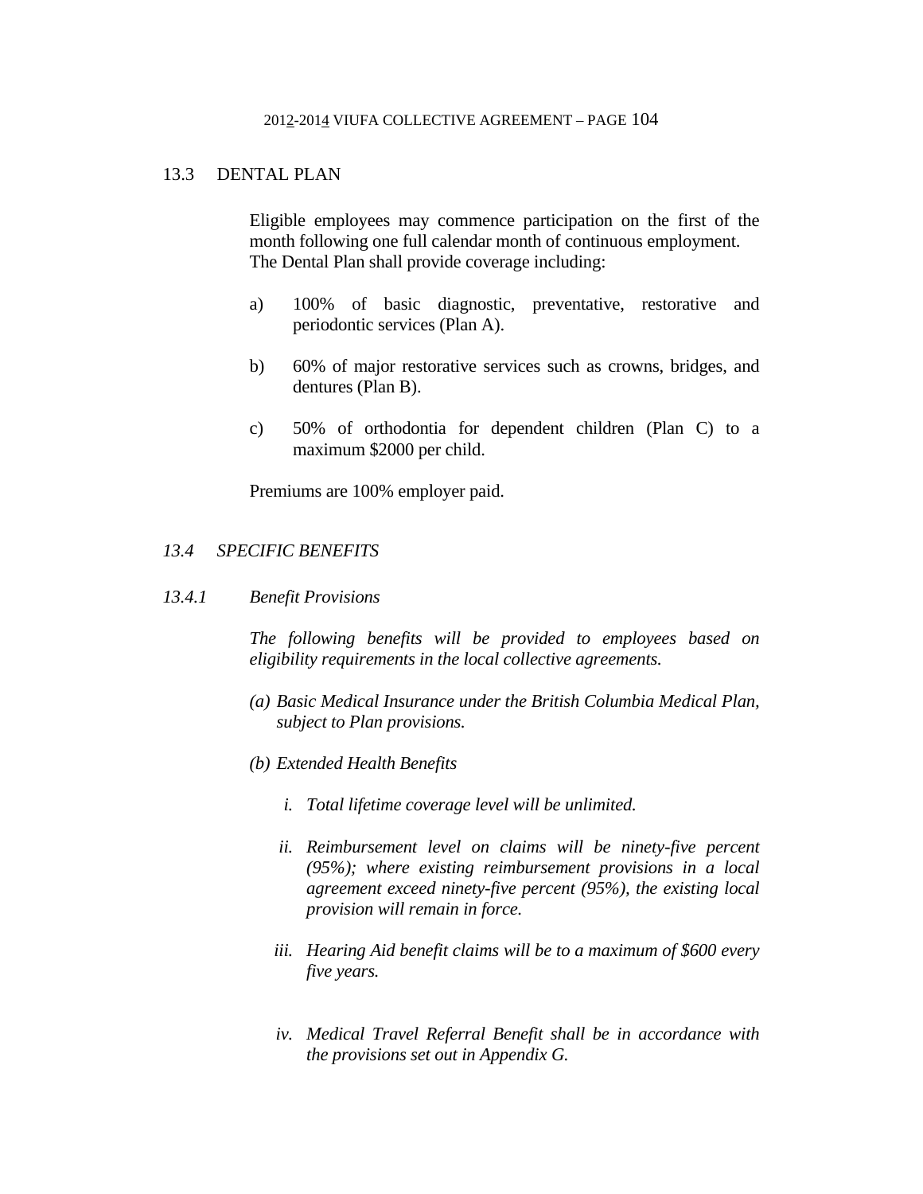## 13.3 DENTAL PLAN

Eligible employees may commence participation on the first of the month following one full calendar month of continuous employment. The Dental Plan shall provide coverage including:

a) 100% of basic diagnostic, preventative, restorative and periodontic services (Plan A).

b) 60% of major restorative services such as crowns, bridges, and dentures (Plan B).

c) 50% of orthodontia for dependent children (Plan C) to a maximum $2000 per child.

Premiums are 100% employer paid.

## *13.4 SPECIFIC BENEFITS*

### *13.4.1 Benefit Provisions*

*The following benefits will be provided to employees based on eligibility requirements in the local collective agreements.*

*(a) Basic Medical Insurance under the British Columbia Medical Plan, subject to Plan provisions.*

*(b) Extended Health Benefits*

*i. Total lifetime coverage level will be unlimited.*

*ii. Reimbursement level on claims will be ninety-five percent (95%); where existing reimbursement provisions in a local agreement exceed ninety-five percent (95%), the existing local provision will remain in force.*

*iii. Hearing Aid benefit claims will be to a maximum of $600 every five years.*

*iv. Medical Travel Referral Benefit shall be in accordance with the provisions set out in Appendix G.*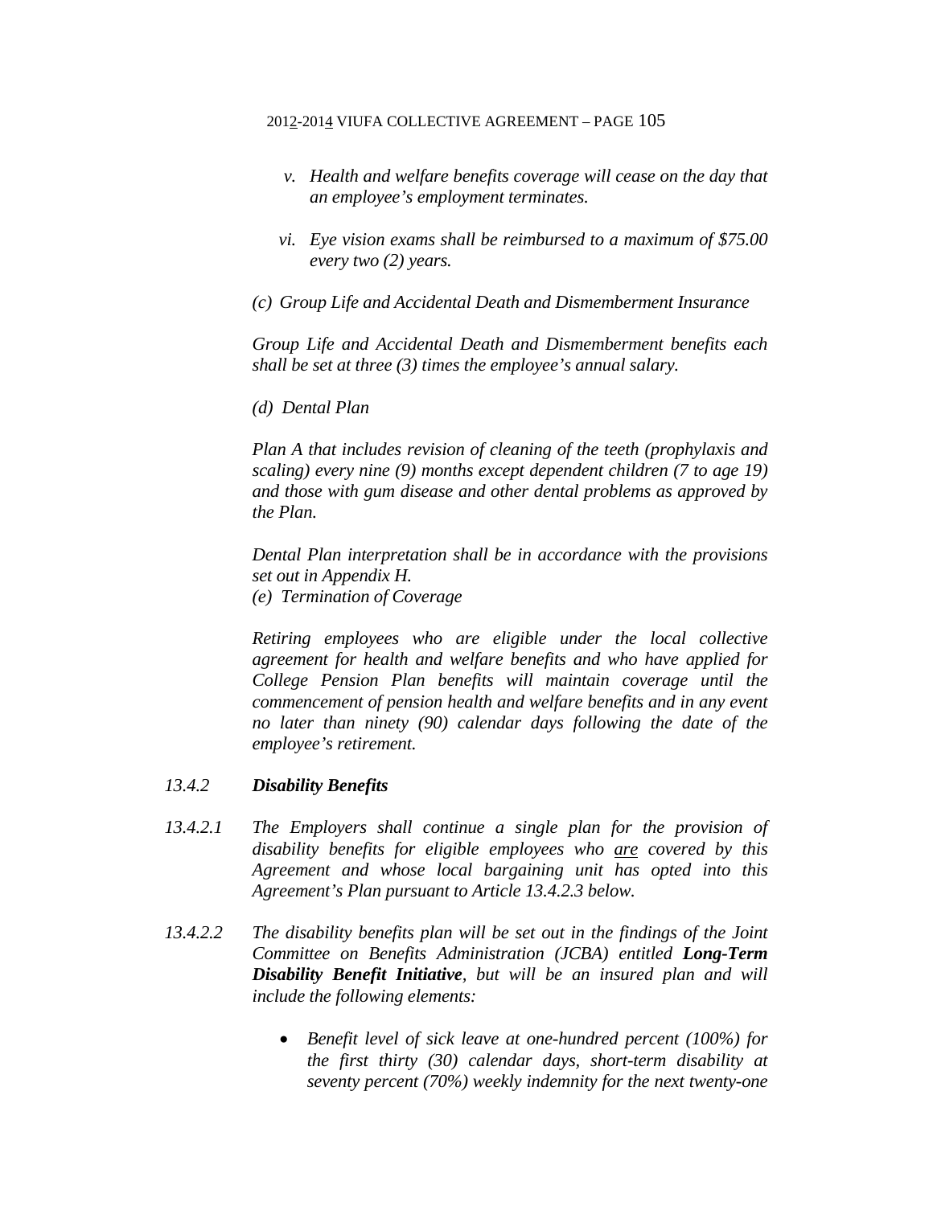*v. Health and welfare benefits coverage will cease on the day that an employee's employment terminates.*

*vi. Eye vision exams shall be reimbursed to a maximum of $75.00 every two (2) years.*

*(c) Group Life and Accidental Death and Dismemberment Insurance*

*Group Life and Accidental Death and Dismemberment benefits each shall be set at three (3) times the employee's annual salary.*

*(d) Dental Plan*

*Plan A that includes revision of cleaning of the teeth (prophylaxis and scaling) every nine (9) months except dependent children (7 to age 19) and those with gum disease and other dental problems as approved by the Plan.*

*Dental Plan interpretation shall be in accordance with the provisions set out in Appendix H.*

*(e) Termination of Coverage*

*Retiring employees who are eligible under the local collective agreement for health and welfare benefits and who have applied for College Pension Plan benefits will maintain coverage until the commencement of pension health and welfare benefits and in any event no later than ninety (90) calendar days following the date of the employee's retirement.*

*13.4.2* ***Disability Benefits***

*13.4.2.1 The Employers shall continue a single plan for the provision of disability benefits for eligible employees who <u>are</u> covered by this Agreement and whose local bargaining unit has opted into this Agreement's Plan pursuant to Article 13.4.2.3 below.*

*13.4.2.2 The disability benefits plan will be set out in the findings of the Joint Committee on Benefits Administration (JCBA) entitled **Long-Term Disability Benefit Initiative**, but will be an insured plan and will include the following elements:*

- *Benefit level of sick leave at one-hundred percent (100%) for the first thirty (30) calendar days, short-term disability at seventy percent (70%) weekly indemnity for the next twenty-one*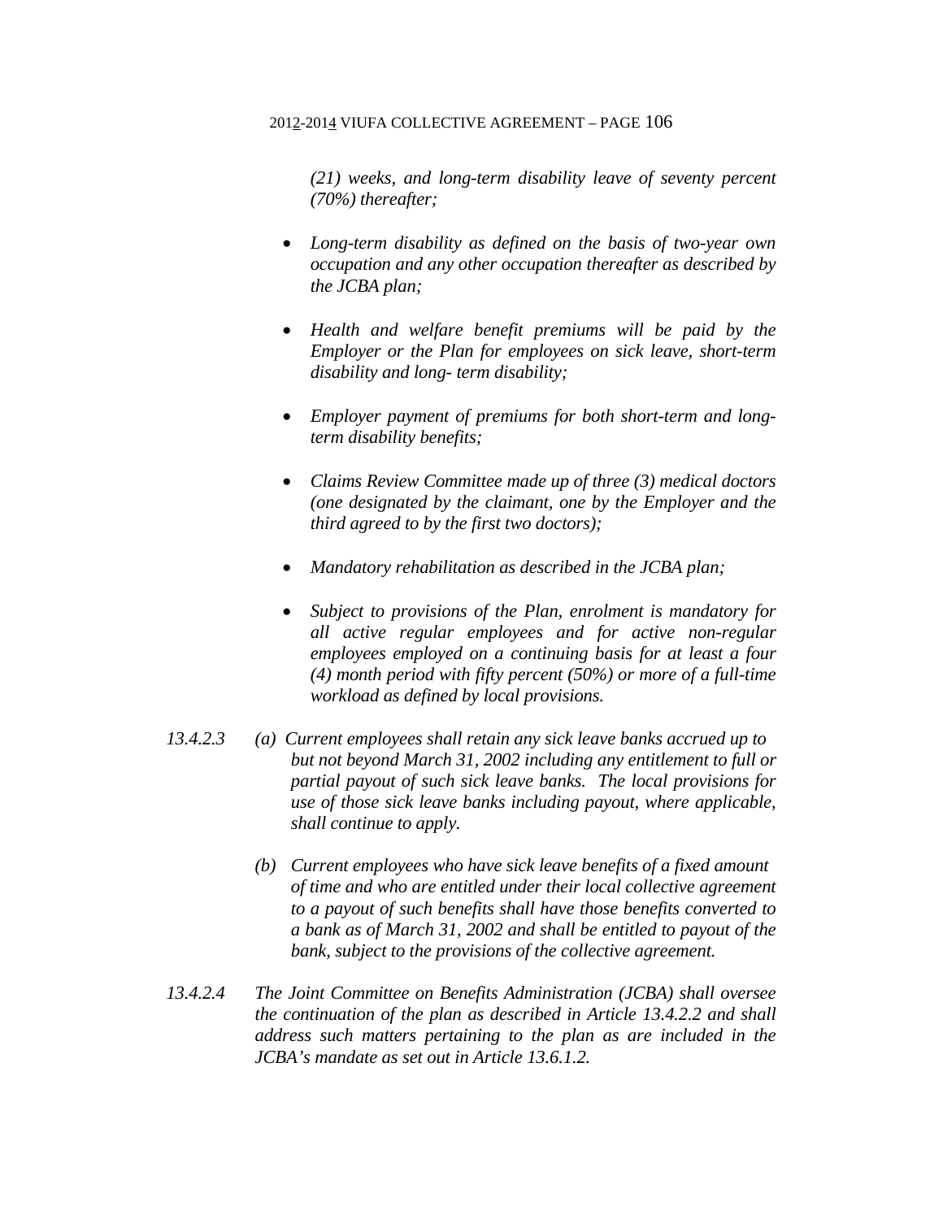*(21) weeks, and long-term disability leave of seventy percent (70%) thereafter;*

- *Long-term disability as defined on the basis of two-year own occupation and any other occupation thereafter as described by the JCBA plan;*
- *Health and welfare benefit premiums will be paid by the Employer or the Plan for employees on sick leave, short-term disability and long- term disability;*
- *Employer payment of premiums for both short-term and long-term disability benefits;*
- *Claims Review Committee made up of three (3) medical doctors (one designated by the claimant, one by the Employer and the third agreed to by the first two doctors);*
- *Mandatory rehabilitation as described in the JCBA plan;*
- *Subject to provisions of the Plan, enrolment is mandatory for all active regular employees and for active non-regular employees employed on a continuing basis for at least a four (4) month period with fifty percent (50%) or more of a full-time workload as defined by local provisions.*

*13.4.2.3* *(a) Current employees shall retain any sick leave banks accrued up to but not beyond March 31, 2002 including any entitlement to full or partial payout of such sick leave banks. The local provisions for use of those sick leave banks including payout, where applicable, shall continue to apply.*

*(b) Current employees who have sick leave benefits of a fixed amount of time and who are entitled under their local collective agreement to a payout of such benefits shall have those benefits converted to a bank as of March 31, 2002 and shall be entitled to payout of the bank, subject to the provisions of the collective agreement.*

*13.4.2.4* *The Joint Committee on Benefits Administration (JCBA) shall oversee the continuation of the plan as described in Article 13.4.2.2 and shall address such matters pertaining to the plan as are included in the JCBA's mandate as set out in Article 13.6.1.2.*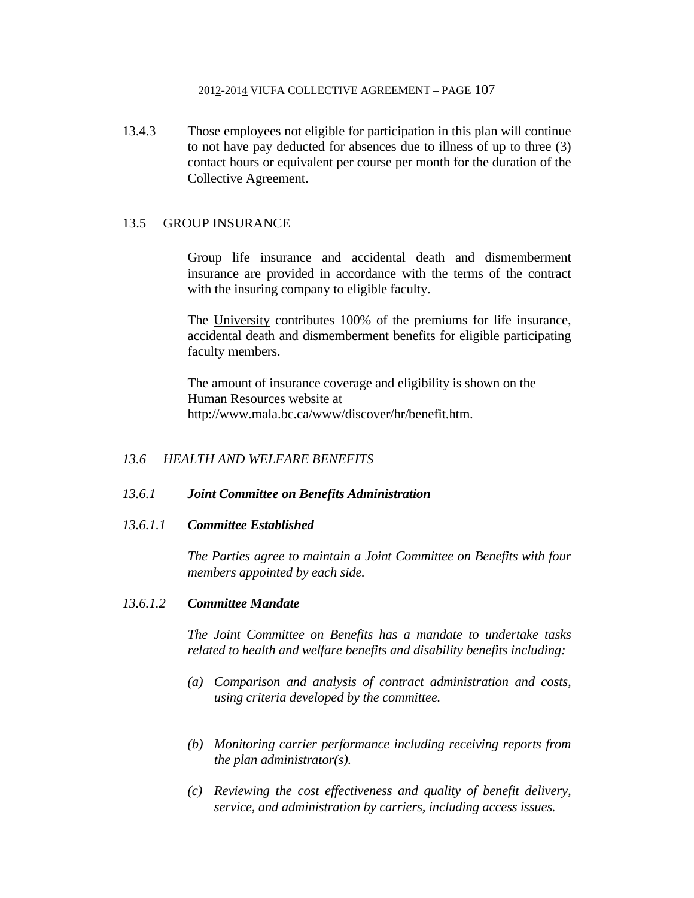13.4.3 Those employees not eligible for participation in this plan will continue to not have pay deducted for absences due to illness of up to three (3) contact hours or equivalent per course per month for the duration of the Collective Agreement.

## 13.5 GROUP INSURANCE

Group life insurance and accidental death and dismemberment insurance are provided in accordance with the terms of the contract with the insuring company to eligible faculty.

The University contributes 100% of the premiums for life insurance, accidental death and dismemberment benefits for eligible participating faculty members.

The amount of insurance coverage and eligibility is shown on the Human Resources website at http://www.mala.bc.ca/www/discover/hr/benefit.htm.

## *13.6 HEALTH AND WELFARE BENEFITS*

### *13.6.1* ***Joint Committee on Benefits Administration***

#### *13.6.1.1* ***Committee Established***

*The Parties agree to maintain a Joint Committee on Benefits with four members appointed by each side.*

#### *13.6.1.2* ***Committee Mandate***

*The Joint Committee on Benefits has a mandate to undertake tasks related to health and welfare benefits and disability benefits including:*

*(a) Comparison and analysis of contract administration and costs, using criteria developed by the committee.*

*(b) Monitoring carrier performance including receiving reports from the plan administrator(s).*

*(c) Reviewing the cost effectiveness and quality of benefit delivery, service, and administration by carriers, including access issues.*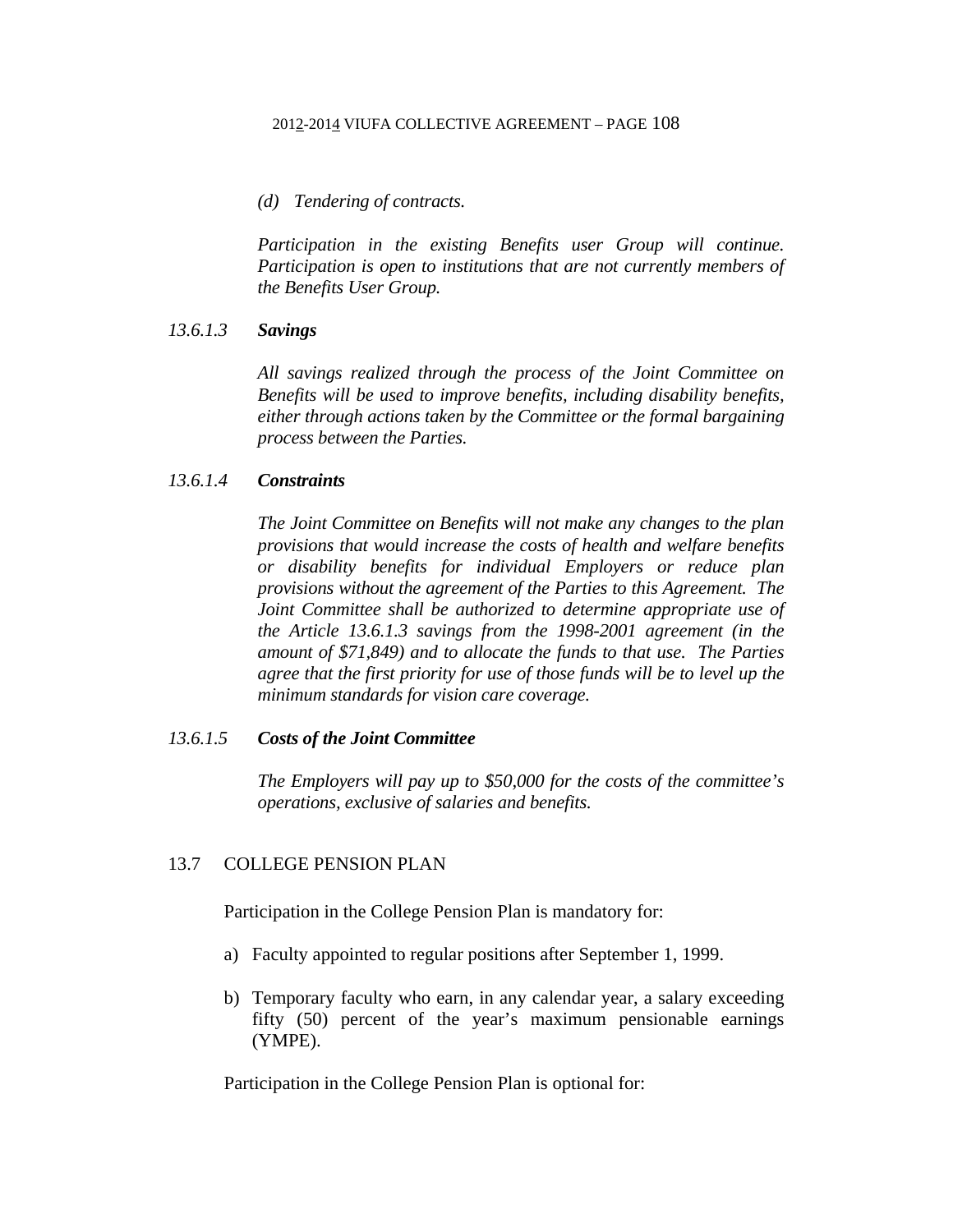*(d) Tendering of contracts.*

*Participation in the existing Benefits user Group will continue. Participation is open to institutions that are not currently members of the Benefits User Group.*

*13.6.1.3* ***Savings***

*All savings realized through the process of the Joint Committee on Benefits will be used to improve benefits, including disability benefits, either through actions taken by the Committee or the formal bargaining process between the Parties.*

*13.6.1.4* ***Constraints***

*The Joint Committee on Benefits will not make any changes to the plan provisions that would increase the costs of health and welfare benefits or disability benefits for individual Employers or reduce plan provisions without the agreement of the Parties to this Agreement. The Joint Committee shall be authorized to determine appropriate use of the Article 13.6.1.3 savings from the 1998-2001 agreement (in the amount of $71,849) and to allocate the funds to that use. The Parties agree that the first priority for use of those funds will be to level up the minimum standards for vision care coverage.*

*13.6.1.5* ***Costs of the Joint Committee***

*The Employers will pay up to $50,000 for the costs of the committee's operations, exclusive of salaries and benefits.*

13.7 COLLEGE PENSION PLAN

Participation in the College Pension Plan is mandatory for:

a) Faculty appointed to regular positions after September 1, 1999.

b) Temporary faculty who earn, in any calendar year, a salary exceeding fifty (50) percent of the year's maximum pensionable earnings (YMPE).

Participation in the College Pension Plan is optional for: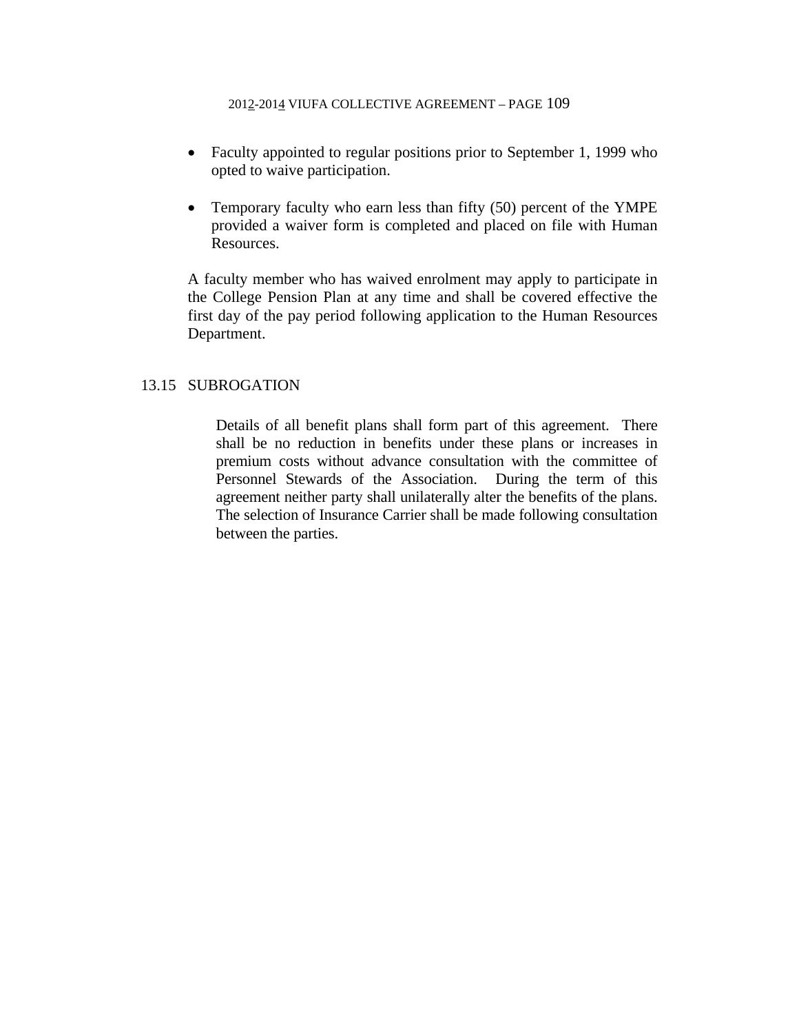- Faculty appointed to regular positions prior to September 1, 1999 who opted to waive participation.

- Temporary faculty who earn less than fifty (50) percent of the YMPE provided a waiver form is completed and placed on file with Human Resources.

A faculty member who has waived enrolment may apply to participate in the College Pension Plan at any time and shall be covered effective the first day of the pay period following application to the Human Resources Department.

## 13.15 SUBROGATION

Details of all benefit plans shall form part of this agreement. There shall be no reduction in benefits under these plans or increases in premium costs without advance consultation with the committee of Personnel Stewards of the Association. During the term of this agreement neither party shall unilaterally alter the benefits of the plans. The selection of Insurance Carrier shall be made following consultation between the parties.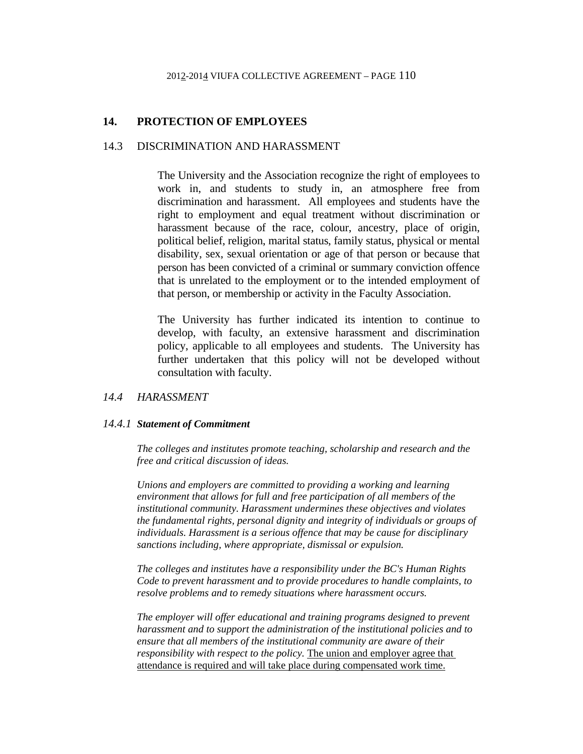## 14. PROTECTION OF EMPLOYEES

### 14.3 DISCRIMINATION AND HARASSMENT

The University and the Association recognize the right of employees to work in, and students to study in, an atmosphere free from discrimination and harassment. All employees and students have the right to employment and equal treatment without discrimination or harassment because of the race, colour, ancestry, place of origin, political belief, religion, marital status, family status, physical or mental disability, sex, sexual orientation or age of that person or because that person has been convicted of a criminal or summary conviction offence that is unrelated to the employment or to the intended employment of that person, or membership or activity in the Faculty Association.

The University has further indicated its intention to continue to develop, with faculty, an extensive harassment and discrimination policy, applicable to all employees and students. The University has further undertaken that this policy will not be developed without consultation with faculty.

### *14.4 HARASSMENT*

#### *14.4.1* ***Statement of Commitment***

*The colleges and institutes promote teaching, scholarship and research and the free and critical discussion of ideas.*

*Unions and employers are committed to providing a working and learning environment that allows for full and free participation of all members of the institutional community. Harassment undermines these objectives and violates the fundamental rights, personal dignity and integrity of individuals or groups of individuals. Harassment is a serious offence that may be cause for disciplinary sanctions including, where appropriate, dismissal or expulsion.*

*The colleges and institutes have a responsibility under the BC's Human Rights Code to prevent harassment and to provide procedures to handle complaints, to resolve problems and to remedy situations where harassment occurs.*

*The employer will offer educational and training programs designed to prevent harassment and to support the administration of the institutional policies and to ensure that all members of the institutional community are aware of their responsibility with respect to the policy.* <u>The union and employer agree that attendance is required and will take place during compensated work time.</u>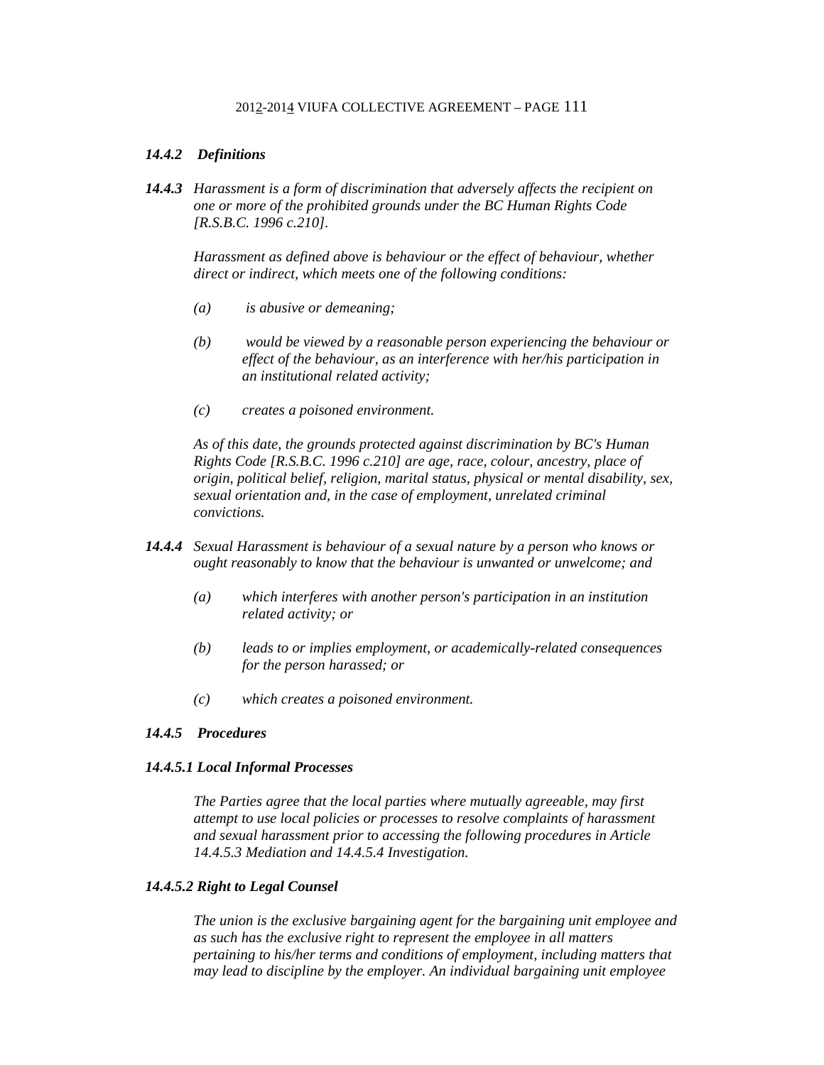### *14.4.2 Definitions*

***14.4.3*** *Harassment is a form of discrimination that adversely affects the recipient on one or more of the prohibited grounds under the BC Human Rights Code [R.S.B.C. 1996 c.210].*

*Harassment as defined above is behaviour or the effect of behaviour, whether direct or indirect, which meets one of the following conditions:*

*(a) is abusive or demeaning;*

*(b) would be viewed by a reasonable person experiencing the behaviour or effect of the behaviour, as an interference with her/his participation in an institutional related activity;*

*(c) creates a poisoned environment.*

*As of this date, the grounds protected against discrimination by BC's Human Rights Code [R.S.B.C. 1996 c.210] are age, race, colour, ancestry, place of origin, political belief, religion, marital status, physical or mental disability, sex, sexual orientation and, in the case of employment, unrelated criminal convictions.*

***14.4.4*** *Sexual Harassment is behaviour of a sexual nature by a person who knows or ought reasonably to know that the behaviour is unwanted or unwelcome; and*

*(a) which interferes with another person's participation in an institution related activity; or*

*(b) leads to or implies employment, or academically-related consequences for the person harassed; or*

*(c) which creates a poisoned environment.*

### *14.4.5 Procedures*

#### *14.4.5.1 Local Informal Processes*

*The Parties agree that the local parties where mutually agreeable, may first attempt to use local policies or processes to resolve complaints of harassment and sexual harassment prior to accessing the following procedures in Article 14.4.5.3 Mediation and 14.4.5.4 Investigation.*

#### *14.4.5.2 Right to Legal Counsel*

*The union is the exclusive bargaining agent for the bargaining unit employee and as such has the exclusive right to represent the employee in all matters pertaining to his/her terms and conditions of employment, including matters that may lead to discipline by the employer. An individual bargaining unit employee*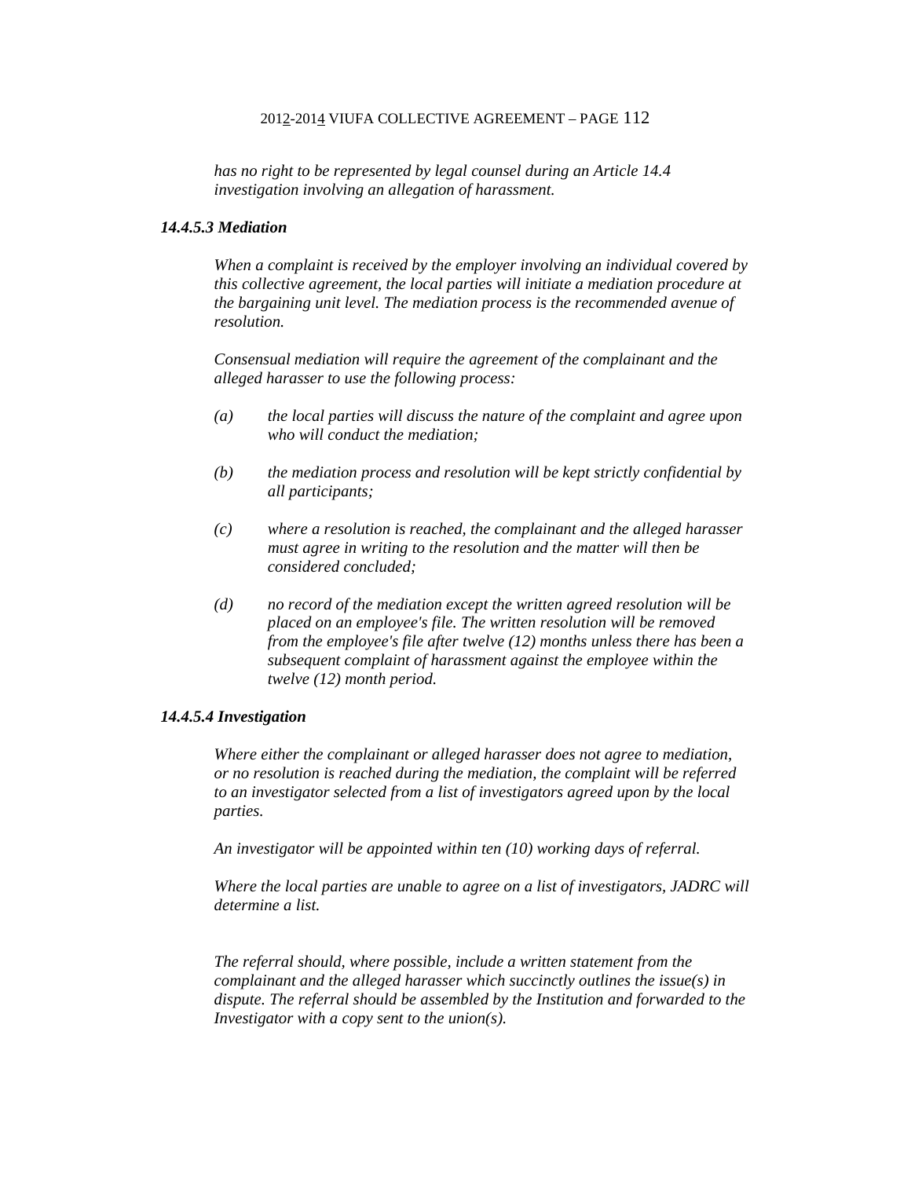*has no right to be represented by legal counsel during an Article 14.4 investigation involving an allegation of harassment.*

#### *14.4.5.3 Mediation*

*When a complaint is received by the employer involving an individual covered by this collective agreement, the local parties will initiate a mediation procedure at the bargaining unit level. The mediation process is the recommended avenue of resolution.*

*Consensual mediation will require the agreement of the complainant and the alleged harasser to use the following process:*

*(a) the local parties will discuss the nature of the complaint and agree upon who will conduct the mediation;*

*(b) the mediation process and resolution will be kept strictly confidential by all participants;*

*(c) where a resolution is reached, the complainant and the alleged harasser must agree in writing to the resolution and the matter will then be considered concluded;*

*(d) no record of the mediation except the written agreed resolution will be placed on an employee's file. The written resolution will be removed from the employee's file after twelve (12) months unless there has been a subsequent complaint of harassment against the employee within the twelve (12) month period.*

#### *14.4.5.4 Investigation*

*Where either the complainant or alleged harasser does not agree to mediation, or no resolution is reached during the mediation, the complaint will be referred to an investigator selected from a list of investigators agreed upon by the local parties.*

*An investigator will be appointed within ten (10) working days of referral.*

*Where the local parties are unable to agree on a list of investigators, JADRC will determine a list.*

*The referral should, where possible, include a written statement from the complainant and the alleged harasser which succinctly outlines the issue(s) in dispute. The referral should be assembled by the Institution and forwarded to the Investigator with a copy sent to the union(s).*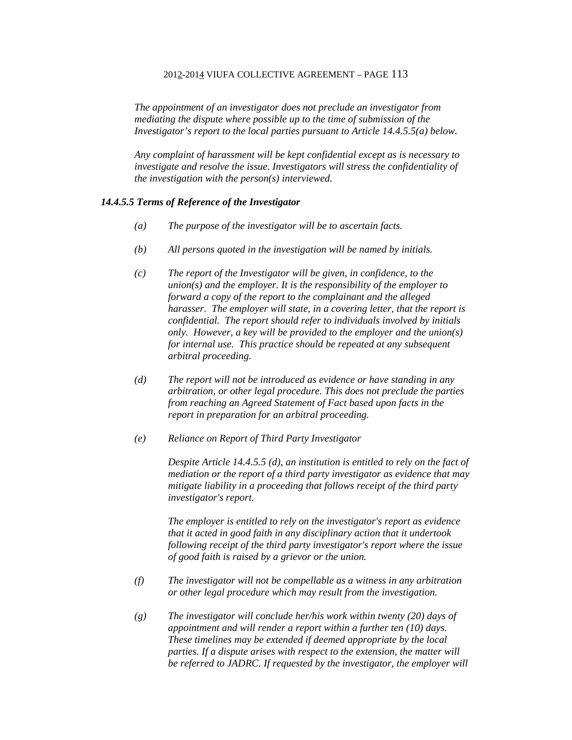*The appointment of an investigator does not preclude an investigator from mediating the dispute where possible up to the time of submission of the Investigator's report to the local parties pursuant to Article 14.4.5.5(a) below.*

*Any complaint of harassment will be kept confidential except as is necessary to investigate and resolve the issue. Investigators will stress the confidentiality of the investigation with the person(s) interviewed.*

***14.4.5.5 Terms of Reference of the Investigator***

*(a) The purpose of the investigator will be to ascertain facts.*

*(b) All persons quoted in the investigation will be named by initials.*

*(c) The report of the Investigator will be given, in confidence, to the union(s) and the employer. It is the responsibility of the employer to forward a copy of the report to the complainant and the alleged harasser. The employer will state, in a covering letter, that the report is confidential. The report should refer to individuals involved by initials only. However, a key will be provided to the employer and the union(s) for internal use. This practice should be repeated at any subsequent arbitral proceeding.*

*(d) The report will not be introduced as evidence or have standing in any arbitration, or other legal procedure. This does not preclude the parties from reaching an Agreed Statement of Fact based upon facts in the report in preparation for an arbitral proceeding.*

*(e) Reliance on Report of Third Party Investigator*

*Despite Article 14.4.5.5 (d), an institution is entitled to rely on the fact of mediation or the report of a third party investigator as evidence that may mitigate liability in a proceeding that follows receipt of the third party investigator's report.*

*The employer is entitled to rely on the investigator's report as evidence that it acted in good faith in any disciplinary action that it undertook following receipt of the third party investigator's report where the issue of good faith is raised by a grievor or the union.*

*(f) The investigator will not be compellable as a witness in any arbitration or other legal procedure which may result from the investigation.*

*(g) The investigator will conclude her/his work within twenty (20) days of appointment and will render a report within a further ten (10) days. These timelines may be extended if deemed appropriate by the local parties. If a dispute arises with respect to the extension, the matter will be referred to JADRC. If requested by the investigator, the employer will*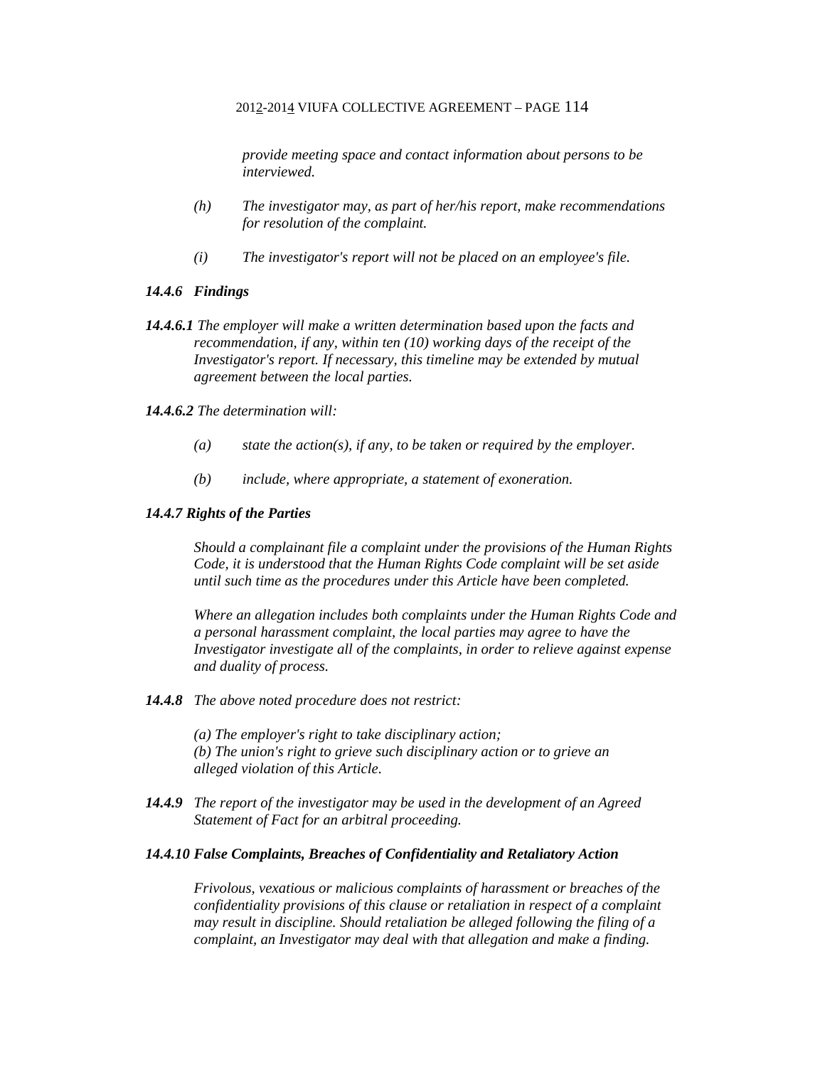*provide meeting space and contact information about persons to be interviewed.*

*(h) The investigator may, as part of her/his report, make recommendations for resolution of the complaint.*

*(i) The investigator's report will not be placed on an employee's file.*

### *14.4.6 Findings*

***14.4.6.1*** *The employer will make a written determination based upon the facts and recommendation, if any, within ten (10) working days of the receipt of the Investigator's report. If necessary, this timeline may be extended by mutual agreement between the local parties.*

***14.4.6.2*** *The determination will:*

*(a) state the action(s), if any, to be taken or required by the employer.*

*(b) include, where appropriate, a statement of exoneration.*

### *14.4.7 Rights of the Parties*

*Should a complainant file a complaint under the provisions of the Human Rights Code, it is understood that the Human Rights Code complaint will be set aside until such time as the procedures under this Article have been completed.*

*Where an allegation includes both complaints under the Human Rights Code and a personal harassment complaint, the local parties may agree to have the Investigator investigate all of the complaints, in order to relieve against expense and duality of process.*

***14.4.8*** *The above noted procedure does not restrict:*

*(a) The employer's right to take disciplinary action;*
*(b) The union's right to grieve such disciplinary action or to grieve an alleged violation of this Article.*

***14.4.9*** *The report of the investigator may be used in the development of an Agreed Statement of Fact for an arbitral proceeding.*

### *14.4.10 False Complaints, Breaches of Confidentiality and Retaliatory Action*

*Frivolous, vexatious or malicious complaints of harassment or breaches of the confidentiality provisions of this clause or retaliation in respect of a complaint may result in discipline. Should retaliation be alleged following the filing of a complaint, an Investigator may deal with that allegation and make a finding.*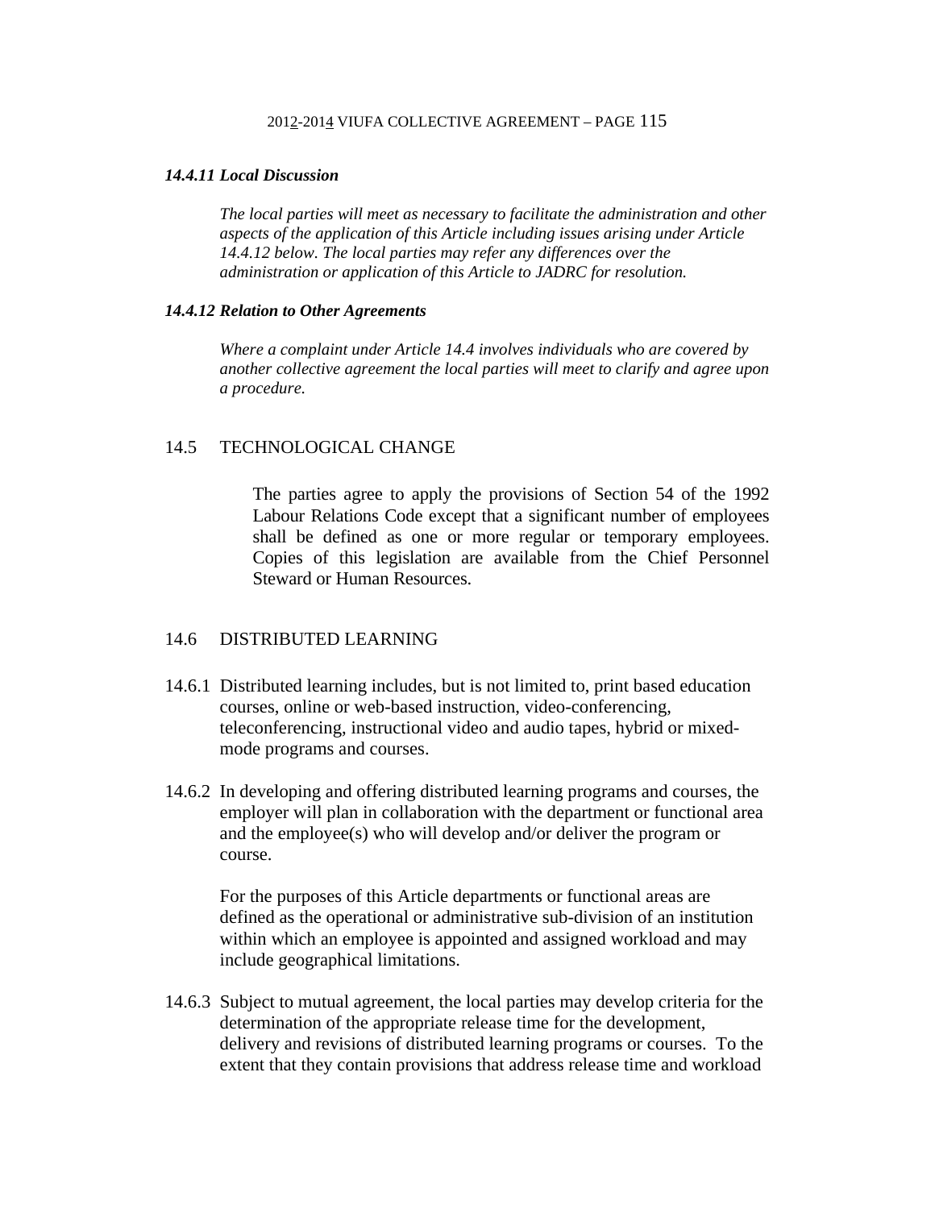***14.4.11 Local Discussion***

*The local parties will meet as necessary to facilitate the administration and other aspects of the application of this Article including issues arising under Article 14.4.12 below. The local parties may refer any differences over the administration or application of this Article to JADRC for resolution.*

***14.4.12 Relation to Other Agreements***

*Where a complaint under Article 14.4 involves individuals who are covered by another collective agreement the local parties will meet to clarify and agree upon a procedure.*

## 14.5 TECHNOLOGICAL CHANGE

The parties agree to apply the provisions of Section 54 of the 1992 Labour Relations Code except that a significant number of employees shall be defined as one or more regular or temporary employees. Copies of this legislation are available from the Chief Personnel Steward or Human Resources.

## 14.6 DISTRIBUTED LEARNING

14.6.1 Distributed learning includes, but is not limited to, print based education courses, online or web-based instruction, video-conferencing, teleconferencing, instructional video and audio tapes, hybrid or mixed-mode programs and courses.

14.6.2 In developing and offering distributed learning programs and courses, the employer will plan in collaboration with the department or functional area and the employee(s) who will develop and/or deliver the program or course.

For the purposes of this Article departments or functional areas are defined as the operational or administrative sub-division of an institution within which an employee is appointed and assigned workload and may include geographical limitations.

14.6.3 Subject to mutual agreement, the local parties may develop criteria for the determination of the appropriate release time for the development, delivery and revisions of distributed learning programs or courses. To the extent that they contain provisions that address release time and workload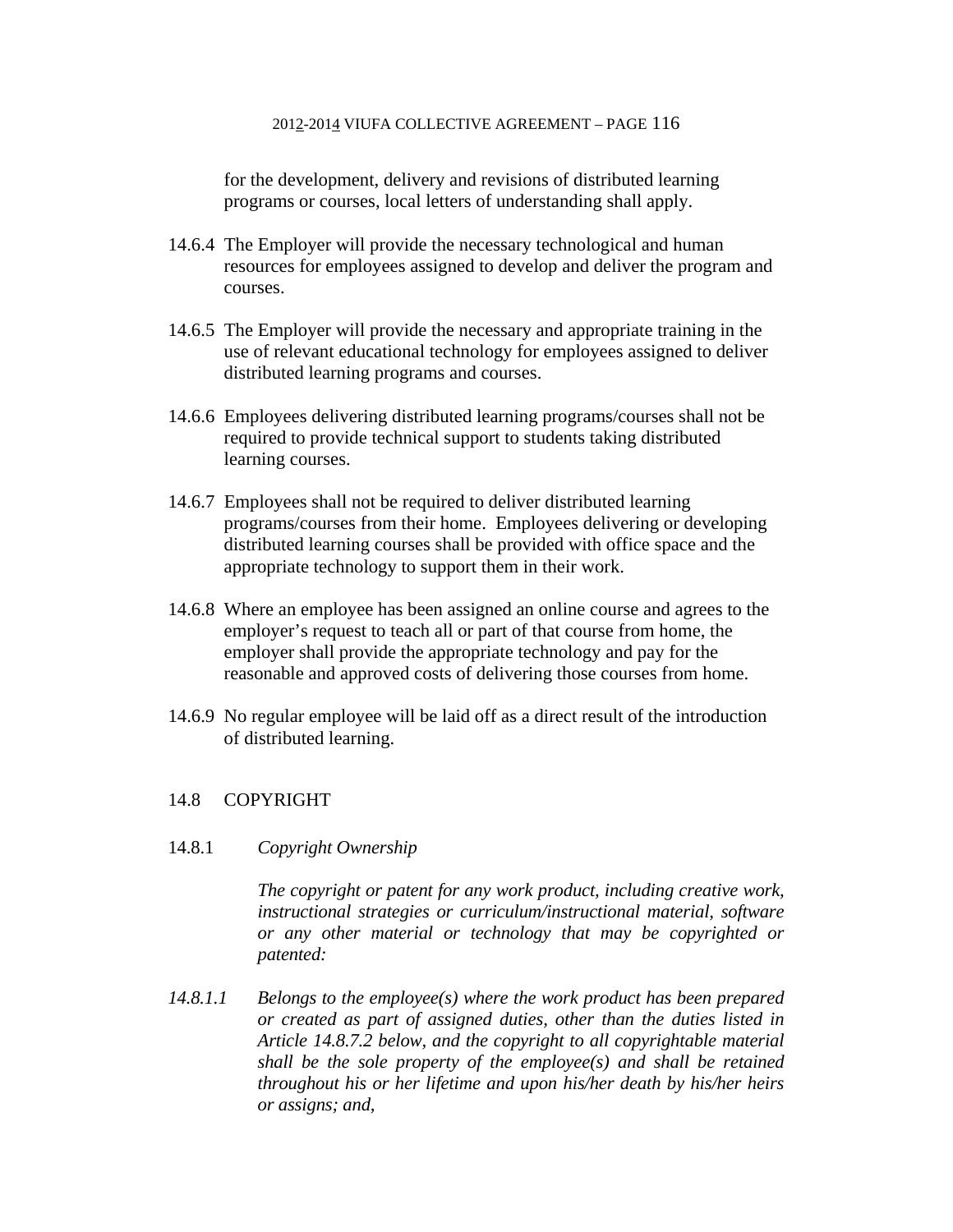for the development, delivery and revisions of distributed learning programs or courses, local letters of understanding shall apply.

14.6.4 The Employer will provide the necessary technological and human resources for employees assigned to develop and deliver the program and courses.

14.6.5 The Employer will provide the necessary and appropriate training in the use of relevant educational technology for employees assigned to deliver distributed learning programs and courses.

14.6.6 Employees delivering distributed learning programs/courses shall not be required to provide technical support to students taking distributed learning courses.

14.6.7 Employees shall not be required to deliver distributed learning programs/courses from their home. Employees delivering or developing distributed learning courses shall be provided with office space and the appropriate technology to support them in their work.

14.6.8 Where an employee has been assigned an online course and agrees to the employer's request to teach all or part of that course from home, the employer shall provide the appropriate technology and pay for the reasonable and approved costs of delivering those courses from home.

14.6.9 No regular employee will be laid off as a direct result of the introduction of distributed learning.

## 14.8 COPYRIGHT

14.8.1 *Copyright Ownership*

*The copyright or patent for any work product, including creative work, instructional strategies or curriculum/instructional material, software or any other material or technology that may be copyrighted or patented:*

*14.8.1.1 Belongs to the employee(s) where the work product has been prepared or created as part of assigned duties, other than the duties listed in Article 14.8.7.2 below, and the copyright to all copyrightable material shall be the sole property of the employee(s) and shall be retained throughout his or her lifetime and upon his/her death by his/her heirs or assigns; and,*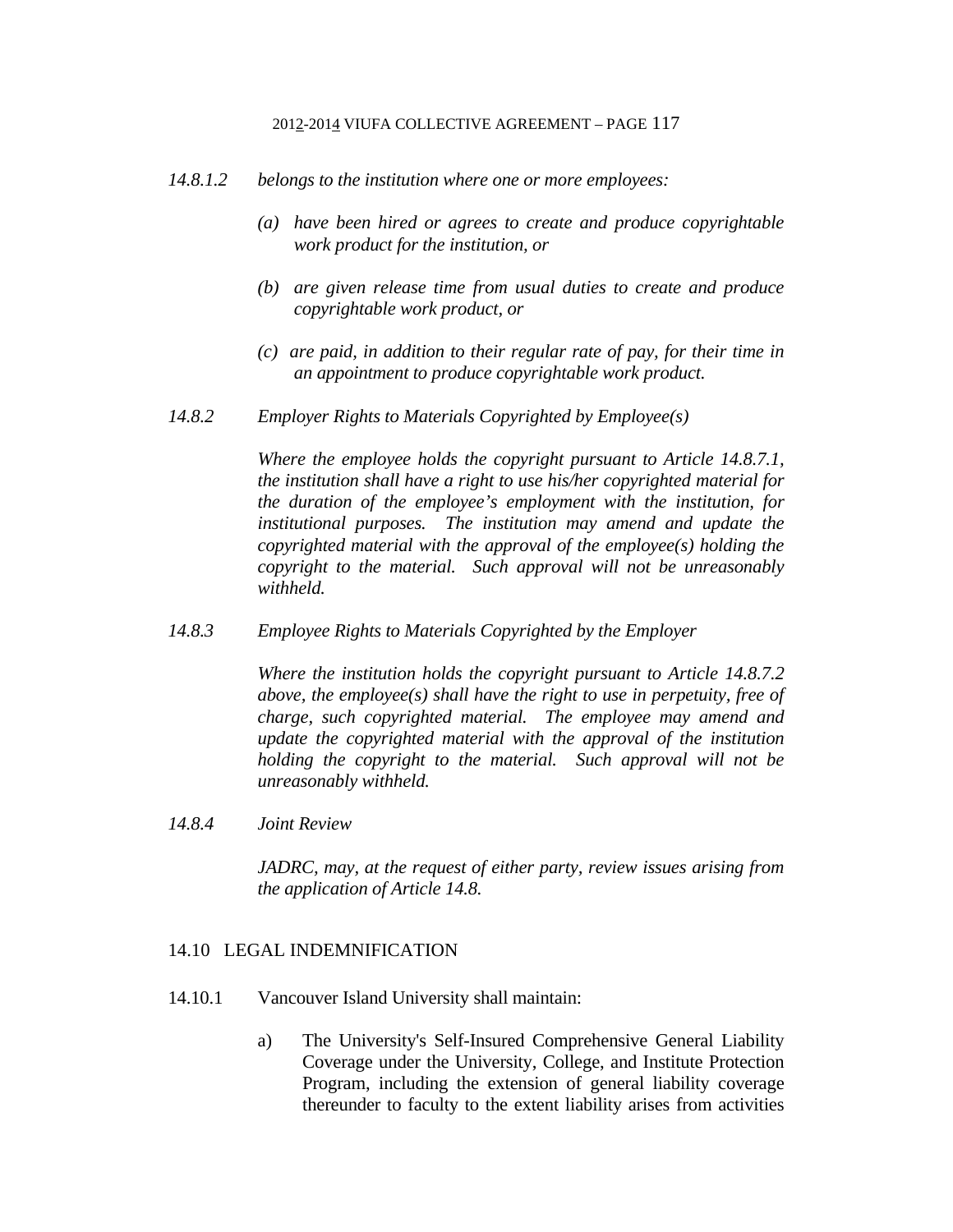*14.8.1.2 belongs to the institution where one or more employees:*

*(a) have been hired or agrees to create and produce copyrightable work product for the institution, or*

*(b) are given release time from usual duties to create and produce copyrightable work product, or*

*(c) are paid, in addition to their regular rate of pay, for their time in an appointment to produce copyrightable work product.*

*14.8.2 Employer Rights to Materials Copyrighted by Employee(s)*

*Where the employee holds the copyright pursuant to Article 14.8.7.1, the institution shall have a right to use his/her copyrighted material for the duration of the employee's employment with the institution, for institutional purposes. The institution may amend and update the copyrighted material with the approval of the employee(s) holding the copyright to the material. Such approval will not be unreasonably withheld.*

*14.8.3 Employee Rights to Materials Copyrighted by the Employer*

*Where the institution holds the copyright pursuant to Article 14.8.7.2 above, the employee(s) shall have the right to use in perpetuity, free of charge, such copyrighted material. The employee may amend and update the copyrighted material with the approval of the institution holding the copyright to the material. Such approval will not be unreasonably withheld.*

*14.8.4 Joint Review*

*JADRC, may, at the request of either party, review issues arising from the application of Article 14.8.*

## 14.10 LEGAL INDEMNIFICATION

14.10.1 Vancouver Island University shall maintain:

a) The University's Self-Insured Comprehensive General Liability Coverage under the University, College, and Institute Protection Program, including the extension of general liability coverage thereunder to faculty to the extent liability arises from activities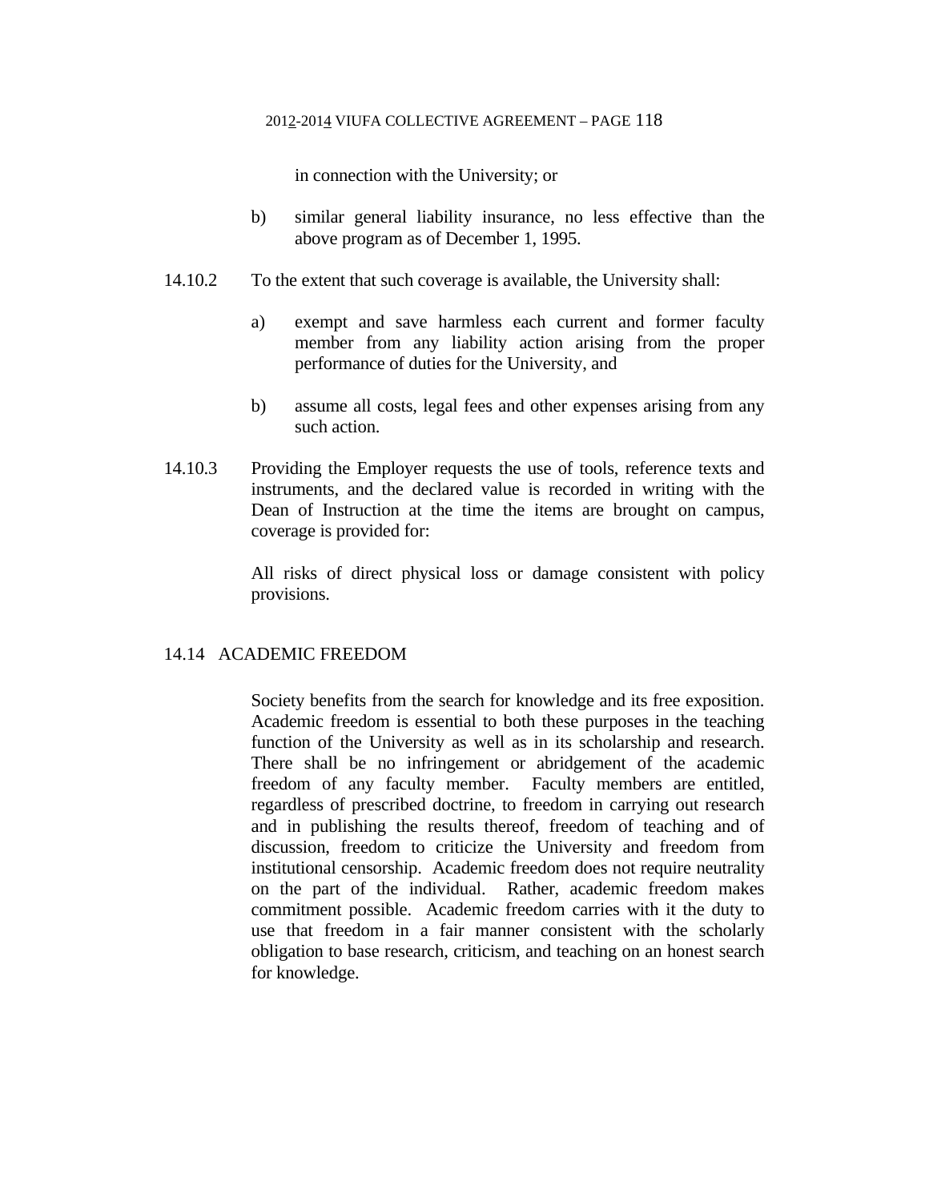in connection with the University; or

b) similar general liability insurance, no less effective than the above program as of December 1, 1995.

14.10.2 To the extent that such coverage is available, the University shall:

a) exempt and save harmless each current and former faculty member from any liability action arising from the proper performance of duties for the University, and

b) assume all costs, legal fees and other expenses arising from any such action.

14.10.3 Providing the Employer requests the use of tools, reference texts and instruments, and the declared value is recorded in writing with the Dean of Instruction at the time the items are brought on campus, coverage is provided for:

All risks of direct physical loss or damage consistent with policy provisions.

## 14.14 ACADEMIC FREEDOM

Society benefits from the search for knowledge and its free exposition. Academic freedom is essential to both these purposes in the teaching function of the University as well as in its scholarship and research. There shall be no infringement or abridgement of the academic freedom of any faculty member. Faculty members are entitled, regardless of prescribed doctrine, to freedom in carrying out research and in publishing the results thereof, freedom of teaching and of discussion, freedom to criticize the University and freedom from institutional censorship. Academic freedom does not require neutrality on the part of the individual. Rather, academic freedom makes commitment possible. Academic freedom carries with it the duty to use that freedom in a fair manner consistent with the scholarly obligation to base research, criticism, and teaching on an honest search for knowledge.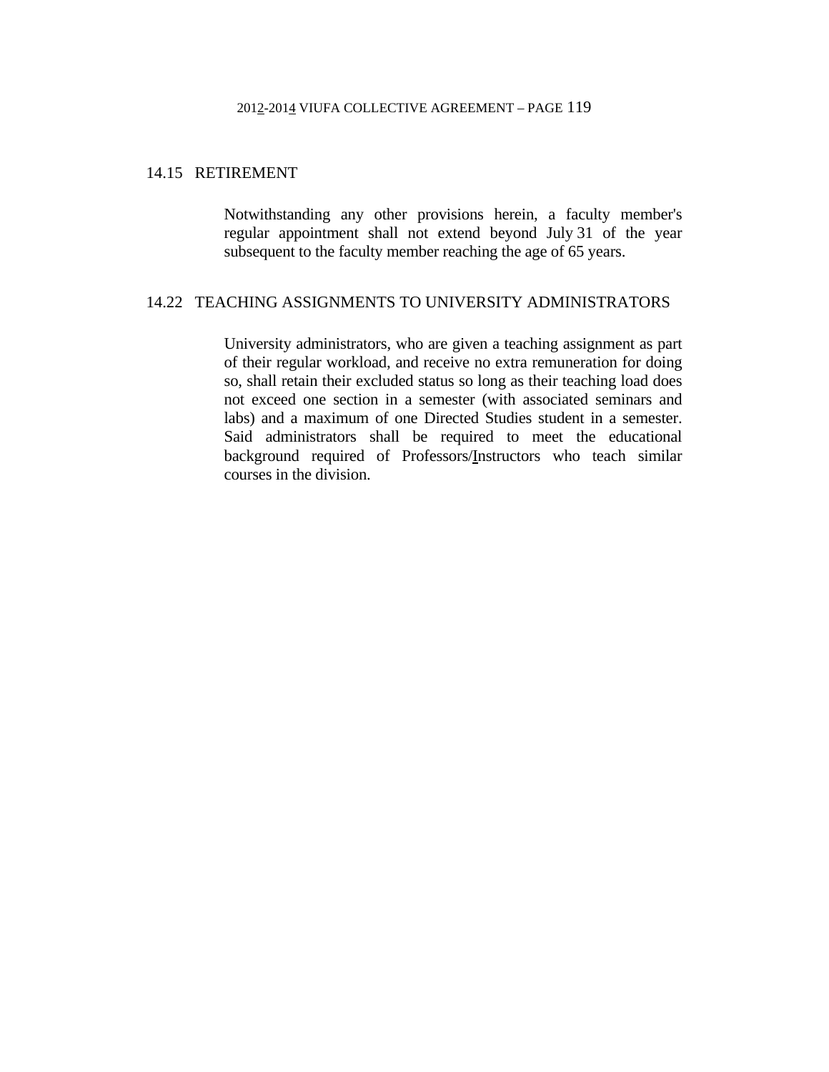## 14.15 RETIREMENT

Notwithstanding any other provisions herein, a faculty member's regular appointment shall not extend beyond July 31 of the year subsequent to the faculty member reaching the age of 65 years.

## 14.22 TEACHING ASSIGNMENTS TO UNIVERSITY ADMINISTRATORS

University administrators, who are given a teaching assignment as part of their regular workload, and receive no extra remuneration for doing so, shall retain their excluded status so long as their teaching load does not exceed one section in a semester (with associated seminars and labs) and a maximum of one Directed Studies student in a semester. Said administrators shall be required to meet the educational background required of Professors/Instructors who teach similar courses in the division.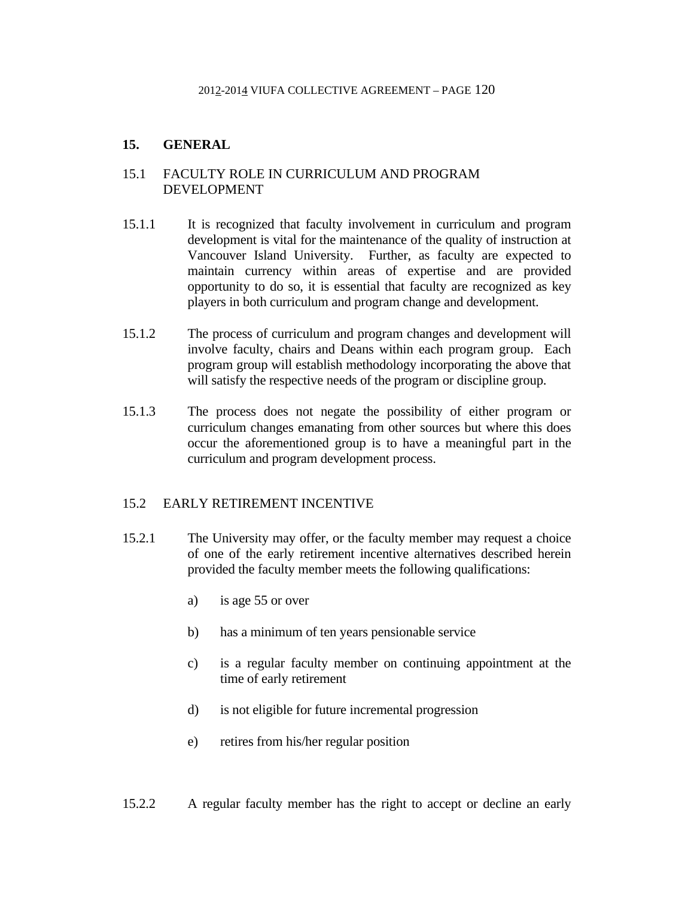## 15. GENERAL

### 15.1 FACULTY ROLE IN CURRICULUM AND PROGRAM DEVELOPMENT

15.1.1 It is recognized that faculty involvement in curriculum and program development is vital for the maintenance of the quality of instruction at Vancouver Island University. Further, as faculty are expected to maintain currency within areas of expertise and are provided opportunity to do so, it is essential that faculty are recognized as key players in both curriculum and program change and development.

15.1.2 The process of curriculum and program changes and development will involve faculty, chairs and Deans within each program group. Each program group will establish methodology incorporating the above that will satisfy the respective needs of the program or discipline group.

15.1.3 The process does not negate the possibility of either program or curriculum changes emanating from other sources but where this does occur the aforementioned group is to have a meaningful part in the curriculum and program development process.

### 15.2 EARLY RETIREMENT INCENTIVE

15.2.1 The University may offer, or the faculty member may request a choice of one of the early retirement incentive alternatives described herein provided the faculty member meets the following qualifications:

a) is age 55 or over

b) has a minimum of ten years pensionable service

c) is a regular faculty member on continuing appointment at the time of early retirement

d) is not eligible for future incremental progression

e) retires from his/her regular position

15.2.2 A regular faculty member has the right to accept or decline an early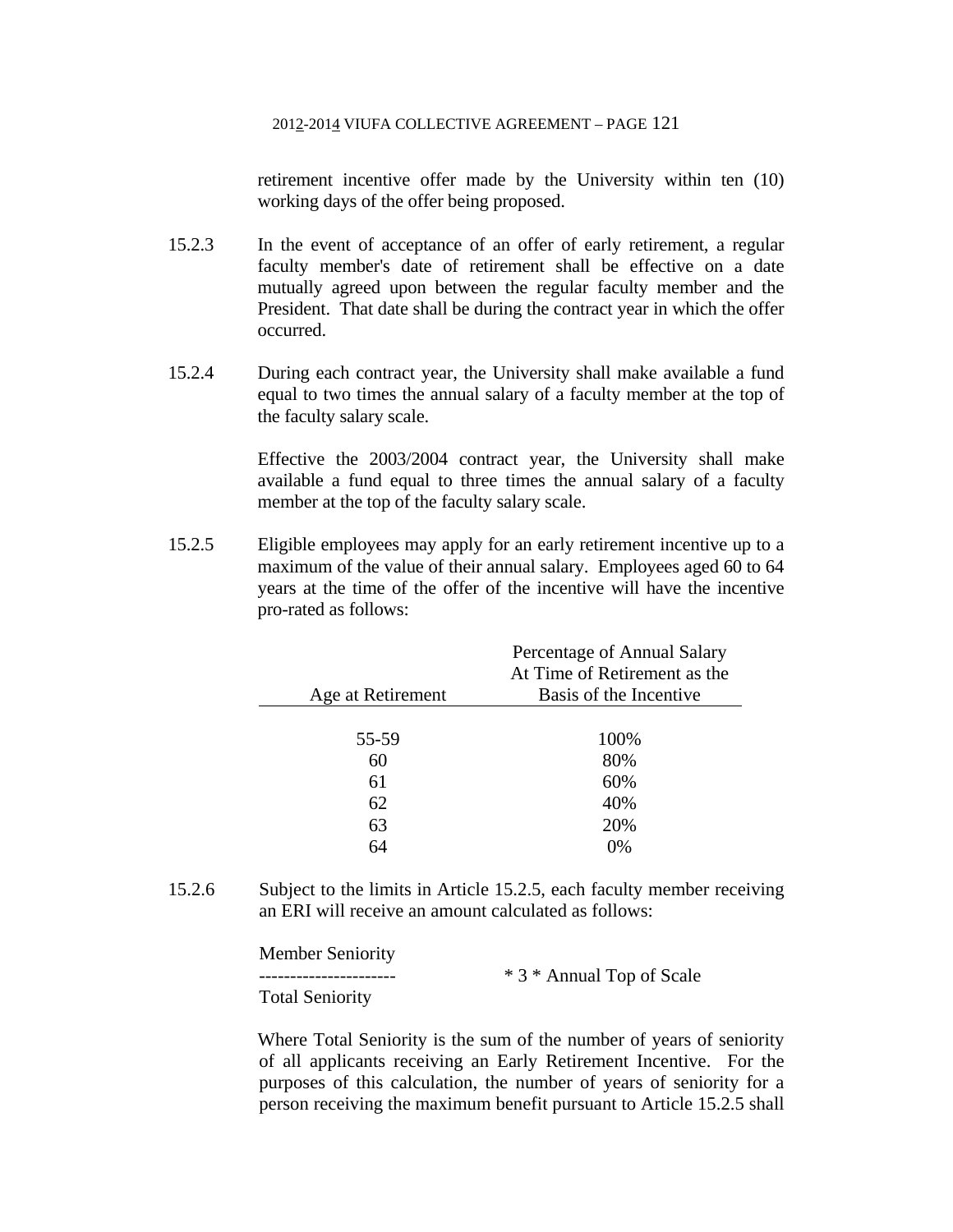retirement incentive offer made by the University within ten (10) working days of the offer being proposed.

15.2.3 In the event of acceptance of an offer of early retirement, a regular faculty member's date of retirement shall be effective on a date mutually agreed upon between the regular faculty member and the President. That date shall be during the contract year in which the offer occurred.

15.2.4 During each contract year, the University shall make available a fund equal to two times the annual salary of a faculty member at the top of the faculty salary scale.

Effective the 2003/2004 contract year, the University shall make available a fund equal to three times the annual salary of a faculty member at the top of the faculty salary scale.

15.2.5 Eligible employees may apply for an early retirement incentive up to a maximum of the value of their annual salary. Employees aged 60 to 64 years at the time of the offer of the incentive will have the incentive pro-rated as follows:

| Age at Retirement | Percentage of Annual Salary At Time of Retirement as the Basis of the Incentive |
|---|---|
| 55-59 | 100% |
| 60 | 80% |
| 61 | 60% |
| 62 | 40% |
| 63 | 20% |
| 64 | 0% |

15.2.6 Subject to the limits in Article 15.2.5, each faculty member receiving an ERI will receive an amount calculated as follows:

$$\frac{\text{Member Seniority}}{\text{Total Seniority}} * 3 * \text{Annual Top of Scale}$$

Where Total Seniority is the sum of the number of years of seniority of all applicants receiving an Early Retirement Incentive. For the purposes of this calculation, the number of years of seniority for a person receiving the maximum benefit pursuant to Article 15.2.5 shall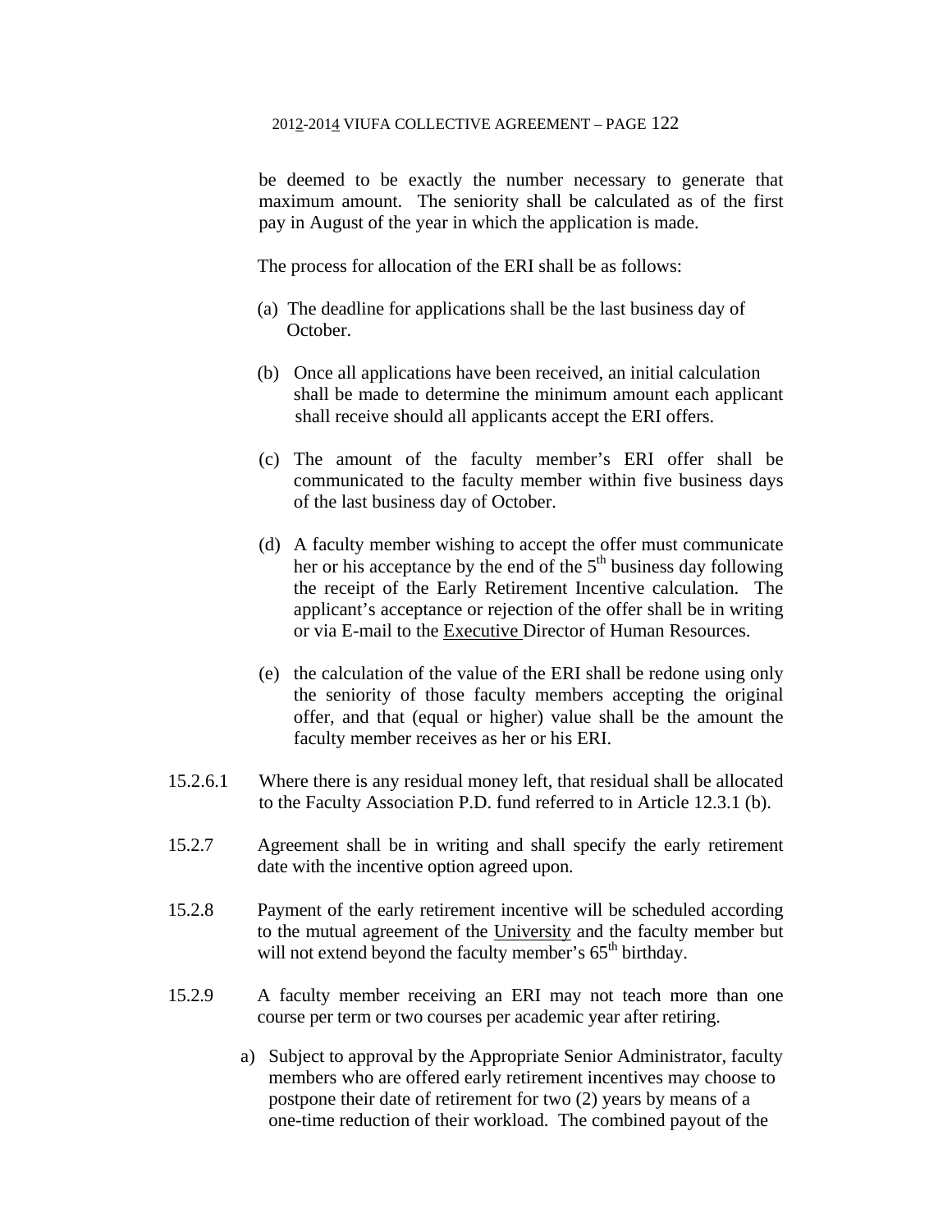be deemed to be exactly the number necessary to generate that maximum amount. The seniority shall be calculated as of the first pay in August of the year in which the application is made.

The process for allocation of the ERI shall be as follows:

(a) The deadline for applications shall be the last business day of October.

(b) Once all applications have been received, an initial calculation shall be made to determine the minimum amount each applicant shall receive should all applicants accept the ERI offers.

(c) The amount of the faculty member's ERI offer shall be communicated to the faculty member within five business days of the last business day of October.

(d) A faculty member wishing to accept the offer must communicate her or his acceptance by the end of the 5th business day following the receipt of the Early Retirement Incentive calculation. The applicant's acceptance or rejection of the offer shall be in writing or via E-mail to the Executive Director of Human Resources.

(e) the calculation of the value of the ERI shall be redone using only the seniority of those faculty members accepting the original offer, and that (equal or higher) value shall be the amount the faculty member receives as her or his ERI.

15.2.6.1 Where there is any residual money left, that residual shall be allocated to the Faculty Association P.D. fund referred to in Article 12.3.1 (b).

15.2.7 Agreement shall be in writing and shall specify the early retirement date with the incentive option agreed upon.

15.2.8 Payment of the early retirement incentive will be scheduled according to the mutual agreement of the University and the faculty member but will not extend beyond the faculty member's 65th birthday.

15.2.9 A faculty member receiving an ERI may not teach more than one course per term or two courses per academic year after retiring.

a) Subject to approval by the Appropriate Senior Administrator, faculty members who are offered early retirement incentives may choose to postpone their date of retirement for two (2) years by means of a one-time reduction of their workload. The combined payout of the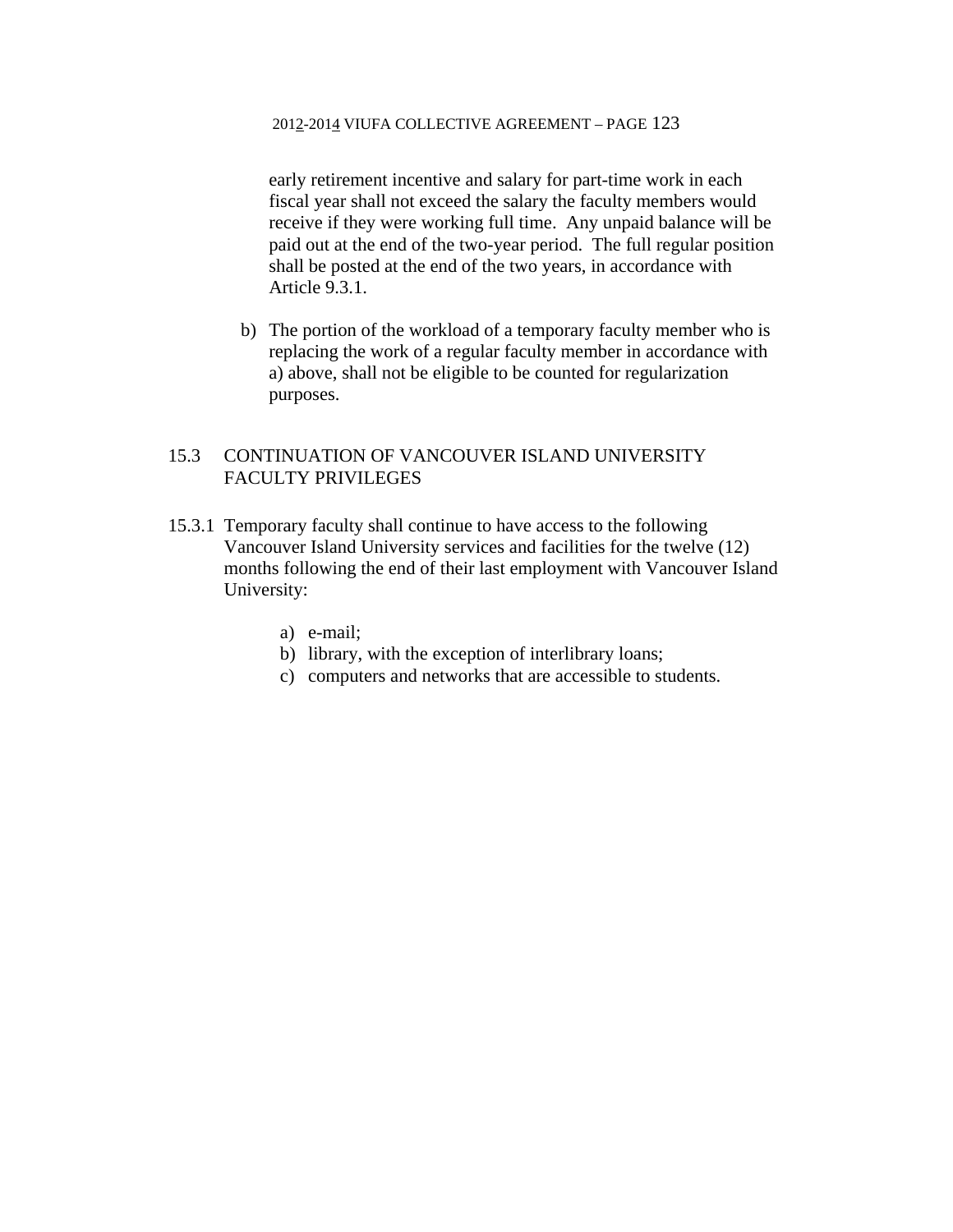early retirement incentive and salary for part-time work in each fiscal year shall not exceed the salary the faculty members would receive if they were working full time.  Any unpaid balance will be paid out at the end of the two-year period.  The full regular position shall be posted at the end of the two years, in accordance with Article 9.3.1.

b) The portion of the workload of a temporary faculty member who is replacing the work of a regular faculty member in accordance with a) above, shall not be eligible to be counted for regularization purposes.

## 15.3 CONTINUATION OF VANCOUVER ISLAND UNIVERSITY FACULTY PRIVILEGES

15.3.1 Temporary faculty shall continue to have access to the following Vancouver Island University services and facilities for the twelve (12) months following the end of their last employment with Vancouver Island University:

a) e-mail;
b) library, with the exception of interlibrary loans;
c) computers and networks that are accessible to students.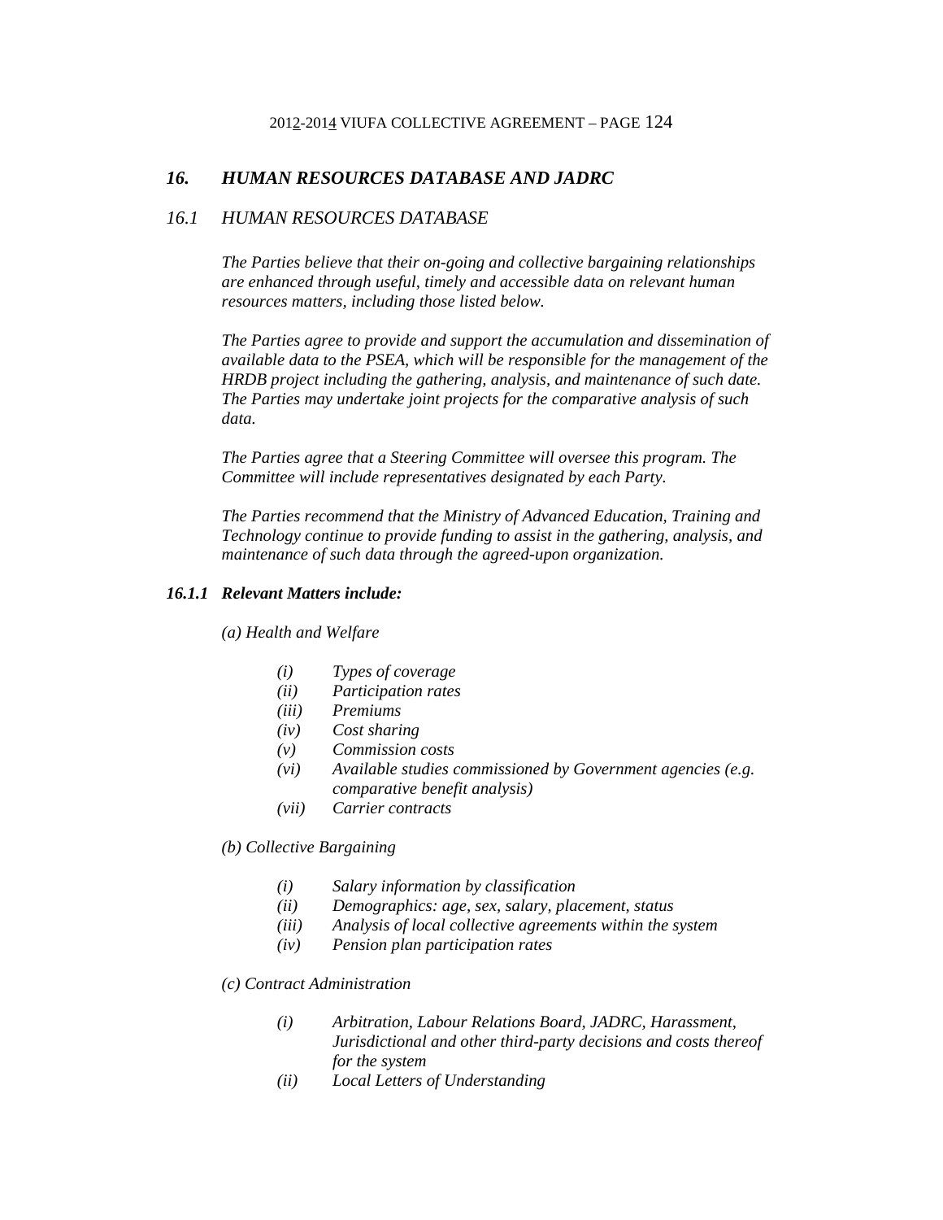## *16. HUMAN RESOURCES DATABASE AND JADRC*

### *16.1 HUMAN RESOURCES DATABASE*

*The Parties believe that their on-going and collective bargaining relationships are enhanced through useful, timely and accessible data on relevant human resources matters, including those listed below.*

*The Parties agree to provide and support the accumulation and dissemination of available data to the PSEA, which will be responsible for the management of the HRDB project including the gathering, analysis, and maintenance of such date. The Parties may undertake joint projects for the comparative analysis of such data.*

*The Parties agree that a Steering Committee will oversee this program. The Committee will include representatives designated by each Party.*

*The Parties recommend that the Ministry of Advanced Education, Training and Technology continue to provide funding to assist in the gathering, analysis, and maintenance of such data through the agreed-upon organization.*

#### ***16.1.1 Relevant Matters include:***

*(a) Health and Welfare*

- *(i) Types of coverage*
- *(ii) Participation rates*
- *(iii) Premiums*
- *(iv) Cost sharing*
- *(v) Commission costs*
- *(vi) Available studies commissioned by Government agencies (e.g. comparative benefit analysis)*
- *(vii) Carrier contracts*

*(b) Collective Bargaining*

- *(i) Salary information by classification*
- *(ii) Demographics: age, sex, salary, placement, status*
- *(iii) Analysis of local collective agreements within the system*
- *(iv) Pension plan participation rates*

*(c) Contract Administration*

- *(i) Arbitration, Labour Relations Board, JADRC, Harassment, Jurisdictional and other third-party decisions and costs thereof for the system*
- *(ii) Local Letters of Understanding*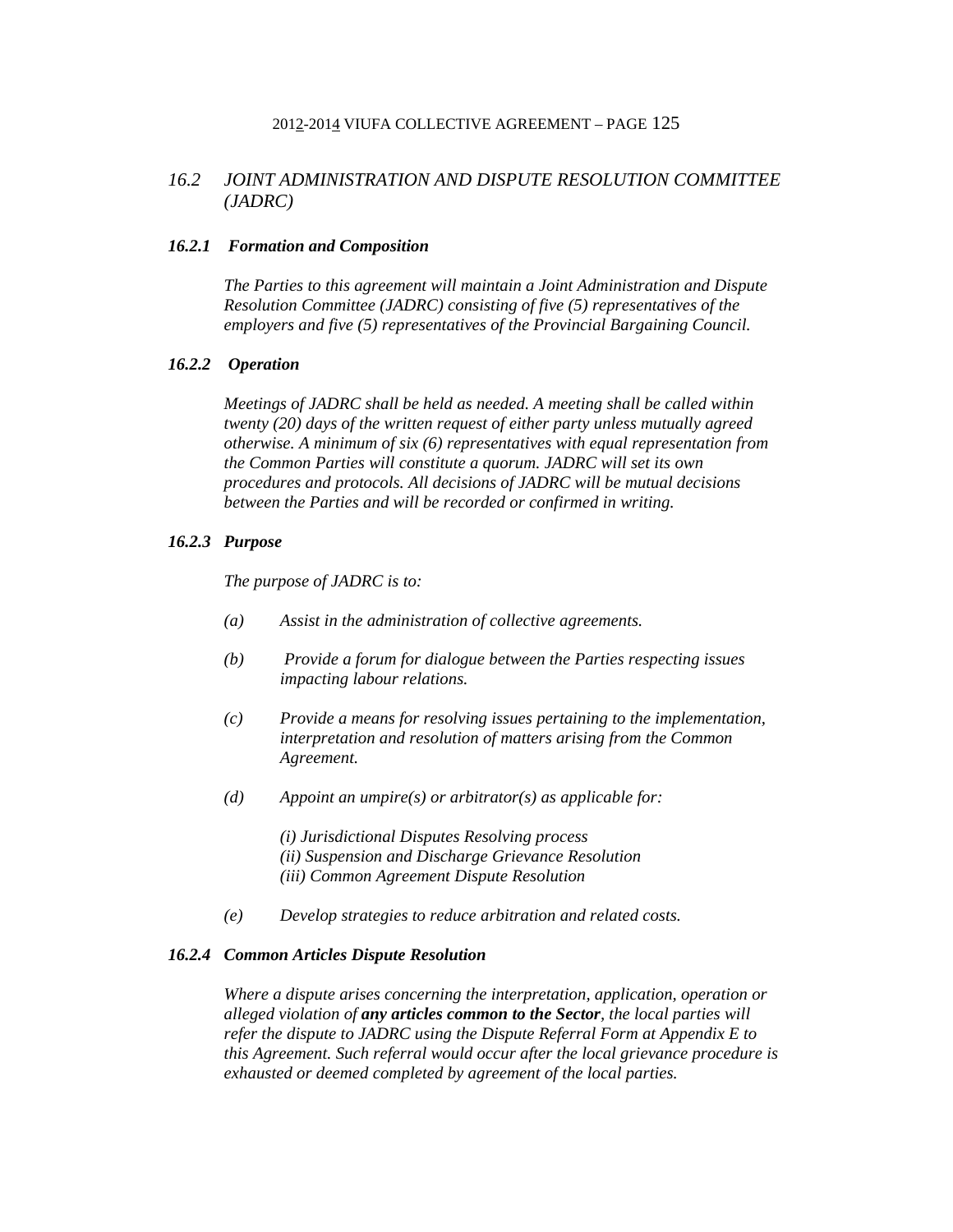## *16.2 JOINT ADMINISTRATION AND DISPUTE RESOLUTION COMMITTEE (JADRC)*

### ***16.2.1 Formation and Composition***

*The Parties to this agreement will maintain a Joint Administration and Dispute Resolution Committee (JADRC) consisting of five (5) representatives of the employers and five (5) representatives of the Provincial Bargaining Council.*

### ***16.2.2 Operation***

*Meetings of JADRC shall be held as needed. A meeting shall be called within twenty (20) days of the written request of either party unless mutually agreed otherwise. A minimum of six (6) representatives with equal representation from the Common Parties will constitute a quorum. JADRC will set its own procedures and protocols. All decisions of JADRC will be mutual decisions between the Parties and will be recorded or confirmed in writing.*

### ***16.2.3 Purpose***

*The purpose of JADRC is to:*

*(a) Assist in the administration of collective agreements.*

*(b) Provide a forum for dialogue between the Parties respecting issues impacting labour relations.*

*(c) Provide a means for resolving issues pertaining to the implementation, interpretation and resolution of matters arising from the Common Agreement.*

*(d) Appoint an umpire(s) or arbitrator(s) as applicable for:*

*(i) Jurisdictional Disputes Resolving process*
*(ii) Suspension and Discharge Grievance Resolution*
*(iii) Common Agreement Dispute Resolution*

*(e) Develop strategies to reduce arbitration and related costs.*

### ***16.2.4 Common Articles Dispute Resolution***

*Where a dispute arises concerning the interpretation, application, operation or alleged violation of* ***any articles common to the Sector****, the local parties will refer the dispute to JADRC using the Dispute Referral Form at Appendix E to this Agreement. Such referral would occur after the local grievance procedure is exhausted or deemed completed by agreement of the local parties.*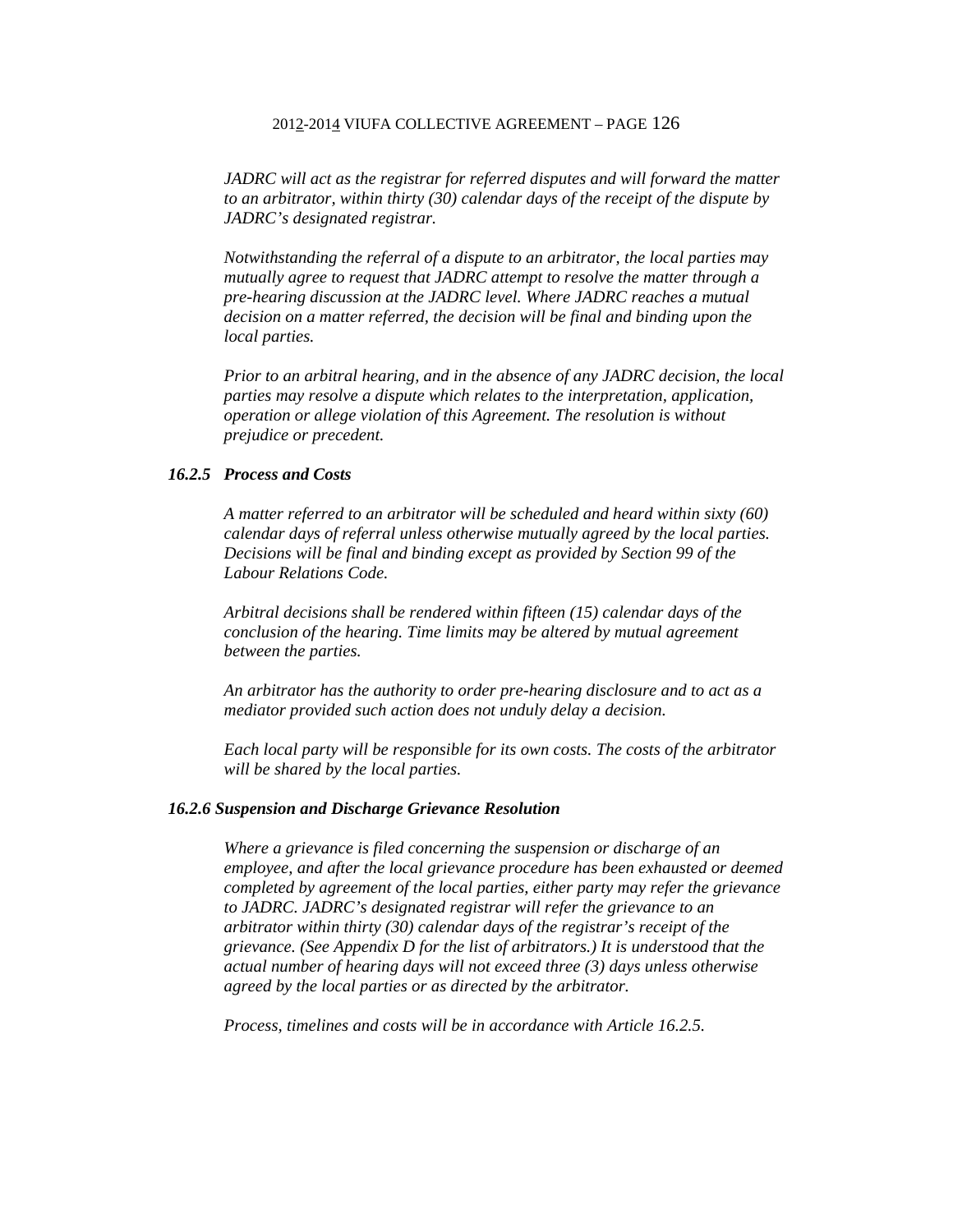*JADRC will act as the registrar for referred disputes and will forward the matter to an arbitrator, within thirty (30) calendar days of the receipt of the dispute by JADRC's designated registrar.*

*Notwithstanding the referral of a dispute to an arbitrator, the local parties may mutually agree to request that JADRC attempt to resolve the matter through a pre-hearing discussion at the JADRC level. Where JADRC reaches a mutual decision on a matter referred, the decision will be final and binding upon the local parties.*

*Prior to an arbitral hearing, and in the absence of any JADRC decision, the local parties may resolve a dispute which relates to the interpretation, application, operation or allege violation of this Agreement. The resolution is without prejudice or precedent.*

### *16.2.5 Process and Costs*

*A matter referred to an arbitrator will be scheduled and heard within sixty (60) calendar days of referral unless otherwise mutually agreed by the local parties. Decisions will be final and binding except as provided by Section 99 of the Labour Relations Code.*

*Arbitral decisions shall be rendered within fifteen (15) calendar days of the conclusion of the hearing. Time limits may be altered by mutual agreement between the parties.*

*An arbitrator has the authority to order pre-hearing disclosure and to act as a mediator provided such action does not unduly delay a decision.*

*Each local party will be responsible for its own costs. The costs of the arbitrator will be shared by the local parties.*

### *16.2.6 Suspension and Discharge Grievance Resolution*

*Where a grievance is filed concerning the suspension or discharge of an employee, and after the local grievance procedure has been exhausted or deemed completed by agreement of the local parties, either party may refer the grievance to JADRC. JADRC's designated registrar will refer the grievance to an arbitrator within thirty (30) calendar days of the registrar's receipt of the grievance. (See Appendix D for the list of arbitrators.) It is understood that the actual number of hearing days will not exceed three (3) days unless otherwise agreed by the local parties or as directed by the arbitrator.*

*Process, timelines and costs will be in accordance with Article 16.2.5.*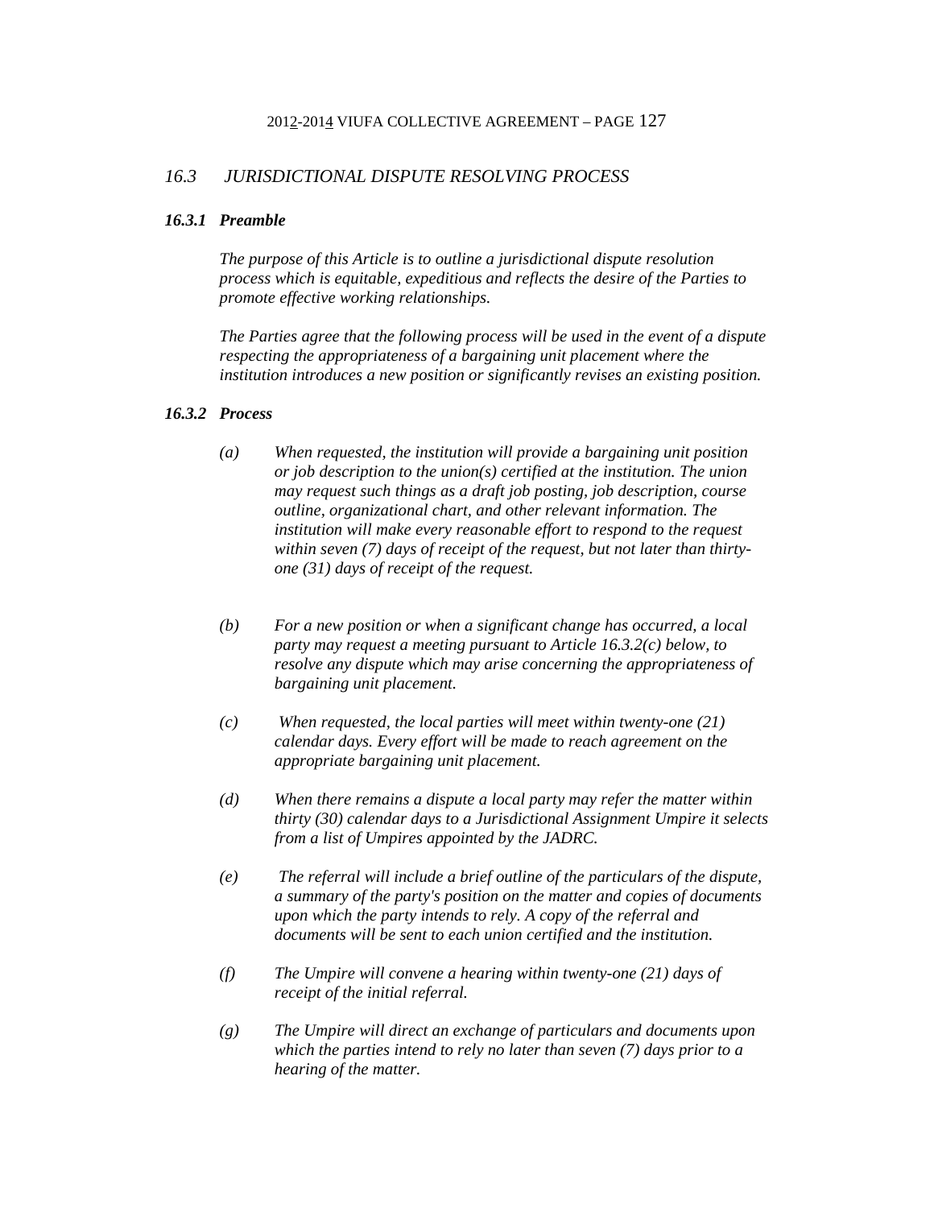## *16.3 JURISDICTIONAL DISPUTE RESOLVING PROCESS*

### *16.3.1 Preamble*

*The purpose of this Article is to outline a jurisdictional dispute resolution process which is equitable, expeditious and reflects the desire of the Parties to promote effective working relationships.*

*The Parties agree that the following process will be used in the event of a dispute respecting the appropriateness of a bargaining unit placement where the institution introduces a new position or significantly revises an existing position.*

### *16.3.2 Process*

*(a) When requested, the institution will provide a bargaining unit position or job description to the union(s) certified at the institution. The union may request such things as a draft job posting, job description, course outline, organizational chart, and other relevant information. The institution will make every reasonable effort to respond to the request within seven (7) days of receipt of the request, but not later than thirty-one (31) days of receipt of the request.*

*(b) For a new position or when a significant change has occurred, a local party may request a meeting pursuant to Article 16.3.2(c) below, to resolve any dispute which may arise concerning the appropriateness of bargaining unit placement.*

*(c) When requested, the local parties will meet within twenty-one (21) calendar days. Every effort will be made to reach agreement on the appropriate bargaining unit placement.*

*(d) When there remains a dispute a local party may refer the matter within thirty (30) calendar days to a Jurisdictional Assignment Umpire it selects from a list of Umpires appointed by the JADRC.*

*(e) The referral will include a brief outline of the particulars of the dispute, a summary of the party's position on the matter and copies of documents upon which the party intends to rely. A copy of the referral and documents will be sent to each union certified and the institution.*

*(f) The Umpire will convene a hearing within twenty-one (21) days of receipt of the initial referral.*

*(g) The Umpire will direct an exchange of particulars and documents upon which the parties intend to rely no later than seven (7) days prior to a hearing of the matter.*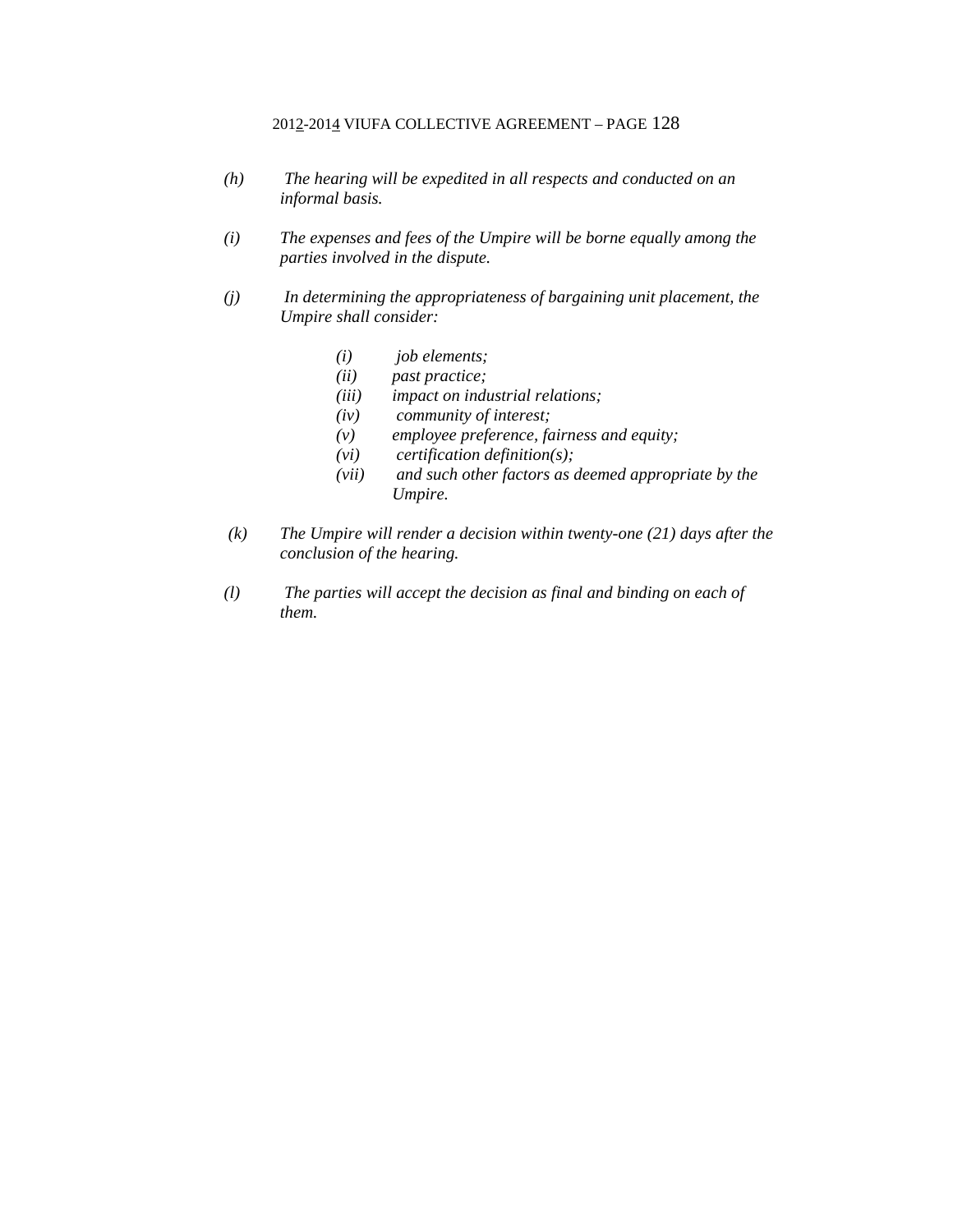*(h) The hearing will be expedited in all respects and conducted on an informal basis.*

*(i) The expenses and fees of the Umpire will be borne equally among the parties involved in the dispute.*

*(j) In determining the appropriateness of bargaining unit placement, the Umpire shall consider:*

> *(i) job elements;*
> *(ii) past practice;*
> *(iii) impact on industrial relations;*
> *(iv) community of interest;*
> *(v) employee preference, fairness and equity;*
> *(vi) certification definition(s);*
> *(vii) and such other factors as deemed appropriate by the Umpire.*

*(k) The Umpire will render a decision within twenty-one (21) days after the conclusion of the hearing.*

*(l) The parties will accept the decision as final and binding on each of them.*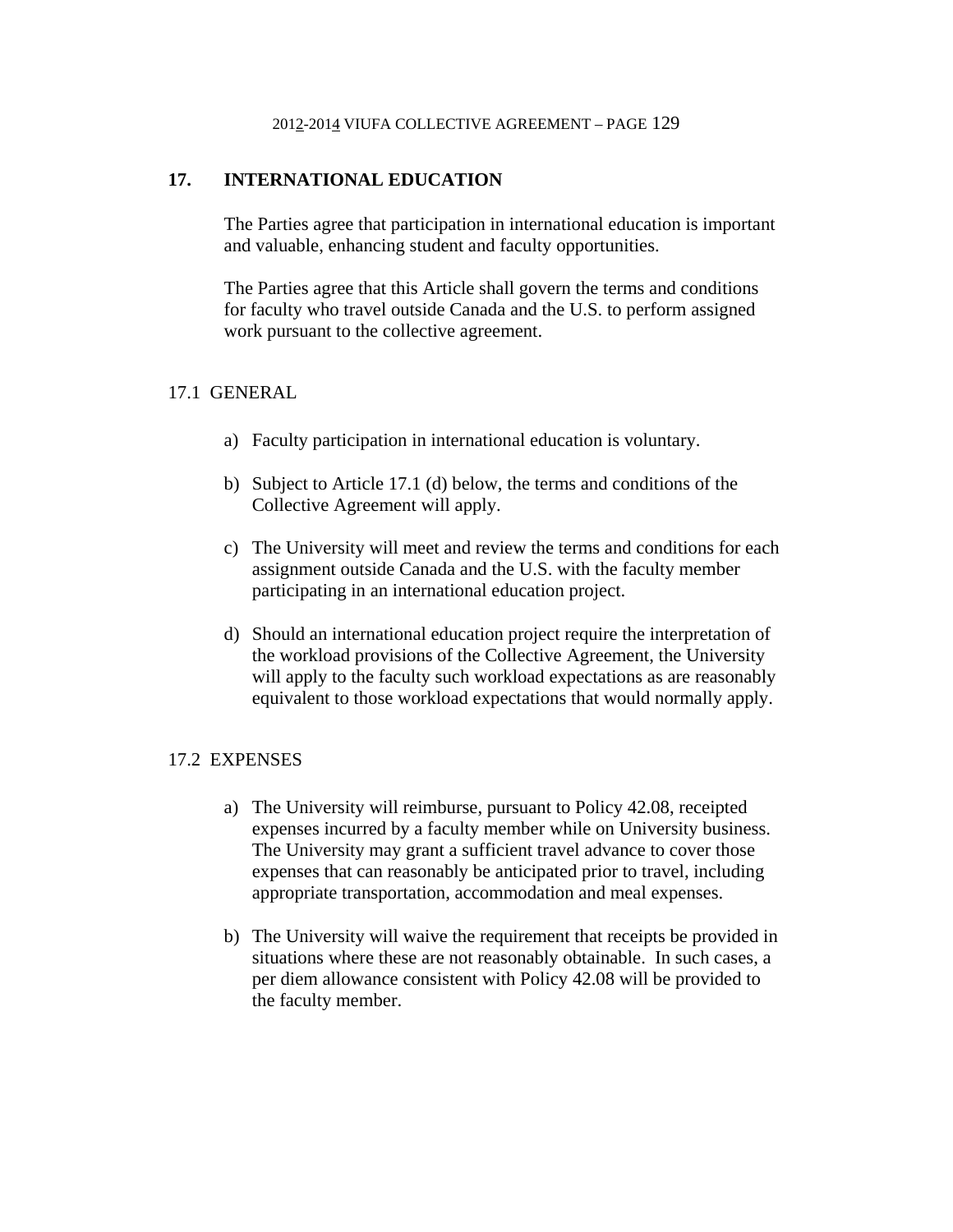## 17. INTERNATIONAL EDUCATION

The Parties agree that participation in international education is important and valuable, enhancing student and faculty opportunities.

The Parties agree that this Article shall govern the terms and conditions for faculty who travel outside Canada and the U.S. to perform assigned work pursuant to the collective agreement.

### 17.1 GENERAL

a) Faculty participation in international education is voluntary.

b) Subject to Article 17.1 (d) below, the terms and conditions of the Collective Agreement will apply.

c) The University will meet and review the terms and conditions for each assignment outside Canada and the U.S. with the faculty member participating in an international education project.

d) Should an international education project require the interpretation of the workload provisions of the Collective Agreement, the University will apply to the faculty such workload expectations as are reasonably equivalent to those workload expectations that would normally apply.

### 17.2 EXPENSES

a) The University will reimburse, pursuant to Policy 42.08, receipted expenses incurred by a faculty member while on University business. The University may grant a sufficient travel advance to cover those expenses that can reasonably be anticipated prior to travel, including appropriate transportation, accommodation and meal expenses.

b) The University will waive the requirement that receipts be provided in situations where these are not reasonably obtainable. In such cases, a per diem allowance consistent with Policy 42.08 will be provided to the faculty member.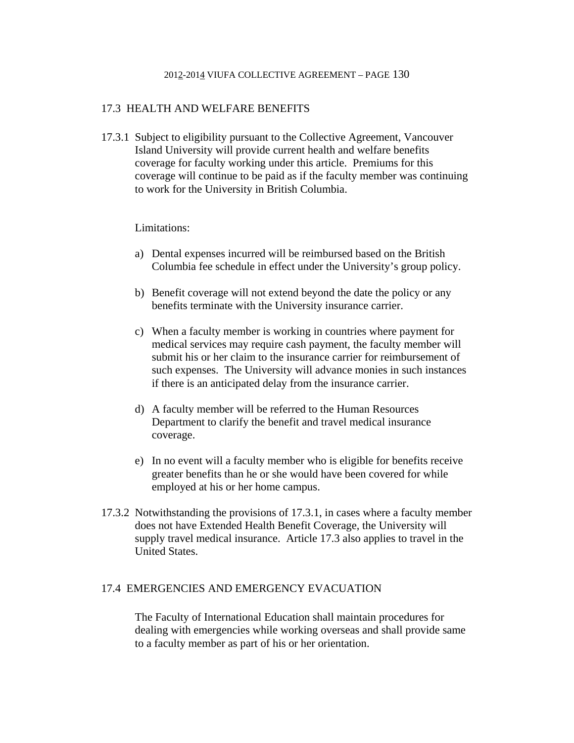## 17.3 HEALTH AND WELFARE BENEFITS

17.3.1 Subject to eligibility pursuant to the Collective Agreement, Vancouver Island University will provide current health and welfare benefits coverage for faculty working under this article. Premiums for this coverage will continue to be paid as if the faculty member was continuing to work for the University in British Columbia.

Limitations:

a) Dental expenses incurred will be reimbursed based on the British Columbia fee schedule in effect under the University's group policy.

b) Benefit coverage will not extend beyond the date the policy or any benefits terminate with the University insurance carrier.

c) When a faculty member is working in countries where payment for medical services may require cash payment, the faculty member will submit his or her claim to the insurance carrier for reimbursement of such expenses. The University will advance monies in such instances if there is an anticipated delay from the insurance carrier.

d) A faculty member will be referred to the Human Resources Department to clarify the benefit and travel medical insurance coverage.

e) In no event will a faculty member who is eligible for benefits receive greater benefits than he or she would have been covered for while employed at his or her home campus.

17.3.2 Notwithstanding the provisions of 17.3.1, in cases where a faculty member does not have Extended Health Benefit Coverage, the University will supply travel medical insurance. Article 17.3 also applies to travel in the United States.

## 17.4 EMERGENCIES AND EMERGENCY EVACUATION

The Faculty of International Education shall maintain procedures for dealing with emergencies while working overseas and shall provide same to a faculty member as part of his or her orientation.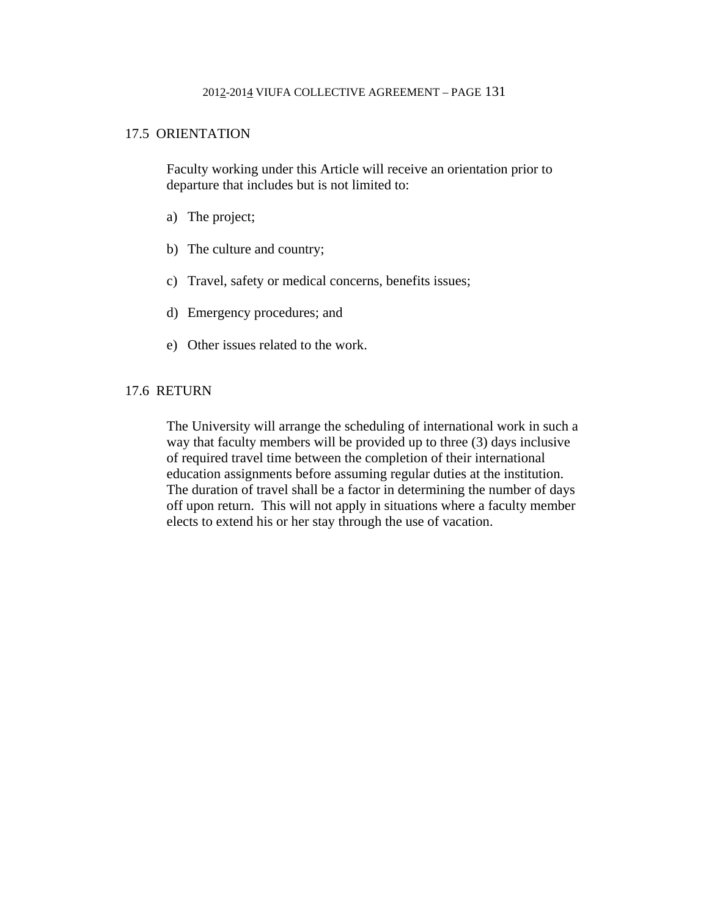## 17.5 ORIENTATION

Faculty working under this Article will receive an orientation prior to departure that includes but is not limited to:

a) The project;

b) The culture and country;

c) Travel, safety or medical concerns, benefits issues;

d) Emergency procedures; and

e) Other issues related to the work.

## 17.6 RETURN

The University will arrange the scheduling of international work in such a way that faculty members will be provided up to three (3) days inclusive of required travel time between the completion of their international education assignments before assuming regular duties at the institution. The duration of travel shall be a factor in determining the number of days off upon return. This will not apply in situations where a faculty member elects to extend his or her stay through the use of vacation.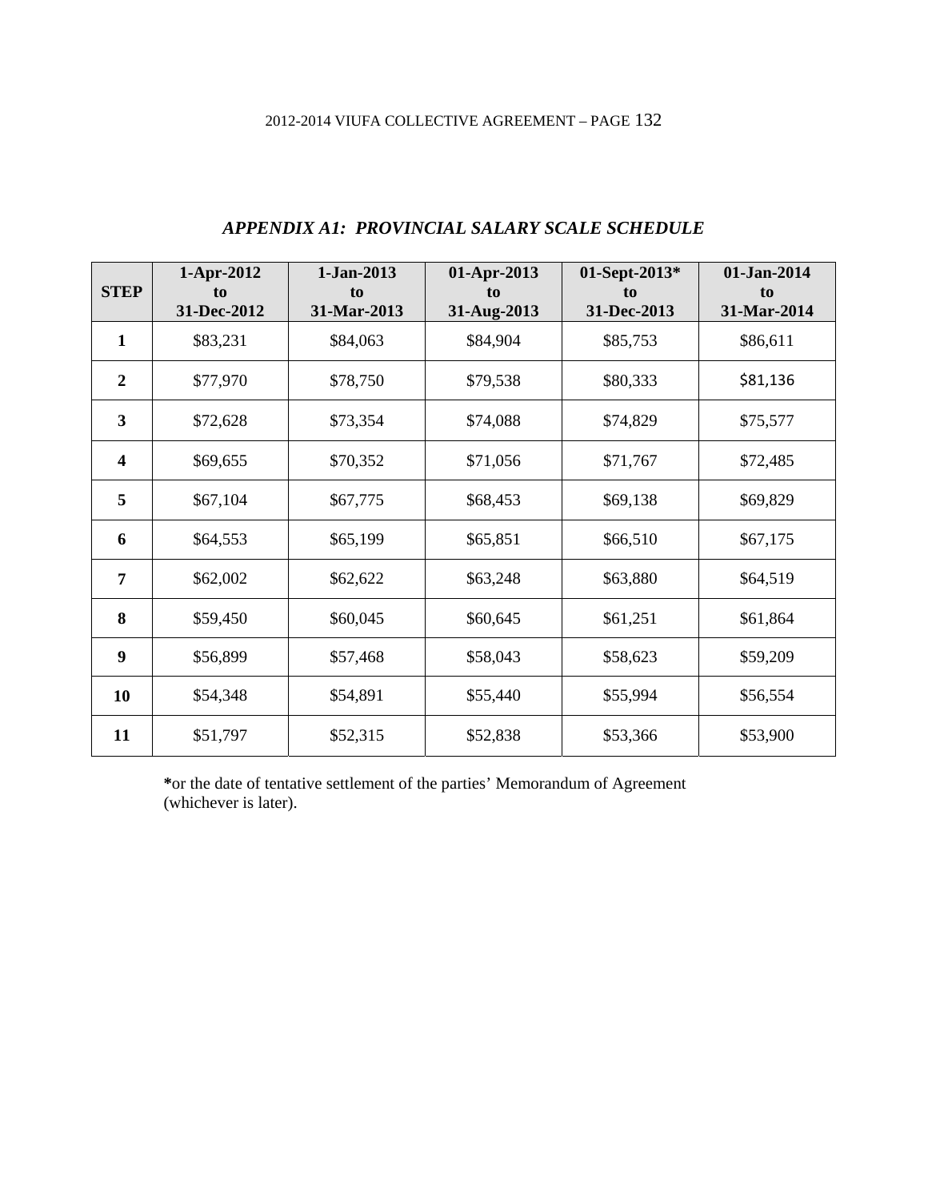## *APPENDIX A1: PROVINCIAL SALARY SCALE SCHEDULE*

| STEP | 1-Apr-2012 to 31-Dec-2012 | 1-Jan-2013 to 31-Mar-2013 | 01-Apr-2013 to 31-Aug-2013 | 01-Sept-2013* to 31-Dec-2013 | 01-Jan-2014 to 31-Mar-2014 |
|---|---|---|---|---|---|
| **1** | $83,231 | $84,063 | $84,904 | $85,753 | $86,611 |
| **2** | $77,970 | $78,750 | $79,538 | $80,333 | $81,136 |
| **3** | $72,628 | $73,354 | $74,088 | $74,829 | $75,577 |
| **4** | $69,655 | $70,352 | $71,056 | $71,767 | $72,485 |
| **5** | $67,104 | $67,775 | $68,453 | $69,138 | $69,829 |
| **6** | $64,553 | $65,199 | $65,851 | $66,510 | $67,175 |
| **7** | $62,002 | $62,622 | $63,248 | $63,880 | $64,519 |
| **8** | $59,450 | $60,045 | $60,645 | $61,251 | $61,864 |
| **9** | $56,899 | $57,468 | $58,043 | $58,623 | $59,209 |
| **10** | $54,348 | $54,891 | $55,440 | $55,994 | $56,554 |
| **11** | $51,797 | $52,315 | $52,838 | $53,366 | $53,900 |

**\***or the date of tentative settlement of the parties' Memorandum of Agreement (whichever is later).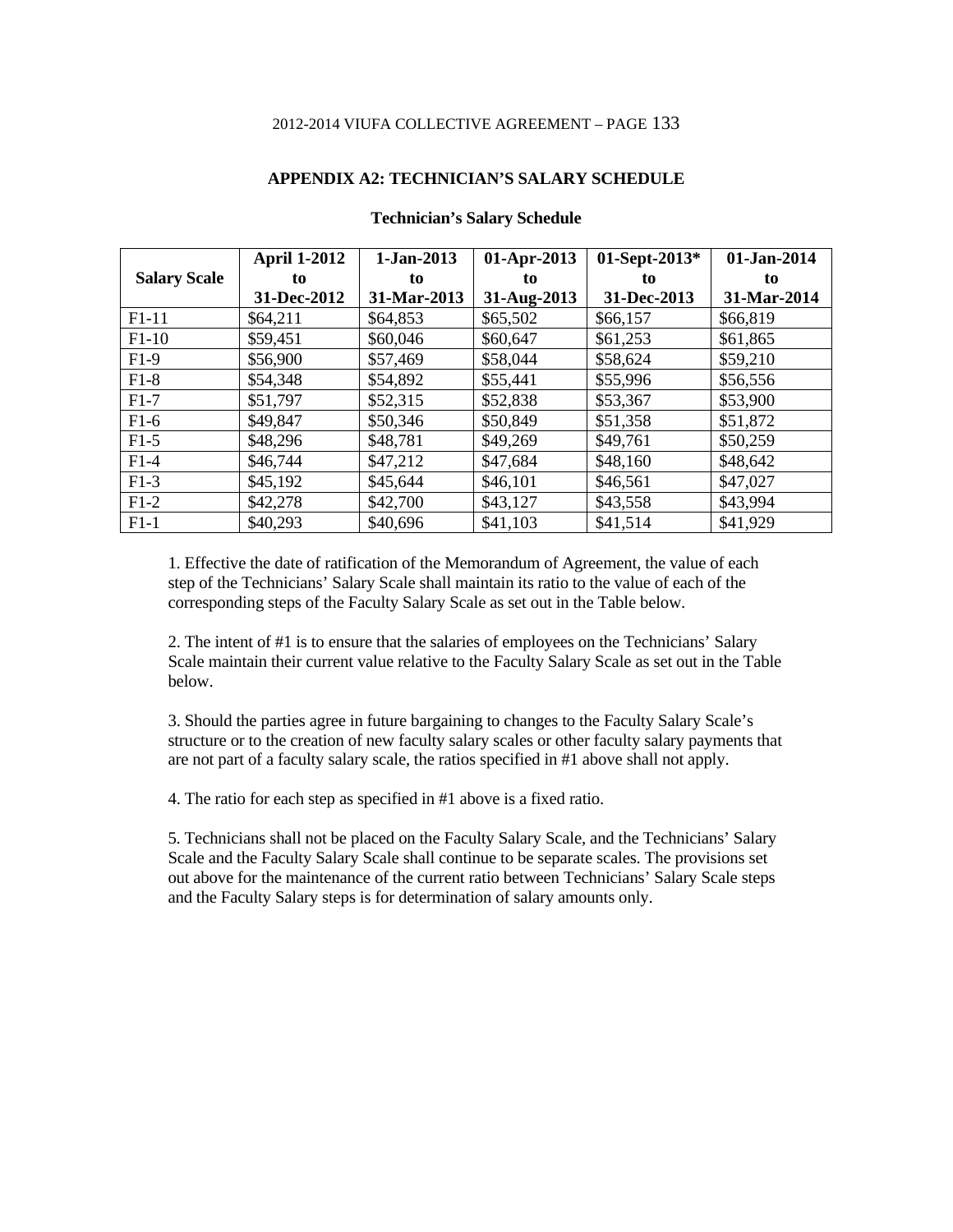## APPENDIX A2: TECHNICIAN'S SALARY SCHEDULE

### Technician's Salary Schedule

| Salary Scale | April 1-2012 to 31-Dec-2012 | 1-Jan-2013 to 31-Mar-2013 | 01-Apr-2013 to 31-Aug-2013 | 01-Sept-2013* to 31-Dec-2013 | 01-Jan-2014 to 31-Mar-2014 |
|---|---|---|---|---|---|
| F1-11 | $64,211 | $64,853 | $65,502 | $66,157 | $66,819 |
| F1-10 | $59,451 | $60,046 | $60,647 | $61,253 | $61,865 |
| F1-9 | $56,900 | $57,469 | $58,044 | $58,624 | $59,210 |
| F1-8 | $54,348 | $54,892 | $55,441 | $55,996 | $56,556 |
| F1-7 | $51,797 | $52,315 | $52,838 | $53,367 | $53,900 |
| F1-6 | $49,847 | $50,346 | $50,849 | $51,358 | $51,872 |
| F1-5 | $48,296 | $48,781 | $49,269 | $49,761 | $50,259 |
| F1-4 | $46,744 | $47,212 | $47,684 | $48,160 | $48,642 |
| F1-3 | $45,192 | $45,644 | $46,101 | $46,561 | $47,027 |
| F1-2 | $42,278 | $42,700 | $43,127 | $43,558 | $43,994 |
| F1-1 | $40,293 | $40,696 | $41,103 | $41,514 | $41,929 |

1. Effective the date of ratification of the Memorandum of Agreement, the value of each step of the Technicians' Salary Scale shall maintain its ratio to the value of each of the corresponding steps of the Faculty Salary Scale as set out in the Table below.

2. The intent of #1 is to ensure that the salaries of employees on the Technicians' Salary Scale maintain their current value relative to the Faculty Salary Scale as set out in the Table below.

3. Should the parties agree in future bargaining to changes to the Faculty Salary Scale's structure or to the creation of new faculty salary scales or other faculty salary payments that are not part of a faculty salary scale, the ratios specified in #1 above shall not apply.

4. The ratio for each step as specified in #1 above is a fixed ratio.

5. Technicians shall not be placed on the Faculty Salary Scale, and the Technicians' Salary Scale and the Faculty Salary Scale shall continue to be separate scales. The provisions set out above for the maintenance of the current ratio between Technicians' Salary Scale steps and the Faculty Salary steps is for determination of salary amounts only.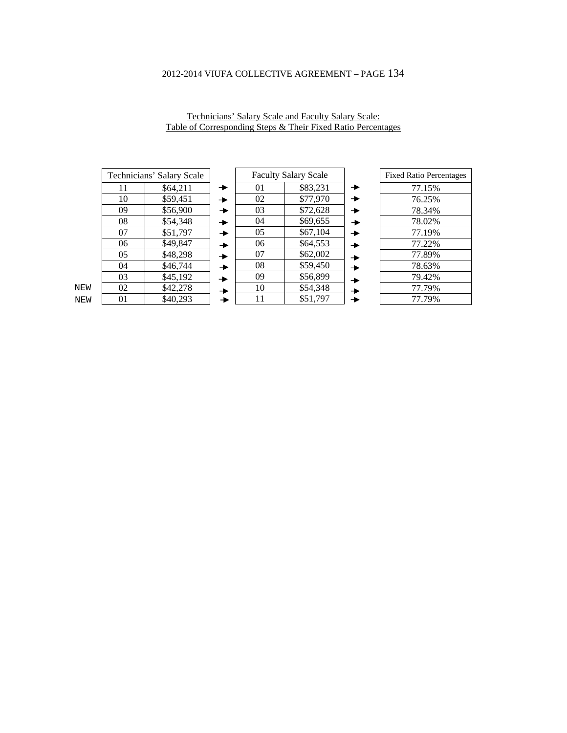Technicians' Salary Scale and Faculty Salary Scale:
Table of Corresponding Steps & Their Fixed Ratio Percentages

| | Technicians' Salary Scale | | | Faculty Salary Scale | | | Fixed Ratio Percentages |
|---|---|---|---|---|---|---|---|
| | 11 | $64,211 | → | 01 | $83,231 | → | 77.15% |
| | 10 | $59,451 | → | 02 | $77,970 | → | 76.25% |
| | 09 | $56,900 | → | 03 | $72,628 | → | 78.34% |
| | 08 | $54,348 | → | 04 | $69,655 | → | 78.02% |
| | 07 | $51,797 | → | 05 | $67,104 | → | 77.19% |
| | 06 | $49,847 | → | 06 | $64,553 | → | 77.22% |
| | 05 | $48,298 | → | 07 | $62,002 | → | 77.89% |
| | 04 | $46,744 | → | 08 | $59,450 | → | 78.63% |
| | 03 | $45,192 | → | 09 | $56,899 | → | 79.42% |
| NEW | 02 | $42,278 | → | 10 | $54,348 | → | 77.79% |
| NEW | 01 | $40,293 | → | 11 | $51,797 | → | 77.79% |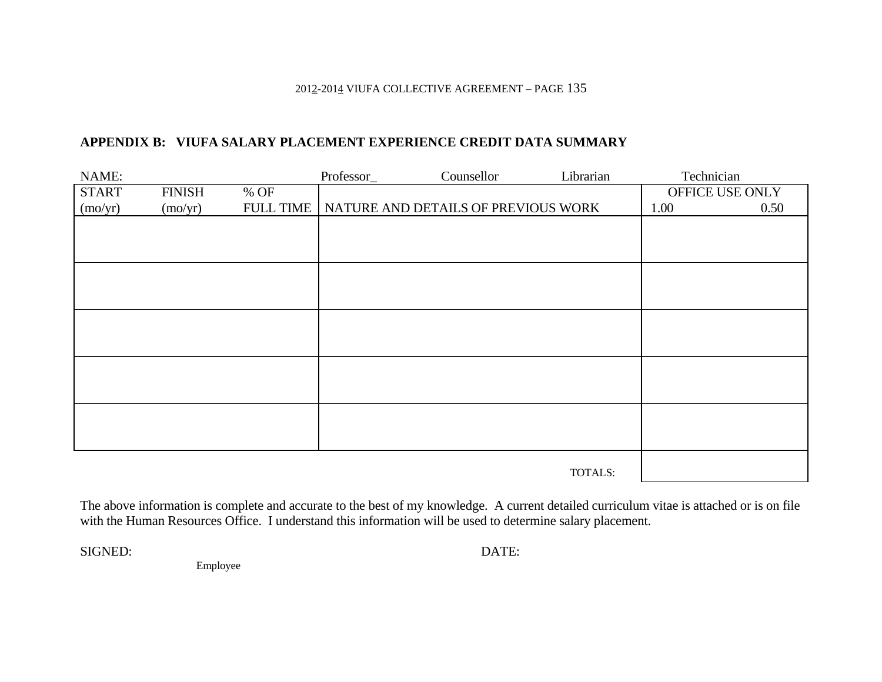## APPENDIX B: VIUFA SALARY PLACEMENT EXPERIENCE CREDIT DATA SUMMARY

NAME: Professor_ Counsellor Librarian Technician

| START (mo/yr) | FINISH (mo/yr) | % OF FULL TIME | NATURE AND DETAILS OF PREVIOUS WORK | OFFICE USE ONLY 1.00 | 0.50 |
|---|---|---|---|---|---|
| | | | | | |
| | | | | | |
| | | | | | |
| | | | | | |
| | | | | | |
| | | | TOTALS: | | |

The above information is complete and accurate to the best of my knowledge. A current detailed curriculum vitae is attached or is on file with the Human Resources Office. I understand this information will be used to determine salary placement.

SIGNED: DATE:

Employee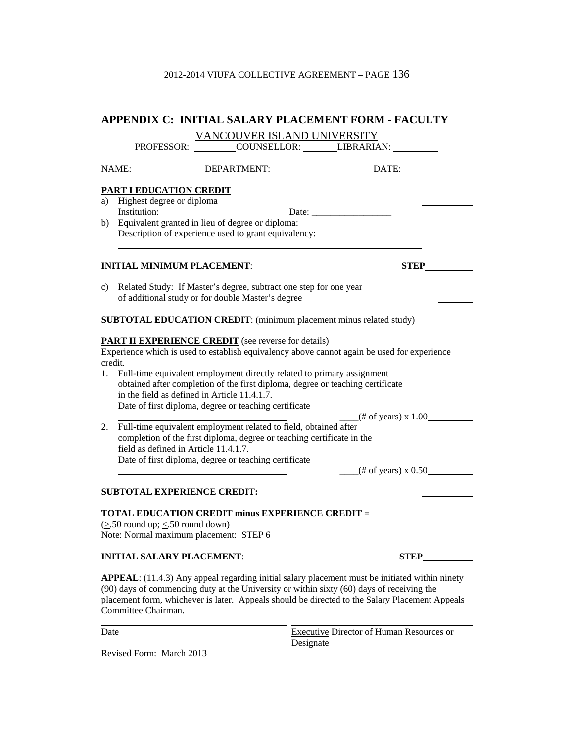# APPENDIX C: INITIAL SALARY PLACEMENT FORM - FACULTY

VANCOUVER ISLAND UNIVERSITY

PROFESSOR: ________ COUNSELLOR: _______ LIBRARIAN: ________

NAME: ______________ DEPARTMENT: ____________________ DATE: ______________

**PART I EDUCATION CREDIT**

a) Highest degree or diploma __________
   Institution: __________________________ Date: ________________

b) Equivalent granted in lieu of degree or diploma: __________
   Description of experience used to grant equivalency:
   ____________________________________________________________

**INITIAL MINIMUM PLACEMENT**: **STEP** __________

c) Related Study: If Master's degree, subtract one step for one year of additional study or for double Master's degree ________

**SUBTOTAL EDUCATION CREDIT**: (minimum placement minus related study) ________

**PART II EXPERIENCE CREDIT** (see reverse for details)
Experience which is used to establish equivalency above cannot again be used for experience credit.

1. Full-time equivalent employment directly related to primary assignment obtained after completion of the first diploma, degree or teaching certificate in the field as defined in Article 11.4.1.7.
   Date of first diploma, degree or teaching certificate
   ______________________________ ____(# of years) x 1.00__________

2. Full-time equivalent employment related to field, obtained after completion of the first diploma, degree or teaching certificate in the field as defined in Article 11.4.1.7.
   Date of first diploma, degree or teaching certificate
   ______________________________ ____(# of years) x 0.50__________

**SUBTOTAL EXPERIENCE CREDIT:** __________

**TOTAL EDUCATION CREDIT minus EXPERIENCE CREDIT =** __________
($\geq$.50 round up; $\leq$.50 round down)
Note: Normal maximum placement: STEP 6

**INITIAL SALARY PLACEMENT**: **STEP** __________

**APPEAL**: (11.4.3) Any appeal regarding initial salary placement must be initiated within ninety (90) days of commencing duty at the University or within sixty (60) days of receiving the placement form, whichever is later. Appeals should be directed to the Salary Placement Appeals Committee Chairman.

______________________________ ______________________________
Date Executive Director of Human Resources or Designate

Revised Form: March 2013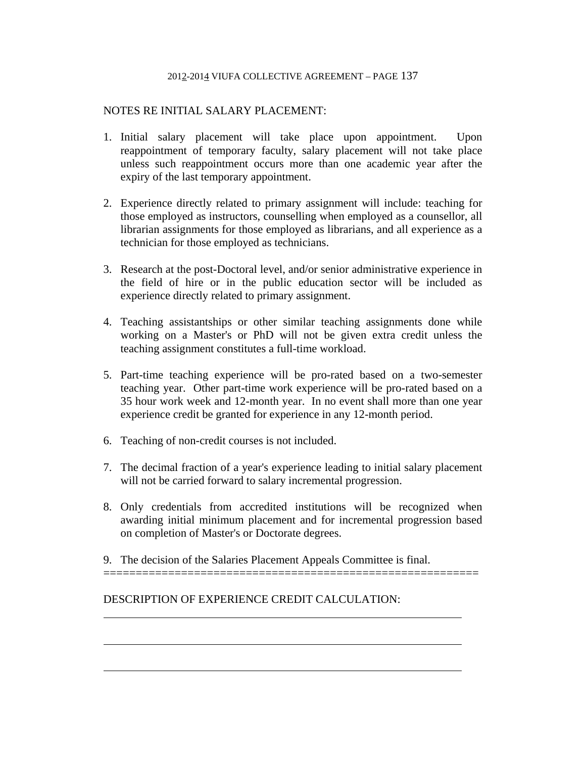NOTES RE INITIAL SALARY PLACEMENT:

1. Initial salary placement will take place upon appointment. Upon reappointment of temporary faculty, salary placement will not take place unless such reappointment occurs more than one academic year after the expiry of the last temporary appointment.

2. Experience directly related to primary assignment will include: teaching for those employed as instructors, counselling when employed as a counsellor, all librarian assignments for those employed as librarians, and all experience as a technician for those employed as technicians.

3. Research at the post-Doctoral level, and/or senior administrative experience in the field of hire or in the public education sector will be included as experience directly related to primary assignment.

4. Teaching assistantships or other similar teaching assignments done while working on a Master's or PhD will not be given extra credit unless the teaching assignment constitutes a full-time workload.

5. Part-time teaching experience will be pro-rated based on a two-semester teaching year. Other part-time work experience will be pro-rated based on a 35 hour work week and 12-month year. In no event shall more than one year experience credit be granted for experience in any 12-month period.

6. Teaching of non-credit courses is not included.

7. The decimal fraction of a year's experience leading to initial salary placement will not be carried forward to salary incremental progression.

8. Only credentials from accredited institutions will be recognized when awarding initial minimum placement and for incremental progression based on completion of Master's or Doctorate degrees.

9. The decision of the Salaries Placement Appeals Committee is final.

==========================================================

DESCRIPTION OF EXPERIENCE CREDIT CALCULATION:

\_\_\_\_\_\_\_\_\_\_\_\_\_\_\_\_\_\_\_\_\_\_\_\_\_\_\_\_\_\_\_\_\_\_\_\_\_\_\_\_\_\_\_\_\_\_\_\_\_\_\_\_\_\_\_\_

\_\_\_\_\_\_\_\_\_\_\_\_\_\_\_\_\_\_\_\_\_\_\_\_\_\_\_\_\_\_\_\_\_\_\_\_\_\_\_\_\_\_\_\_\_\_\_\_\_\_\_\_\_\_\_\_

\_\_\_\_\_\_\_\_\_\_\_\_\_\_\_\_\_\_\_\_\_\_\_\_\_\_\_\_\_\_\_\_\_\_\_\_\_\_\_\_\_\_\_\_\_\_\_\_\_\_\_\_\_\_\_\_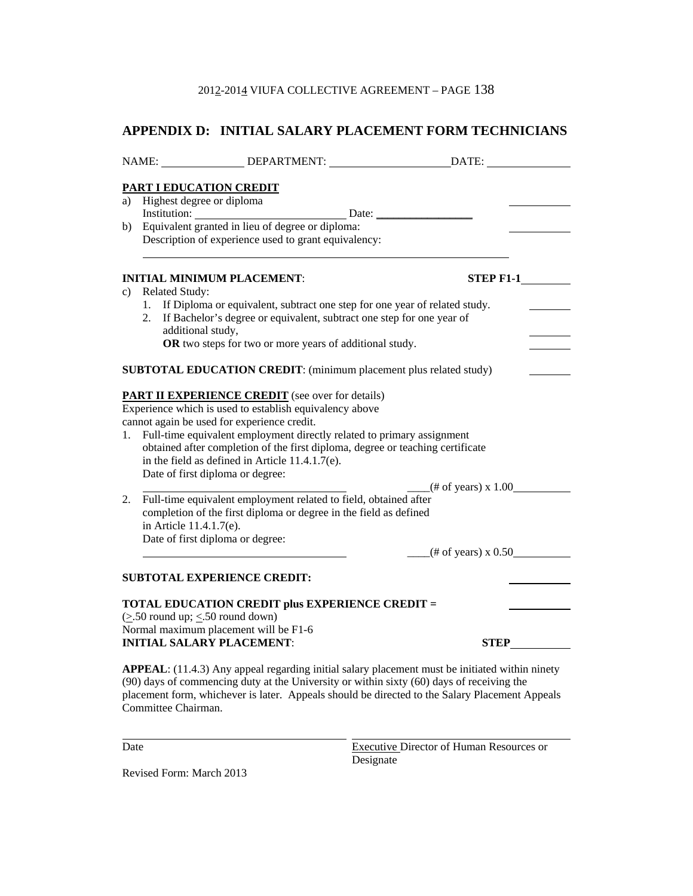# APPENDIX D: INITIAL SALARY PLACEMENT FORM TECHNICIANS

NAME: ______________ DEPARTMENT: ____________________ DATE: ______________

**PART I EDUCATION CREDIT**

a) Highest degree or diploma ___________
   Institution: __________________________ Date: _________________
b) Equivalent granted in lieu of degree or diploma: ___________
   Description of experience used to grant equivalency:
   ______________________________________________________________

**INITIAL MINIMUM PLACEMENT**: **STEP F1-1** ________

c) Related Study:
   1. If Diploma or equivalent, subtract one step for one year of related study. _______
   2. If Bachelor's degree or equivalent, subtract one step for one year of additional study, _______
      **OR** two steps for two or more years of additional study. _______

**SUBTOTAL EDUCATION CREDIT**: (minimum placement plus related study) _______

**PART II EXPERIENCE CREDIT** (see over for details)
Experience which is used to establish equivalency above cannot again be used for experience credit.

1. Full-time equivalent employment directly related to primary assignment obtained after completion of the first diploma, degree or teaching certificate in the field as defined in Article 11.4.1.7(e).
   Date of first diploma or degree:
   ___________________________________ ____(# of years) x 1.00__________
2. Full-time equivalent employment related to field, obtained after completion of the first diploma or degree in the field as defined in Article 11.4.1.7(e).
   Date of first diploma or degree:
   ___________________________________ ____(# of years) x 0.50__________

**SUBTOTAL EXPERIENCE CREDIT:** ___________

**TOTAL EDUCATION CREDIT plus EXPERIENCE CREDIT =** ___________
(≥.50 round up; ≤.50 round down)
Normal maximum placement will be F1-6
**INITIAL SALARY PLACEMENT**: **STEP**__________

**APPEAL**: (11.4.3) Any appeal regarding initial salary placement must be initiated within ninety (90) days of commencing duty at the University or within sixty (60) days of receiving the placement form, whichever is later. Appeals should be directed to the Salary Placement Appeals Committee Chairman.

_______________________________________ _______________________________________
Date Executive Director of Human Resources or Designate

Revised Form: March 2013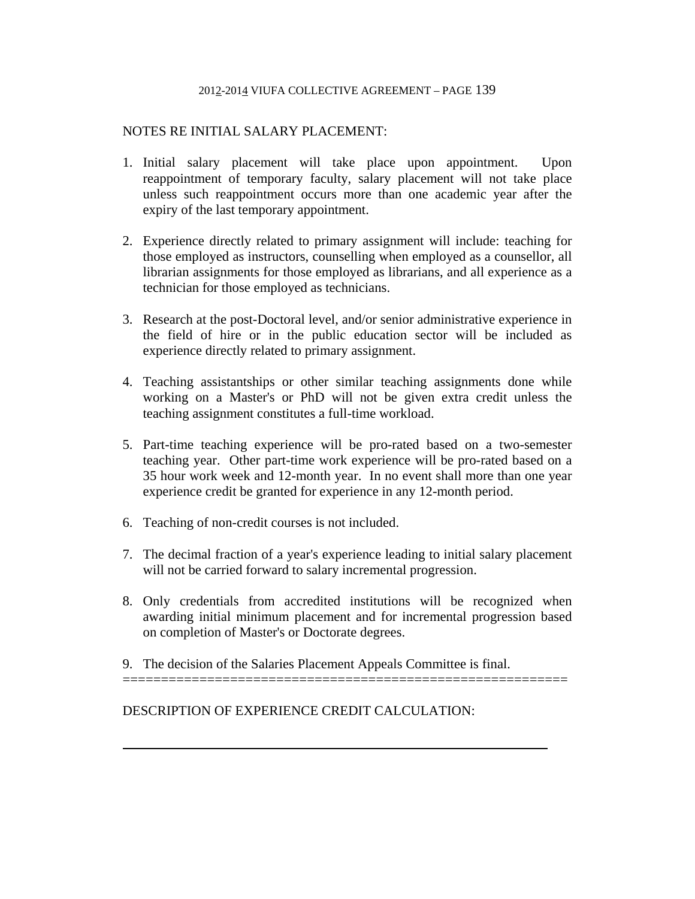NOTES RE INITIAL SALARY PLACEMENT:

1. Initial salary placement will take place upon appointment. Upon reappointment of temporary faculty, salary placement will not take place unless such reappointment occurs more than one academic year after the expiry of the last temporary appointment.

2. Experience directly related to primary assignment will include: teaching for those employed as instructors, counselling when employed as a counsellor, all librarian assignments for those employed as librarians, and all experience as a technician for those employed as technicians.

3. Research at the post-Doctoral level, and/or senior administrative experience in the field of hire or in the public education sector will be included as experience directly related to primary assignment.

4. Teaching assistantships or other similar teaching assignments done while working on a Master's or PhD will not be given extra credit unless the teaching assignment constitutes a full-time workload.

5. Part-time teaching experience will be pro-rated based on a two-semester teaching year. Other part-time work experience will be pro-rated based on a 35 hour work week and 12-month year. In no event shall more than one year experience credit be granted for experience in any 12-month period.

6. Teaching of non-credit courses is not included.

7. The decimal fraction of a year's experience leading to initial salary placement will not be carried forward to salary incremental progression.

8. Only credentials from accredited institutions will be recognized when awarding initial minimum placement and for incremental progression based on completion of Master's or Doctorate degrees.

9. The decision of the Salaries Placement Appeals Committee is final.

==========================================================

DESCRIPTION OF EXPERIENCE CREDIT CALCULATION:

\_\_\_\_\_\_\_\_\_\_\_\_\_\_\_\_\_\_\_\_\_\_\_\_\_\_\_\_\_\_\_\_\_\_\_\_\_\_\_\_\_\_\_\_\_\_\_\_\_\_\_\_\_\_\_\_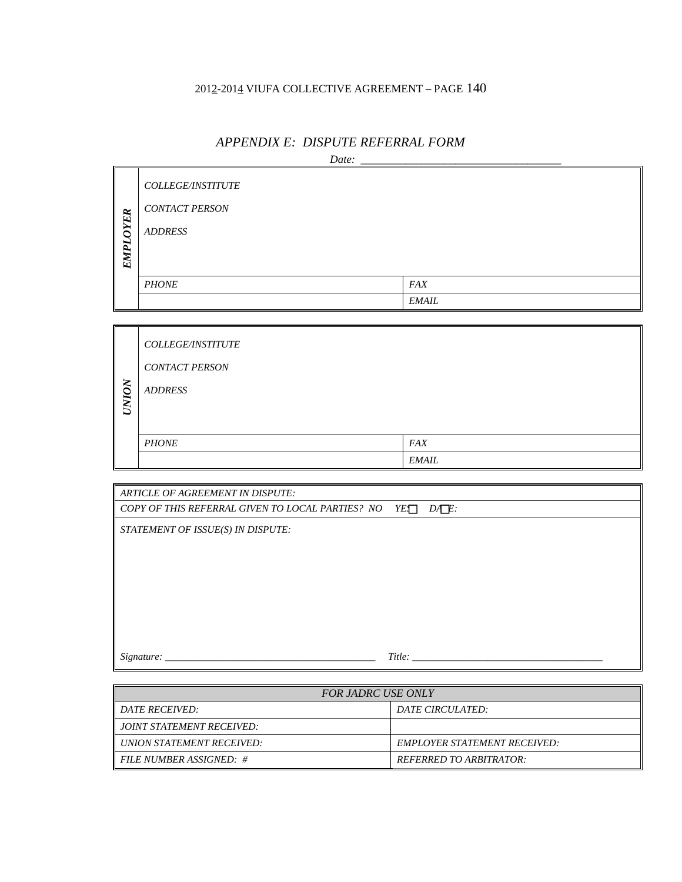## *APPENDIX E: DISPUTE REFERRAL FORM*

*Date: ___________________________________*

| ***EMPLOYER*** | *COLLEGE/INSTITUTE*<br>*CONTACT PERSON*<br>*ADDRESS* | |
|---|---|---|
| | *PHONE* | *FAX* |
| | | *EMAIL* |

| ***UNION*** | *COLLEGE/INSTITUTE*<br>*CONTACT PERSON*<br>*ADDRESS* | |
|---|---|---|
| | *PHONE* | *FAX* |
| | | *EMAIL* |

| *ARTICLE OF AGREEMENT IN DISPUTE:* |
|---|
| *COPY OF THIS REFERRAL GIVEN TO LOCAL PARTIES? NO ☐ YES ☐ DATE:* |
| *STATEMENT OF ISSUE(S) IN DISPUTE:*<br><br><br><br><br><br>*Signature: ___________________________________________ Title: _______________________________________* |

| *FOR JADRC USE ONLY* | |
|---|---|
| *DATE RECEIVED:* | *DATE CIRCULATED:* |
| *JOINT STATEMENT RECEIVED:* | |
| *UNION STATEMENT RECEIVED:* | *EMPLOYER STATEMENT RECEIVED:* |
| *FILE NUMBER ASSIGNED: #* | *REFERRED TO ARBITRATOR:* |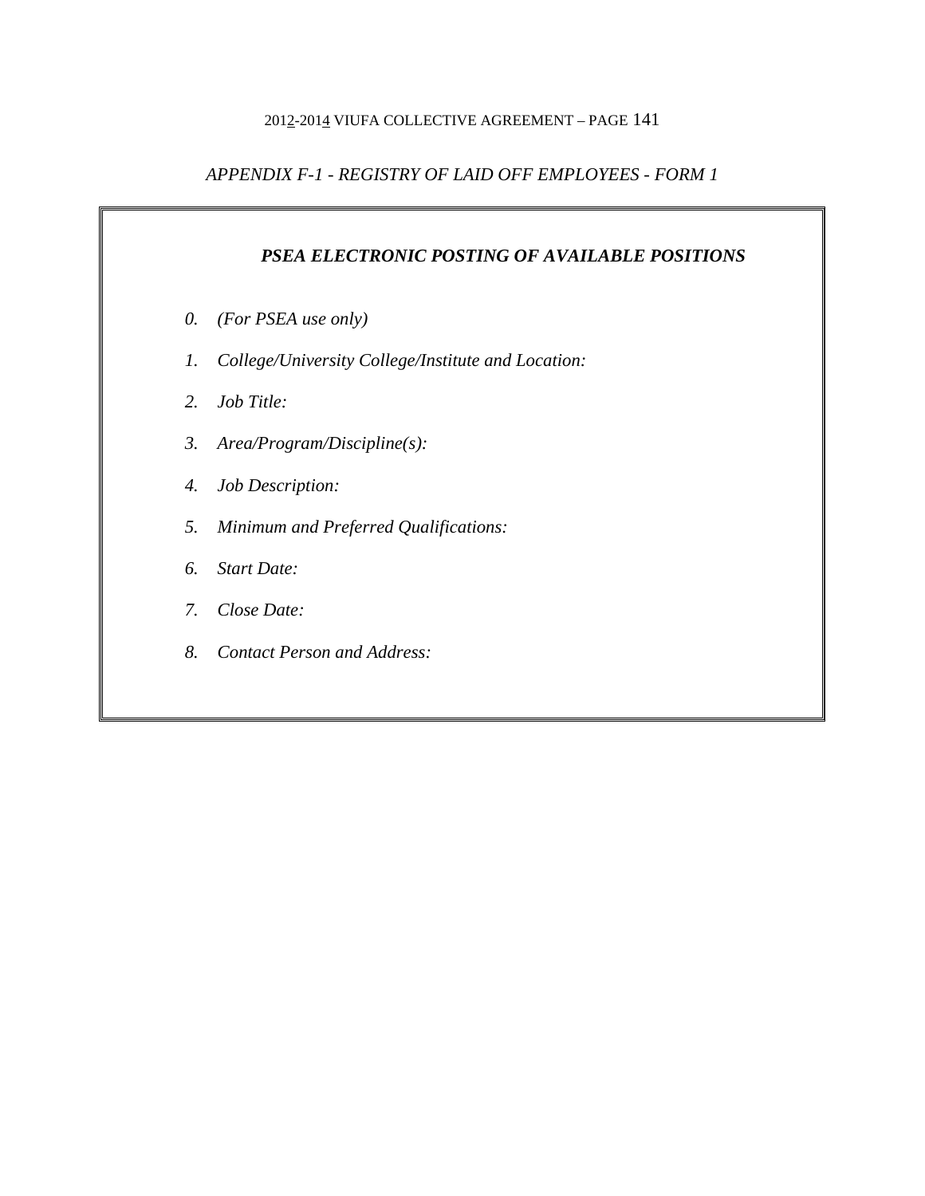*APPENDIX F-1 - REGISTRY OF LAID OFF EMPLOYEES - FORM 1*

***PSEA ELECTRONIC POSTING OF AVAILABLE POSITIONS***

0. *(For PSEA use only)*
1. *College/University College/Institute and Location:*
2. *Job Title:*
3. *Area/Program/Discipline(s):*
4. *Job Description:*
5. *Minimum and Preferred Qualifications:*
6. *Start Date:*
7. *Close Date:*
8. *Contact Person and Address:*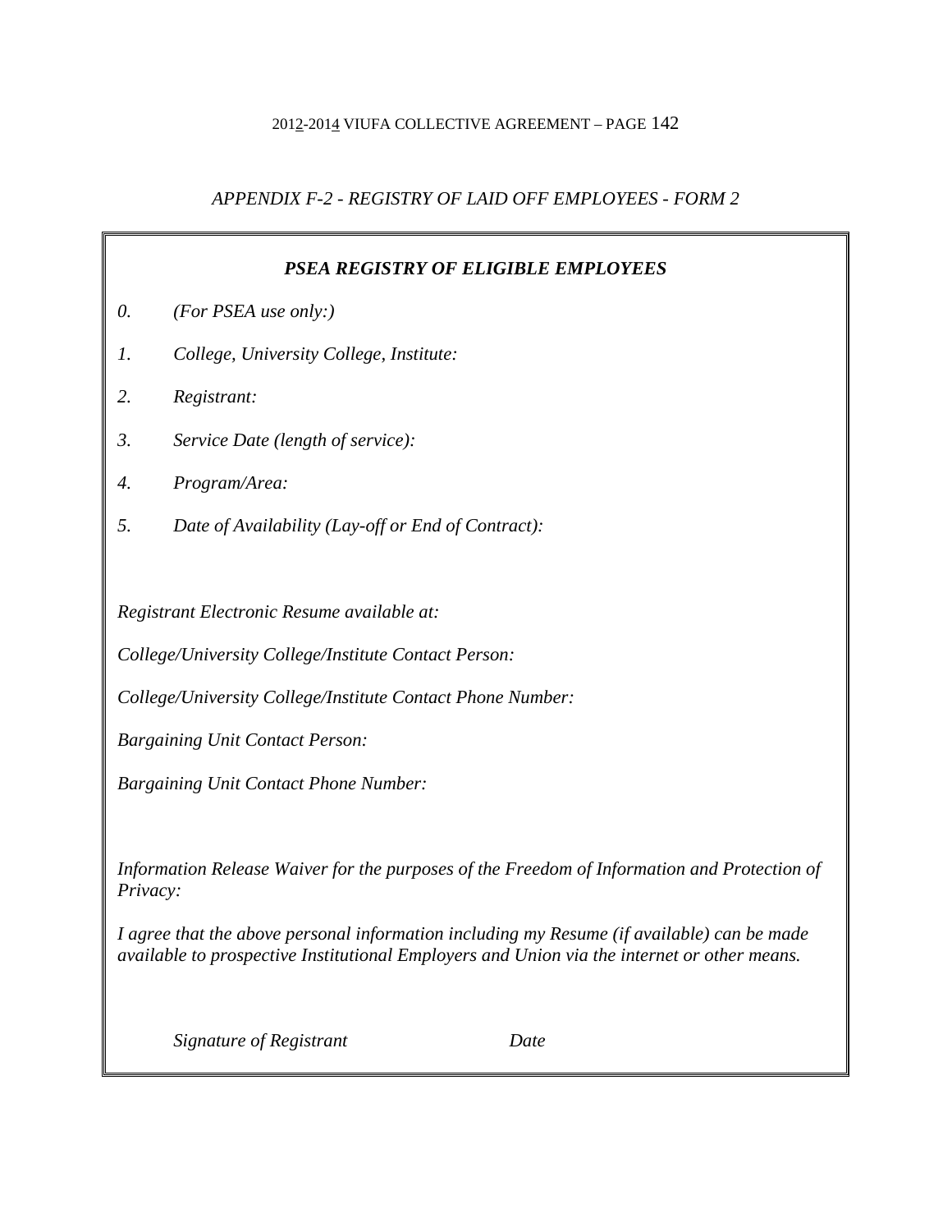*APPENDIX F-2 - REGISTRY OF LAID OFF EMPLOYEES - FORM 2*

***PSEA REGISTRY OF ELIGIBLE EMPLOYEES***

*0. (For PSEA use only:)*

*1. College, University College, Institute:*

*2. Registrant:*

*3. Service Date (length of service):*

*4. Program/Area:*

*5. Date of Availability (Lay-off or End of Contract):*

*Registrant Electronic Resume available at:*

*College/University College/Institute Contact Person:*

*College/University College/Institute Contact Phone Number:*

*Bargaining Unit Contact Person:*

*Bargaining Unit Contact Phone Number:*

*Information Release Waiver for the purposes of the Freedom of Information and Protection of Privacy:*

*I agree that the above personal information including my Resume (if available) can be made available to prospective Institutional Employers and Union via the internet or other means.*

*Signature of Registrant* *Date*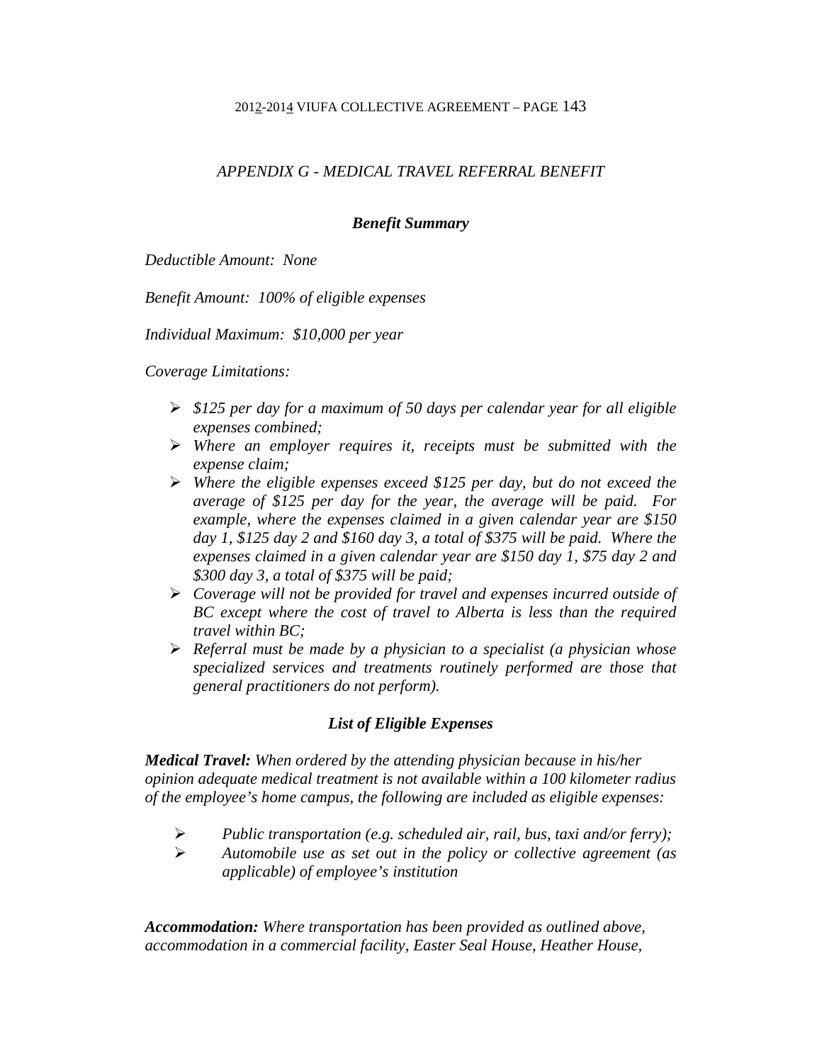## *APPENDIX G - MEDICAL TRAVEL REFERRAL BENEFIT*

### ***Benefit Summary***

*Deductible Amount: None*

*Benefit Amount: 100% of eligible expenses*

*Individual Maximum: $10,000 per year*

*Coverage Limitations:*

- *$125 per day for a maximum of 50 days per calendar year for all eligible expenses combined;*
- *Where an employer requires it, receipts must be submitted with the expense claim;*
- *Where the eligible expenses exceed $125 per day, but do not exceed the average of $125 per day for the year, the average will be paid. For example, where the expenses claimed in a given calendar year are $150 day 1, $125 day 2 and $160 day 3, a total of $375 will be paid. Where the expenses claimed in a given calendar year are $150 day 1, $75 day 2 and $300 day 3, a total of $375 will be paid;*
- *Coverage will not be provided for travel and expenses incurred outside of BC except where the cost of travel to Alberta is less than the required travel within BC;*
- *Referral must be made by a physician to a specialist (a physician whose specialized services and treatments routinely performed are those that general practitioners do not perform).*

### ***List of Eligible Expenses***

***Medical Travel:*** *When ordered by the attending physician because in his/her opinion adequate medical treatment is not available within a 100 kilometer radius of the employee's home campus, the following are included as eligible expenses:*

- *Public transportation (e.g. scheduled air, rail, bus, taxi and/or ferry);*
- *Automobile use as set out in the policy or collective agreement (as applicable) of employee's institution*

***Accommodation:*** *Where transportation has been provided as outlined above, accommodation in a commercial facility, Easter Seal House, Heather House,*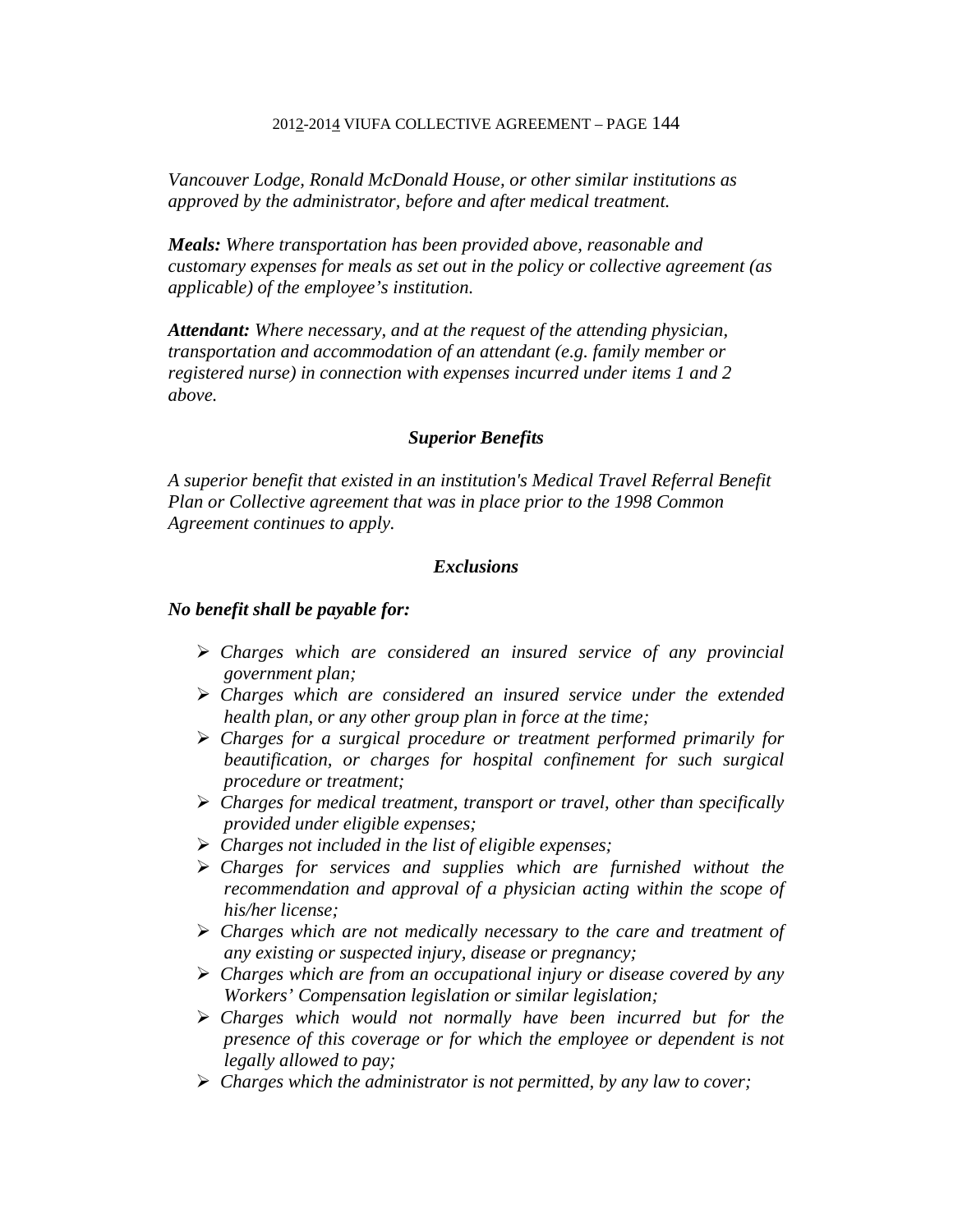*Vancouver Lodge, Ronald McDonald House, or other similar institutions as approved by the administrator, before and after medical treatment.*

***Meals:*** *Where transportation has been provided above, reasonable and customary expenses for meals as set out in the policy or collective agreement (as applicable) of the employee's institution.*

***Attendant:*** *Where necessary, and at the request of the attending physician, transportation and accommodation of an attendant (e.g. family member or registered nurse) in connection with expenses incurred under items 1 and 2 above.*

### *Superior Benefits*

*A superior benefit that existed in an institution's Medical Travel Referral Benefit Plan or Collective agreement that was in place prior to the 1998 Common Agreement continues to apply.*

### *Exclusions*

***No benefit shall be payable for:***

- *Charges which are considered an insured service of any provincial government plan;*
- *Charges which are considered an insured service under the extended health plan, or any other group plan in force at the time;*
- *Charges for a surgical procedure or treatment performed primarily for beautification, or charges for hospital confinement for such surgical procedure or treatment;*
- *Charges for medical treatment, transport or travel, other than specifically provided under eligible expenses;*
- *Charges not included in the list of eligible expenses;*
- *Charges for services and supplies which are furnished without the recommendation and approval of a physician acting within the scope of his/her license;*
- *Charges which are not medically necessary to the care and treatment of any existing or suspected injury, disease or pregnancy;*
- *Charges which are from an occupational injury or disease covered by any Workers' Compensation legislation or similar legislation;*
- *Charges which would not normally have been incurred but for the presence of this coverage or for which the employee or dependent is not legally allowed to pay;*
- *Charges which the administrator is not permitted, by any law to cover;*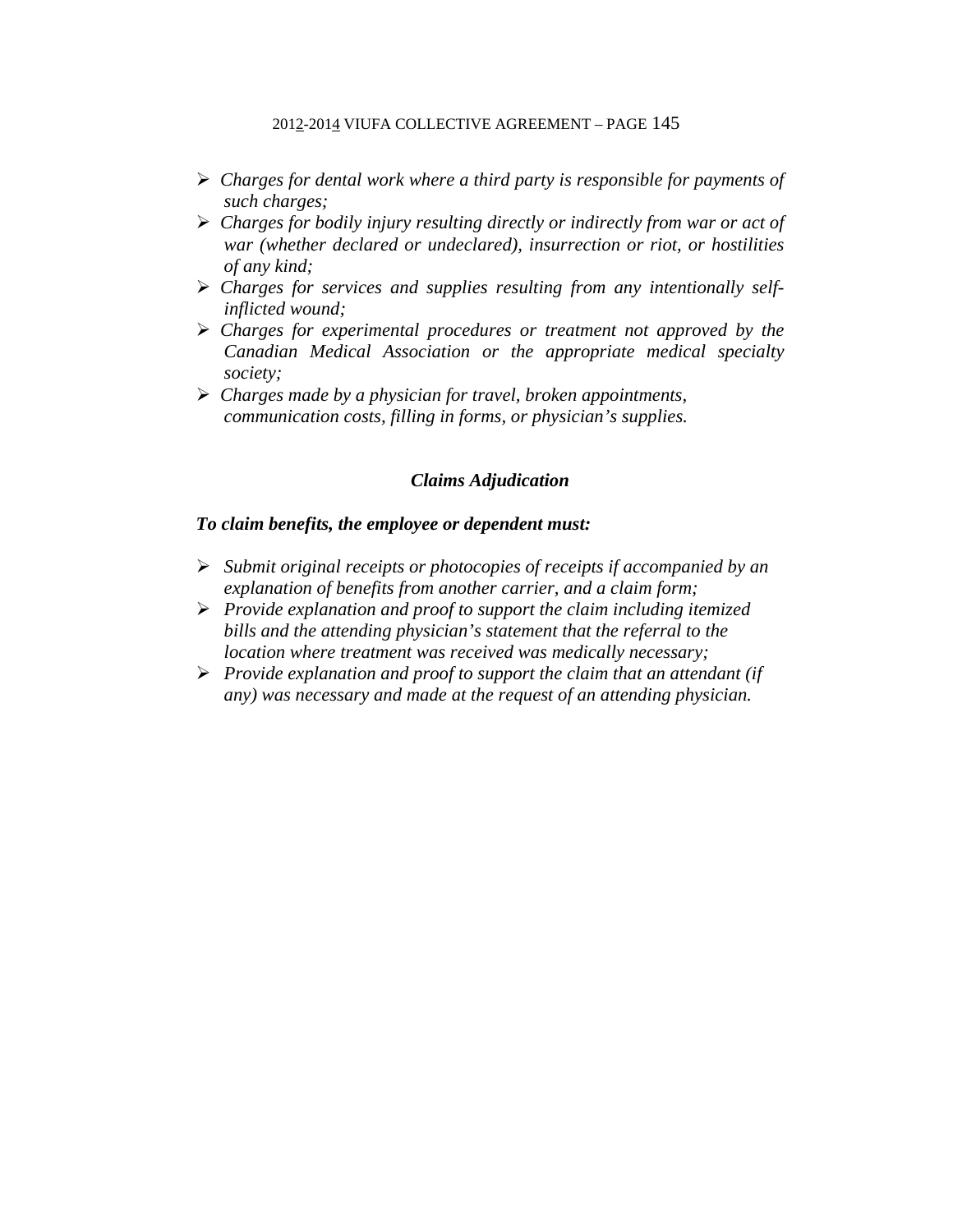- *Charges for dental work where a third party is responsible for payments of such charges;*
- *Charges for bodily injury resulting directly or indirectly from war or act of war (whether declared or undeclared), insurrection or riot, or hostilities of any kind;*
- *Charges for services and supplies resulting from any intentionally self-inflicted wound;*
- *Charges for experimental procedures or treatment not approved by the Canadian Medical Association or the appropriate medical specialty society;*
- *Charges made by a physician for travel, broken appointments, communication costs, filling in forms, or physician's supplies.*

### ***Claims Adjudication***

***To claim benefits, the employee or dependent must:***

- *Submit original receipts or photocopies of receipts if accompanied by an explanation of benefits from another carrier, and a claim form;*
- *Provide explanation and proof to support the claim including itemized bills and the attending physician's statement that the referral to the location where treatment was received was medically necessary;*
- *Provide explanation and proof to support the claim that an attendant (if any) was necessary and made at the request of an attending physician.*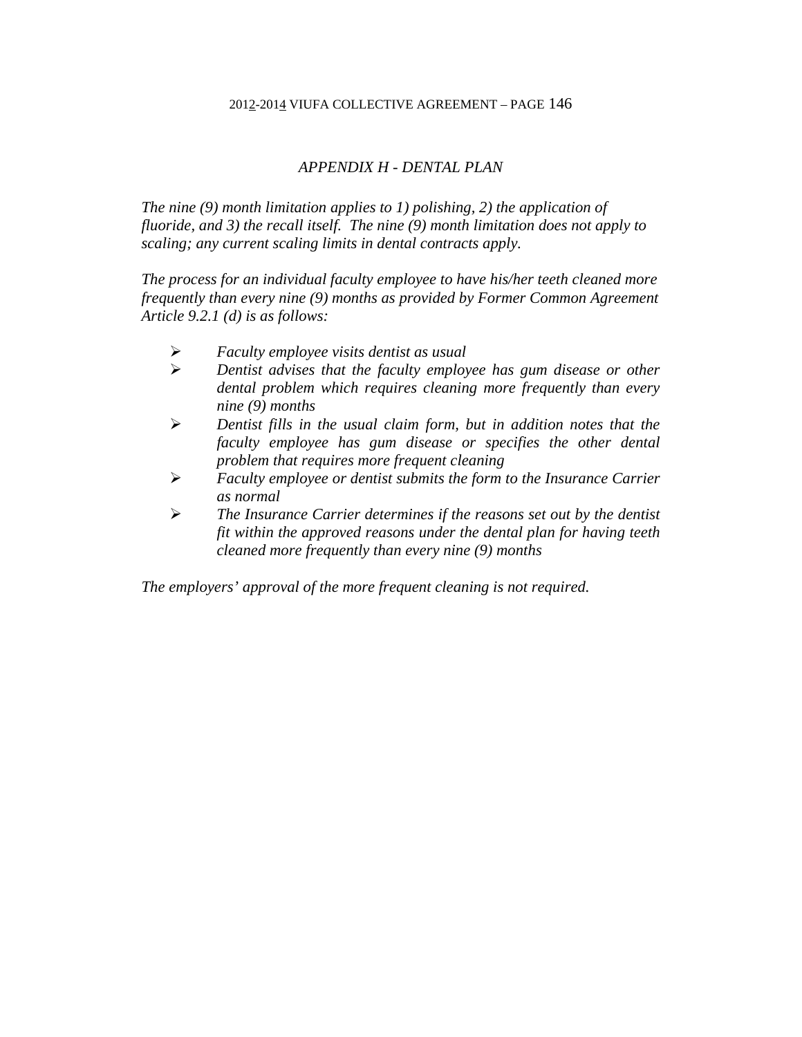## *APPENDIX H - DENTAL PLAN*

*The nine (9) month limitation applies to 1) polishing, 2) the application of fluoride, and 3) the recall itself. The nine (9) month limitation does not apply to scaling; any current scaling limits in dental contracts apply.*

*The process for an individual faculty employee to have his/her teeth cleaned more frequently than every nine (9) months as provided by Former Common Agreement Article 9.2.1 (d) is as follows:*

- *Faculty employee visits dentist as usual*
- *Dentist advises that the faculty employee has gum disease or other dental problem which requires cleaning more frequently than every nine (9) months*
- *Dentist fills in the usual claim form, but in addition notes that the faculty employee has gum disease or specifies the other dental problem that requires more frequent cleaning*
- *Faculty employee or dentist submits the form to the Insurance Carrier as normal*
- *The Insurance Carrier determines if the reasons set out by the dentist fit within the approved reasons under the dental plan for having teeth cleaned more frequently than every nine (9) months*

*The employers' approval of the more frequent cleaning is not required.*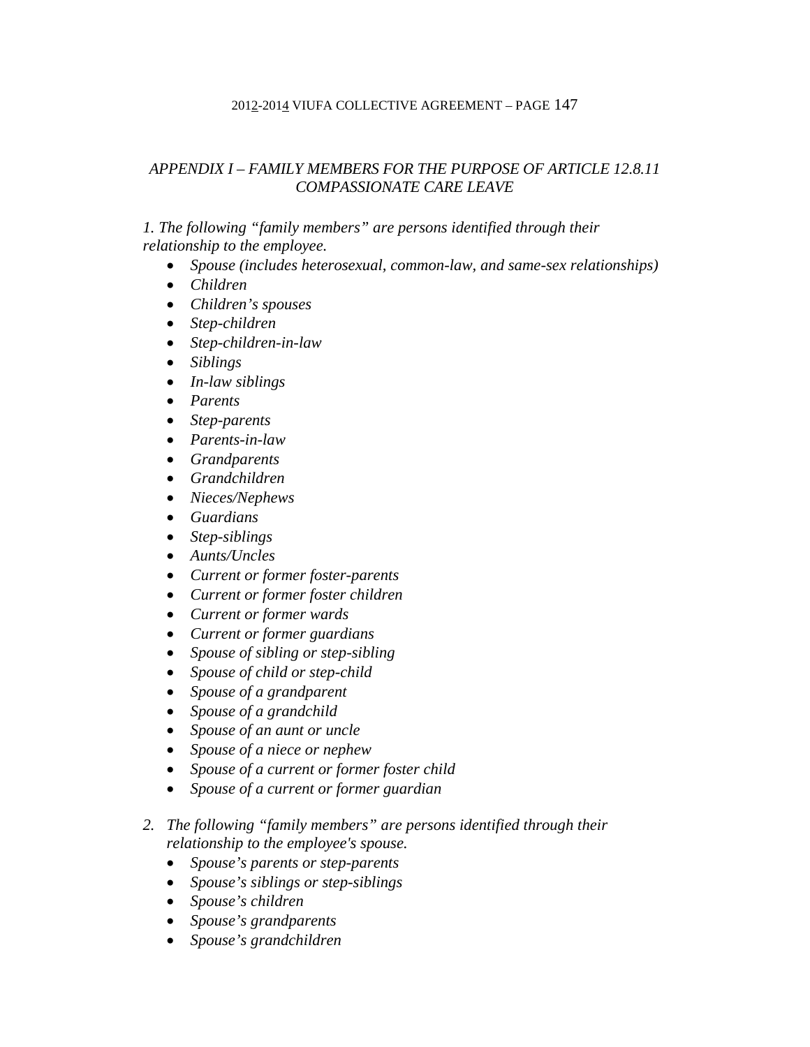## *APPENDIX I – FAMILY MEMBERS FOR THE PURPOSE OF ARTICLE 12.8.11 COMPASSIONATE CARE LEAVE*

*1. The following "family members" are persons identified through their relationship to the employee.*

- *Spouse (includes heterosexual, common-law, and same-sex relationships)*
- *Children*
- *Children's spouses*
- *Step-children*
- *Step-children-in-law*
- *Siblings*
- *In-law siblings*
- *Parents*
- *Step-parents*
- *Parents-in-law*
- *Grandparents*
- *Grandchildren*
- *Nieces/Nephews*
- *Guardians*
- *Step-siblings*
- *Aunts/Uncles*
- *Current or former foster-parents*
- *Current or former foster children*
- *Current or former wards*
- *Current or former guardians*
- *Spouse of sibling or step-sibling*
- *Spouse of child or step-child*
- *Spouse of a grandparent*
- *Spouse of a grandchild*
- *Spouse of an aunt or uncle*
- *Spouse of a niece or nephew*
- *Spouse of a current or former foster child*
- *Spouse of a current or former guardian*

*2. The following "family members" are persons identified through their relationship to the employee's spouse.*

- *Spouse's parents or step-parents*
- *Spouse's siblings or step-siblings*
- *Spouse's children*
- *Spouse's grandparents*
- *Spouse's grandchildren*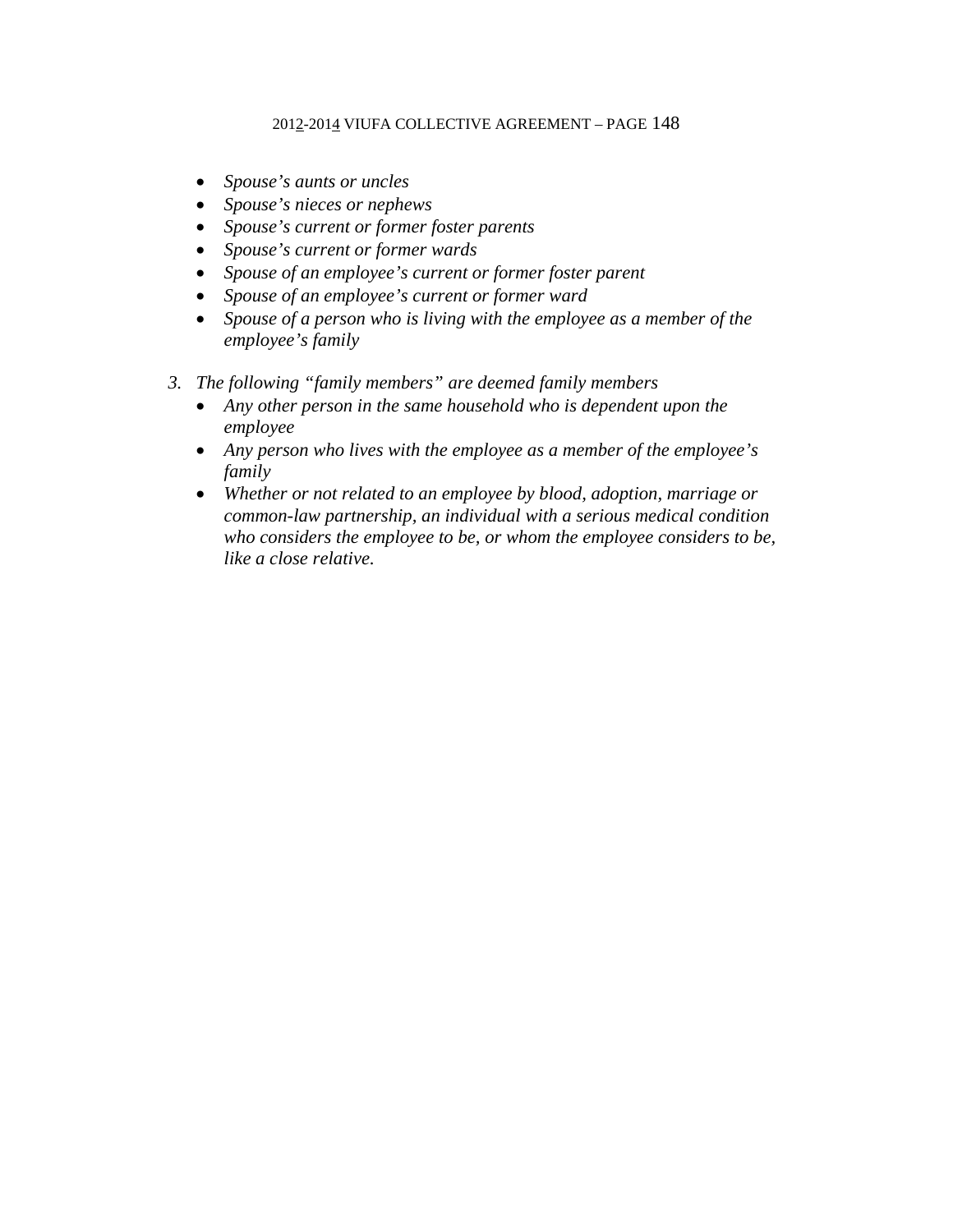- *Spouse's aunts or uncles*
- *Spouse's nieces or nephews*
- *Spouse's current or former foster parents*
- *Spouse's current or former wards*
- *Spouse of an employee's current or former foster parent*
- *Spouse of an employee's current or former ward*
- *Spouse of a person who is living with the employee as a member of the employee's family*

3. *The following "family members" are deemed family members*
   - *Any other person in the same household who is dependent upon the employee*
   - *Any person who lives with the employee as a member of the employee's family*
   - *Whether or not related to an employee by blood, adoption, marriage or common-law partnership, an individual with a serious medical condition who considers the employee to be, or whom the employee considers to be, like a close relative.*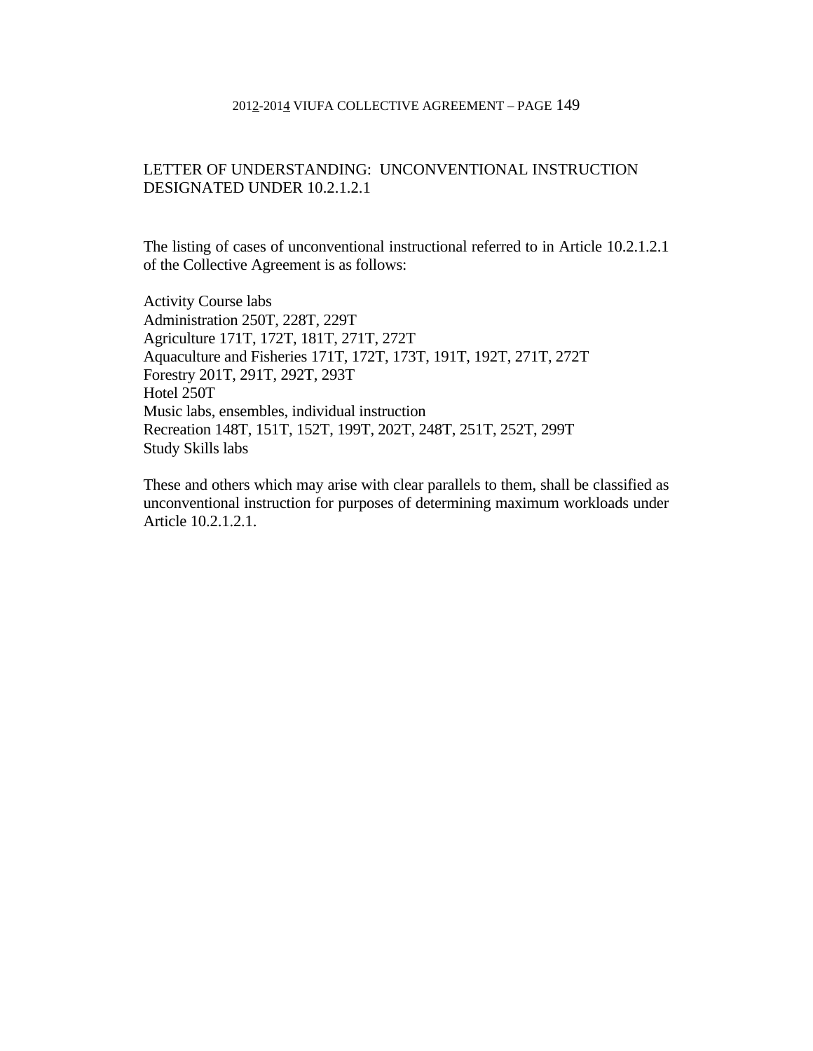## LETTER OF UNDERSTANDING: UNCONVENTIONAL INSTRUCTION DESIGNATED UNDER 10.2.1.2.1

The listing of cases of unconventional instructional referred to in Article 10.2.1.2.1 of the Collective Agreement is as follows:

Activity Course labs
Administration 250T, 228T, 229T
Agriculture 171T, 172T, 181T, 271T, 272T
Aquaculture and Fisheries 171T, 172T, 173T, 191T, 192T, 271T, 272T
Forestry 201T, 291T, 292T, 293T
Hotel 250T
Music labs, ensembles, individual instruction
Recreation 148T, 151T, 152T, 199T, 202T, 248T, 251T, 252T, 299T
Study Skills labs

These and others which may arise with clear parallels to them, shall be classified as unconventional instruction for purposes of determining maximum workloads under Article 10.2.1.2.1.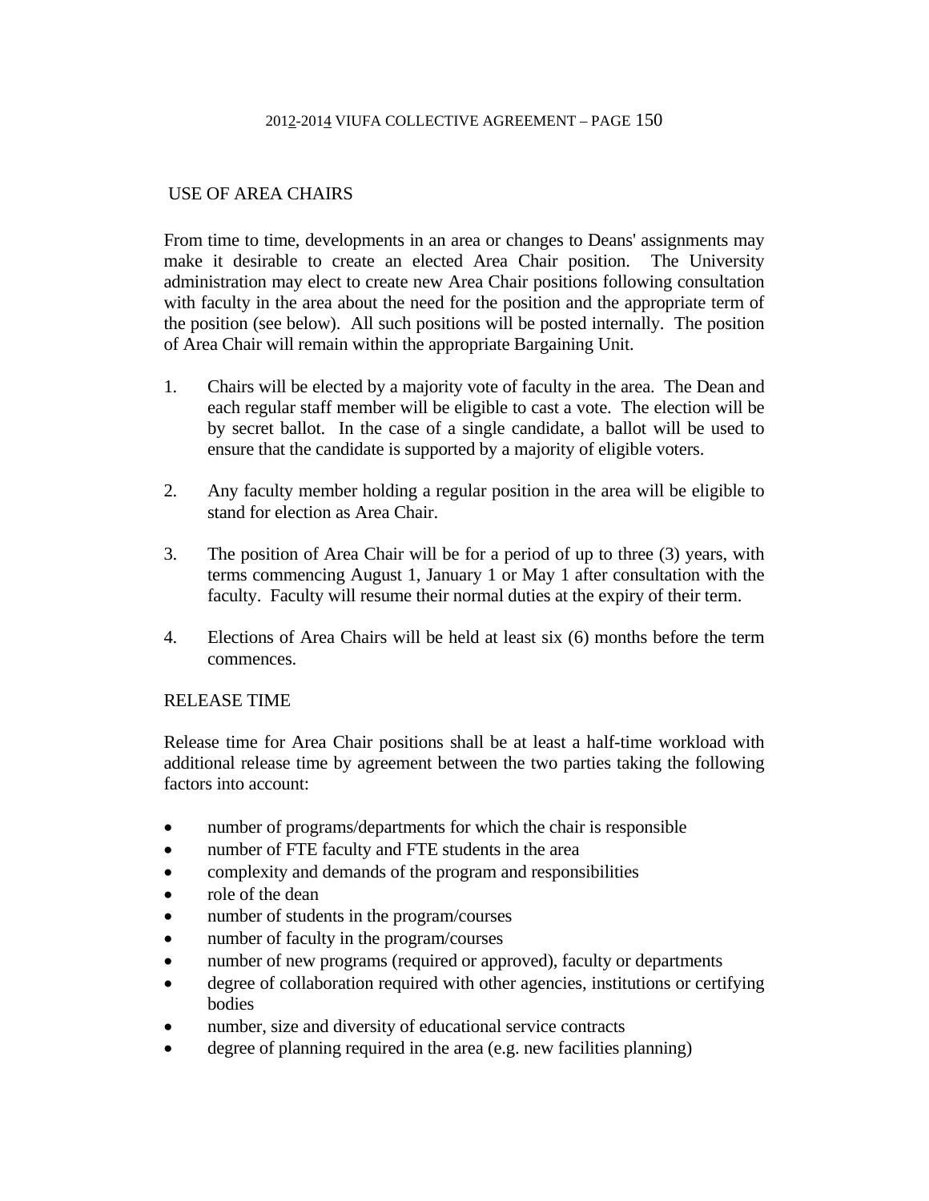## USE OF AREA CHAIRS

From time to time, developments in an area or changes to Deans' assignments may make it desirable to create an elected Area Chair position. The University administration may elect to create new Area Chair positions following consultation with faculty in the area about the need for the position and the appropriate term of the position (see below). All such positions will be posted internally. The position of Area Chair will remain within the appropriate Bargaining Unit.

1. Chairs will be elected by a majority vote of faculty in the area. The Dean and each regular staff member will be eligible to cast a vote. The election will be by secret ballot. In the case of a single candidate, a ballot will be used to ensure that the candidate is supported by a majority of eligible voters.

2. Any faculty member holding a regular position in the area will be eligible to stand for election as Area Chair.

3. The position of Area Chair will be for a period of up to three (3) years, with terms commencing August 1, January 1 or May 1 after consultation with the faculty. Faculty will resume their normal duties at the expiry of their term.

4. Elections of Area Chairs will be held at least six (6) months before the term commences.

## RELEASE TIME

Release time for Area Chair positions shall be at least a half-time workload with additional release time by agreement between the two parties taking the following factors into account:

- number of programs/departments for which the chair is responsible
- number of FTE faculty and FTE students in the area
- complexity and demands of the program and responsibilities
- role of the dean
- number of students in the program/courses
- number of faculty in the program/courses
- number of new programs (required or approved), faculty or departments
- degree of collaboration required with other agencies, institutions or certifying bodies
- number, size and diversity of educational service contracts
- degree of planning required in the area (e.g. new facilities planning)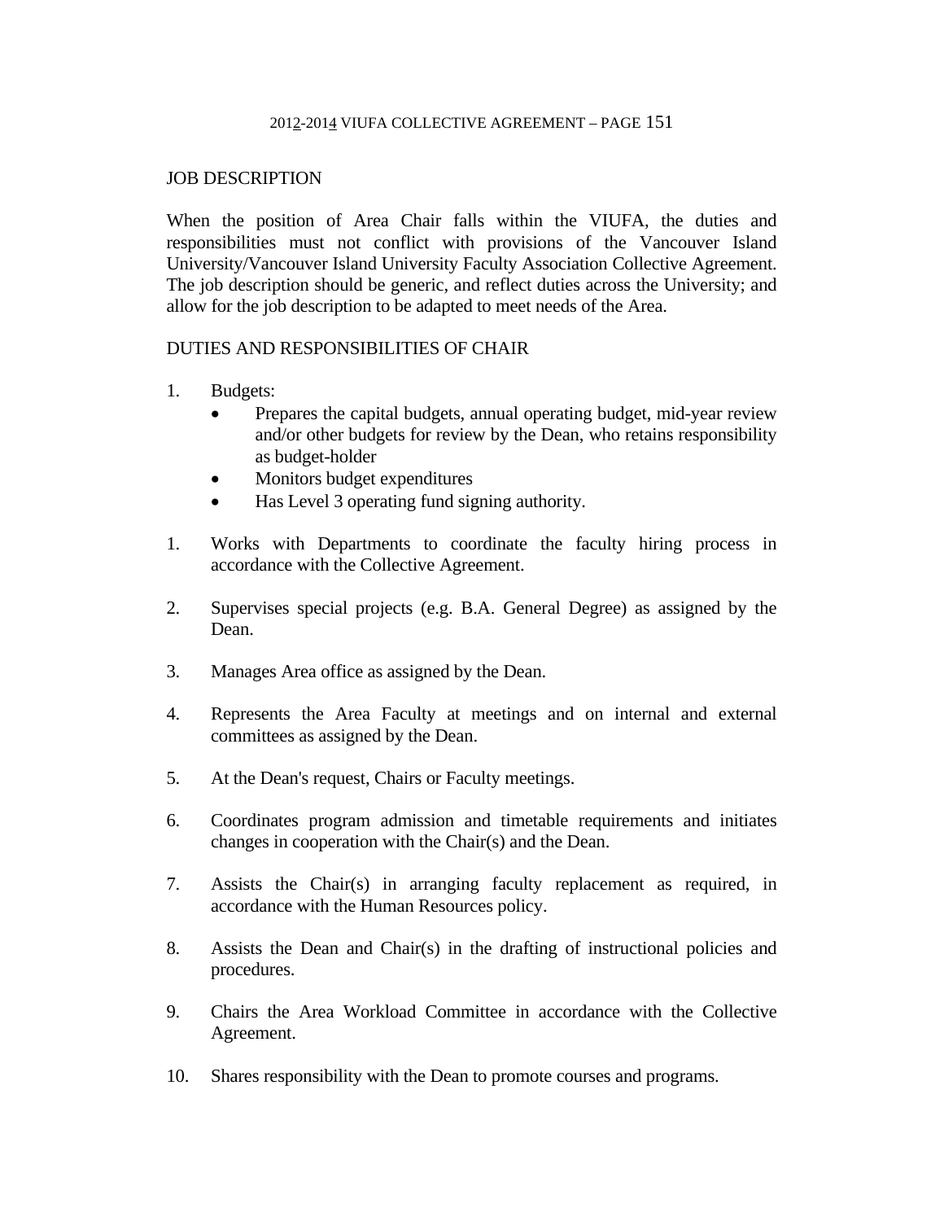JOB DESCRIPTION

When the position of Area Chair falls within the VIUFA, the duties and responsibilities must not conflict with provisions of the Vancouver Island University/Vancouver Island University Faculty Association Collective Agreement. The job description should be generic, and reflect duties across the University; and allow for the job description to be adapted to meet needs of the Area.

DUTIES AND RESPONSIBILITIES OF CHAIR

1. Budgets:
   - Prepares the capital budgets, annual operating budget, mid-year review and/or other budgets for review by the Dean, who retains responsibility as budget-holder
   - Monitors budget expenditures
   - Has Level 3 operating fund signing authority.

1. Works with Departments to coordinate the faculty hiring process in accordance with the Collective Agreement.

2. Supervises special projects (e.g. B.A. General Degree) as assigned by the Dean.

3. Manages Area office as assigned by the Dean.

4. Represents the Area Faculty at meetings and on internal and external committees as assigned by the Dean.

5. At the Dean's request, Chairs or Faculty meetings.

6. Coordinates program admission and timetable requirements and initiates changes in cooperation with the Chair(s) and the Dean.

7. Assists the Chair(s) in arranging faculty replacement as required, in accordance with the Human Resources policy.

8. Assists the Dean and Chair(s) in the drafting of instructional policies and procedures.

9. Chairs the Area Workload Committee in accordance with the Collective Agreement.

10. Shares responsibility with the Dean to promote courses and programs.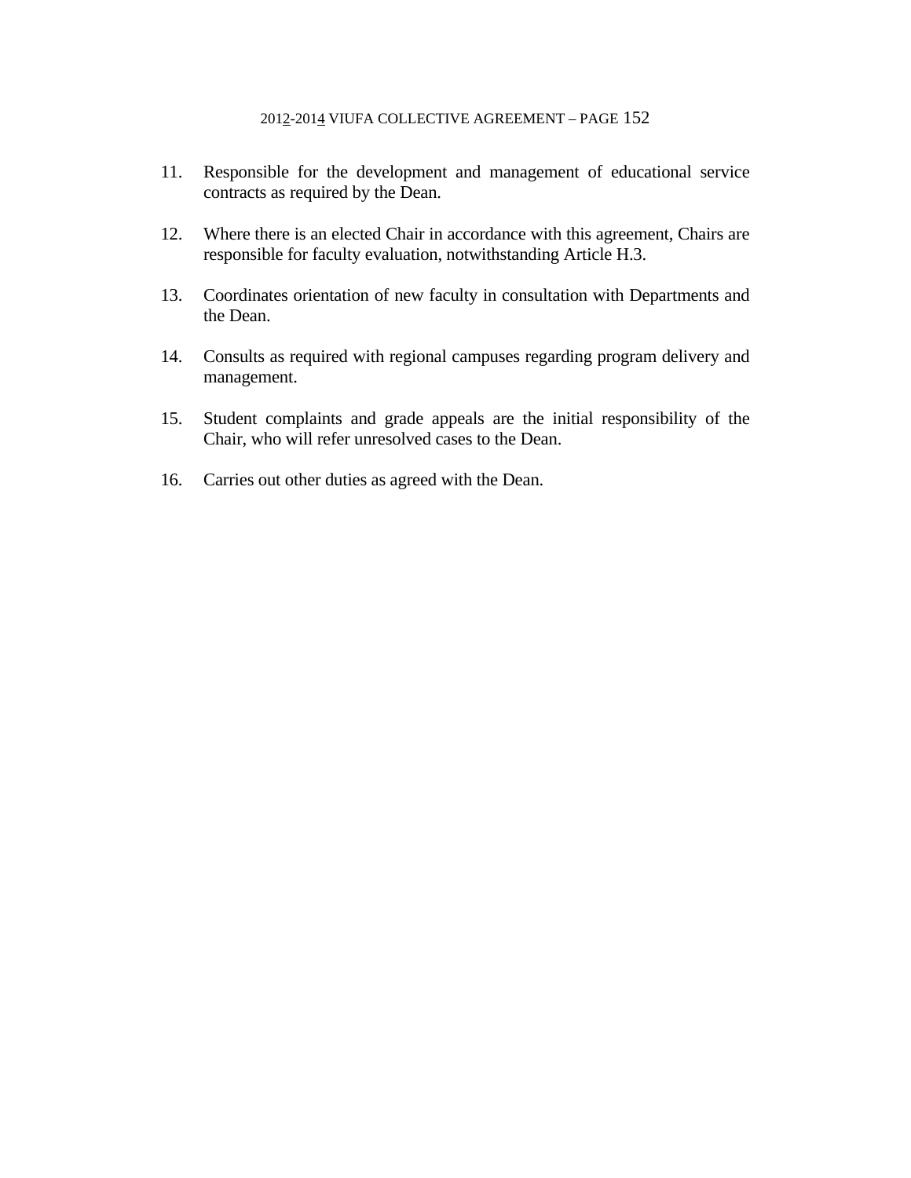11. Responsible for the development and management of educational service contracts as required by the Dean.

12. Where there is an elected Chair in accordance with this agreement, Chairs are responsible for faculty evaluation, notwithstanding Article H.3.

13. Coordinates orientation of new faculty in consultation with Departments and the Dean.

14. Consults as required with regional campuses regarding program delivery and management.

15. Student complaints and grade appeals are the initial responsibility of the Chair, who will refer unresolved cases to the Dean.

16. Carries out other duties as agreed with the Dean.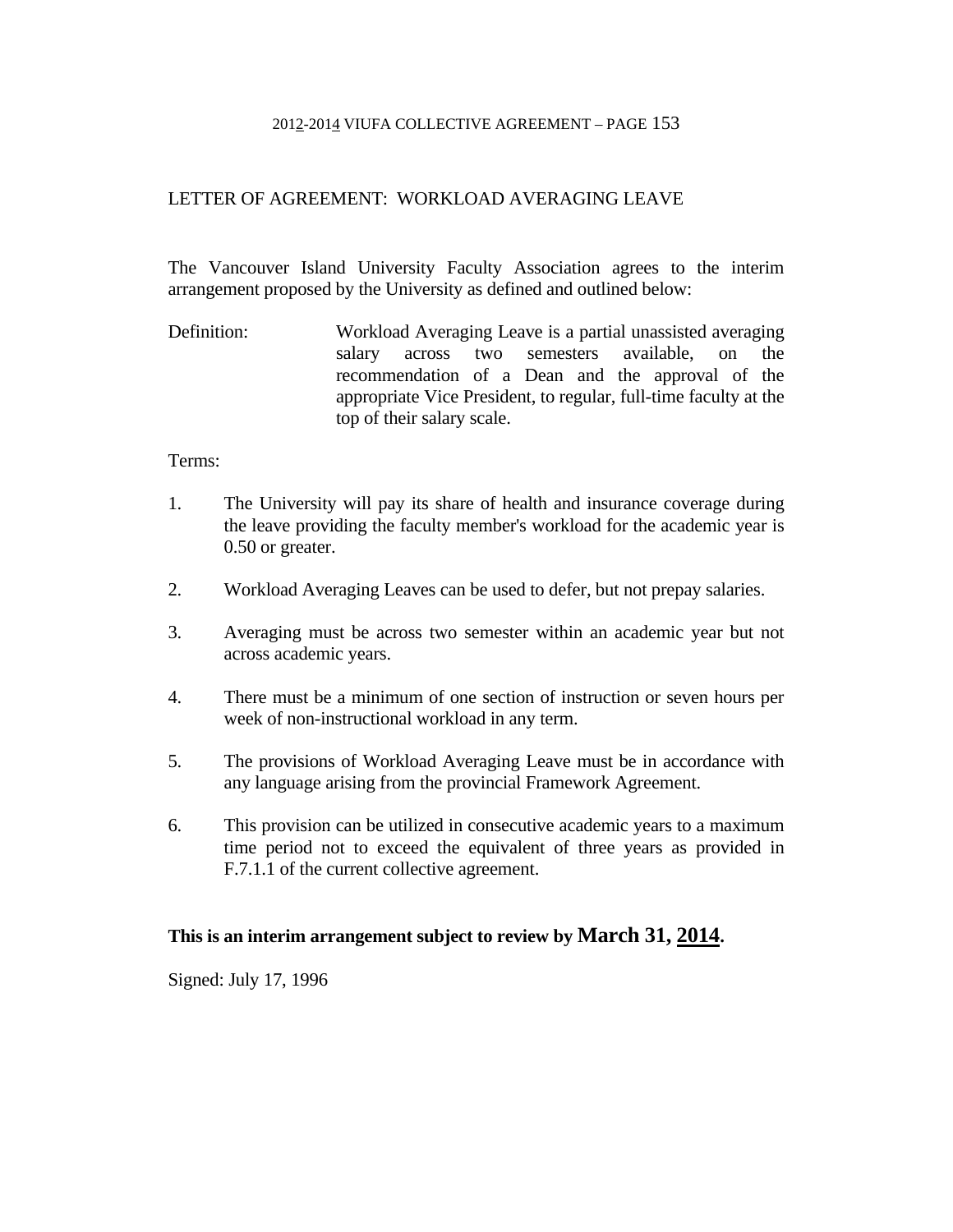## LETTER OF AGREEMENT: WORKLOAD AVERAGING LEAVE

The Vancouver Island University Faculty Association agrees to the interim arrangement proposed by the University as defined and outlined below:

Definition: Workload Averaging Leave is a partial unassisted averaging salary across two semesters available, on the recommendation of a Dean and the approval of the appropriate Vice President, to regular, full-time faculty at the top of their salary scale.

Terms:

1. The University will pay its share of health and insurance coverage during the leave providing the faculty member's workload for the academic year is 0.50 or greater.

2. Workload Averaging Leaves can be used to defer, but not prepay salaries.

3. Averaging must be across two semester within an academic year but not across academic years.

4. There must be a minimum of one section of instruction or seven hours per week of non-instructional workload in any term.

5. The provisions of Workload Averaging Leave must be in accordance with any language arising from the provincial Framework Agreement.

6. This provision can be utilized in consecutive academic years to a maximum time period not to exceed the equivalent of three years as provided in F.7.1.1 of the current collective agreement.

**This is an interim arrangement subject to review by March 31, 2014.**

Signed: July 17, 1996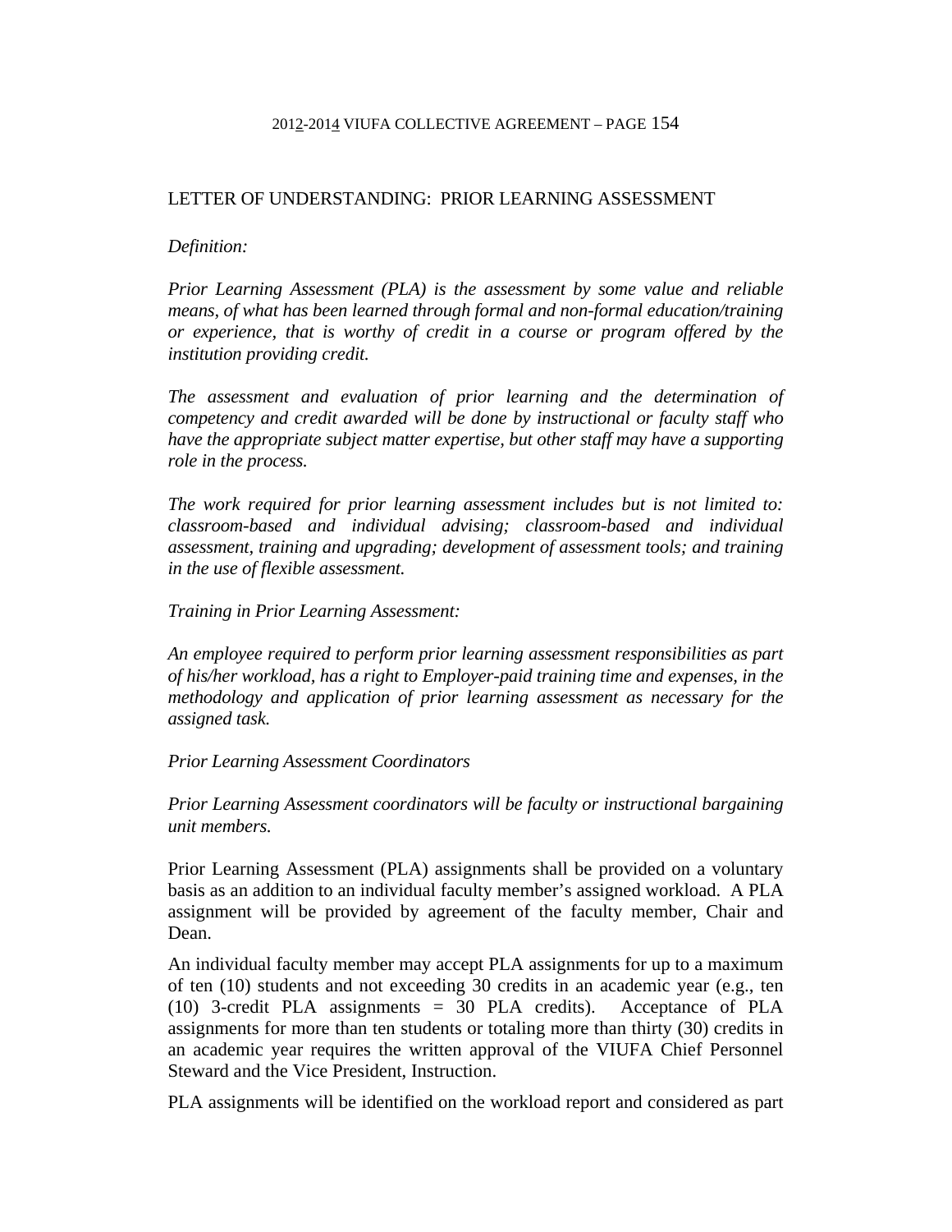## LETTER OF UNDERSTANDING: PRIOR LEARNING ASSESSMENT

*Definition:*

*Prior Learning Assessment (PLA) is the assessment by some value and reliable means, of what has been learned through formal and non-formal education/training or experience, that is worthy of credit in a course or program offered by the institution providing credit.*

*The assessment and evaluation of prior learning and the determination of competency and credit awarded will be done by instructional or faculty staff who have the appropriate subject matter expertise, but other staff may have a supporting role in the process.*

*The work required for prior learning assessment includes but is not limited to: classroom-based and individual advising; classroom-based and individual assessment, training and upgrading; development of assessment tools; and training in the use of flexible assessment.*

*Training in Prior Learning Assessment:*

*An employee required to perform prior learning assessment responsibilities as part of his/her workload, has a right to Employer-paid training time and expenses, in the methodology and application of prior learning assessment as necessary for the assigned task.*

*Prior Learning Assessment Coordinators*

*Prior Learning Assessment coordinators will be faculty or instructional bargaining unit members.*

Prior Learning Assessment (PLA) assignments shall be provided on a voluntary basis as an addition to an individual faculty member's assigned workload. A PLA assignment will be provided by agreement of the faculty member, Chair and Dean.

An individual faculty member may accept PLA assignments for up to a maximum of ten (10) students and not exceeding 30 credits in an academic year (e.g., ten (10) 3-credit PLA assignments = 30 PLA credits). Acceptance of PLA assignments for more than ten students or totaling more than thirty (30) credits in an academic year requires the written approval of the VIUFA Chief Personnel Steward and the Vice President, Instruction.

PLA assignments will be identified on the workload report and considered as part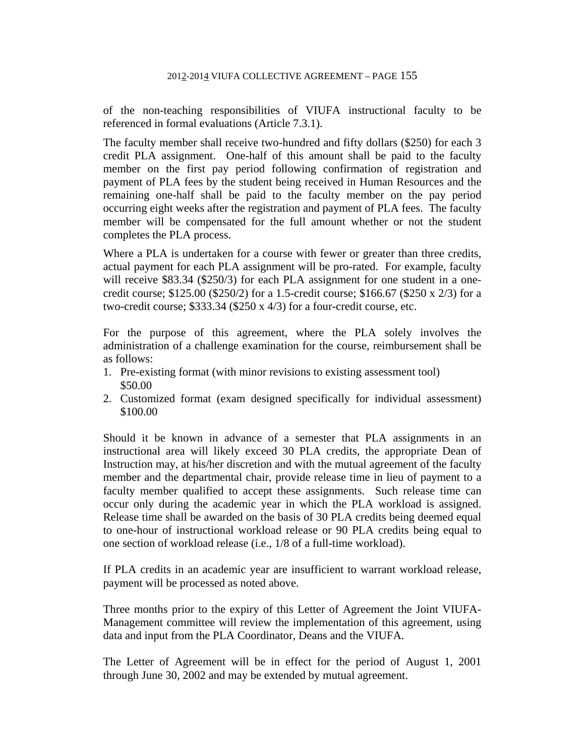of the non-teaching responsibilities of VIUFA instructional faculty to be referenced in formal evaluations (Article 7.3.1).

The faculty member shall receive two-hundred and fifty dollars ($250) for each 3 credit PLA assignment. One-half of this amount shall be paid to the faculty member on the first pay period following confirmation of registration and payment of PLA fees by the student being received in Human Resources and the remaining one-half shall be paid to the faculty member on the pay period occurring eight weeks after the registration and payment of PLA fees. The faculty member will be compensated for the full amount whether or not the student completes the PLA process.

Where a PLA is undertaken for a course with fewer or greater than three credits, actual payment for each PLA assignment will be pro-rated. For example, faculty will receive $83.34 ($250/3) for each PLA assignment for one student in a one-credit course; $125.00 ($250/2) for a 1.5-credit course; $166.67 ($250 x 2/3) for a two-credit course; $333.34 ($250 x 4/3) for a four-credit course, etc.

For the purpose of this agreement, where the PLA solely involves the administration of a challenge examination for the course, reimbursement shall be as follows:

1. Pre-existing format (with minor revisions to existing assessment tool) $50.00
2. Customized format (exam designed specifically for individual assessment) $100.00

Should it be known in advance of a semester that PLA assignments in an instructional area will likely exceed 30 PLA credits, the appropriate Dean of Instruction may, at his/her discretion and with the mutual agreement of the faculty member and the departmental chair, provide release time in lieu of payment to a faculty member qualified to accept these assignments. Such release time can occur only during the academic year in which the PLA workload is assigned. Release time shall be awarded on the basis of 30 PLA credits being deemed equal to one-hour of instructional workload release or 90 PLA credits being equal to one section of workload release (i.e., 1/8 of a full-time workload).

If PLA credits in an academic year are insufficient to warrant workload release, payment will be processed as noted above.

Three months prior to the expiry of this Letter of Agreement the Joint VIUFA-Management committee will review the implementation of this agreement, using data and input from the PLA Coordinator, Deans and the VIUFA.

The Letter of Agreement will be in effect for the period of August 1, 2001 through June 30, 2002 and may be extended by mutual agreement.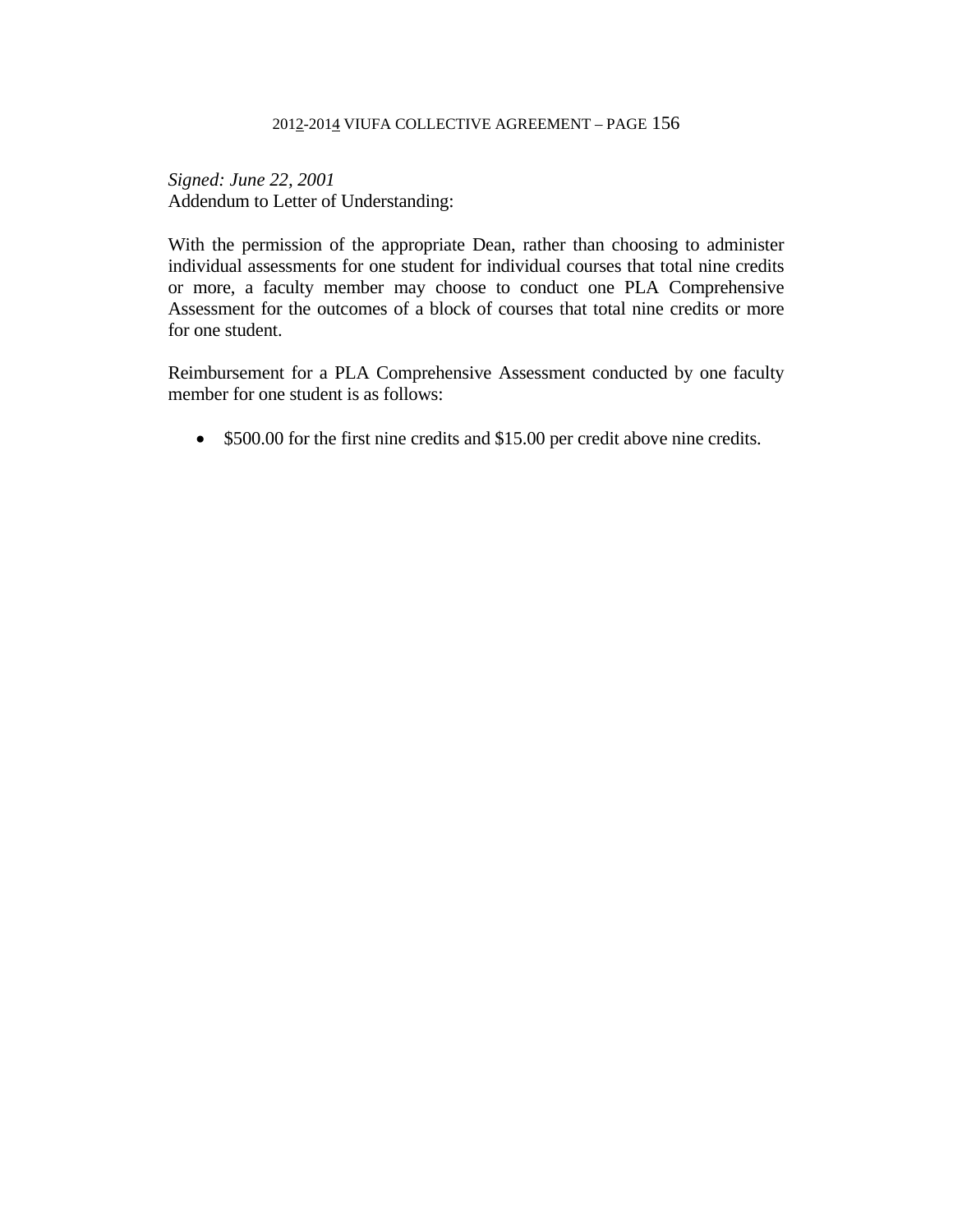*Signed: June 22, 2001*
Addendum to Letter of Understanding:

With the permission of the appropriate Dean, rather than choosing to administer individual assessments for one student for individual courses that total nine credits or more, a faculty member may choose to conduct one PLA Comprehensive Assessment for the outcomes of a block of courses that total nine credits or more for one student.

Reimbursement for a PLA Comprehensive Assessment conducted by one faculty member for one student is as follows:

- $500.00 for the first nine credits and $15.00 per credit above nine credits.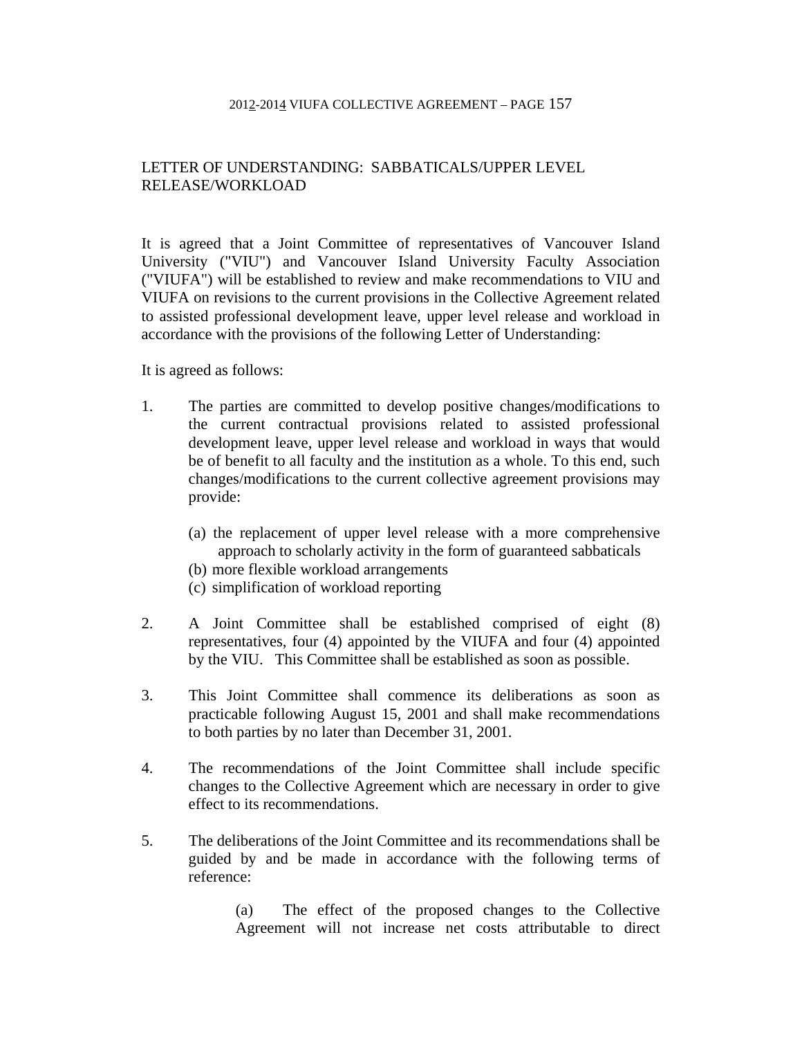## LETTER OF UNDERSTANDING: SABBATICALS/UPPER LEVEL RELEASE/WORKLOAD

It is agreed that a Joint Committee of representatives of Vancouver Island University ("VIU") and Vancouver Island University Faculty Association ("VIUFA") will be established to review and make recommendations to VIU and VIUFA on revisions to the current provisions in the Collective Agreement related to assisted professional development leave, upper level release and workload in accordance with the provisions of the following Letter of Understanding:

It is agreed as follows:

1. The parties are committed to develop positive changes/modifications to the current contractual provisions related to assisted professional development leave, upper level release and workload in ways that would be of benefit to all faculty and the institution as a whole. To this end, such changes/modifications to the current collective agreement provisions may provide:

   (a) the replacement of upper level release with a more comprehensive approach to scholarly activity in the form of guaranteed sabbaticals
   (b) more flexible workload arrangements
   (c) simplification of workload reporting

2. A Joint Committee shall be established comprised of eight (8) representatives, four (4) appointed by the VIUFA and four (4) appointed by the VIU. This Committee shall be established as soon as possible.

3. This Joint Committee shall commence its deliberations as soon as practicable following August 15, 2001 and shall make recommendations to both parties by no later than December 31, 2001.

4. The recommendations of the Joint Committee shall include specific changes to the Collective Agreement which are necessary in order to give effect to its recommendations.

5. The deliberations of the Joint Committee and its recommendations shall be guided by and be made in accordance with the following terms of reference:

   (a) The effect of the proposed changes to the Collective Agreement will not increase net costs attributable to direct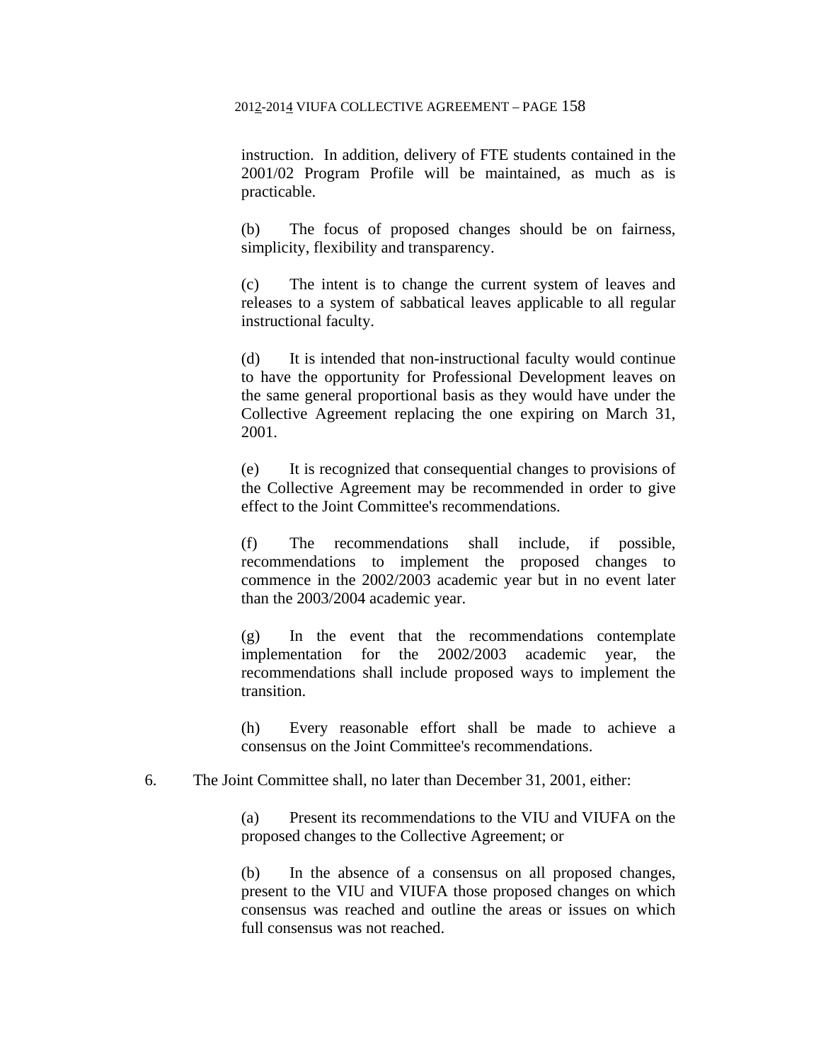instruction. In addition, delivery of FTE students contained in the 2001/02 Program Profile will be maintained, as much as is practicable.

(b) The focus of proposed changes should be on fairness, simplicity, flexibility and transparency.

(c) The intent is to change the current system of leaves and releases to a system of sabbatical leaves applicable to all regular instructional faculty.

(d) It is intended that non-instructional faculty would continue to have the opportunity for Professional Development leaves on the same general proportional basis as they would have under the Collective Agreement replacing the one expiring on March 31, 2001.

(e) It is recognized that consequential changes to provisions of the Collective Agreement may be recommended in order to give effect to the Joint Committee's recommendations.

(f) The recommendations shall include, if possible, recommendations to implement the proposed changes to commence in the 2002/2003 academic year but in no event later than the 2003/2004 academic year.

(g) In the event that the recommendations contemplate implementation for the 2002/2003 academic year, the recommendations shall include proposed ways to implement the transition.

(h) Every reasonable effort shall be made to achieve a consensus on the Joint Committee's recommendations.

6. The Joint Committee shall, no later than December 31, 2001, either:

(a) Present its recommendations to the VIU and VIUFA on the proposed changes to the Collective Agreement; or

(b) In the absence of a consensus on all proposed changes, present to the VIU and VIUFA those proposed changes on which consensus was reached and outline the areas or issues on which full consensus was not reached.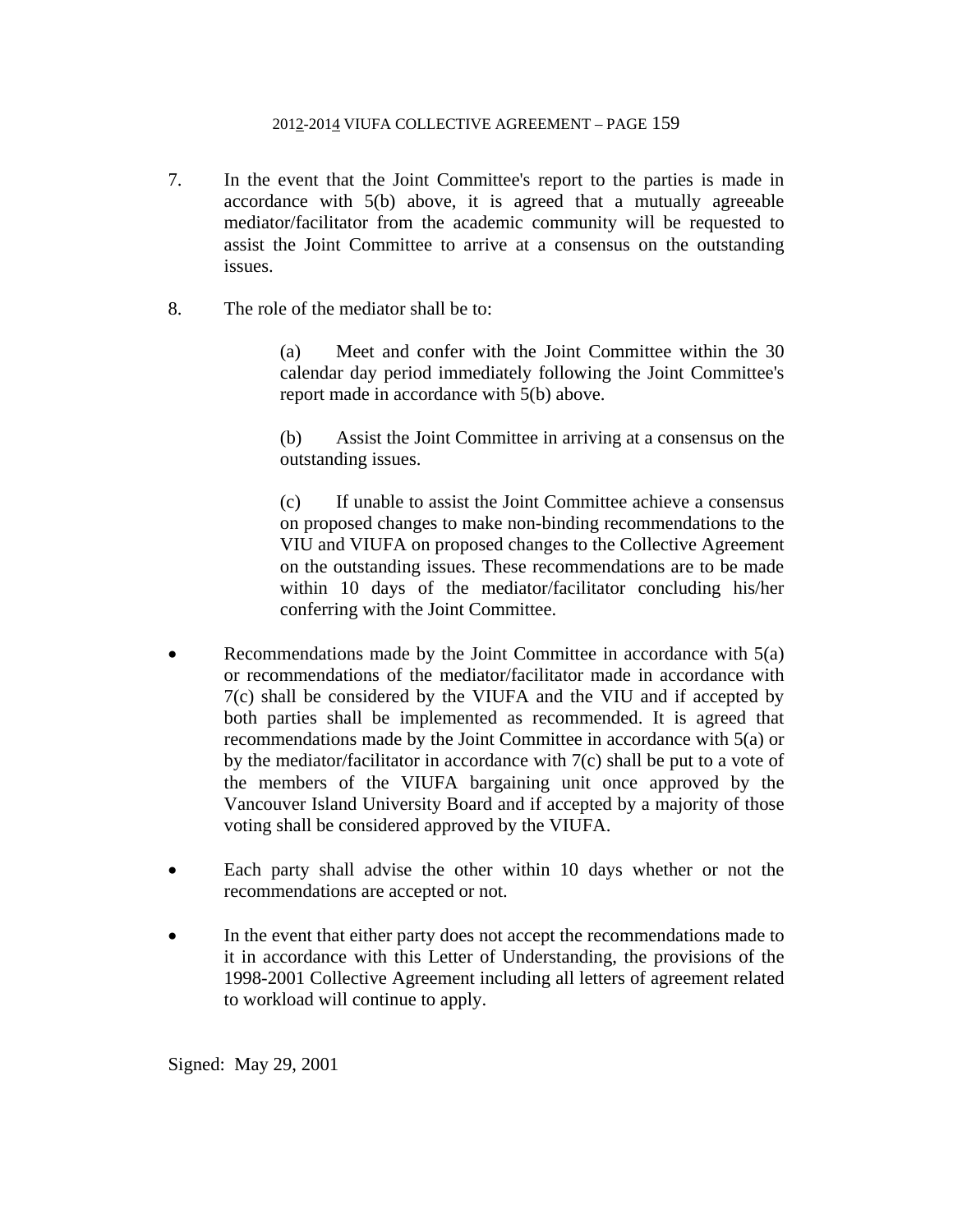7. In the event that the Joint Committee's report to the parties is made in accordance with 5(b) above, it is agreed that a mutually agreeable mediator/facilitator from the academic community will be requested to assist the Joint Committee to arrive at a consensus on the outstanding issues.

8. The role of the mediator shall be to:

   (a) Meet and confer with the Joint Committee within the 30 calendar day period immediately following the Joint Committee's report made in accordance with 5(b) above.

   (b) Assist the Joint Committee in arriving at a consensus on the outstanding issues.

   (c) If unable to assist the Joint Committee achieve a consensus on proposed changes to make non-binding recommendations to the VIU and VIUFA on proposed changes to the Collective Agreement on the outstanding issues. These recommendations are to be made within 10 days of the mediator/facilitator concluding his/her conferring with the Joint Committee.

- Recommendations made by the Joint Committee in accordance with 5(a) or recommendations of the mediator/facilitator made in accordance with 7(c) shall be considered by the VIUFA and the VIU and if accepted by both parties shall be implemented as recommended. It is agreed that recommendations made by the Joint Committee in accordance with 5(a) or by the mediator/facilitator in accordance with 7(c) shall be put to a vote of the members of the VIUFA bargaining unit once approved by the Vancouver Island University Board and if accepted by a majority of those voting shall be considered approved by the VIUFA.

- Each party shall advise the other within 10 days whether or not the recommendations are accepted or not.

- In the event that either party does not accept the recommendations made to it in accordance with this Letter of Understanding, the provisions of the 1998-2001 Collective Agreement including all letters of agreement related to workload will continue to apply.

Signed: May 29, 2001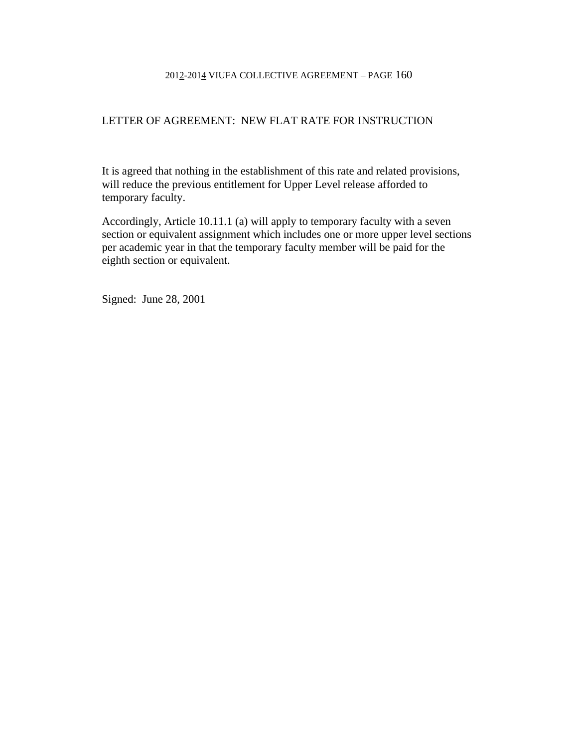## LETTER OF AGREEMENT: NEW FLAT RATE FOR INSTRUCTION

It is agreed that nothing in the establishment of this rate and related provisions, will reduce the previous entitlement for Upper Level release afforded to temporary faculty.

Accordingly, Article 10.11.1 (a) will apply to temporary faculty with a seven section or equivalent assignment which includes one or more upper level sections per academic year in that the temporary faculty member will be paid for the eighth section or equivalent.

Signed: June 28, 2001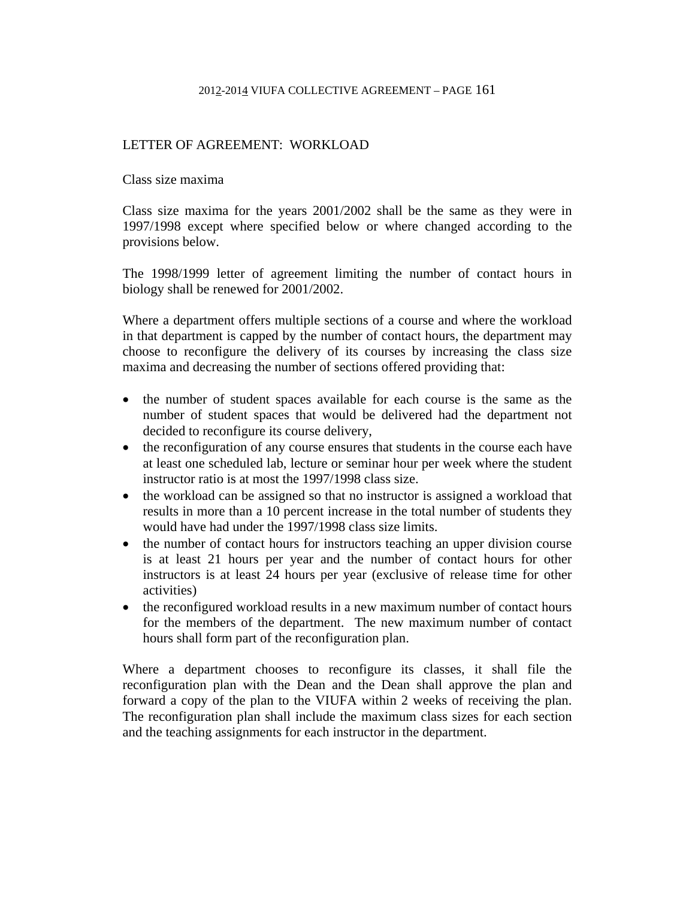## LETTER OF AGREEMENT: WORKLOAD

### Class size maxima

Class size maxima for the years 2001/2002 shall be the same as they were in 1997/1998 except where specified below or where changed according to the provisions below.

The 1998/1999 letter of agreement limiting the number of contact hours in biology shall be renewed for 2001/2002.

Where a department offers multiple sections of a course and where the workload in that department is capped by the number of contact hours, the department may choose to reconfigure the delivery of its courses by increasing the class size maxima and decreasing the number of sections offered providing that:

- the number of student spaces available for each course is the same as the number of student spaces that would be delivered had the department not decided to reconfigure its course delivery,
- the reconfiguration of any course ensures that students in the course each have at least one scheduled lab, lecture or seminar hour per week where the student instructor ratio is at most the 1997/1998 class size.
- the workload can be assigned so that no instructor is assigned a workload that results in more than a 10 percent increase in the total number of students they would have had under the 1997/1998 class size limits.
- the number of contact hours for instructors teaching an upper division course is at least 21 hours per year and the number of contact hours for other instructors is at least 24 hours per year (exclusive of release time for other activities)
- the reconfigured workload results in a new maximum number of contact hours for the members of the department. The new maximum number of contact hours shall form part of the reconfiguration plan.

Where a department chooses to reconfigure its classes, it shall file the reconfiguration plan with the Dean and the Dean shall approve the plan and forward a copy of the plan to the VIUFA within 2 weeks of receiving the plan. The reconfiguration plan shall include the maximum class sizes for each section and the teaching assignments for each instructor in the department.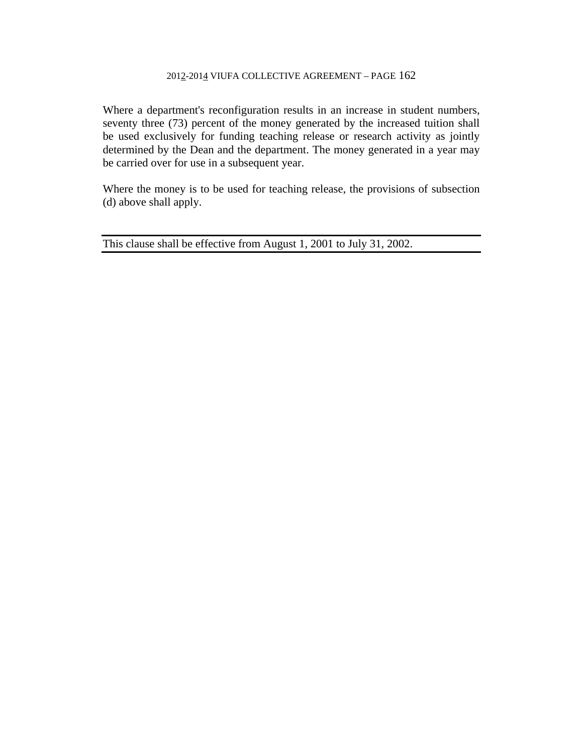Where a department's reconfiguration results in an increase in student numbers, seventy three (73) percent of the money generated by the increased tuition shall be used exclusively for funding teaching release or research activity as jointly determined by the Dean and the department. The money generated in a year may be carried over for use in a subsequent year.

Where the money is to be used for teaching release, the provisions of subsection (d) above shall apply.

---

This clause shall be effective from August 1, 2001 to July 31, 2002.

---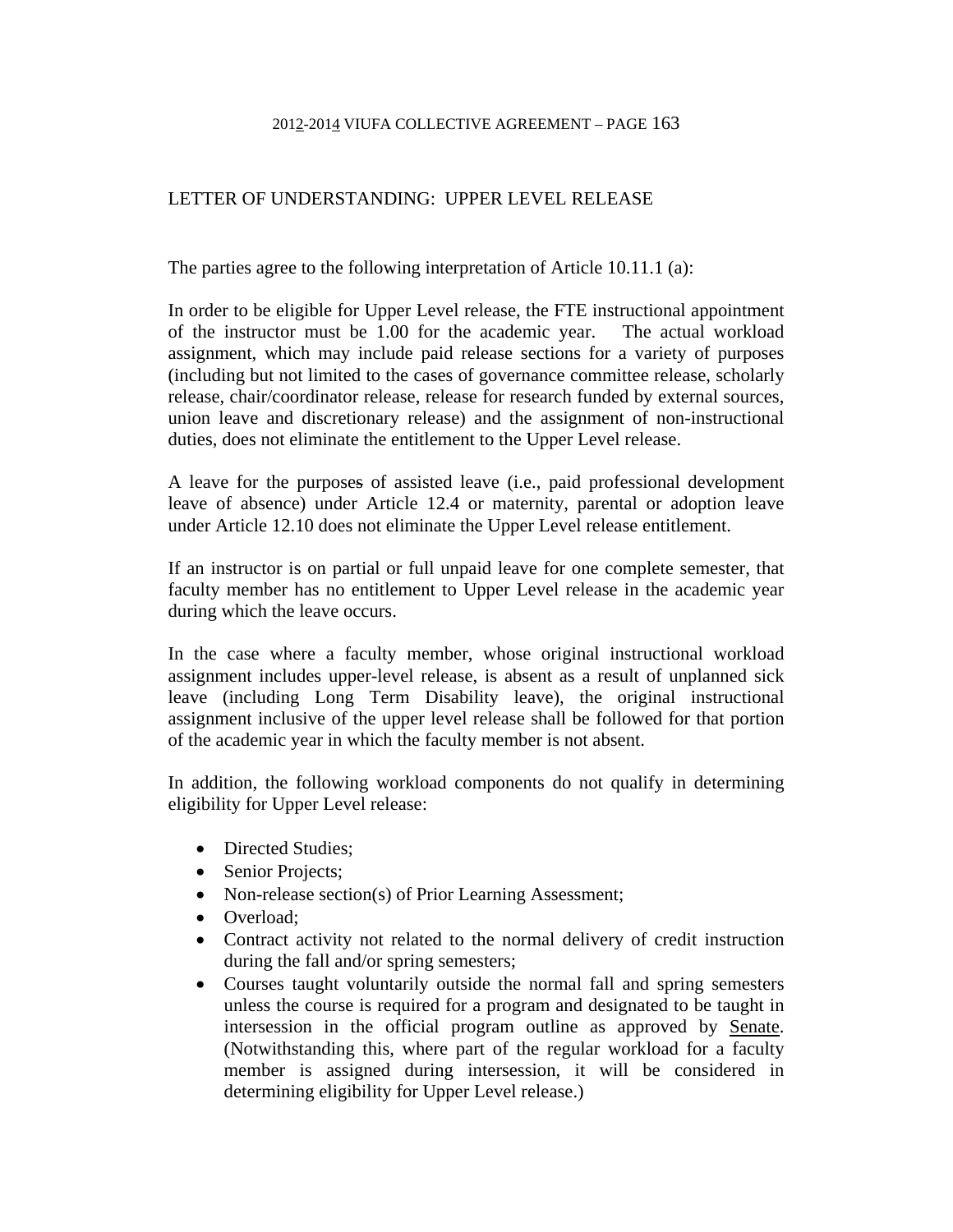## LETTER OF UNDERSTANDING: UPPER LEVEL RELEASE

The parties agree to the following interpretation of Article 10.11.1 (a):

In order to be eligible for Upper Level release, the FTE instructional appointment of the instructor must be 1.00 for the academic year. The actual workload assignment, which may include paid release sections for a variety of purposes (including but not limited to the cases of governance committee release, scholarly release, chair/coordinator release, release for research funded by external sources, union leave and discretionary release) and the assignment of non-instructional duties, does not eliminate the entitlement to the Upper Level release.

A leave for the purposes of assisted leave (i.e., paid professional development leave of absence) under Article 12.4 or maternity, parental or adoption leave under Article 12.10 does not eliminate the Upper Level release entitlement.

If an instructor is on partial or full unpaid leave for one complete semester, that faculty member has no entitlement to Upper Level release in the academic year during which the leave occurs.

In the case where a faculty member, whose original instructional workload assignment includes upper-level release, is absent as a result of unplanned sick leave (including Long Term Disability leave), the original instructional assignment inclusive of the upper level release shall be followed for that portion of the academic year in which the faculty member is not absent.

In addition, the following workload components do not qualify in determining eligibility for Upper Level release:

- Directed Studies;
- Senior Projects;
- Non-release section(s) of Prior Learning Assessment;
- Overload;
- Contract activity not related to the normal delivery of credit instruction during the fall and/or spring semesters;
- Courses taught voluntarily outside the normal fall and spring semesters unless the course is required for a program and designated to be taught in intersession in the official program outline as approved by Senate. (Notwithstanding this, where part of the regular workload for a faculty member is assigned during intersession, it will be considered in determining eligibility for Upper Level release.)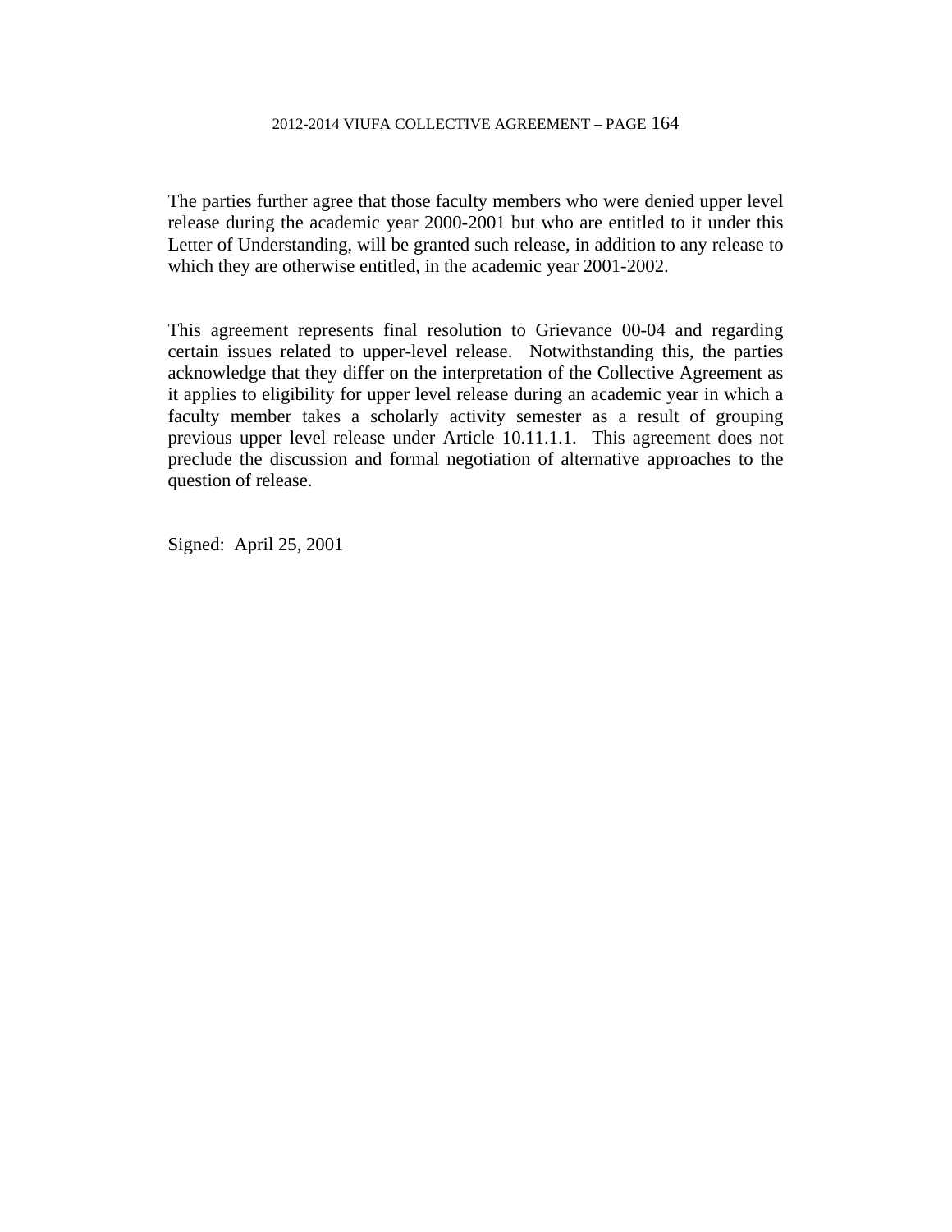The parties further agree that those faculty members who were denied upper level release during the academic year 2000-2001 but who are entitled to it under this Letter of Understanding, will be granted such release, in addition to any release to which they are otherwise entitled, in the academic year 2001-2002.

This agreement represents final resolution to Grievance 00-04 and regarding certain issues related to upper-level release. Notwithstanding this, the parties acknowledge that they differ on the interpretation of the Collective Agreement as it applies to eligibility for upper level release during an academic year in which a faculty member takes a scholarly activity semester as a result of grouping previous upper level release under Article 10.11.1.1. This agreement does not preclude the discussion and formal negotiation of alternative approaches to the question of release.

Signed: April 25, 2001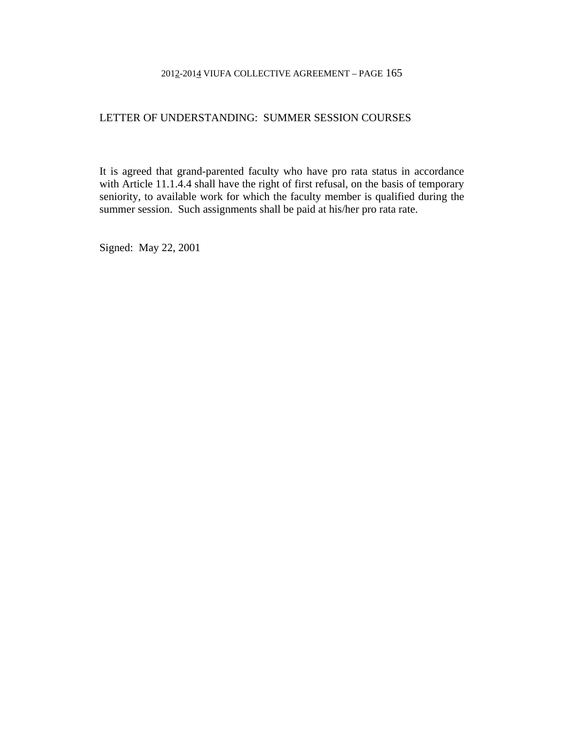## LETTER OF UNDERSTANDING: SUMMER SESSION COURSES

It is agreed that grand-parented faculty who have pro rata status in accordance with Article 11.1.4.4 shall have the right of first refusal, on the basis of temporary seniority, to available work for which the faculty member is qualified during the summer session. Such assignments shall be paid at his/her pro rata rate.

Signed: May 22, 2001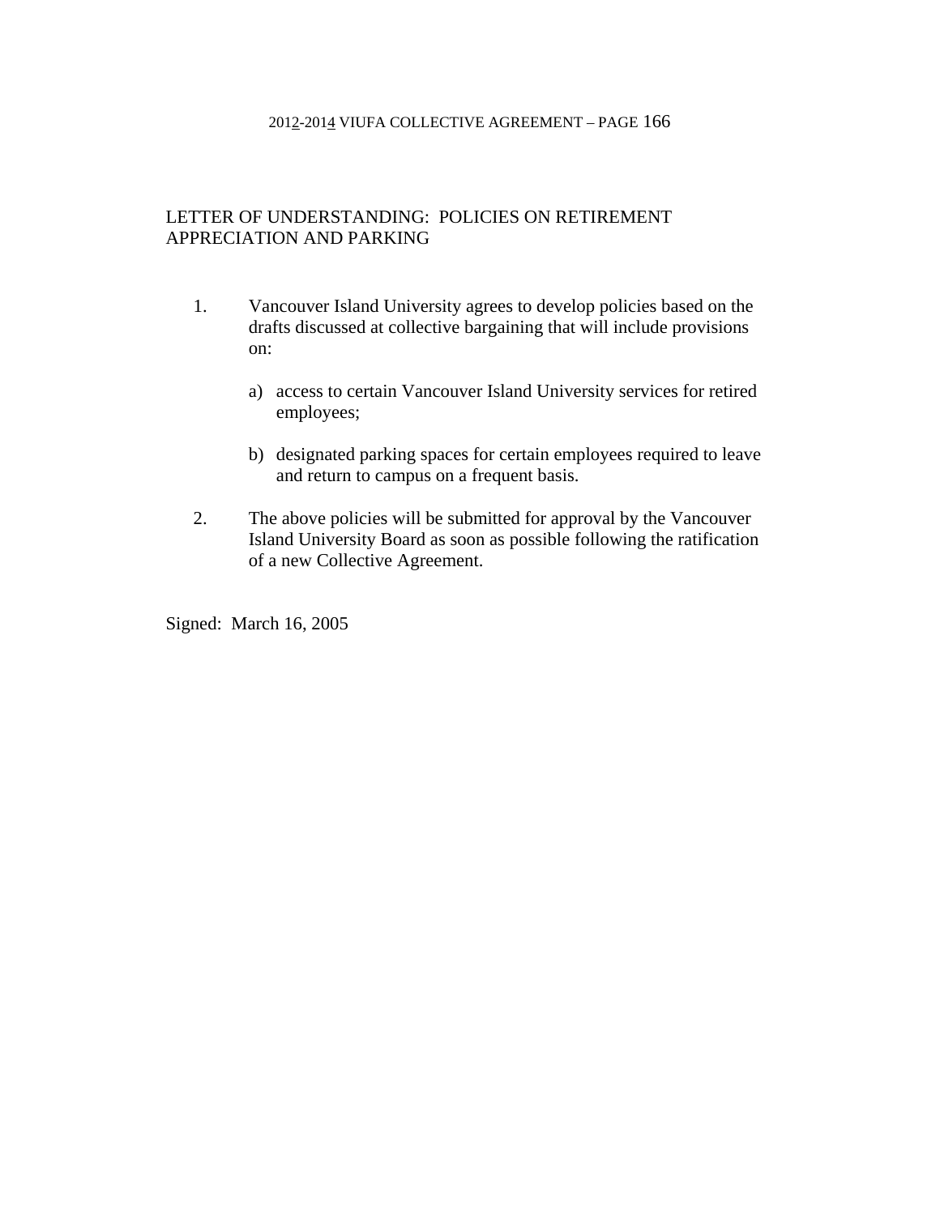## LETTER OF UNDERSTANDING: POLICIES ON RETIREMENT APPRECIATION AND PARKING

1. Vancouver Island University agrees to develop policies based on the drafts discussed at collective bargaining that will include provisions on:

   a) access to certain Vancouver Island University services for retired employees;

   b) designated parking spaces for certain employees required to leave and return to campus on a frequent basis.

2. The above policies will be submitted for approval by the Vancouver Island University Board as soon as possible following the ratification of a new Collective Agreement.

Signed: March 16, 2005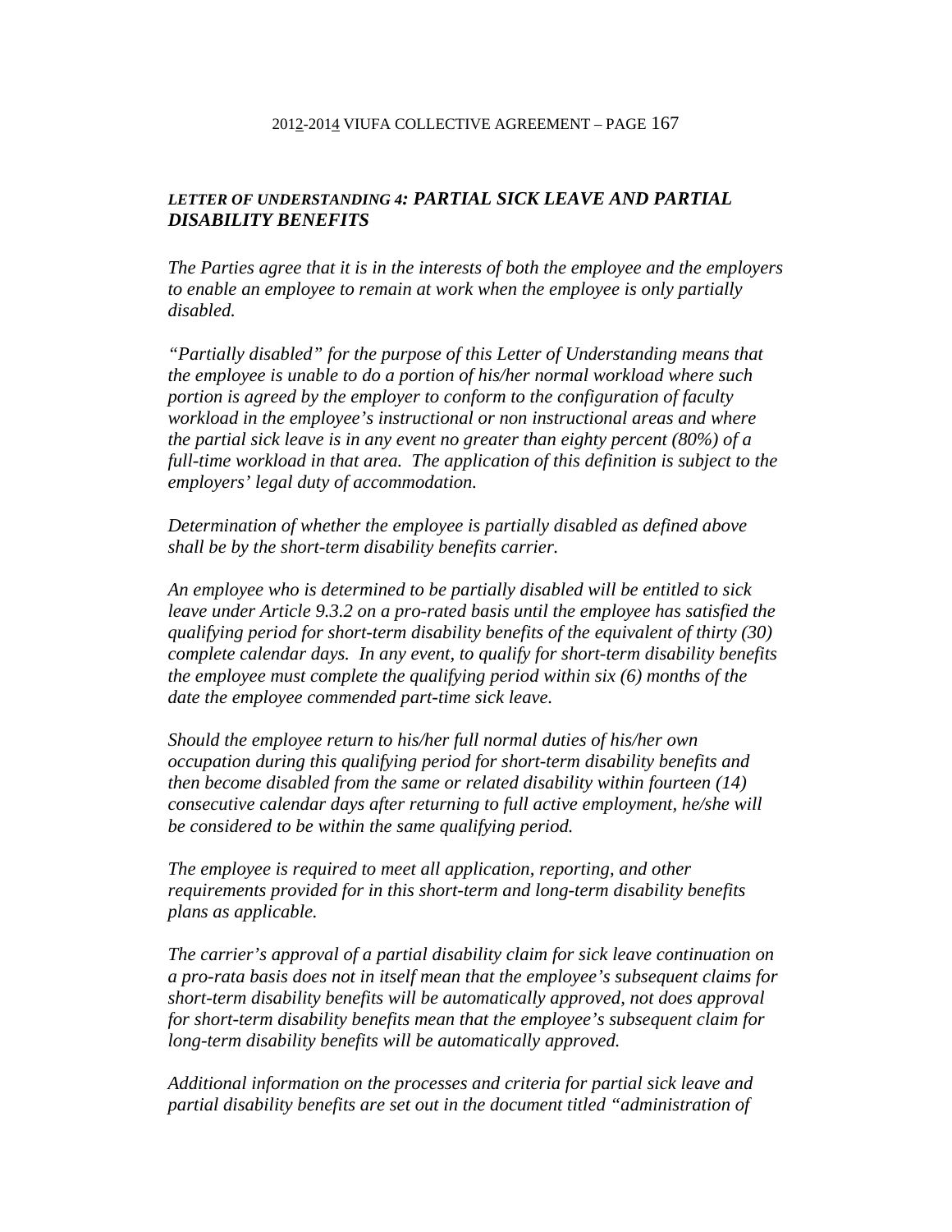### *LETTER OF UNDERSTANDING 4: PARTIAL SICK LEAVE AND PARTIAL DISABILITY BENEFITS*

*The Parties agree that it is in the interests of both the employee and the employers to enable an employee to remain at work when the employee is only partially disabled.*

*"Partially disabled" for the purpose of this Letter of Understanding means that the employee is unable to do a portion of his/her normal workload where such portion is agreed by the employer to conform to the configuration of faculty workload in the employee's instructional or non instructional areas and where the partial sick leave is in any event no greater than eighty percent (80%) of a full-time workload in that area. The application of this definition is subject to the employers' legal duty of accommodation.*

*Determination of whether the employee is partially disabled as defined above shall be by the short-term disability benefits carrier.*

*An employee who is determined to be partially disabled will be entitled to sick leave under Article 9.3.2 on a pro-rated basis until the employee has satisfied the qualifying period for short-term disability benefits of the equivalent of thirty (30) complete calendar days. In any event, to qualify for short-term disability benefits the employee must complete the qualifying period within six (6) months of the date the employee commended part-time sick leave.*

*Should the employee return to his/her full normal duties of his/her own occupation during this qualifying period for short-term disability benefits and then become disabled from the same or related disability within fourteen (14) consecutive calendar days after returning to full active employment, he/she will be considered to be within the same qualifying period.*

*The employee is required to meet all application, reporting, and other requirements provided for in this short-term and long-term disability benefits plans as applicable.*

*The carrier's approval of a partial disability claim for sick leave continuation on a pro-rata basis does not in itself mean that the employee's subsequent claims for short-term disability benefits will be automatically approved, not does approval for short-term disability benefits mean that the employee's subsequent claim for long-term disability benefits will be automatically approved.*

*Additional information on the processes and criteria for partial sick leave and partial disability benefits are set out in the document titled "administration of*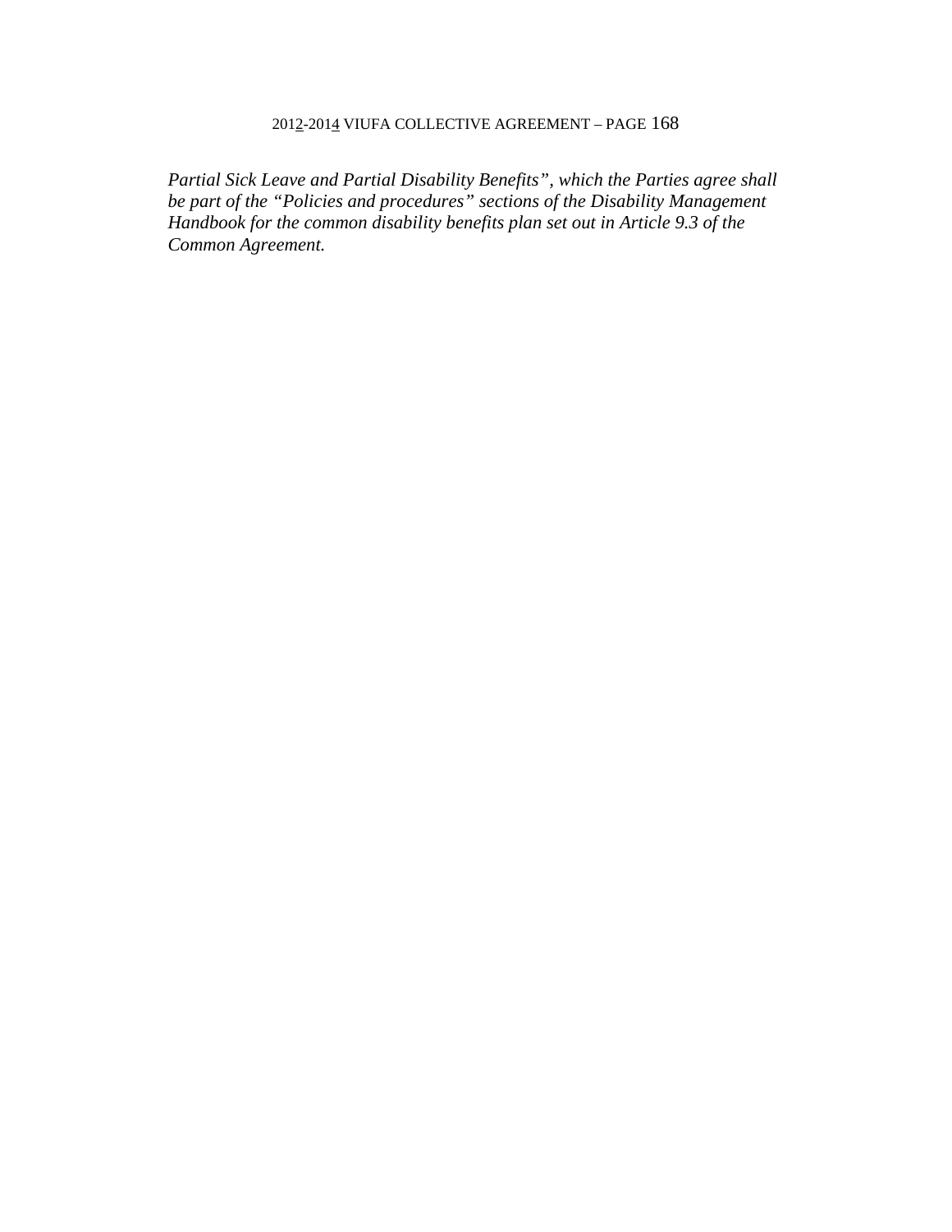*Partial Sick Leave and Partial Disability Benefits", which the Parties agree shall be part of the "Policies and procedures" sections of the Disability Management Handbook for the common disability benefits plan set out in Article 9.3 of the Common Agreement.*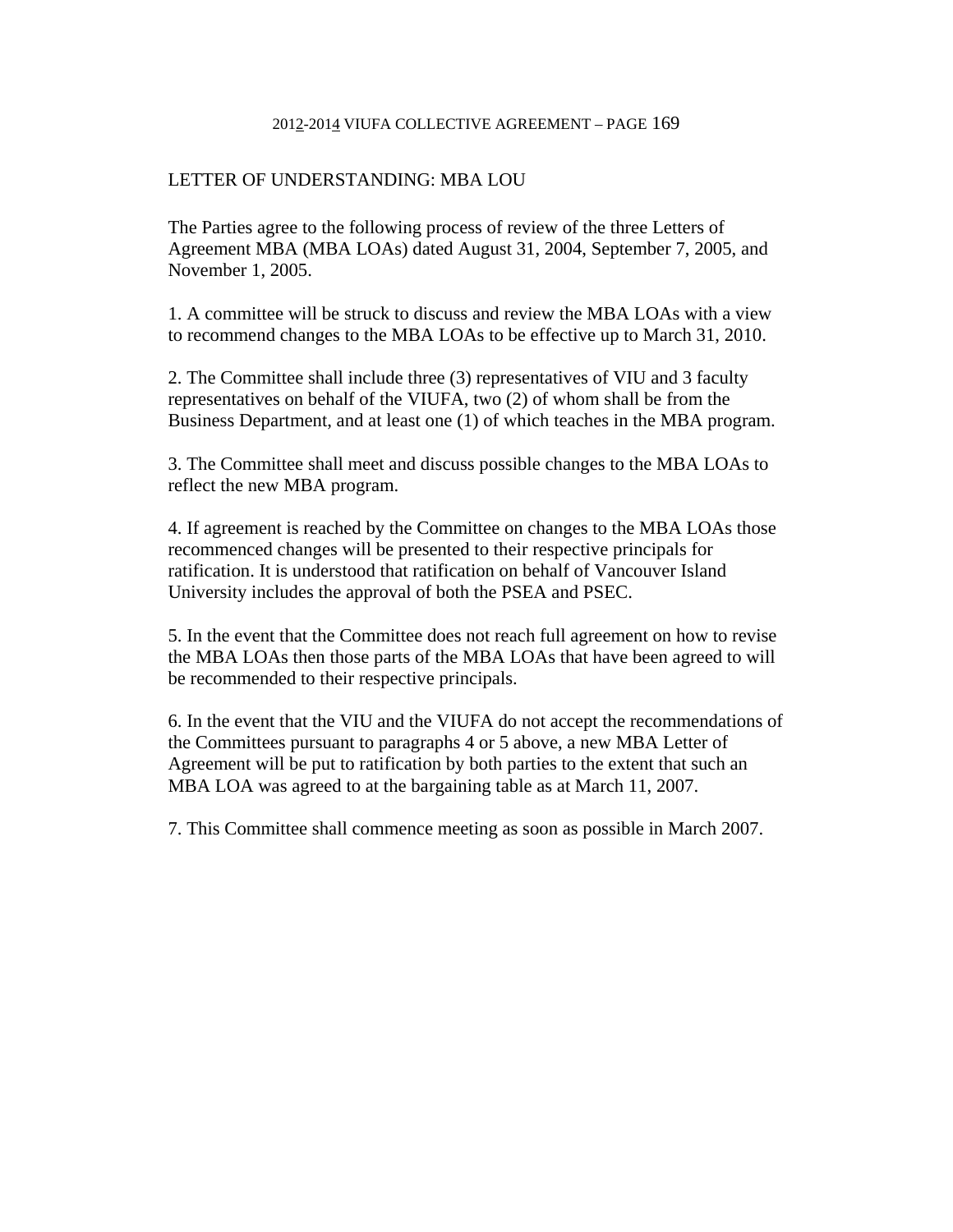## LETTER OF UNDERSTANDING: MBA LOU

The Parties agree to the following process of review of the three Letters of Agreement MBA (MBA LOAs) dated August 31, 2004, September 7, 2005, and November 1, 2005.

1. A committee will be struck to discuss and review the MBA LOAs with a view to recommend changes to the MBA LOAs to be effective up to March 31, 2010.

2. The Committee shall include three (3) representatives of VIU and 3 faculty representatives on behalf of the VIUFA, two (2) of whom shall be from the Business Department, and at least one (1) of which teaches in the MBA program.

3. The Committee shall meet and discuss possible changes to the MBA LOAs to reflect the new MBA program.

4. If agreement is reached by the Committee on changes to the MBA LOAs those recommenced changes will be presented to their respective principals for ratification. It is understood that ratification on behalf of Vancouver Island University includes the approval of both the PSEA and PSEC.

5. In the event that the Committee does not reach full agreement on how to revise the MBA LOAs then those parts of the MBA LOAs that have been agreed to will be recommended to their respective principals.

6. In the event that the VIU and the VIUFA do not accept the recommendations of the Committees pursuant to paragraphs 4 or 5 above, a new MBA Letter of Agreement will be put to ratification by both parties to the extent that such an MBA LOA was agreed to at the bargaining table as at March 11, 2007.

7. This Committee shall commence meeting as soon as possible in March 2007.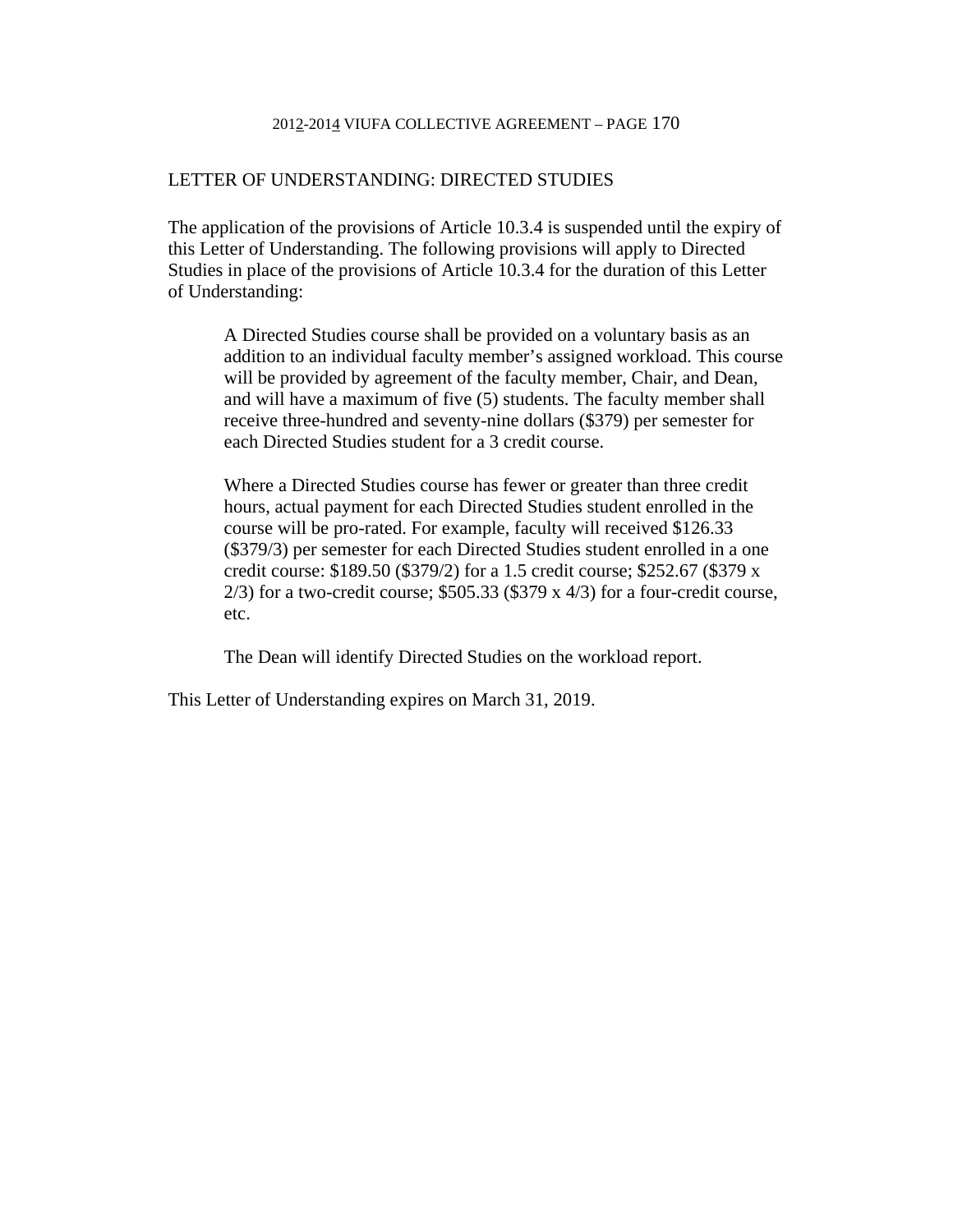## LETTER OF UNDERSTANDING: DIRECTED STUDIES

The application of the provisions of Article 10.3.4 is suspended until the expiry of this Letter of Understanding. The following provisions will apply to Directed Studies in place of the provisions of Article 10.3.4 for the duration of this Letter of Understanding:

> A Directed Studies course shall be provided on a voluntary basis as an addition to an individual faculty member's assigned workload. This course will be provided by agreement of the faculty member, Chair, and Dean, and will have a maximum of five (5) students. The faculty member shall receive three-hundred and seventy-nine dollars ($379) per semester for each Directed Studies student for a 3 credit course.
>
> Where a Directed Studies course has fewer or greater than three credit hours, actual payment for each Directed Studies student enrolled in the course will be pro-rated. For example, faculty will received $126.33 ($379/3) per semester for each Directed Studies student enrolled in a one credit course: $189.50 ($379/2) for a 1.5 credit course; $252.67 ($379 x 2/3) for a two-credit course; $505.33 ($379 x 4/3) for a four-credit course, etc.
>
> The Dean will identify Directed Studies on the workload report.

This Letter of Understanding expires on March 31, 2019.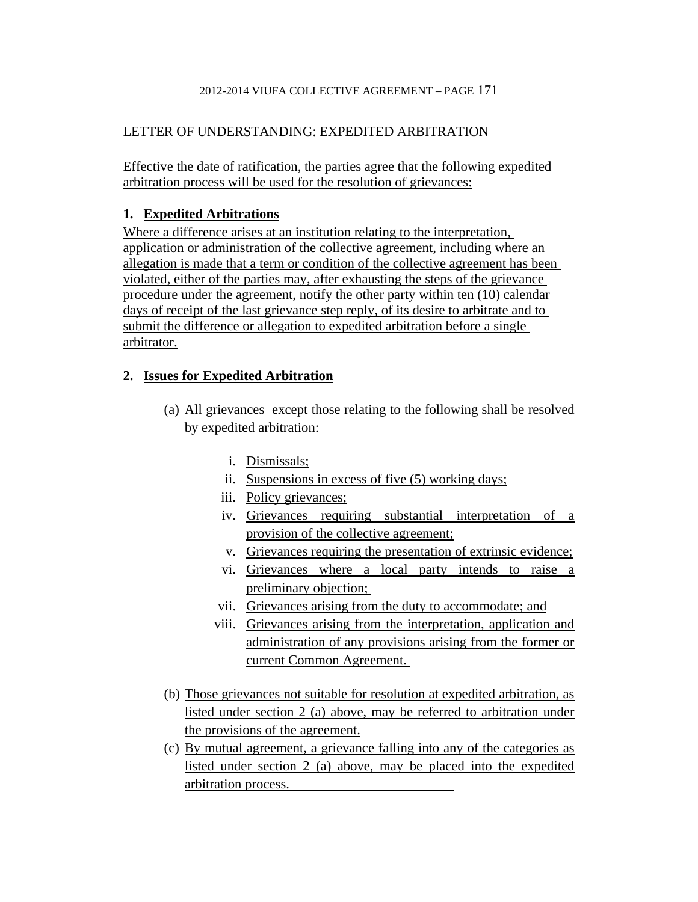LETTER OF UNDERSTANDING: EXPEDITED ARBITRATION

Effective the date of ratification, the parties agree that the following expedited arbitration process will be used for the resolution of grievances:

**1. Expedited Arbitrations**

Where a difference arises at an institution relating to the interpretation, application or administration of the collective agreement, including where an allegation is made that a term or condition of the collective agreement has been violated, either of the parties may, after exhausting the steps of the grievance procedure under the agreement, notify the other party within ten (10) calendar days of receipt of the last grievance step reply, of its desire to arbitrate and to submit the difference or allegation to expedited arbitration before a single arbitrator.

**2. Issues for Expedited Arbitration**

(a) All grievances except those relating to the following shall be resolved by expedited arbitration:

   i. Dismissals;
   ii. Suspensions in excess of five (5) working days;
   iii. Policy grievances;
   iv. Grievances requiring substantial interpretation of a provision of the collective agreement;
   v. Grievances requiring the presentation of extrinsic evidence;
   vi. Grievances where a local party intends to raise a preliminary objection;
   vii. Grievances arising from the duty to accommodate; and
   viii. Grievances arising from the interpretation, application and administration of any provisions arising from the former or current Common Agreement.

(b) Those grievances not suitable for resolution at expedited arbitration, as listed under section 2 (a) above, may be referred to arbitration under the provisions of the agreement.

(c) By mutual agreement, a grievance falling into any of the categories as listed under section 2 (a) above, may be placed into the expedited arbitration process.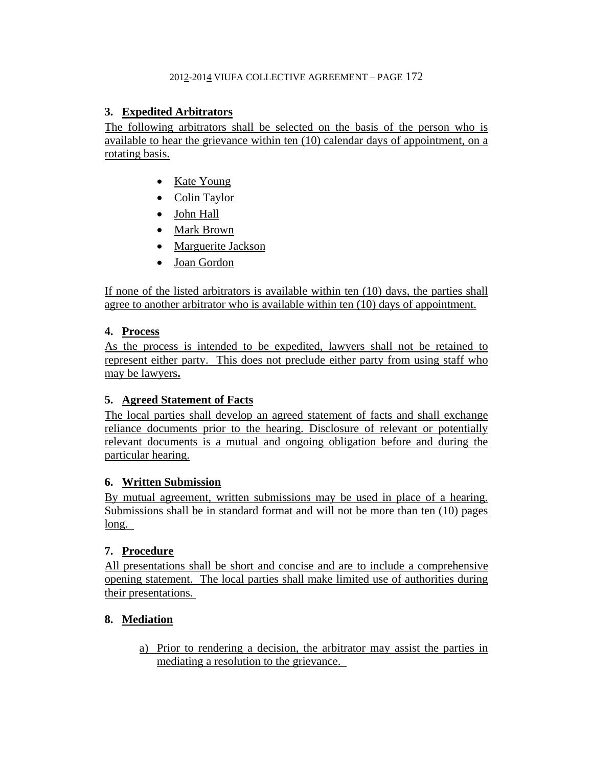## 3. Expedited Arbitrators

The following arbitrators shall be selected on the basis of the person who is available to hear the grievance within ten (10) calendar days of appointment, on a rotating basis.

- Kate Young
- Colin Taylor
- John Hall
- Mark Brown
- Marguerite Jackson
- Joan Gordon

If none of the listed arbitrators is available within ten (10) days, the parties shall agree to another arbitrator who is available within ten (10) days of appointment.

## 4. Process

As the process is intended to be expedited, lawyers shall not be retained to represent either party. This does not preclude either party from using staff who may be lawyers**.**

## 5. Agreed Statement of Facts

The local parties shall develop an agreed statement of facts and shall exchange reliance documents prior to the hearing. Disclosure of relevant or potentially relevant documents is a mutual and ongoing obligation before and during the particular hearing.

## 6. Written Submission

By mutual agreement, written submissions may be used in place of a hearing. Submissions shall be in standard format and will not be more than ten (10) pages long.

## 7. Procedure

All presentations shall be short and concise and are to include a comprehensive opening statement. The local parties shall make limited use of authorities during their presentations.

## 8. Mediation

a) Prior to rendering a decision, the arbitrator may assist the parties in mediating a resolution to the grievance.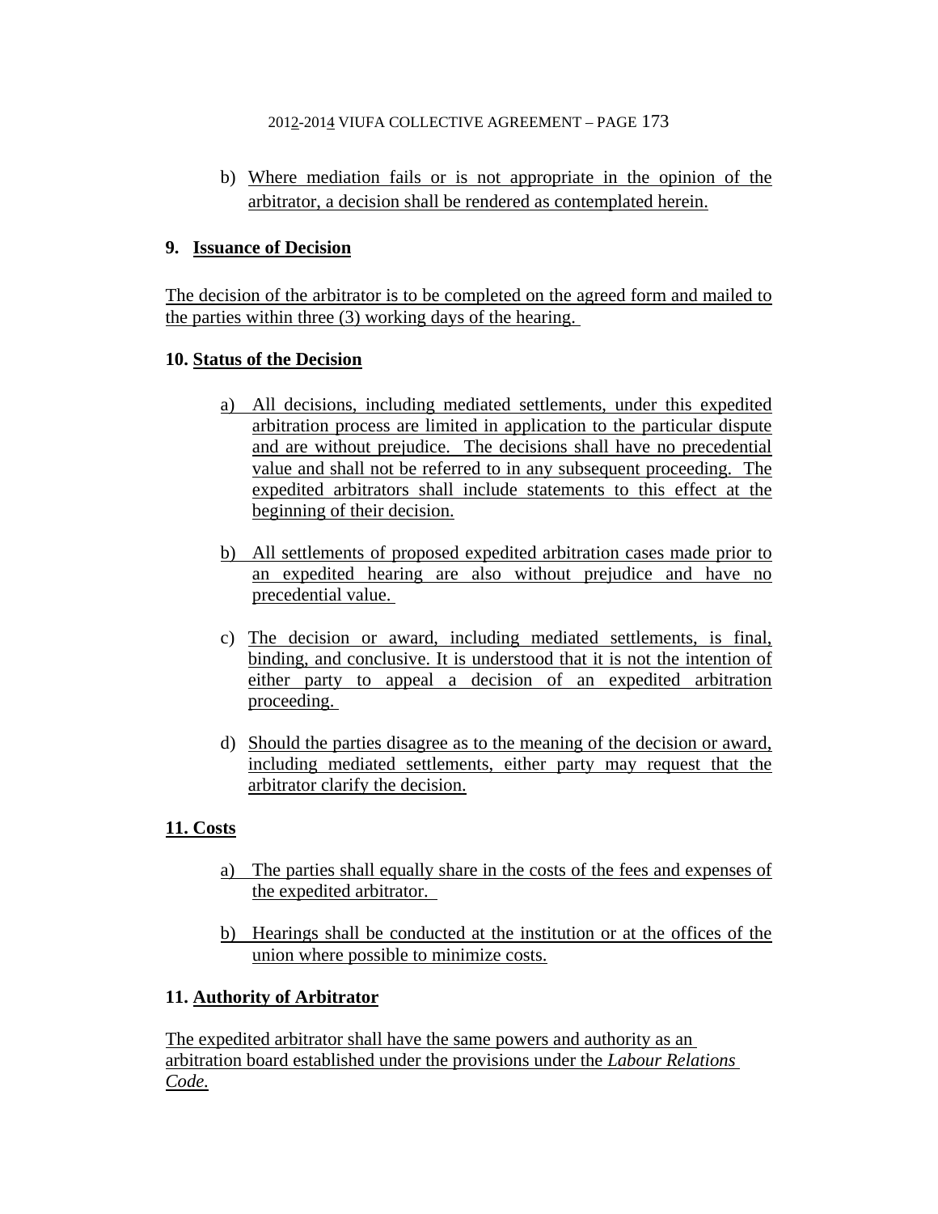b) Where mediation fails or is not appropriate in the opinion of the arbitrator, a decision shall be rendered as contemplated herein.

**9. Issuance of Decision**

The decision of the arbitrator is to be completed on the agreed form and mailed to the parties within three (3) working days of the hearing.

**10. Status of the Decision**

a) All decisions, including mediated settlements, under this expedited arbitration process are limited in application to the particular dispute and are without prejudice. The decisions shall have no precedential value and shall not be referred to in any subsequent proceeding. The expedited arbitrators shall include statements to this effect at the beginning of their decision.

b) All settlements of proposed expedited arbitration cases made prior to an expedited hearing are also without prejudice and have no precedential value.

c) The decision or award, including mediated settlements, is final, binding, and conclusive. It is understood that it is not the intention of either party to appeal a decision of an expedited arbitration proceeding.

d) Should the parties disagree as to the meaning of the decision or award, including mediated settlements, either party may request that the arbitrator clarify the decision.

**11. Costs**

a) The parties shall equally share in the costs of the fees and expenses of the expedited arbitrator.

b) Hearings shall be conducted at the institution or at the offices of the union where possible to minimize costs.

**11. Authority of Arbitrator**

The expedited arbitrator shall have the same powers and authority as an arbitration board established under the provisions under the *Labour Relations Code.*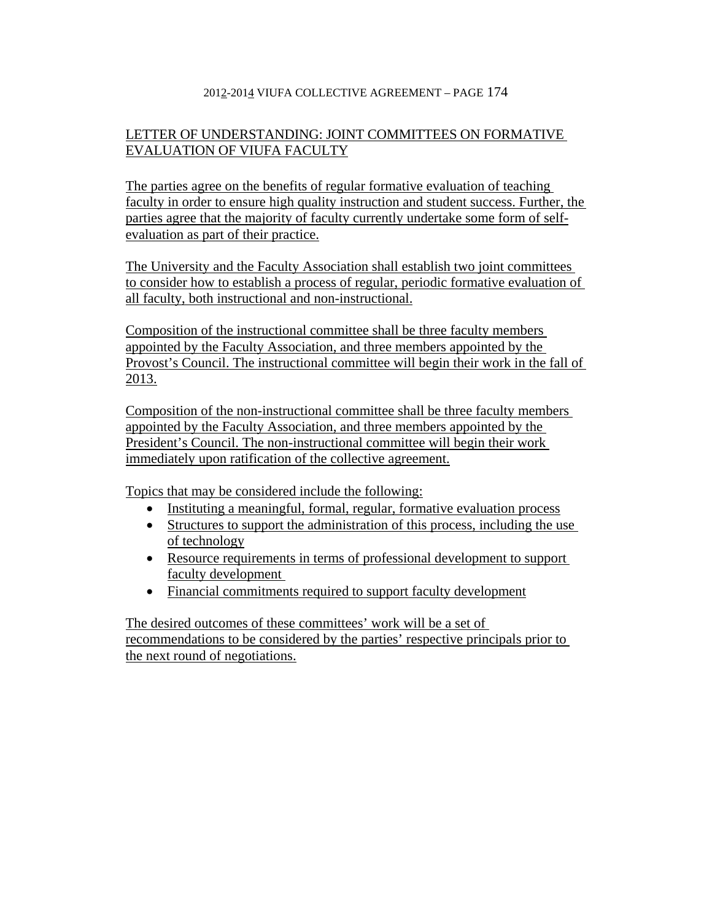## LETTER OF UNDERSTANDING: JOINT COMMITTEES ON FORMATIVE EVALUATION OF VIUFA FACULTY

The parties agree on the benefits of regular formative evaluation of teaching faculty in order to ensure high quality instruction and student success. Further, the parties agree that the majority of faculty currently undertake some form of self-evaluation as part of their practice.

The University and the Faculty Association shall establish two joint committees to consider how to establish a process of regular, periodic formative evaluation of all faculty, both instructional and non-instructional.

Composition of the instructional committee shall be three faculty members appointed by the Faculty Association, and three members appointed by the Provost's Council. The instructional committee will begin their work in the fall of 2013.

Composition of the non-instructional committee shall be three faculty members appointed by the Faculty Association, and three members appointed by the President's Council. The non-instructional committee will begin their work immediately upon ratification of the collective agreement.

Topics that may be considered include the following:

- Instituting a meaningful, formal, regular, formative evaluation process
- Structures to support the administration of this process, including the use of technology
- Resource requirements in terms of professional development to support faculty development
- Financial commitments required to support faculty development

The desired outcomes of these committees' work will be a set of recommendations to be considered by the parties' respective principals prior to the next round of negotiations.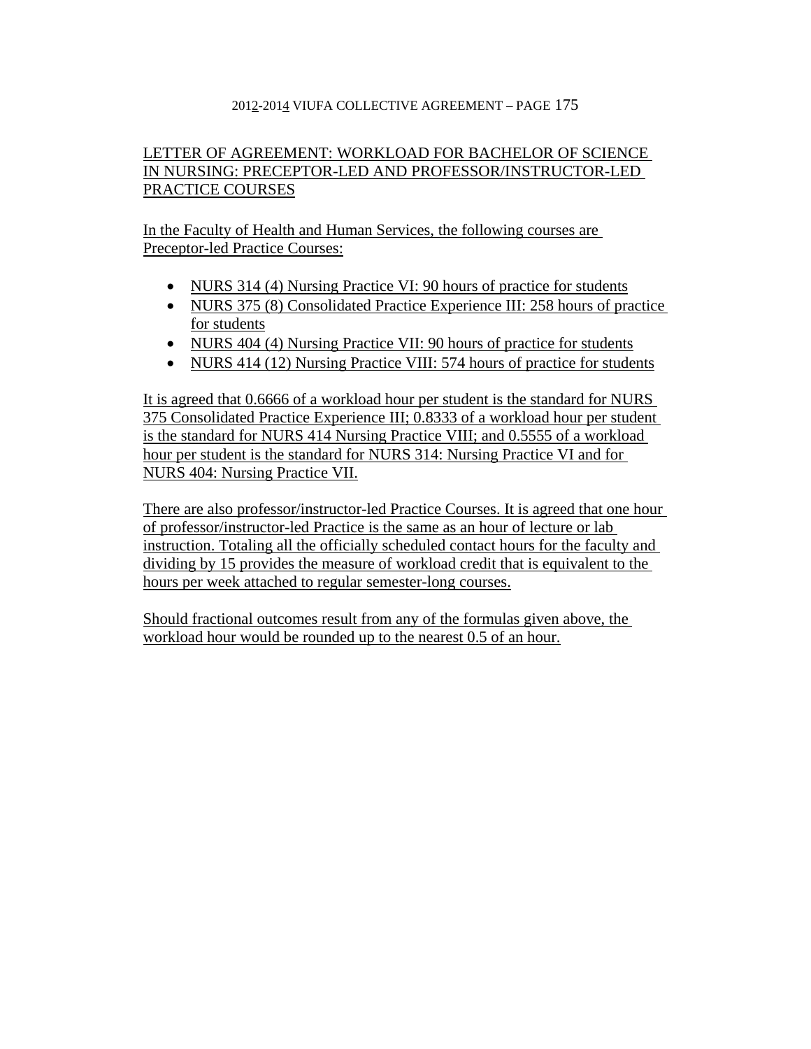## LETTER OF AGREEMENT: WORKLOAD FOR BACHELOR OF SCIENCE IN NURSING: PRECEPTOR-LED AND PROFESSOR/INSTRUCTOR-LED PRACTICE COURSES

In the Faculty of Health and Human Services, the following courses are Preceptor-led Practice Courses:

- NURS 314 (4) Nursing Practice VI: 90 hours of practice for students
- NURS 375 (8) Consolidated Practice Experience III: 258 hours of practice for students
- NURS 404 (4) Nursing Practice VII: 90 hours of practice for students
- NURS 414 (12) Nursing Practice VIII: 574 hours of practice for students

It is agreed that 0.6666 of a workload hour per student is the standard for NURS 375 Consolidated Practice Experience III; 0.8333 of a workload hour per student is the standard for NURS 414 Nursing Practice VIII; and 0.5555 of a workload hour per student is the standard for NURS 314: Nursing Practice VI and for NURS 404: Nursing Practice VII.

There are also professor/instructor-led Practice Courses. It is agreed that one hour of professor/instructor-led Practice is the same as an hour of lecture or lab instruction. Totaling all the officially scheduled contact hours for the faculty and dividing by 15 provides the measure of workload credit that is equivalent to the hours per week attached to regular semester-long courses.

Should fractional outcomes result from any of the formulas given above, the workload hour would be rounded up to the nearest 0.5 of an hour.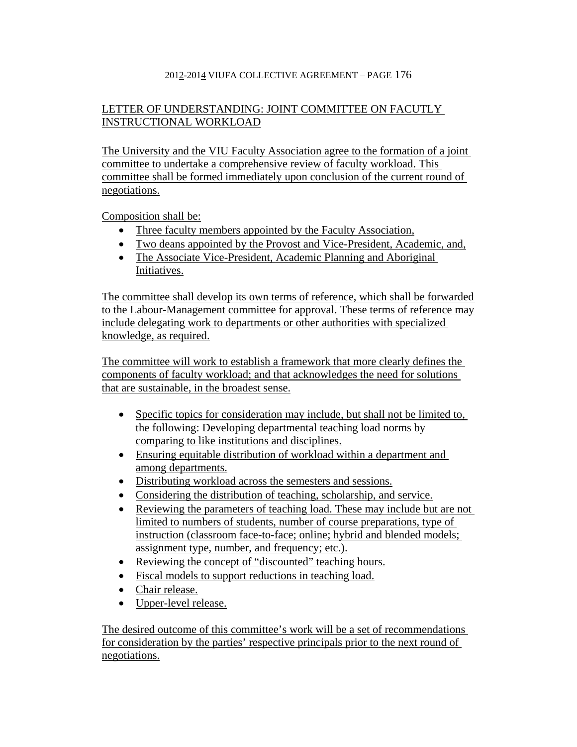## LETTER OF UNDERSTANDING: JOINT COMMITTEE ON FACUTLY INSTRUCTIONAL WORKLOAD

The University and the VIU Faculty Association agree to the formation of a joint committee to undertake a comprehensive review of faculty workload. This committee shall be formed immediately upon conclusion of the current round of negotiations.

Composition shall be:

- Three faculty members appointed by the Faculty Association,
- Two deans appointed by the Provost and Vice-President, Academic, and,
- The Associate Vice-President, Academic Planning and Aboriginal Initiatives.

The committee shall develop its own terms of reference, which shall be forwarded to the Labour-Management committee for approval. These terms of reference may include delegating work to departments or other authorities with specialized knowledge, as required.

The committee will work to establish a framework that more clearly defines the components of faculty workload; and that acknowledges the need for solutions that are sustainable, in the broadest sense.

- Specific topics for consideration may include, but shall not be limited to, the following: Developing departmental teaching load norms by comparing to like institutions and disciplines.
- Ensuring equitable distribution of workload within a department and among departments.
- Distributing workload across the semesters and sessions.
- Considering the distribution of teaching, scholarship, and service.
- Reviewing the parameters of teaching load. These may include but are not limited to numbers of students, number of course preparations, type of instruction (classroom face-to-face; online; hybrid and blended models; assignment type, number, and frequency; etc.).
- Reviewing the concept of "discounted" teaching hours.
- Fiscal models to support reductions in teaching load.
- Chair release.
- Upper-level release.

The desired outcome of this committee's work will be a set of recommendations for consideration by the parties' respective principals prior to the next round of negotiations.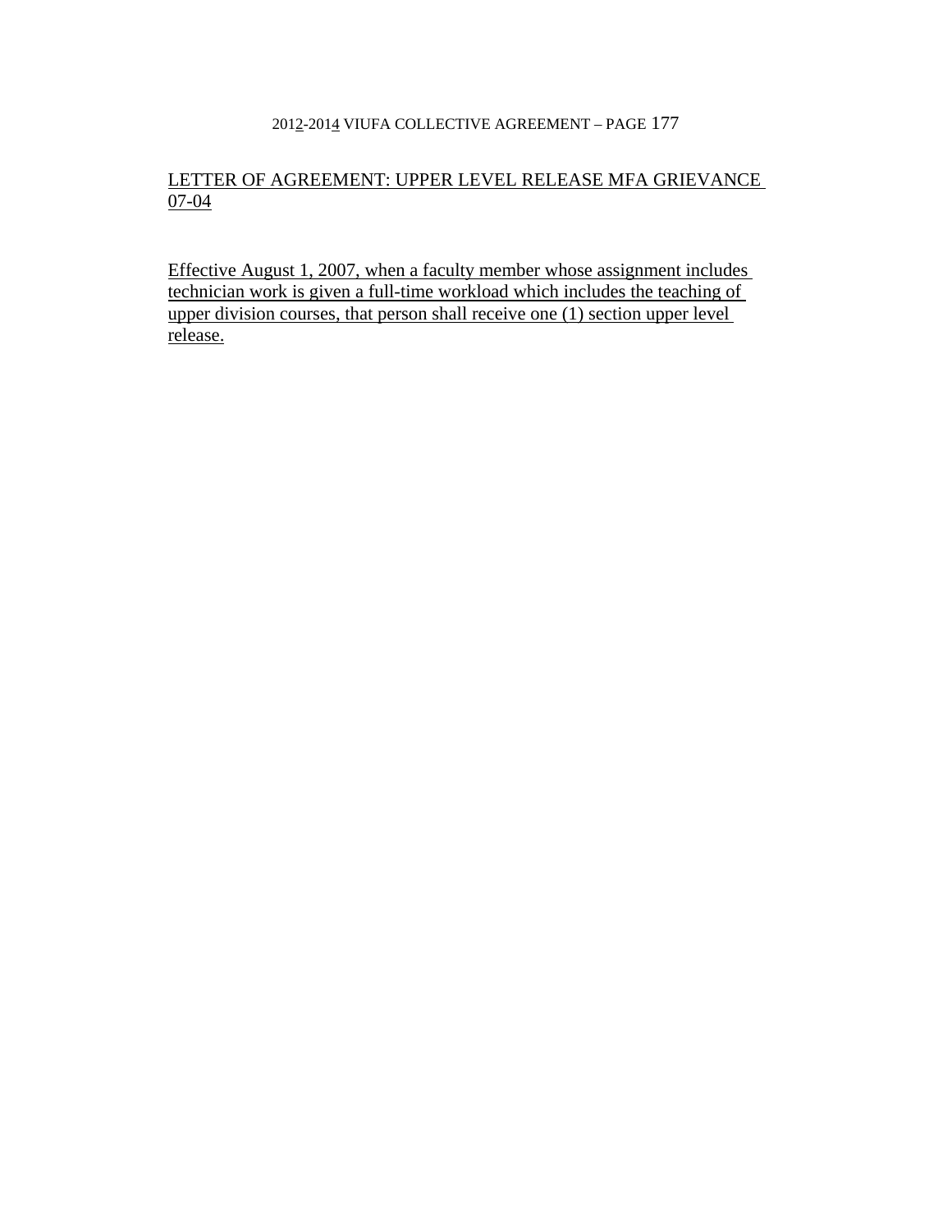## LETTER OF AGREEMENT: UPPER LEVEL RELEASE MFA GRIEVANCE 07-04

Effective August 1, 2007, when a faculty member whose assignment includes technician work is given a full-time workload which includes the teaching of upper division courses, that person shall receive one (1) section upper level release.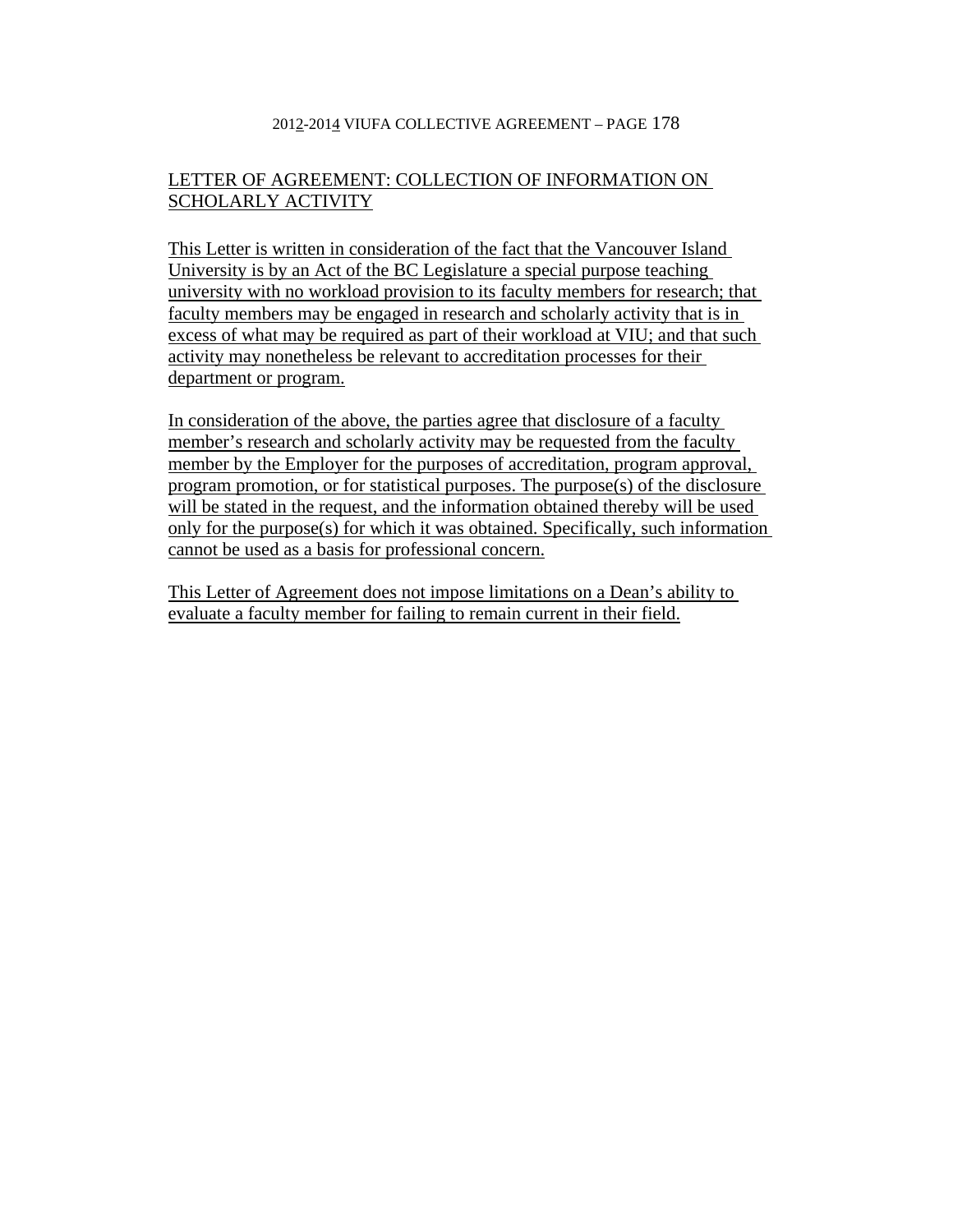## LETTER OF AGREEMENT: COLLECTION OF INFORMATION ON SCHOLARLY ACTIVITY

This Letter is written in consideration of the fact that the Vancouver Island University is by an Act of the BC Legislature a special purpose teaching university with no workload provision to its faculty members for research; that faculty members may be engaged in research and scholarly activity that is in excess of what may be required as part of their workload at VIU; and that such activity may nonetheless be relevant to accreditation processes for their department or program.

In consideration of the above, the parties agree that disclosure of a faculty member's research and scholarly activity may be requested from the faculty member by the Employer for the purposes of accreditation, program approval, program promotion, or for statistical purposes. The purpose(s) of the disclosure will be stated in the request, and the information obtained thereby will be used only for the purpose(s) for which it was obtained. Specifically, such information cannot be used as a basis for professional concern.

This Letter of Agreement does not impose limitations on a Dean's ability to evaluate a faculty member for failing to remain current in their field.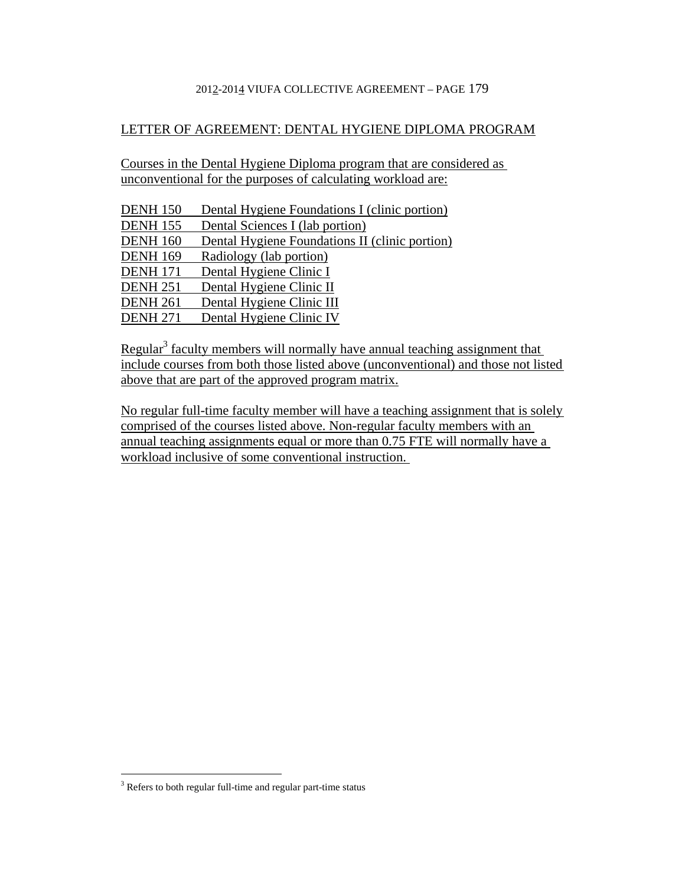## LETTER OF AGREEMENT: DENTAL HYGIENE DIPLOMA PROGRAM

Courses in the Dental Hygiene Diploma program that are considered as unconventional for the purposes of calculating workload are:

DENH 150 Dental Hygiene Foundations I (clinic portion)
DENH 155 Dental Sciences I (lab portion)
DENH 160 Dental Hygiene Foundations II (clinic portion)
DENH 169 Radiology (lab portion)
DENH 171 Dental Hygiene Clinic I
DENH 251 Dental Hygiene Clinic II
DENH 261 Dental Hygiene Clinic III
DENH 271 Dental Hygiene Clinic IV

Regular[3] faculty members will normally have annual teaching assignment that include courses from both those listed above (unconventional) and those not listed above that are part of the approved program matrix.

No regular full-time faculty member will have a teaching assignment that is solely comprised of the courses listed above. Non-regular faculty members with an annual teaching assignments equal or more than 0.75 FTE will normally have a workload inclusive of some conventional instruction.

[3] Refers to both regular full-time and regular part-time status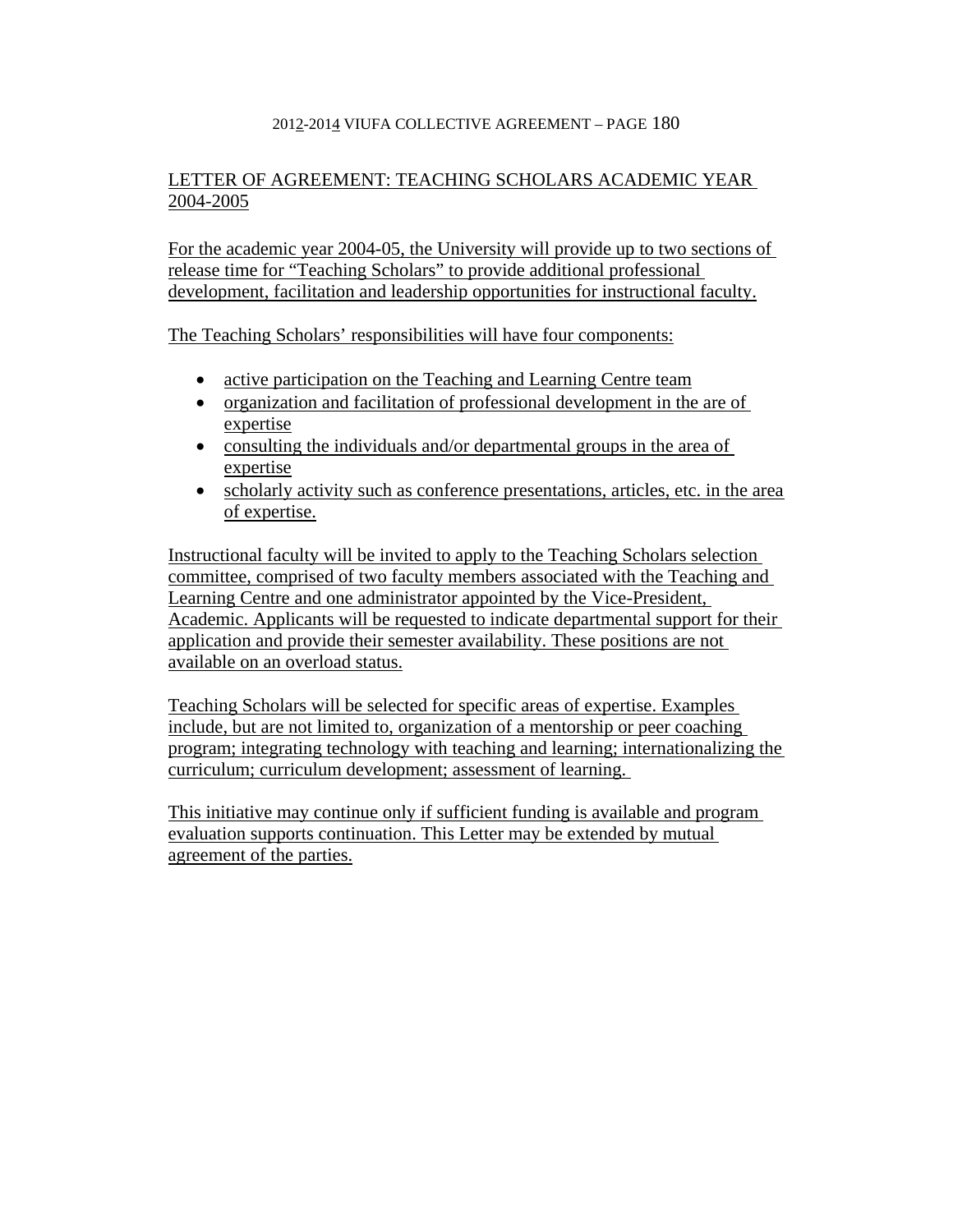## LETTER OF AGREEMENT: TEACHING SCHOLARS ACADEMIC YEAR 2004-2005

For the academic year 2004-05, the University will provide up to two sections of release time for "Teaching Scholars" to provide additional professional development, facilitation and leadership opportunities for instructional faculty.

The Teaching Scholars' responsibilities will have four components:

- active participation on the Teaching and Learning Centre team
- organization and facilitation of professional development in the are of expertise
- consulting the individuals and/or departmental groups in the area of expertise
- scholarly activity such as conference presentations, articles, etc. in the area of expertise.

Instructional faculty will be invited to apply to the Teaching Scholars selection committee, comprised of two faculty members associated with the Teaching and Learning Centre and one administrator appointed by the Vice-President, Academic. Applicants will be requested to indicate departmental support for their application and provide their semester availability. These positions are not available on an overload status.

Teaching Scholars will be selected for specific areas of expertise. Examples include, but are not limited to, organization of a mentorship or peer coaching program; integrating technology with teaching and learning; internationalizing the curriculum; curriculum development; assessment of learning.

This initiative may continue only if sufficient funding is available and program evaluation supports continuation. This Letter may be extended by mutual agreement of the parties.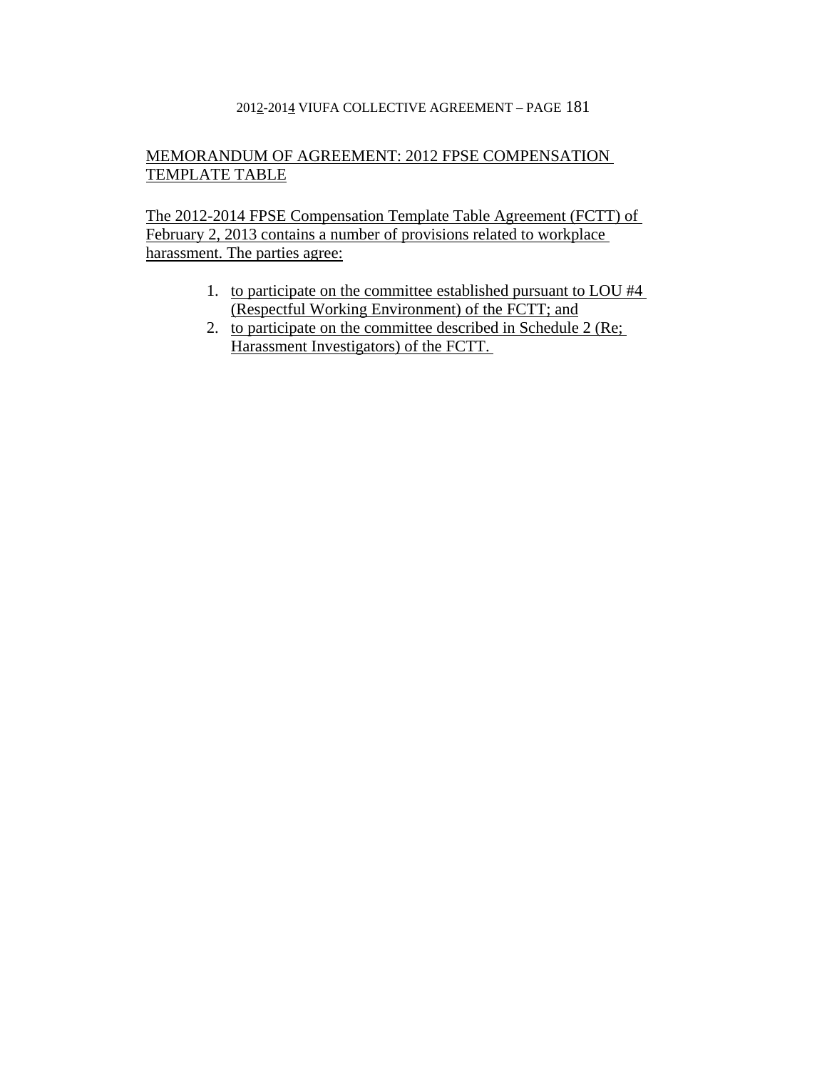## MEMORANDUM OF AGREEMENT: 2012 FPSE COMPENSATION TEMPLATE TABLE

The 2012-2014 FPSE Compensation Template Table Agreement (FCTT) of February 2, 2013 contains a number of provisions related to workplace harassment. The parties agree:

1. to participate on the committee established pursuant to LOU #4 (Respectful Working Environment) of the FCTT; and
2. to participate on the committee described in Schedule 2 (Re; Harassment Investigators) of the FCTT.